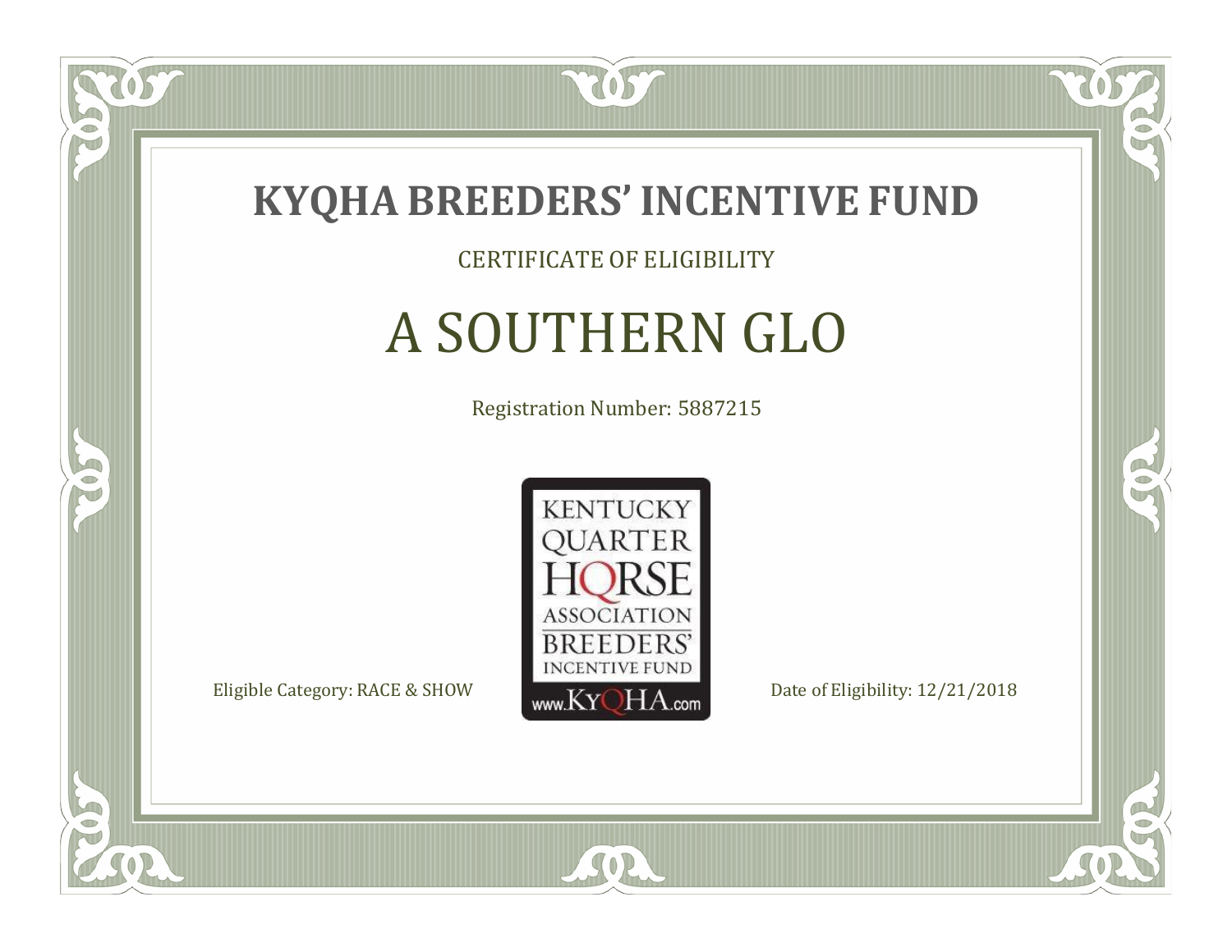# KYQHA BREEDERS' INCENTIVE FUND

CERTIFICATE OF ELIGIBILITY

## A SOUTHERN GLO

Registration Number: 5887215

KENTUCKY QUARTER HORSE ASSOCIATION BREEDERS' INCENTIVE FUND www.KyQHA.com

Eligible Category: RACE & SHOW

Date of Eligibility: 12/21/2018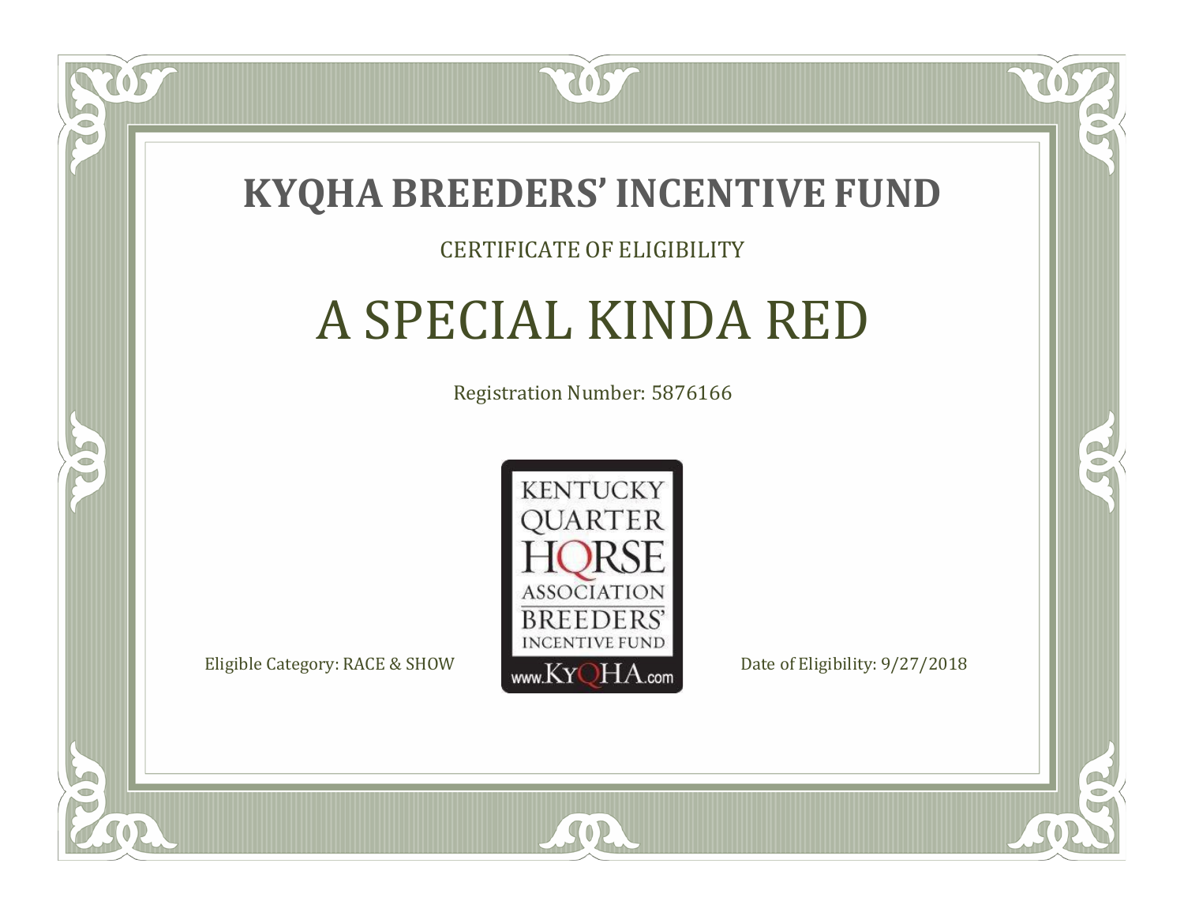# KYQHA BREEDERS' INCENTIVE FUND

CERTIFICATE OF ELIGIBILITY

## A SPECIAL KINDA RED

Registration Number: 5876166

KENTUCKY QUARTER HORSE ASSOCIATION BREEDERS' INCENTIVE FUND www.KyQHA.com

Eligible Category: RACE & SHOW

Date of Eligibility: 9/27/2018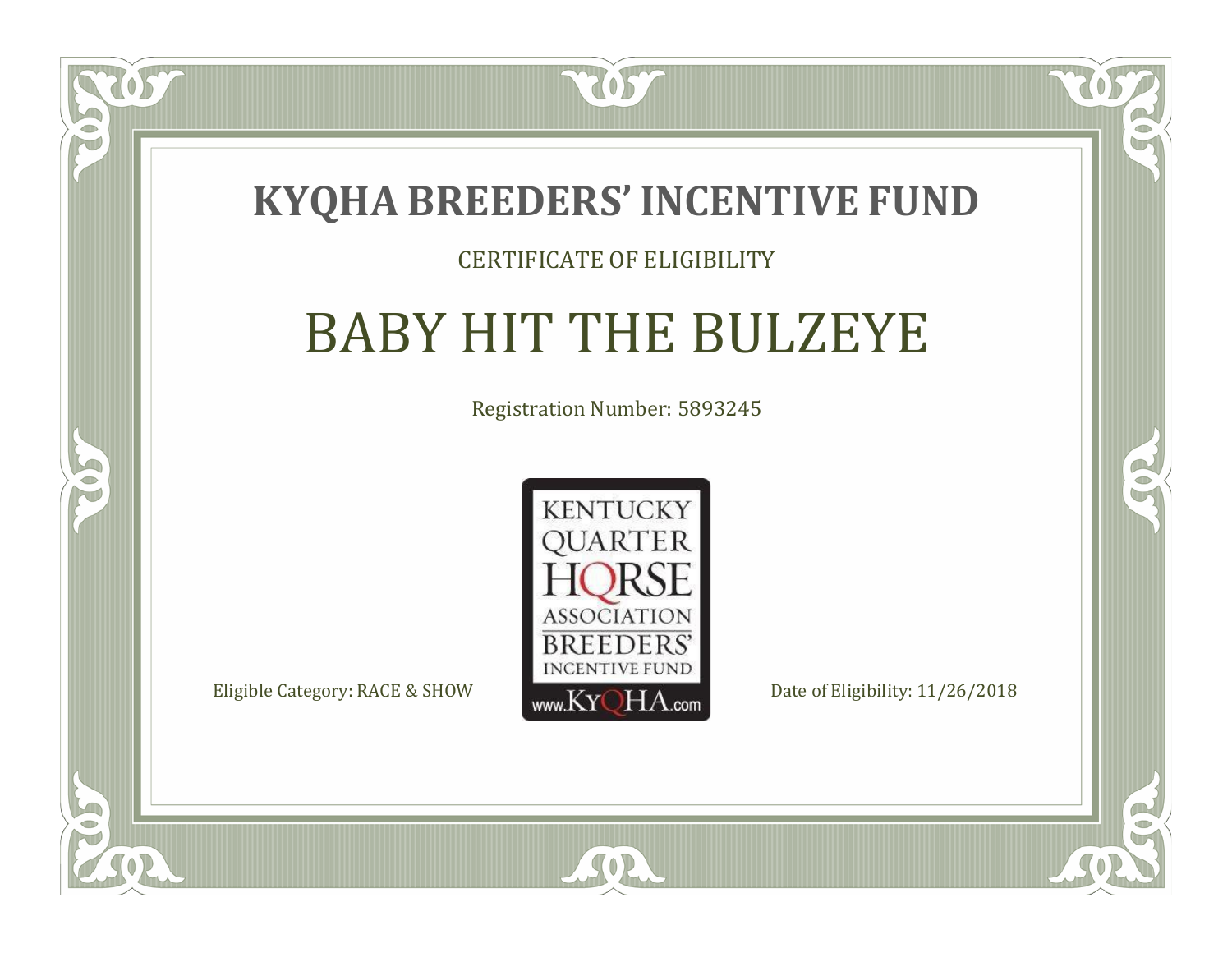# KYQHA BREEDERS' INCENTIVE FUND

CERTIFICATE OF ELIGIBILITY

## BABY HIT THE BULZEYE

Registration Number: 5893245

KENTUCKY QUARTER HORSE ASSOCIATION BREEDERS' INCENTIVE FUND www.KyQHA.com

Eligible Category: RACE & SHOW

Date of Eligibility: 11/26/2018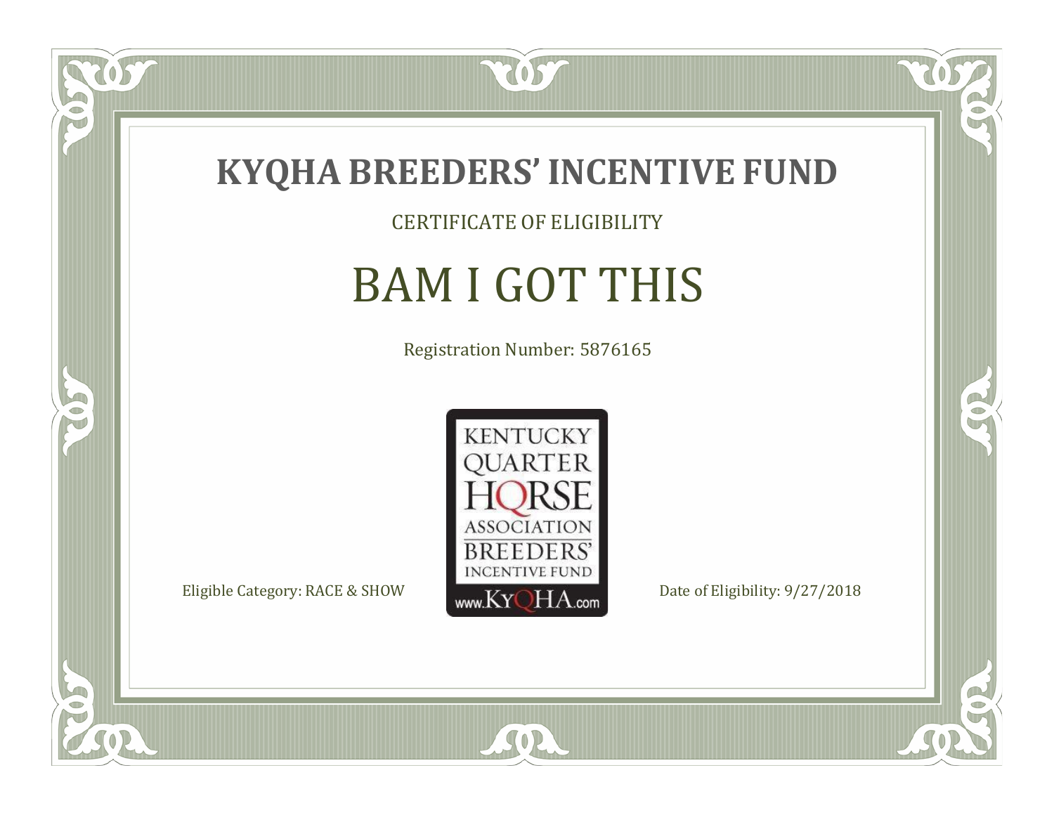# KYQHA BREEDERS' INCENTIVE FUND

CERTIFICATE OF ELIGIBILITY

## BAM I GOT THIS

Registration Number: 5876165

KENTUCKY QUARTER HORSE ASSOCIATION BREEDERS' INCENTIVE FUND www.KyQHA.com

Eligible Category: RACE & SHOW

Date of Eligibility: 9/27/2018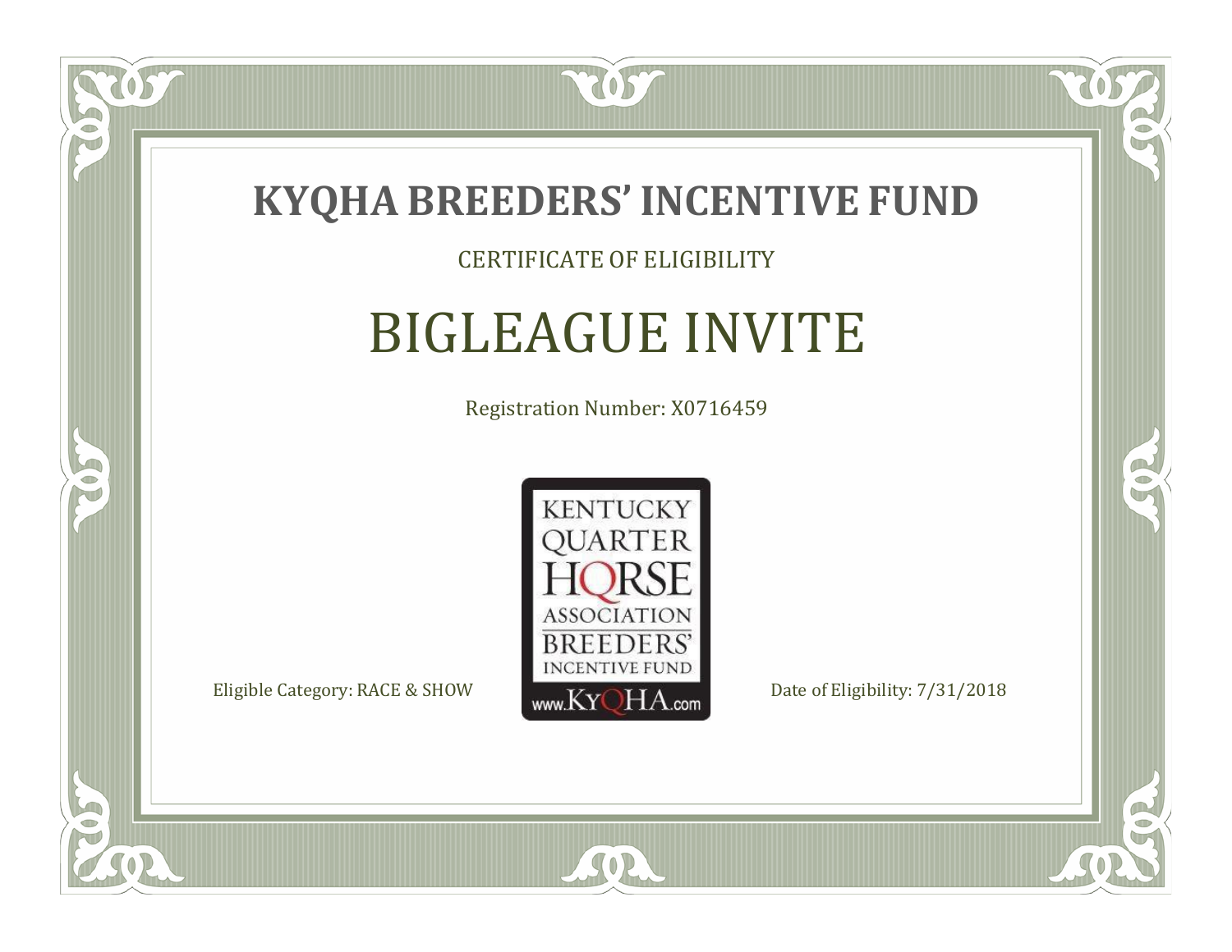# KYQHA BREEDERS' INCENTIVE FUND

CERTIFICATE OF ELIGIBILITY

## BIGLEAGUE INVITE

Registration Number: X0716459

KENTUCKY QUARTER HORSE ASSOCIATION BREEDERS' INCENTIVE FUND www.KyQHA.com

Eligible Category: RACE & SHOW

Date of Eligibility: 7/31/2018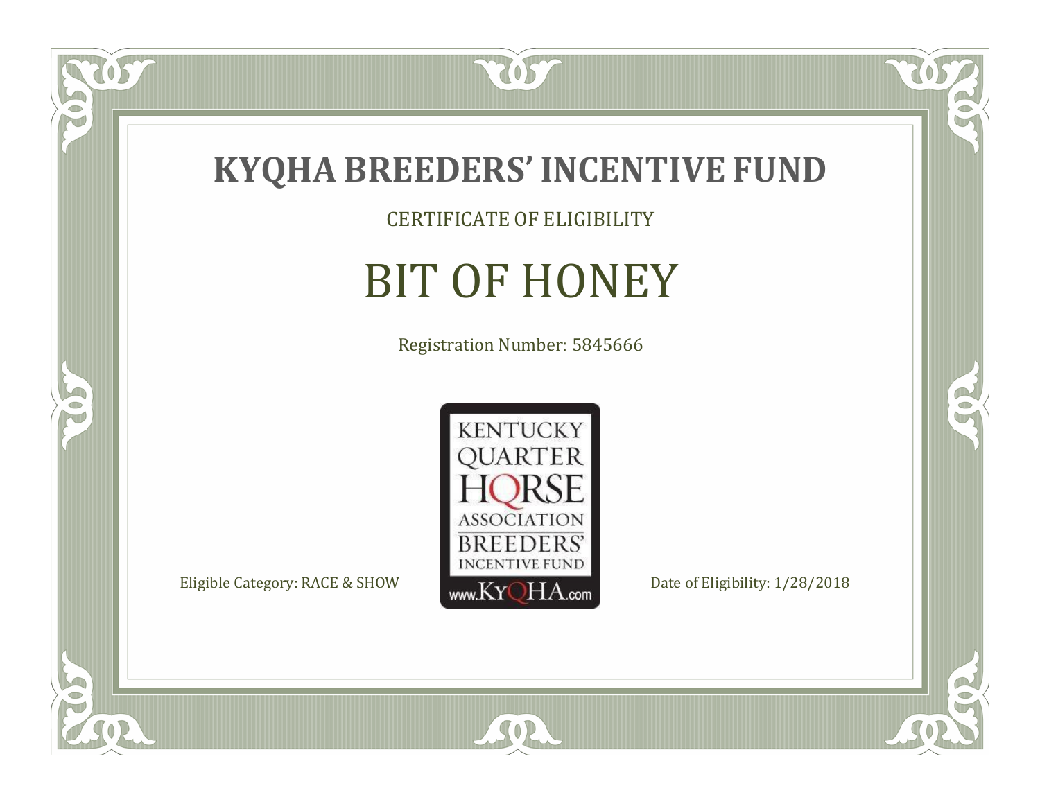# KYQHA BREEDERS' INCENTIVE FUND

CERTIFICATE OF ELIGIBILITY

## BIT OF HONEY

Registration Number: 5845666

KENTUCKY QUARTER HORSE ASSOCIATION BREEDERS' INCENTIVE FUND www.KyQHA.com

Eligible Category: RACE & SHOW

Date of Eligibility: 1/28/2018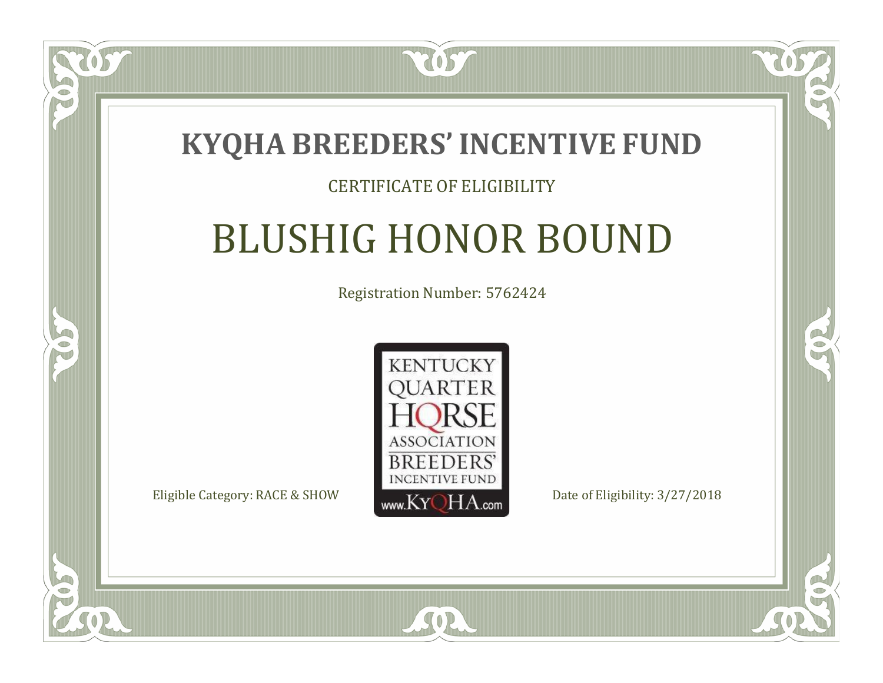# KYQHA BREEDERS' INCENTIVE FUND

CERTIFICATE OF ELIGIBILITY

## BLUSHIG HONOR BOUND

Registration Number: 5762424

KENTUCKY QUARTER HORSE ASSOCIATION BREEDERS' INCENTIVE FUND www.KyQHA.com

Eligible Category: RACE & SHOW

Date of Eligibility: 3/27/2018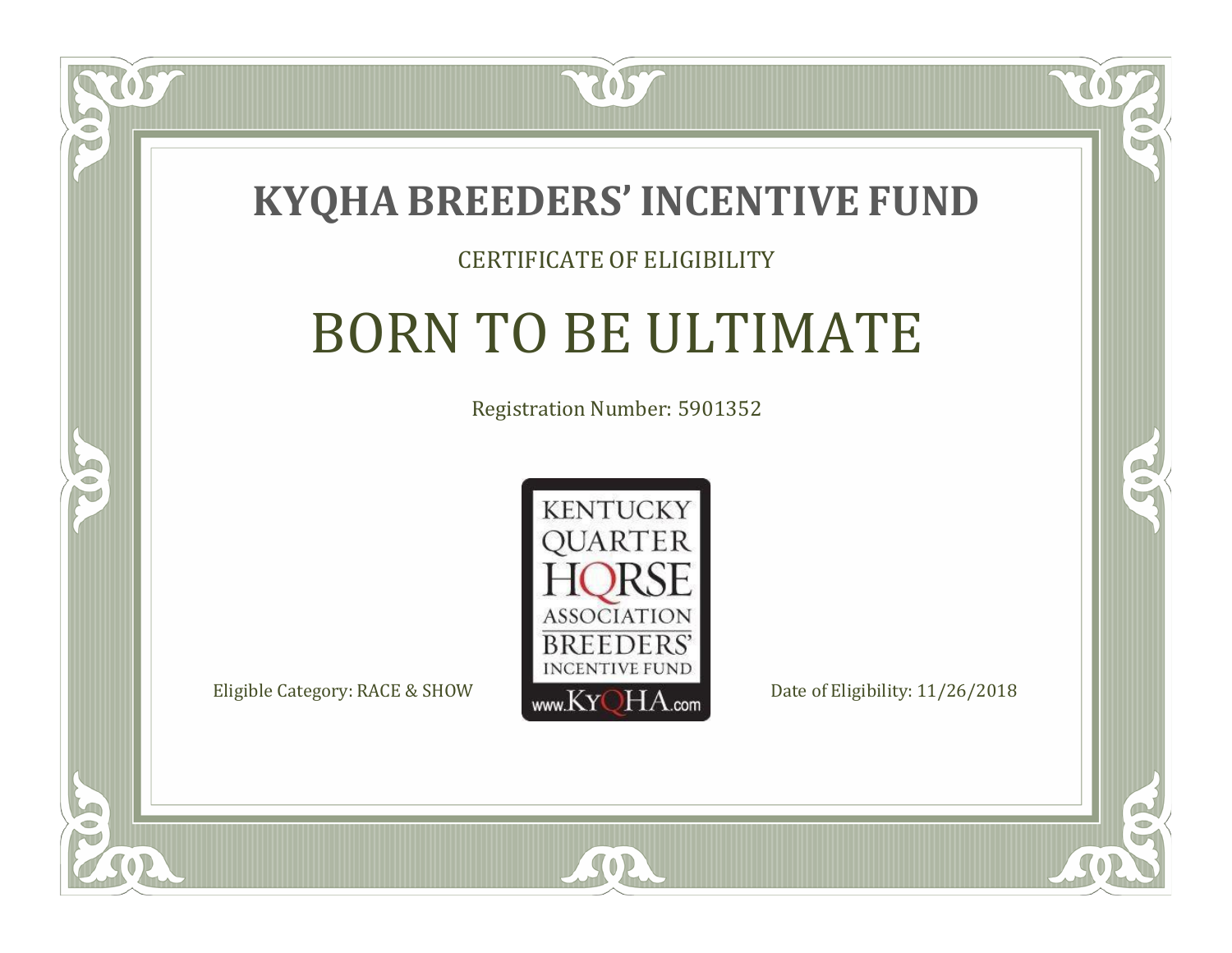# KYQHA BREEDERS' INCENTIVE FUND

CERTIFICATE OF ELIGIBILITY

## BORN TO BE ULTIMATE

Registration Number: 5901352

KENTUCKY QUARTER HORSE ASSOCIATION BREEDERS' INCENTIVE FUND www.KyQHA.com

Eligible Category: RACE & SHOW

Date of Eligibility: 11/26/2018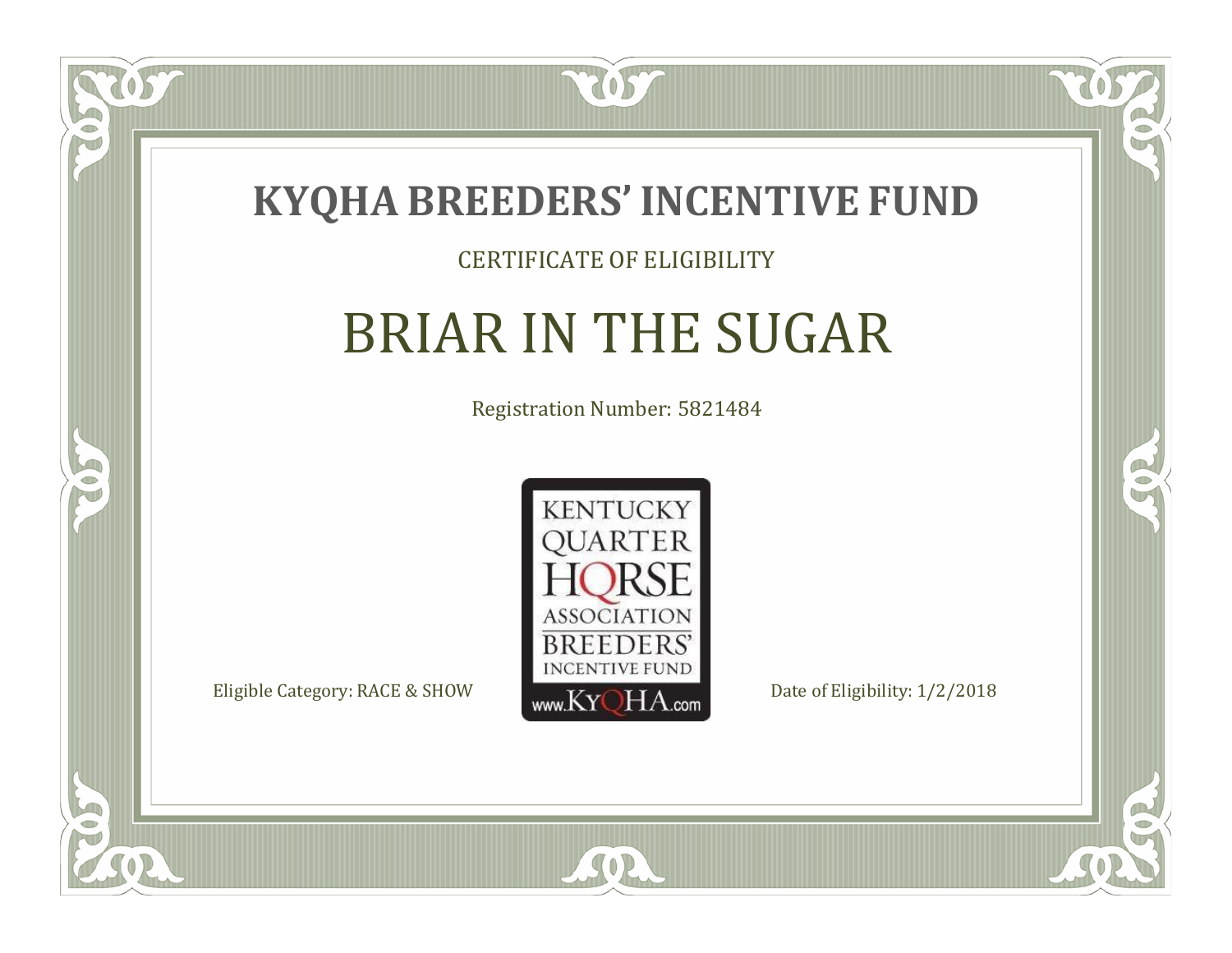# KYQHA BREEDERS' INCENTIVE FUND

CERTIFICATE OF ELIGIBILITY

## BRIAR IN THE SUGAR

Registration Number: 5821484

KENTUCKY QUARTER HORSE ASSOCIATION BREEDERS' INCENTIVE FUND www.KyQHA.com

Eligible Category: RACE & SHOW

Date of Eligibility: 1/2/2018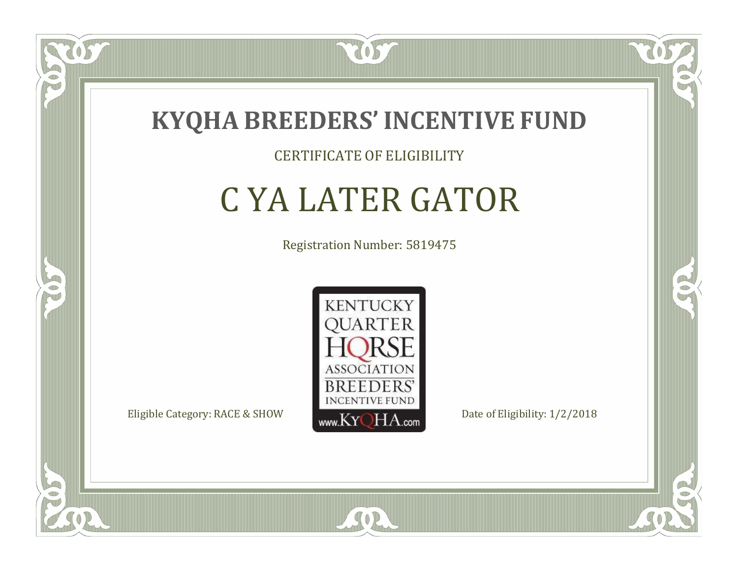# KYQHA BREEDERS' INCENTIVE FUND

CERTIFICATE OF ELIGIBILITY

## C YA LATER GATOR

Registration Number: 5819475

KENTUCKY QUARTER HORSE ASSOCIATION BREEDERS' INCENTIVE FUND www.KyQHA.com

Eligible Category: RACE & SHOW

Date of Eligibility: 1/2/2018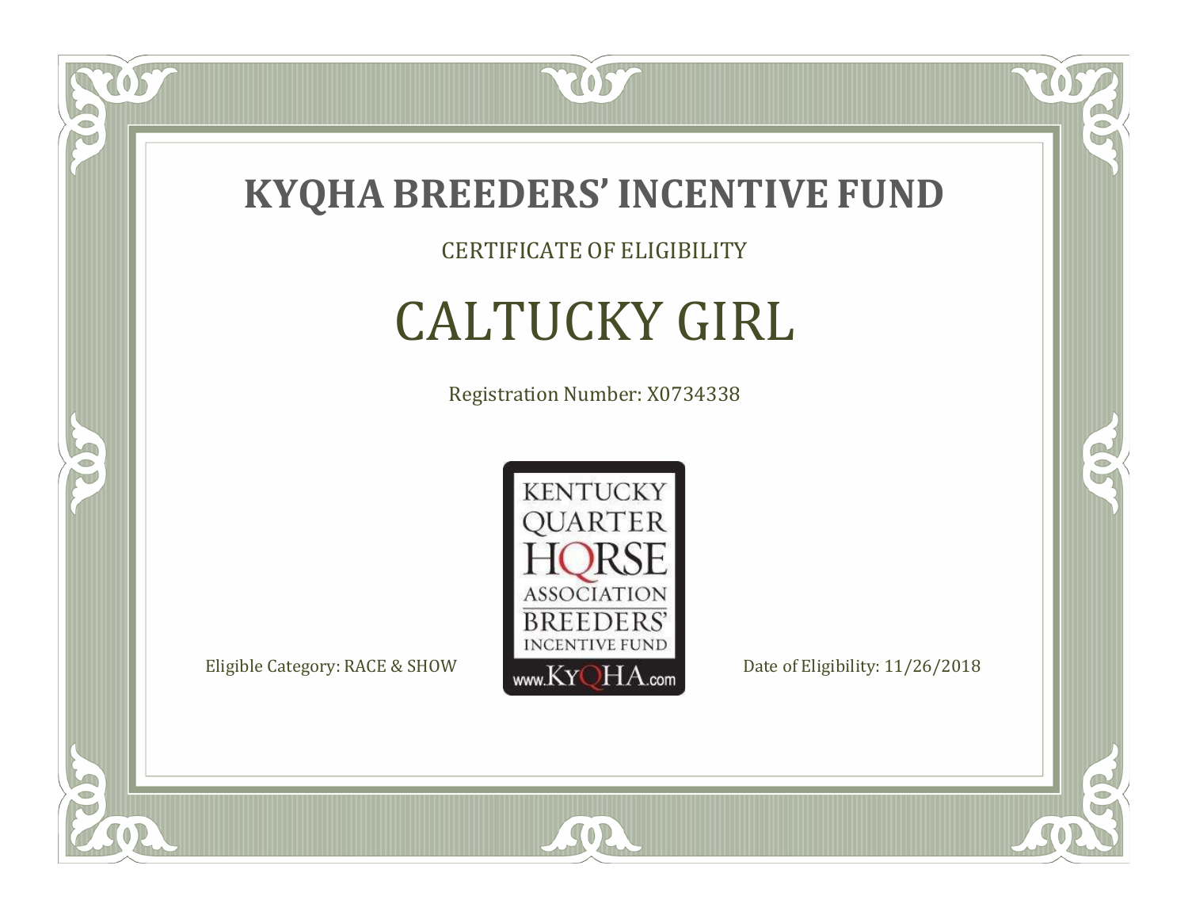# KYQHA BREEDERS' INCENTIVE FUND

CERTIFICATE OF ELIGIBILITY

## CALTUCKY GIRL

Registration Number: X0734338

KENTUCKY QUARTER HORSE ASSOCIATION BREEDERS' INCENTIVE FUND www.KyQHA.com

Eligible Category: RACE & SHOW

Date of Eligibility: 11/26/2018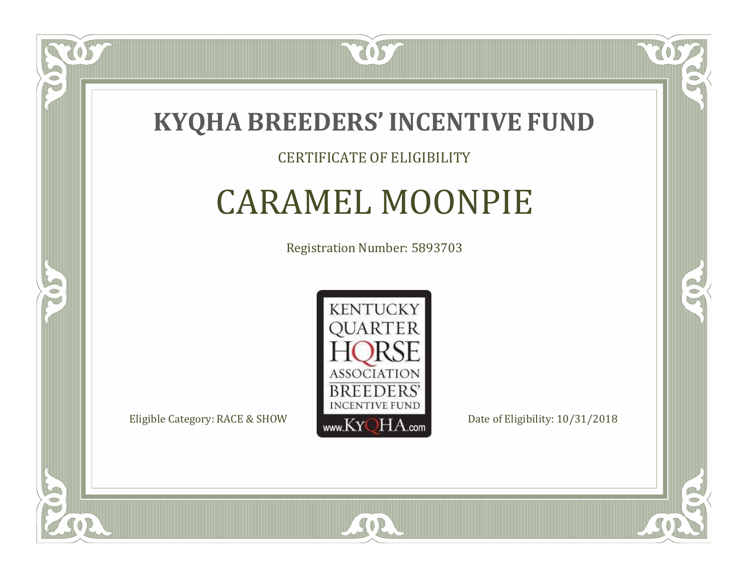# KYQHA BREEDERS' INCENTIVE FUND

CERTIFICATE OF ELIGIBILITY

## CARAMEL MOONPIE

Registration Number: 5893703

KENTUCKY QUARTER HORSE ASSOCIATION BREEDERS' INCENTIVE FUND www.KyQHA.com

Eligible Category: RACE & SHOW

Date of Eligibility: 10/31/2018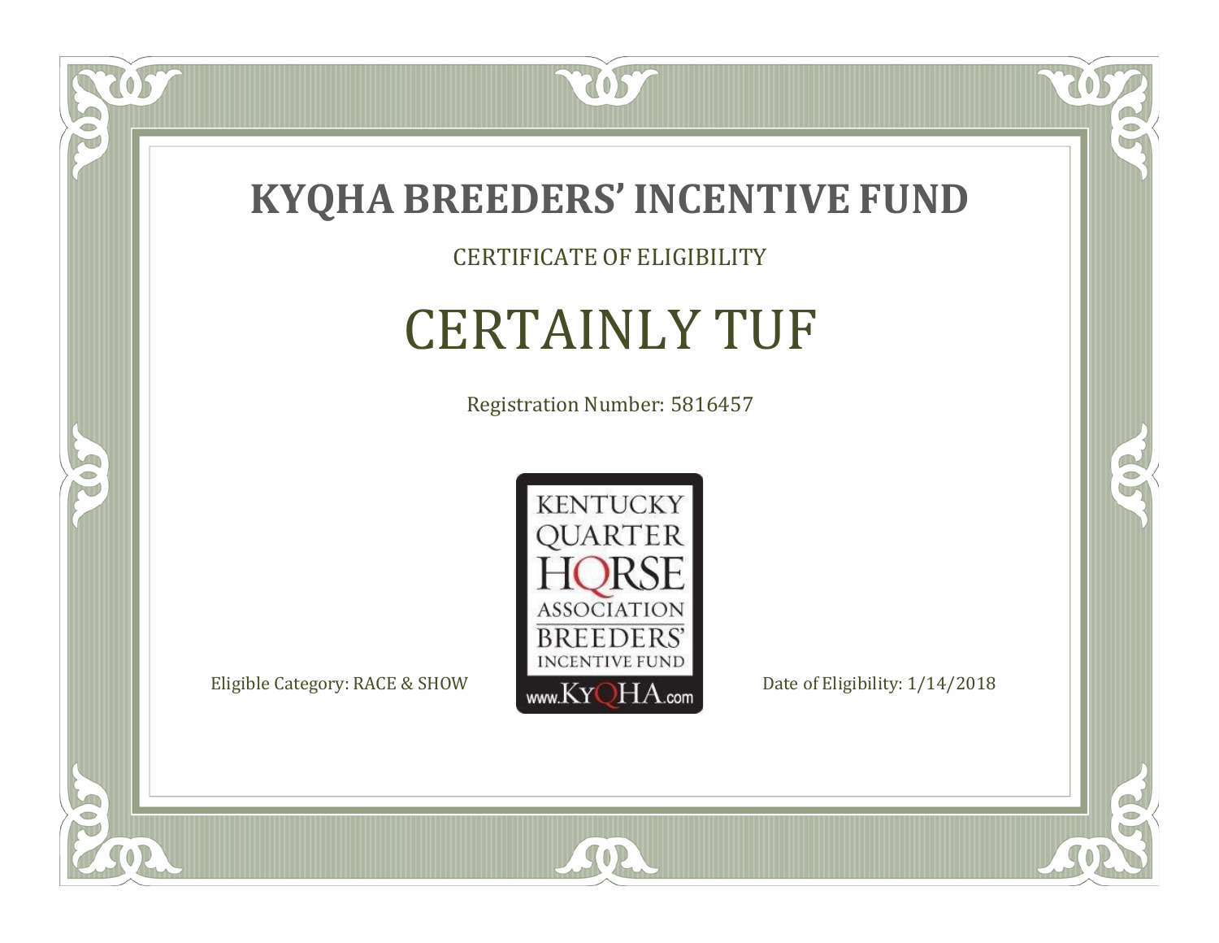# KYQHA BREEDERS' INCENTIVE FUND

CERTIFICATE OF ELIGIBILITY

## CERTAINLY TUF

Registration Number: 5816457

KENTUCKY QUARTER HORSE ASSOCIATION BREEDERS' INCENTIVE FUND www.KyQHA.com

Eligible Category: RACE & SHOW

Date of Eligibility: 1/14/2018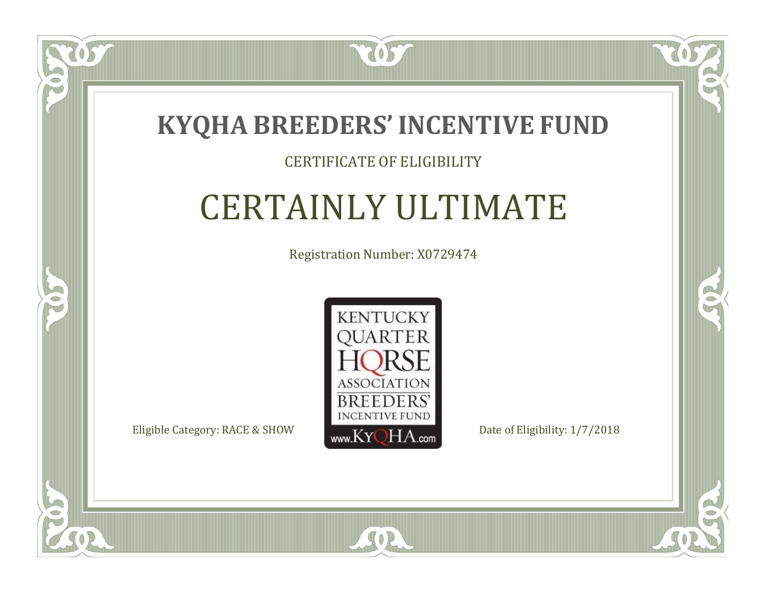# KYQHA BREEDERS' INCENTIVE FUND

CERTIFICATE OF ELIGIBILITY

## CERTAINLY ULTIMATE

Registration Number: X0729474

KENTUCKY QUARTER HORSE ASSOCIATION BREEDERS' INCENTIVE FUND www.KyQHA.com

Eligible Category: RACE & SHOW

Date of Eligibility: 1/7/2018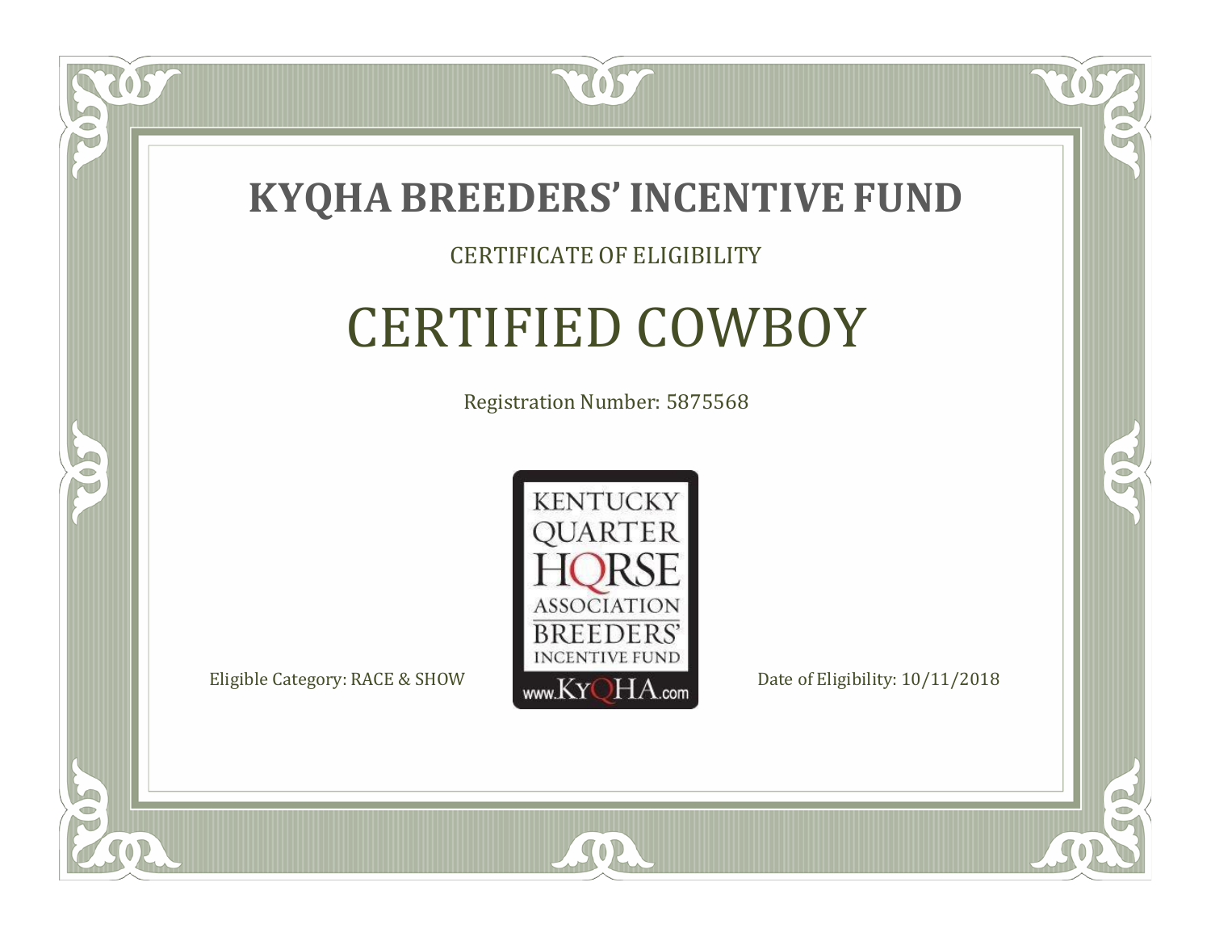# KYQHA BREEDERS' INCENTIVE FUND

CERTIFICATE OF ELIGIBILITY

## CERTIFIED COWBOY

Registration Number: 5875568

KENTUCKY QUARTER HORSE ASSOCIATION BREEDERS' INCENTIVE FUND

www.KyQHA.com

Eligible Category: RACE & SHOW

Date of Eligibility: 10/11/2018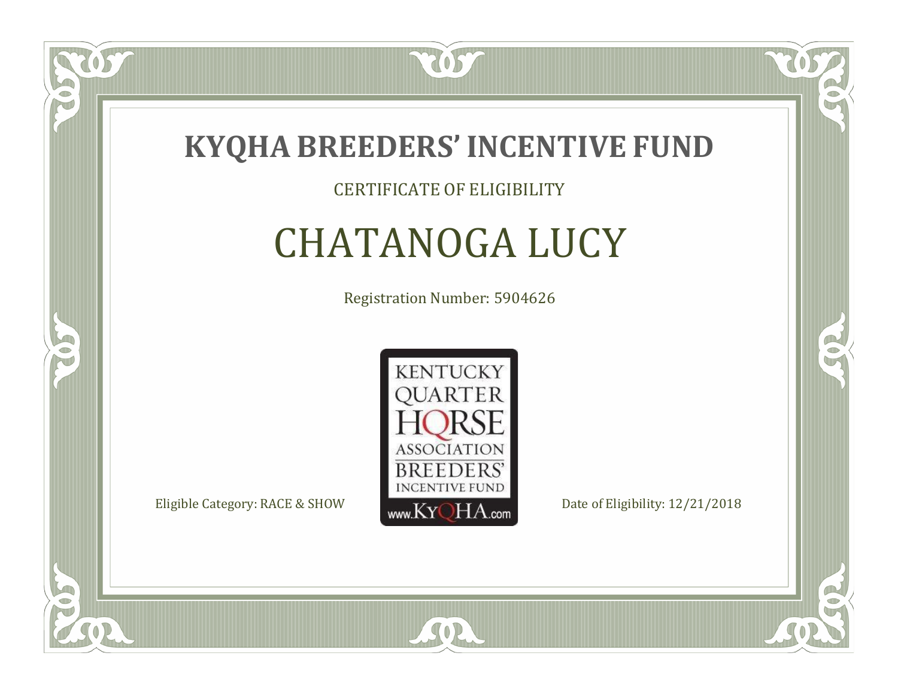# KYQHA BREEDERS' INCENTIVE FUND

CERTIFICATE OF ELIGIBILITY

## CHATANOGA LUCY

Registration Number: 5904626

KENTUCKY QUARTER HORSE ASSOCIATION BREEDERS' INCENTIVE FUND www.KyQHA.com

Eligible Category: RACE & SHOW

Date of Eligibility: 12/21/2018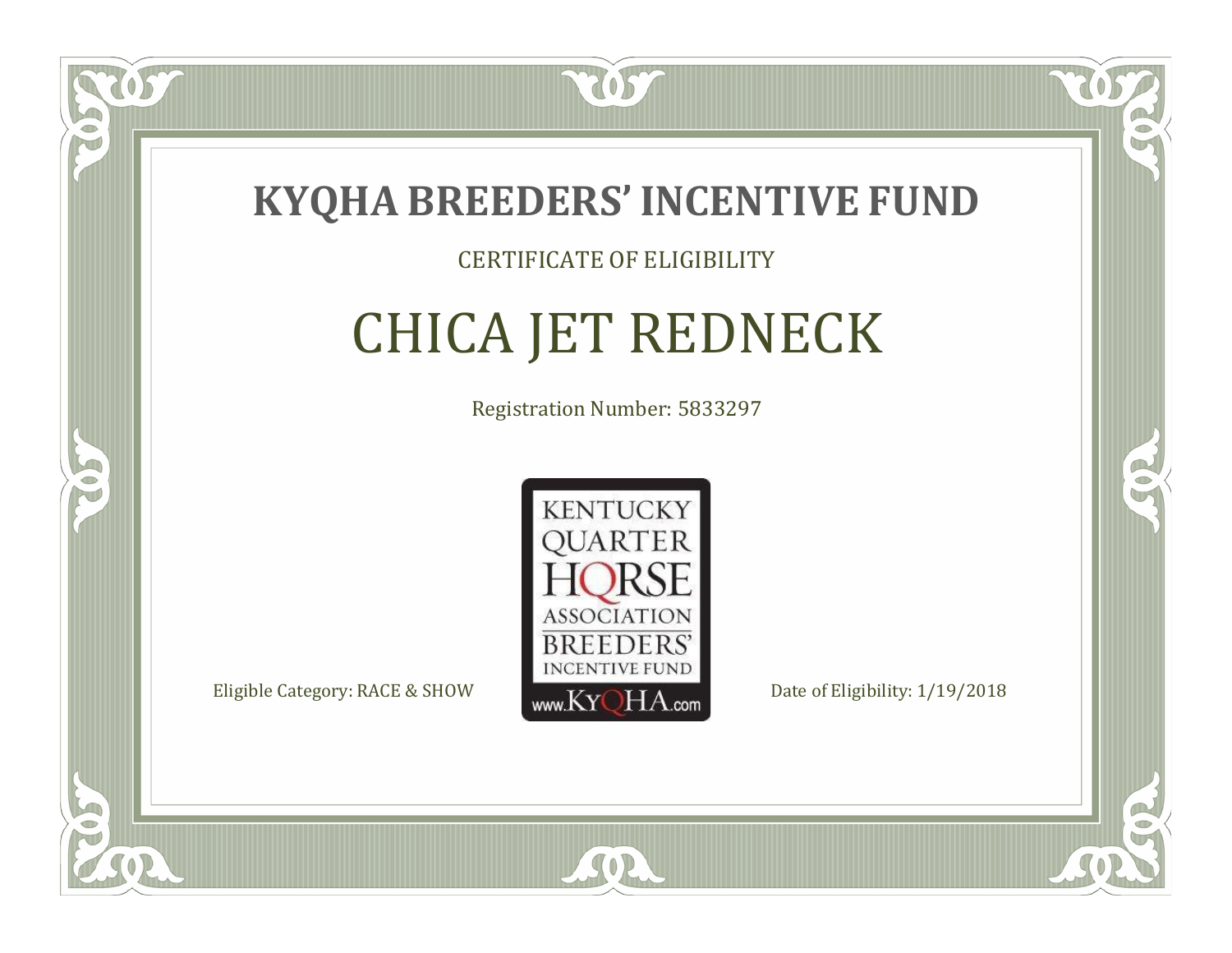# KYQHA BREEDERS' INCENTIVE FUND

CERTIFICATE OF ELIGIBILITY

## CHICA JET REDNECK

Registration Number: 5833297

KENTUCKY QUARTER HORSE ASSOCIATION BREEDERS' INCENTIVE FUND www.KyQHA.com

Eligible Category: RACE & SHOW

Date of Eligibility: 1/19/2018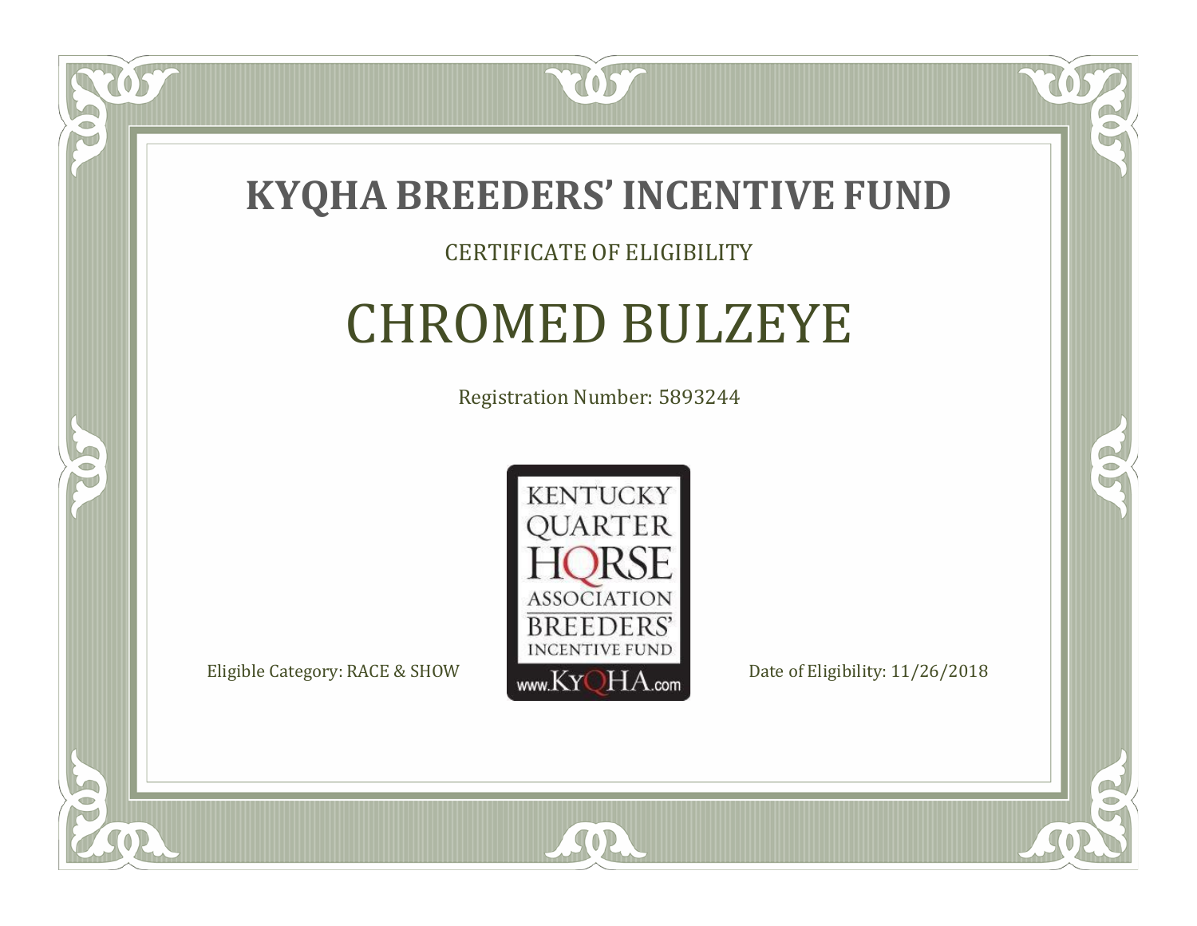# KYQHA BREEDERS' INCENTIVE FUND

CERTIFICATE OF ELIGIBILITY

## CHROMED BULZEYE

Registration Number: 5893244

KENTUCKY QUARTER HORSE ASSOCIATION BREEDERS' INCENTIVE FUND www.KyQHA.com

Eligible Category: RACE & SHOW

Date of Eligibility: 11/26/2018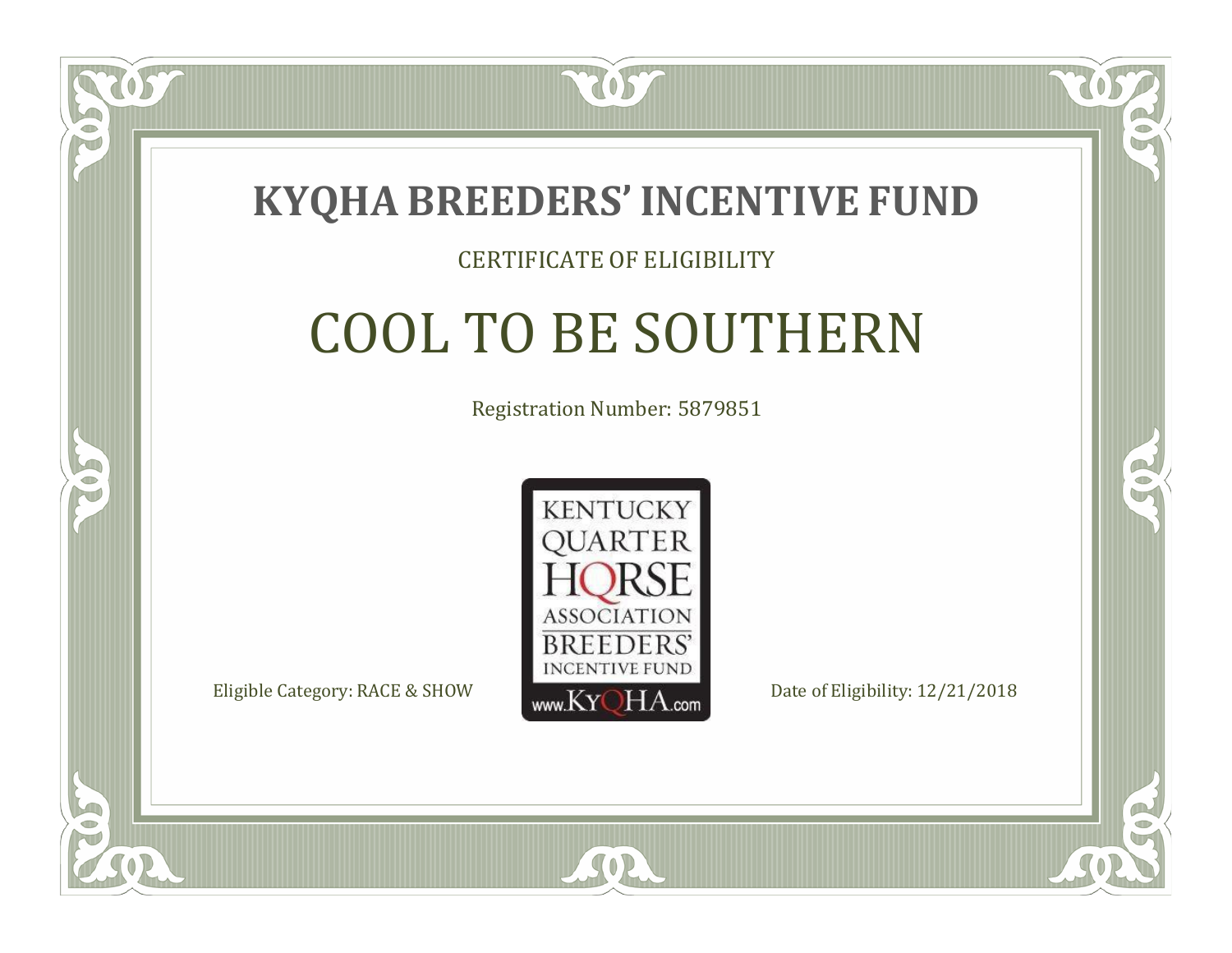# KYQHA BREEDERS' INCENTIVE FUND

CERTIFICATE OF ELIGIBILITY

## COOL TO BE SOUTHERN

Registration Number: 5879851

KENTUCKY QUARTER HORSE ASSOCIATION BREEDERS' INCENTIVE FUND www.KyQHA.com

Eligible Category: RACE & SHOW

Date of Eligibility: 12/21/2018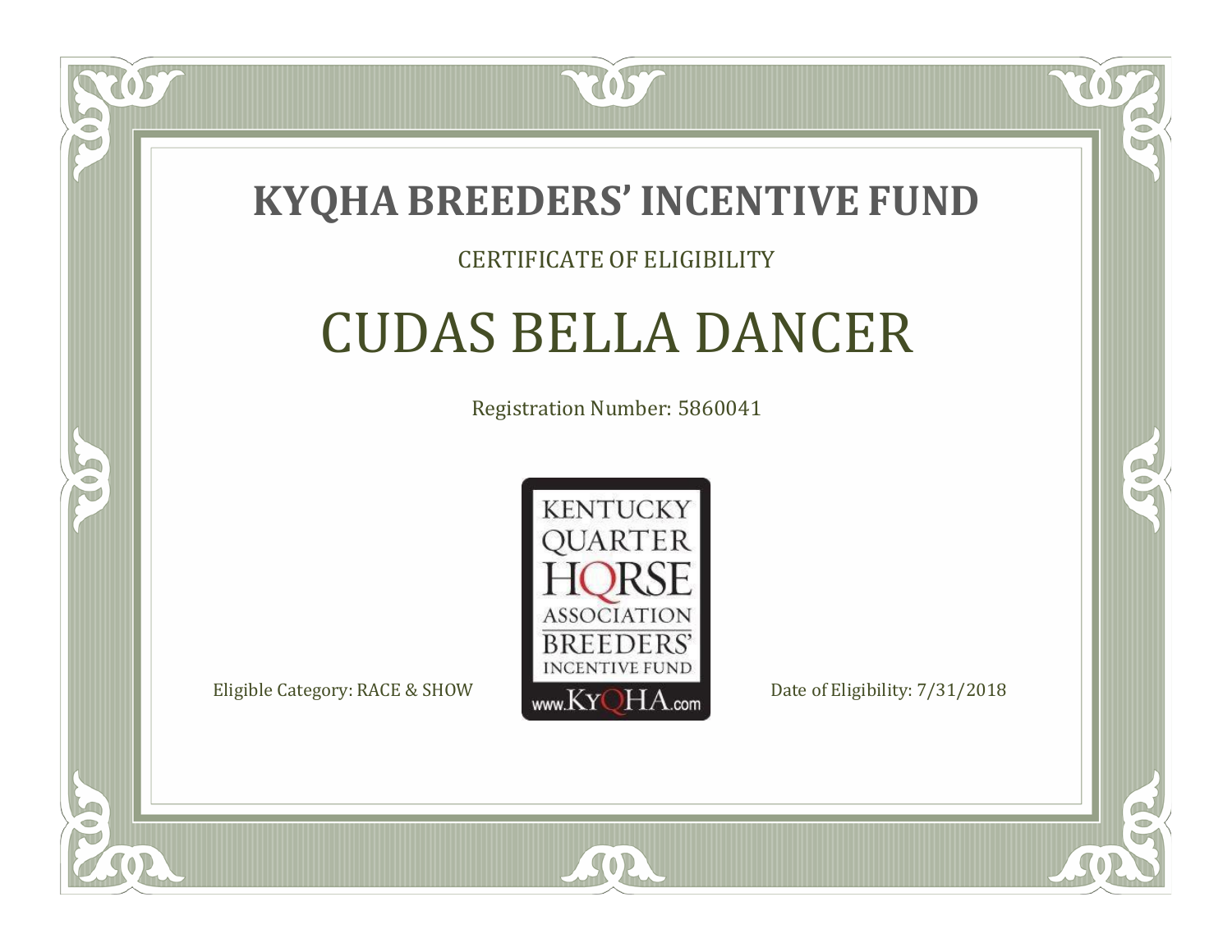# KYQHA BREEDERS' INCENTIVE FUND

CERTIFICATE OF ELIGIBILITY

## CUDAS BELLA DANCER

Registration Number: 5860041

Eligible Category: RACE & SHOW

Date of Eligibility: 7/31/2018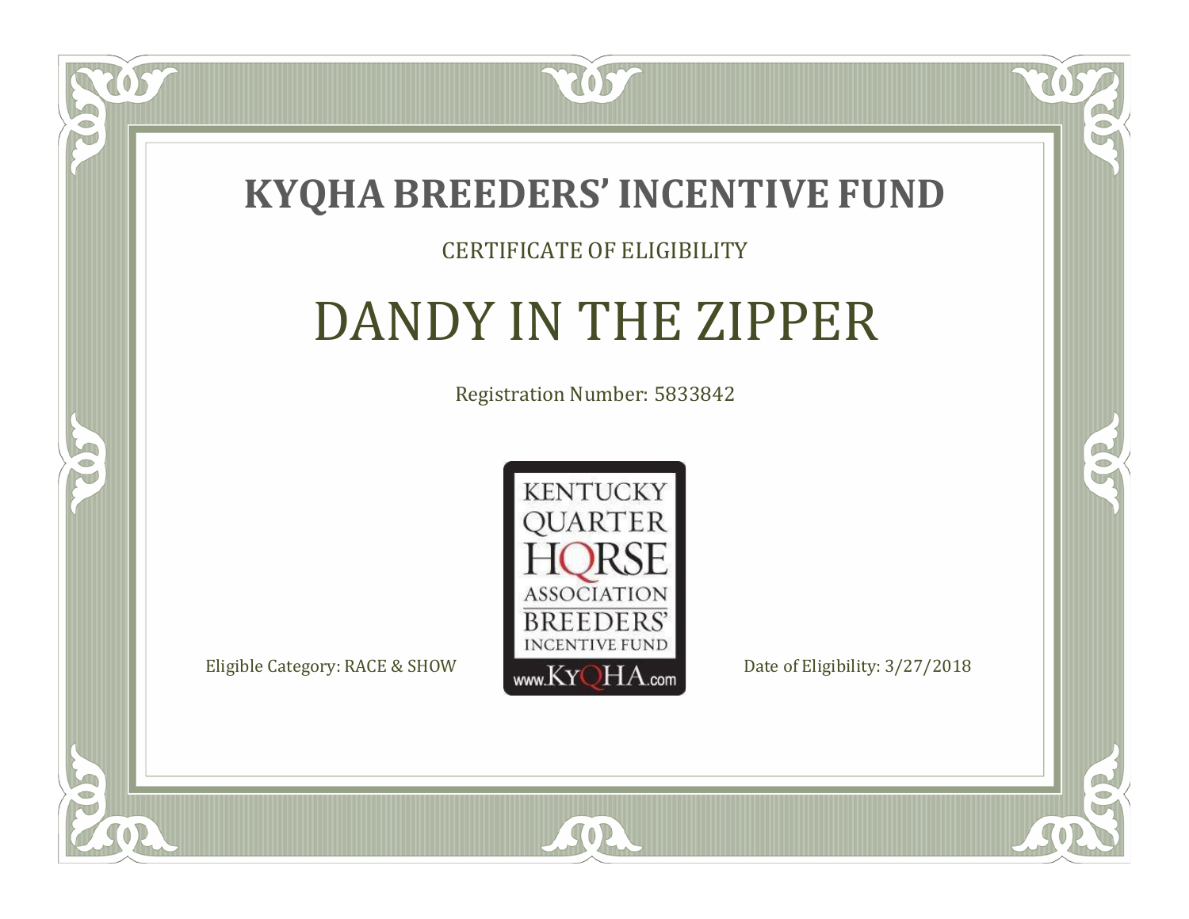# KYQHA BREEDERS' INCENTIVE FUND

CERTIFICATE OF ELIGIBILITY

## DANDY IN THE ZIPPER

Registration Number: 5833842

KENTUCKY QUARTER HORSE ASSOCIATION BREEDERS' INCENTIVE FUND www.KyQHA.com

Eligible Category: RACE & SHOW

Date of Eligibility: 3/27/2018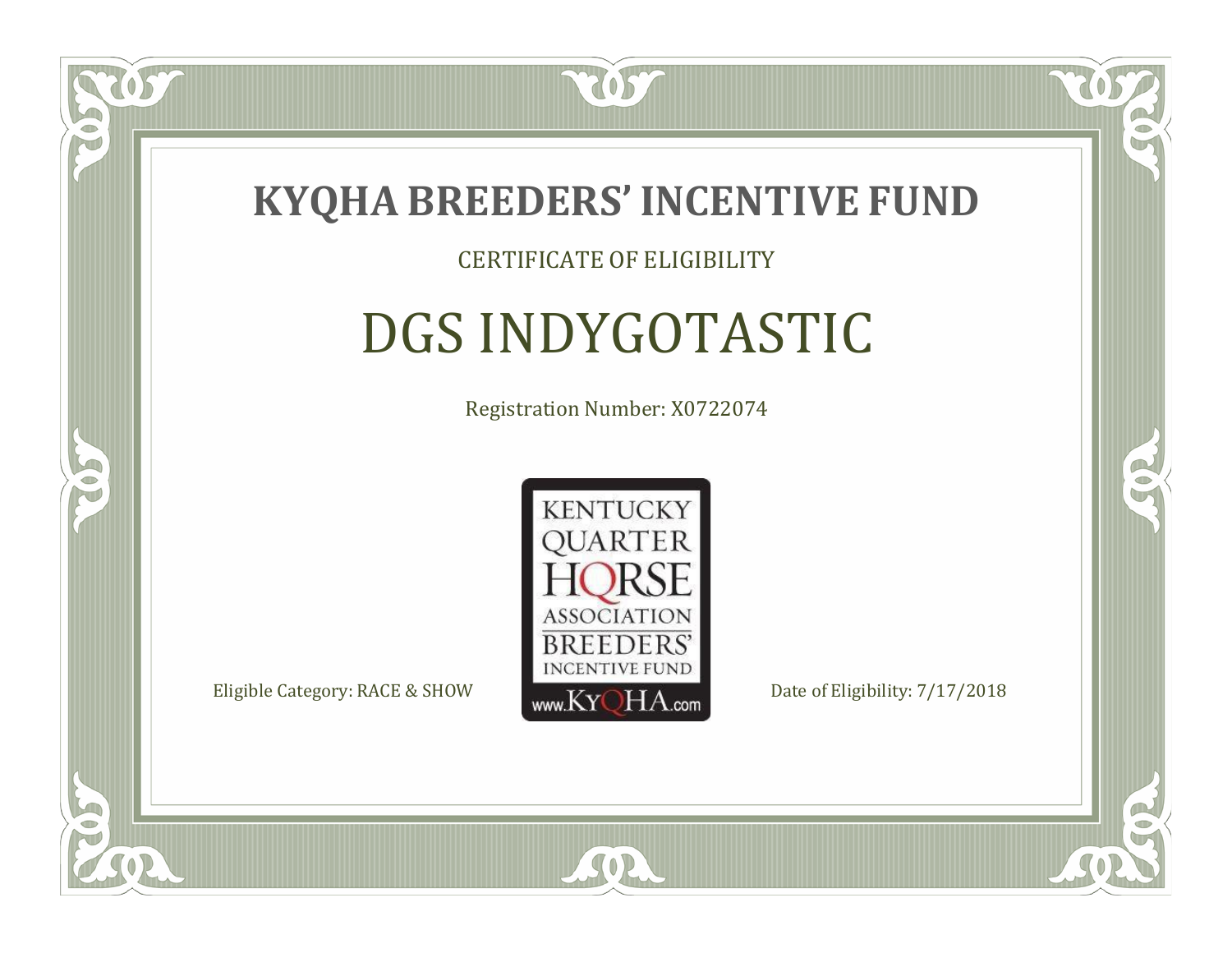# KYQHA BREEDERS' INCENTIVE FUND

CERTIFICATE OF ELIGIBILITY

## DGS INDYGOTASTIC

Registration Number: X0722074

KENTUCKY QUARTER HORSE ASSOCIATION BREEDERS' INCENTIVE FUND www.KyQHA.com

Eligible Category: RACE & SHOW

Date of Eligibility: 7/17/2018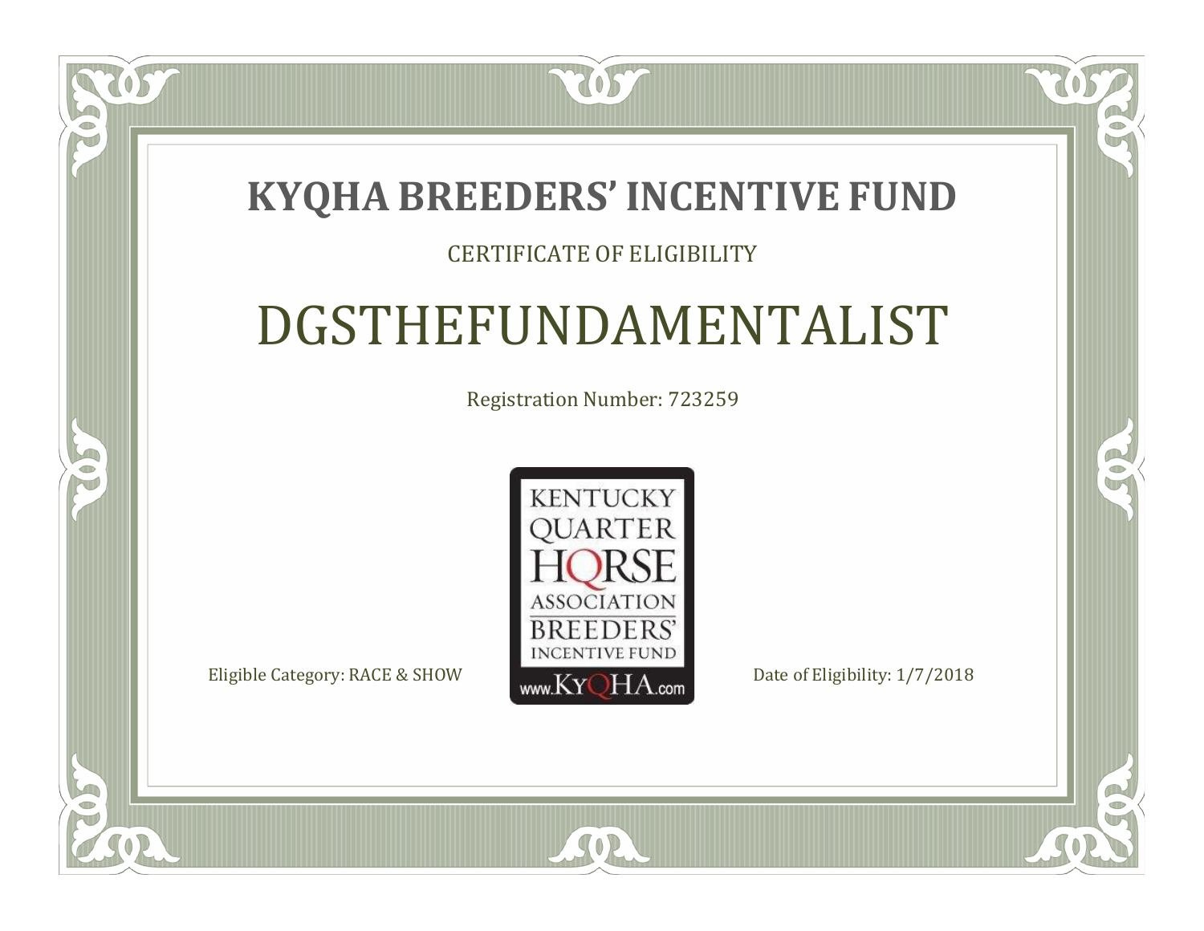# KYQHA BREEDERS' INCENTIVE FUND

CERTIFICATE OF ELIGIBILITY

## DGSTHEFUNDAMENTALIST

Registration Number: 723259

KENTUCKY QUARTER HORSE ASSOCIATION BREEDERS' INCENTIVE FUND www.KyQHA.com

Eligible Category: RACE & SHOW

Date of Eligibility: 1/7/2018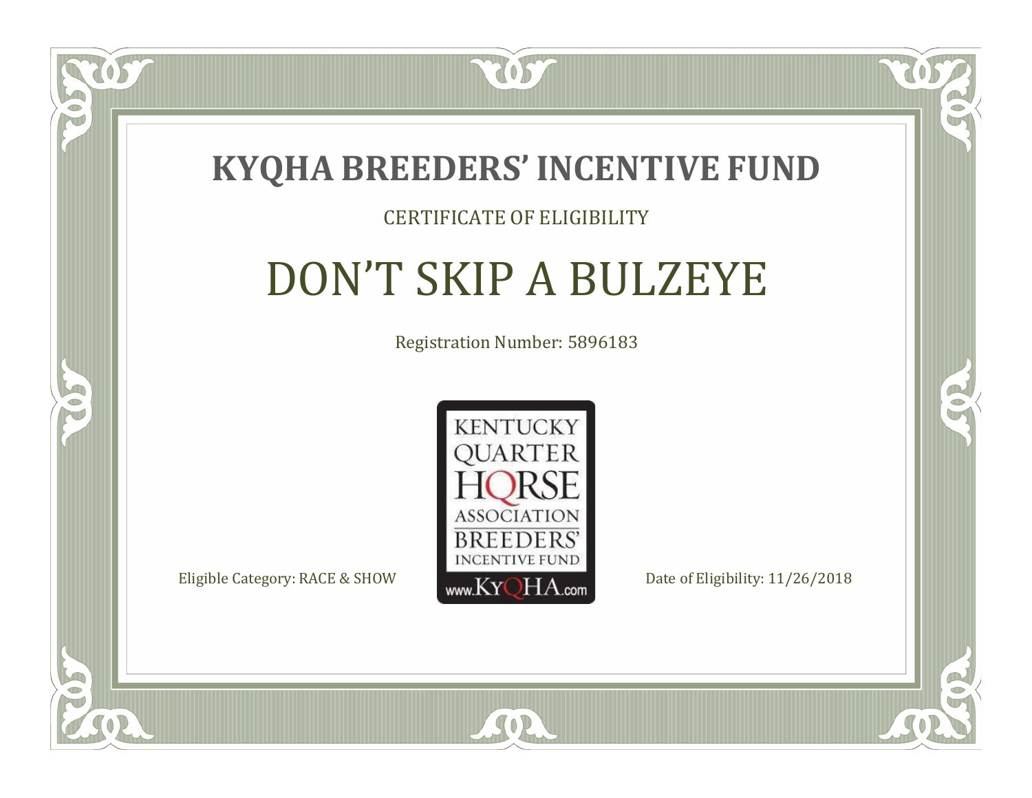# KYQHA BREEDERS' INCENTIVE FUND

CERTIFICATE OF ELIGIBILITY

## DON'T SKIP A BULZEYE

Registration Number: 5896183

KENTUCKY QUARTER HORSE ASSOCIATION BREEDERS' INCENTIVE FUND www.KyQHA.com

Eligible Category: RACE & SHOW

Date of Eligibility: 11/26/2018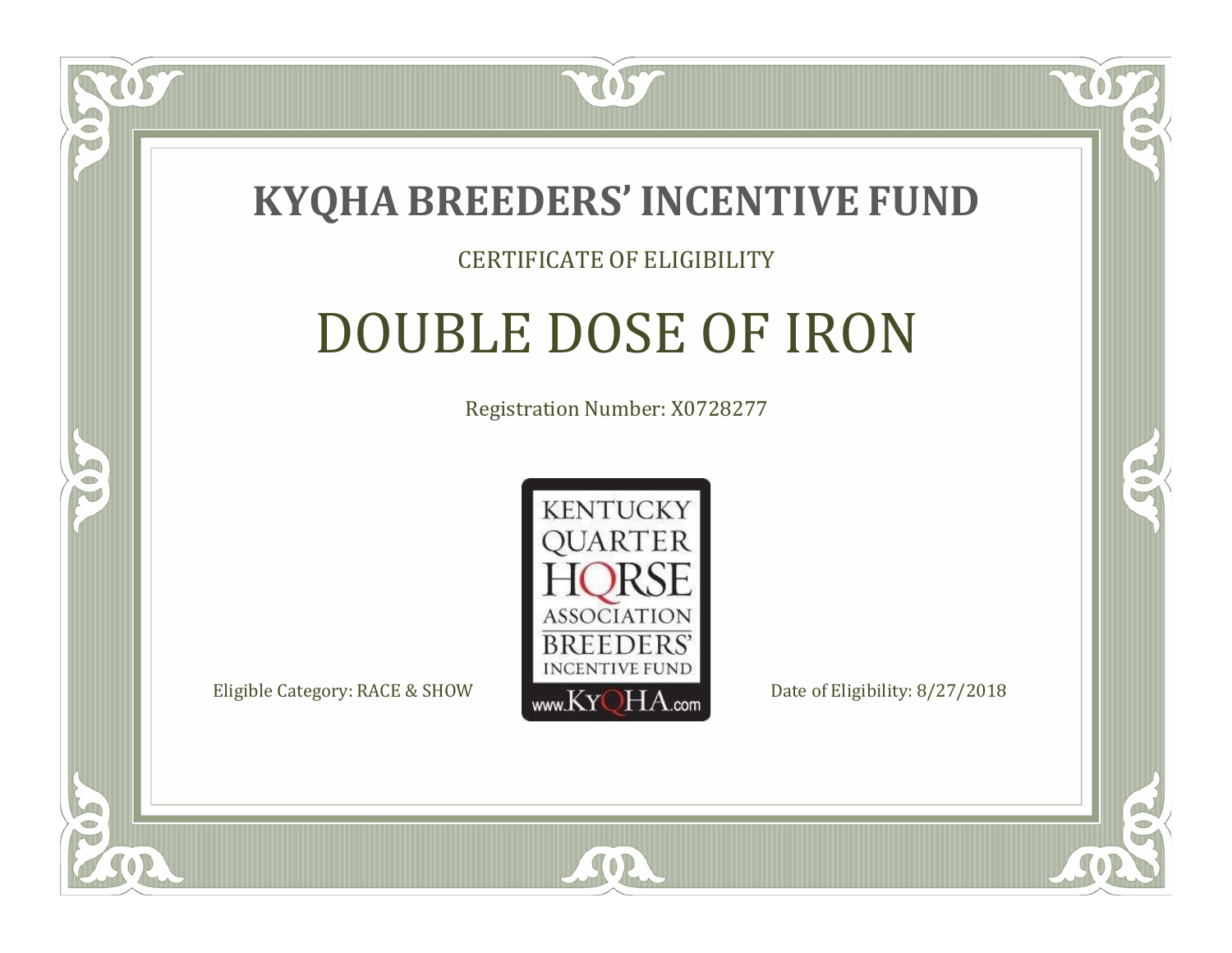# KYQHA BREEDERS' INCENTIVE FUND

CERTIFICATE OF ELIGIBILITY

## DOUBLE DOSE OF IRON

Registration Number: X0728277

KENTUCKY QUARTER HORSE ASSOCIATION BREEDERS' INCENTIVE FUND www.KyQHA.com

Eligible Category: RACE & SHOW

Date of Eligibility: 8/27/2018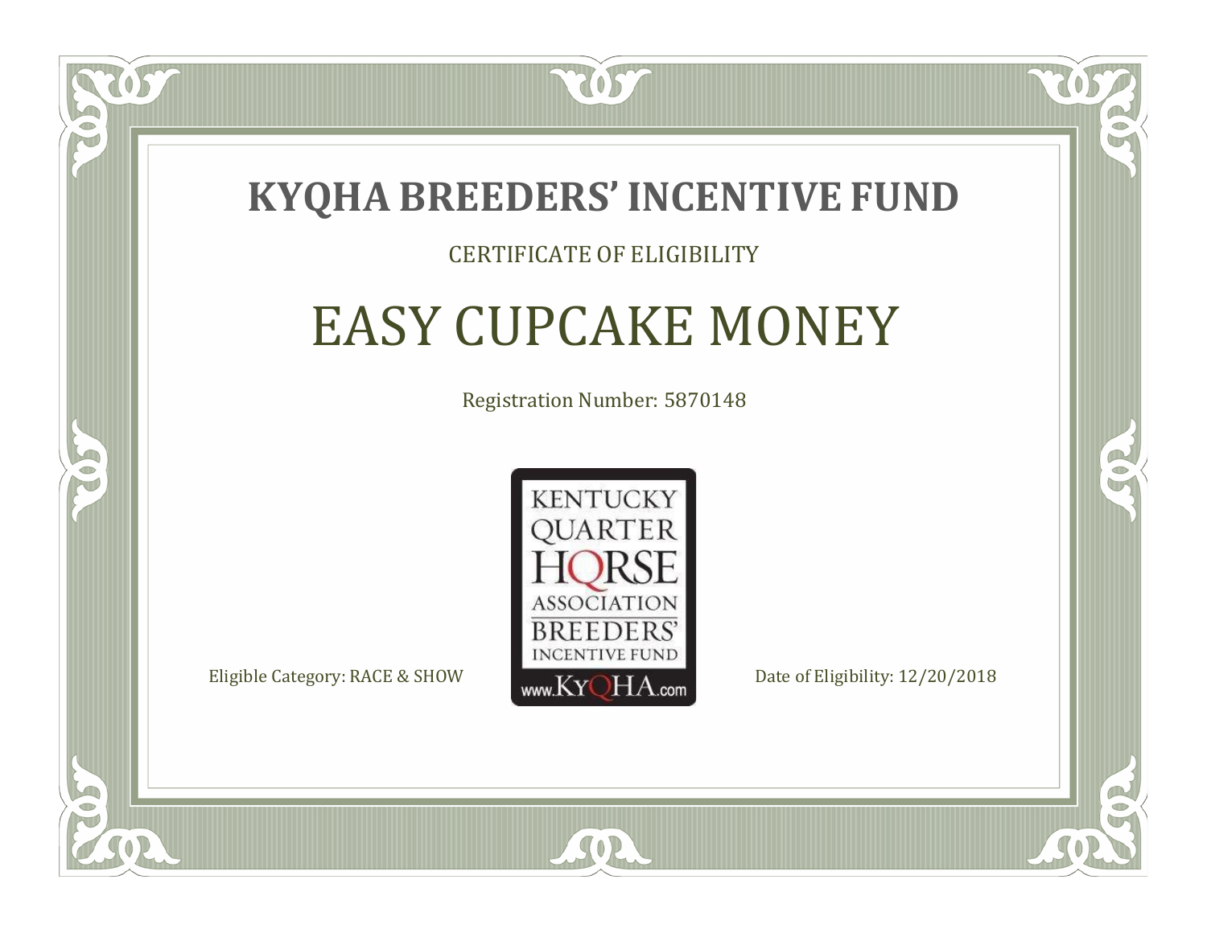# KYQHA BREEDERS' INCENTIVE FUND

CERTIFICATE OF ELIGIBILITY

## EASY CUPCAKE MONEY

Registration Number: 5870148

KENTUCKY QUARTER HORSE ASSOCIATION BREEDERS' INCENTIVE FUND www.KyQHA.com

Eligible Category: RACE & SHOW

Date of Eligibility: 12/20/2018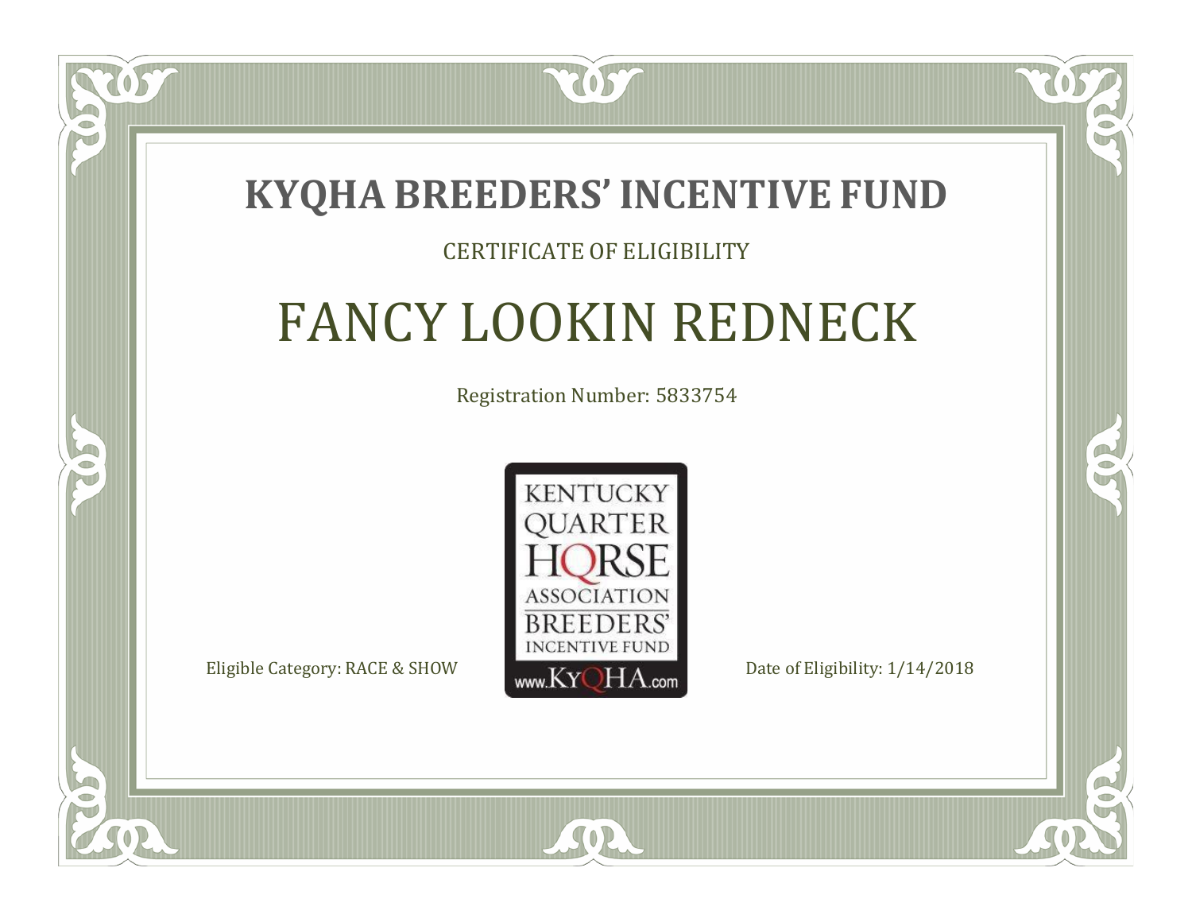# KYQHA BREEDERS' INCENTIVE FUND

CERTIFICATE OF ELIGIBILITY

## FANCY LOOKIN REDNECK

Registration Number: 5833754

KENTUCKY QUARTER HORSE ASSOCIATION BREEDERS' INCENTIVE FUND www.KyQHA.com

Eligible Category: RACE & SHOW

Date of Eligibility: 1/14/2018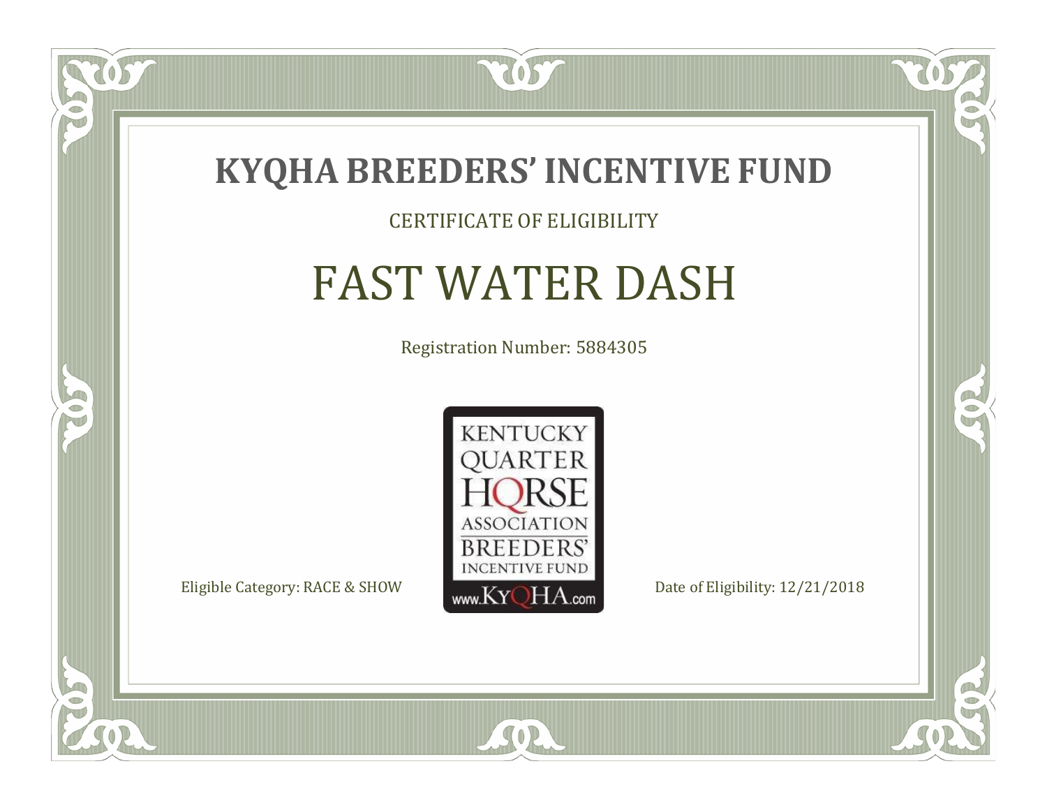# KYQHA BREEDERS' INCENTIVE FUND

CERTIFICATE OF ELIGIBILITY

## FAST WATER DASH

Registration Number: 5884305

KENTUCKY QUARTER HORSE ASSOCIATION BREEDERS' INCENTIVE FUND www.KyQHA.com

Eligible Category: RACE & SHOW

Date of Eligibility: 12/21/2018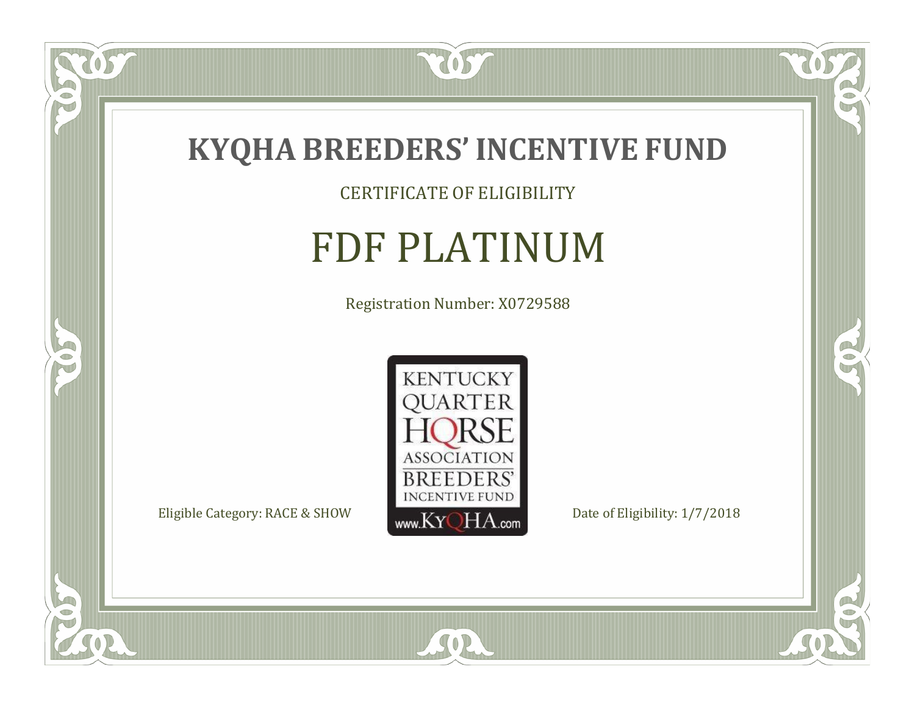# KYQHA BREEDERS' INCENTIVE FUND

CERTIFICATE OF ELIGIBILITY

## FDF PLATINUM

Registration Number: X0729588

KENTUCKY QUARTER HORSE ASSOCIATION BREEDERS' INCENTIVE FUND www.KyQHA.com

Eligible Category: RACE & SHOW

Date of Eligibility: 1/7/2018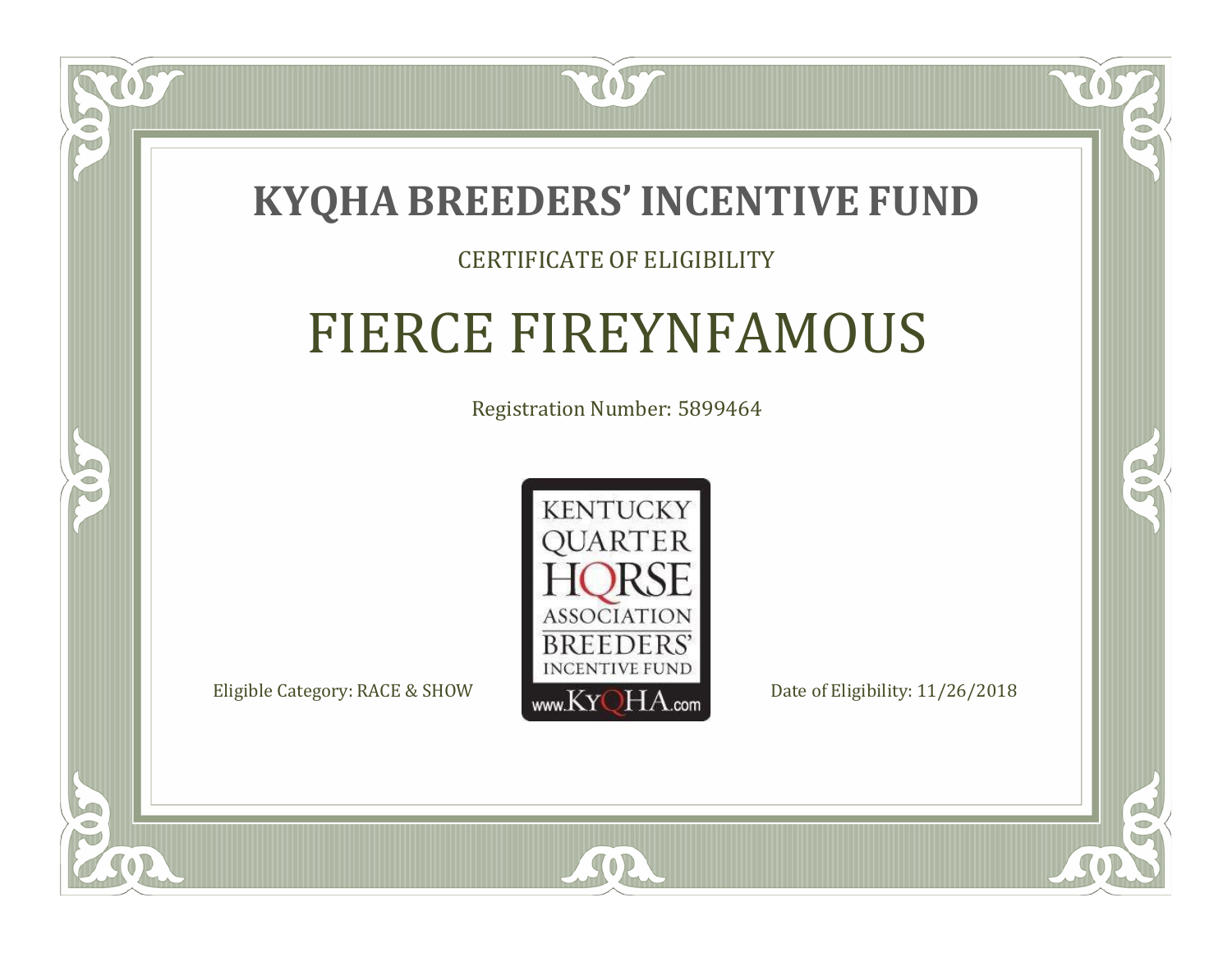# KYQHA BREEDERS' INCENTIVE FUND

CERTIFICATE OF ELIGIBILITY

## FIERCE FIREYNFAMOUS

Registration Number: 5899464

KENTUCKY QUARTER HORSE ASSOCIATION BREEDERS' INCENTIVE FUND www.KyQHA.com

Eligible Category: RACE & SHOW

Date of Eligibility: 11/26/2018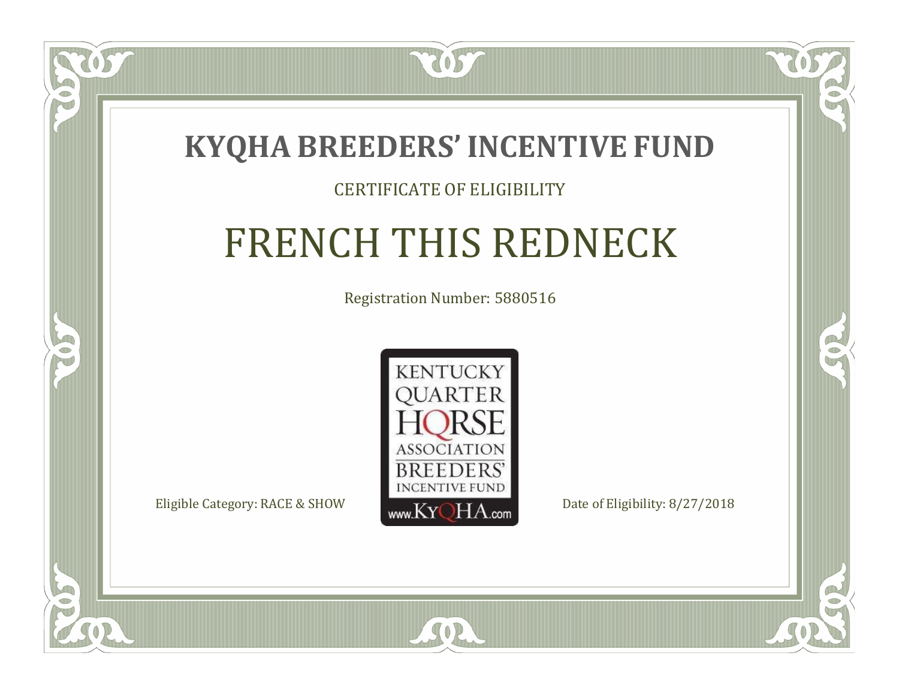# KYQHA BREEDERS' INCENTIVE FUND

CERTIFICATE OF ELIGIBILITY

## FRENCH THIS REDNECK

Registration Number: 5880516

KENTUCKY QUARTER HORSE ASSOCIATION BREEDERS' INCENTIVE FUND www.KyQHA.com

Eligible Category: RACE & SHOW

Date of Eligibility: 8/27/2018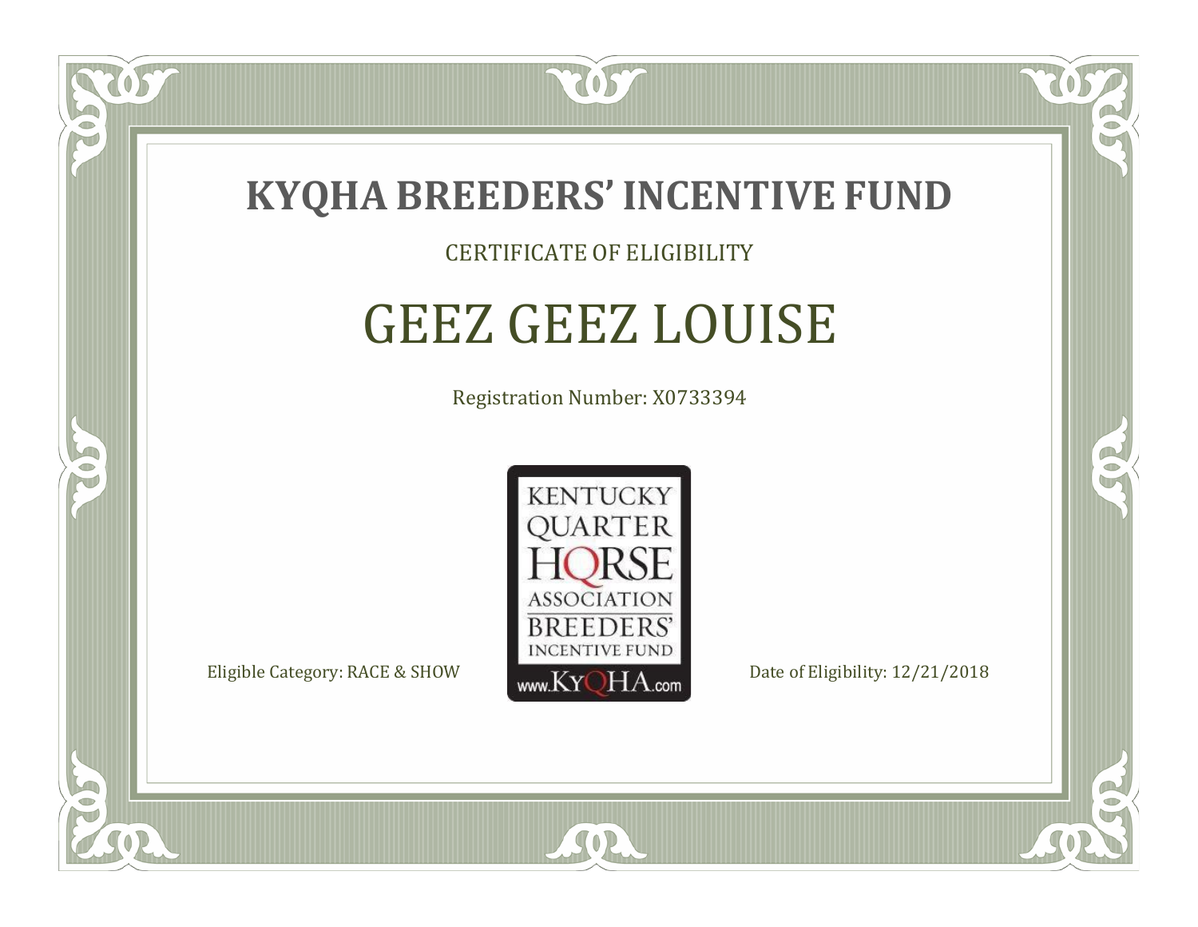# KYQHA BREEDERS' INCENTIVE FUND

CERTIFICATE OF ELIGIBILITY

## GEEZ GEEZ LOUISE

Registration Number: X0733394

KENTUCKY QUARTER HORSE ASSOCIATION BREEDERS' INCENTIVE FUND
www.KyQHA.com

Eligible Category: RACE & SHOW

Date of Eligibility: 12/21/2018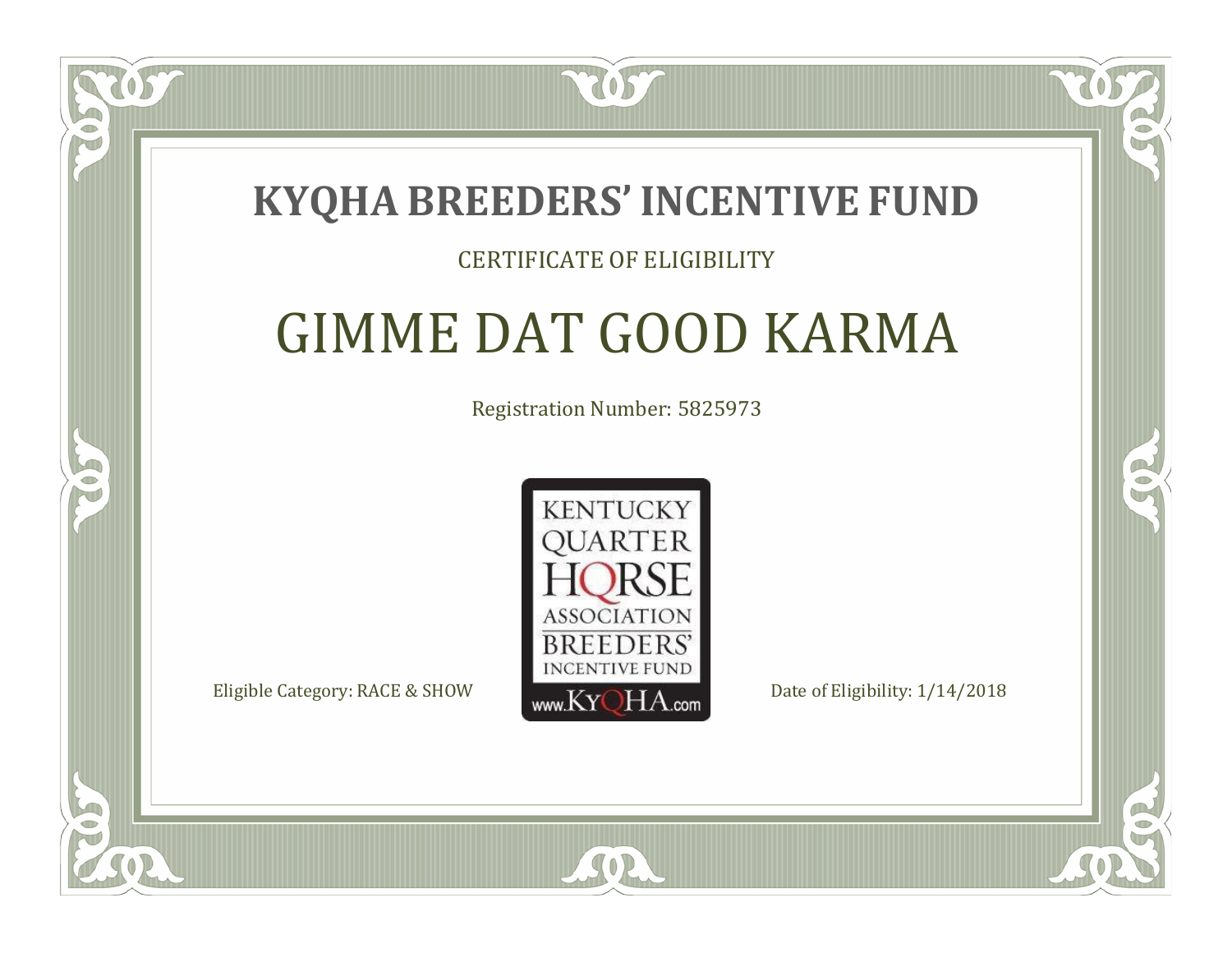# KYQHA BREEDERS' INCENTIVE FUND

CERTIFICATE OF ELIGIBILITY

## GIMME DAT GOOD KARMA

Registration Number: 5825973

KENTUCKY QUARTER HORSE ASSOCIATION BREEDERS' INCENTIVE FUND www.KyQHA.com

Eligible Category: RACE & SHOW

Date of Eligibility: 1/14/2018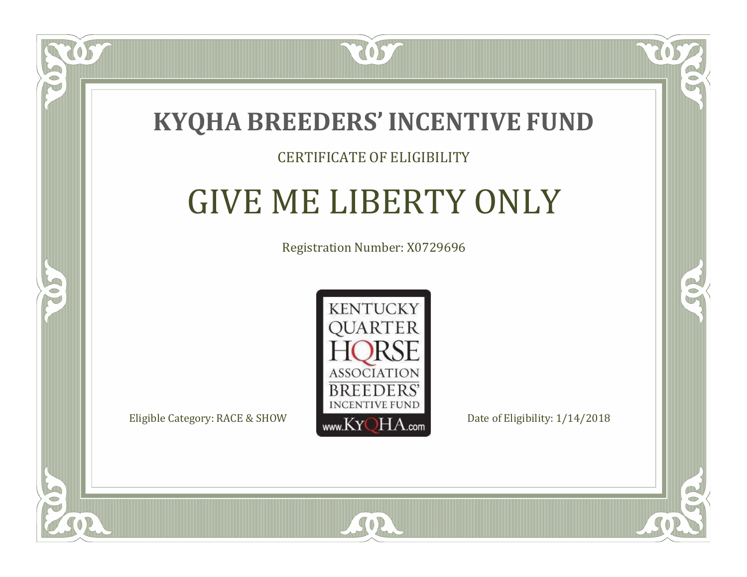# KYQHA BREEDERS' INCENTIVE FUND

CERTIFICATE OF ELIGIBILITY

## GIVE ME LIBERTY ONLY

Registration Number: X0729696

KENTUCKY QUARTER HORSE ASSOCIATION BREEDERS' INCENTIVE FUND www.KyQHA.com

Eligible Category: RACE & SHOW

Date of Eligibility: 1/14/2018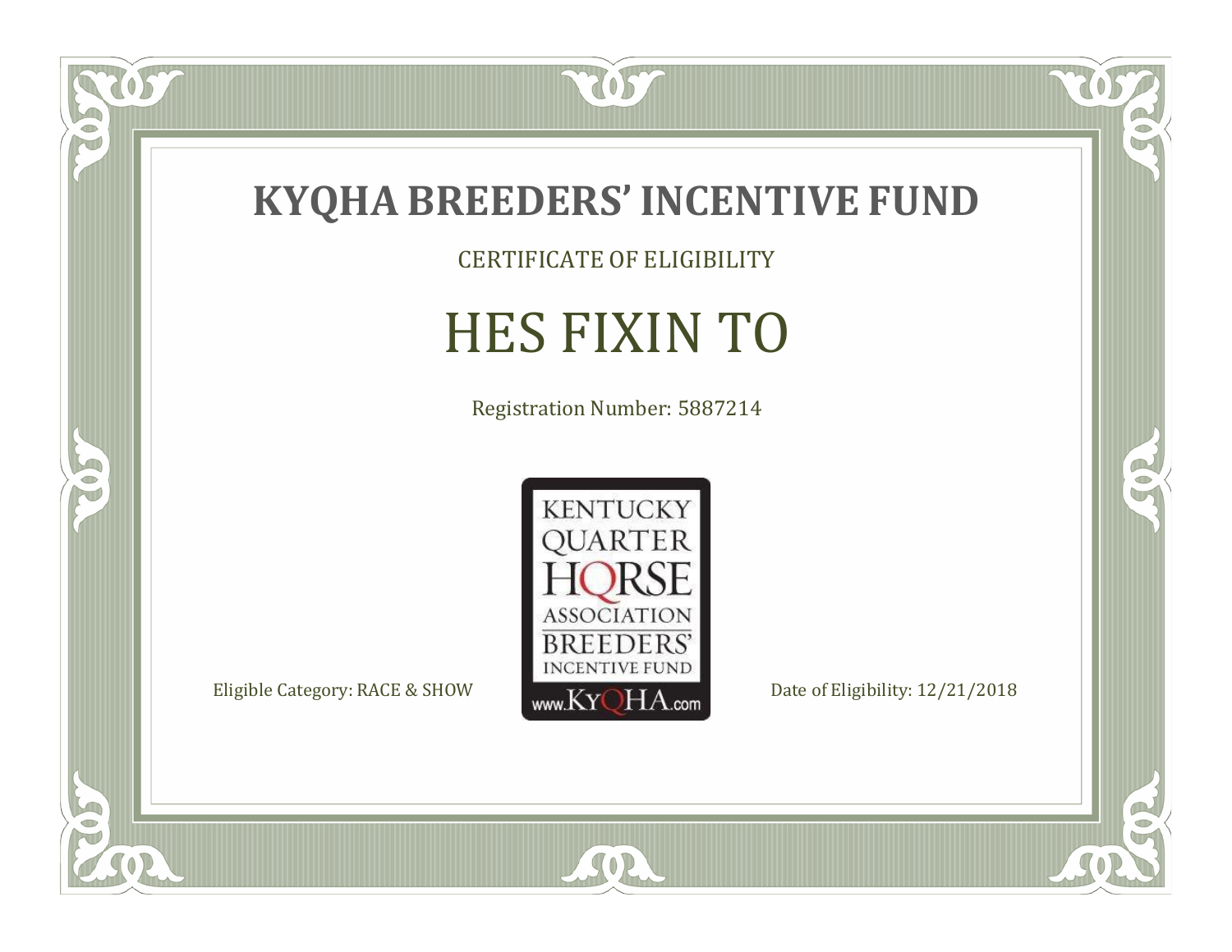# KYQHA BREEDERS' INCENTIVE FUND

CERTIFICATE OF ELIGIBILITY

## HES FIXIN TO

Registration Number: 5887214

KENTUCKY QUARTER HORSE ASSOCIATION BREEDERS' INCENTIVE FUND www.KyQHA.com

Eligible Category: RACE & SHOW

Date of Eligibility: 12/21/2018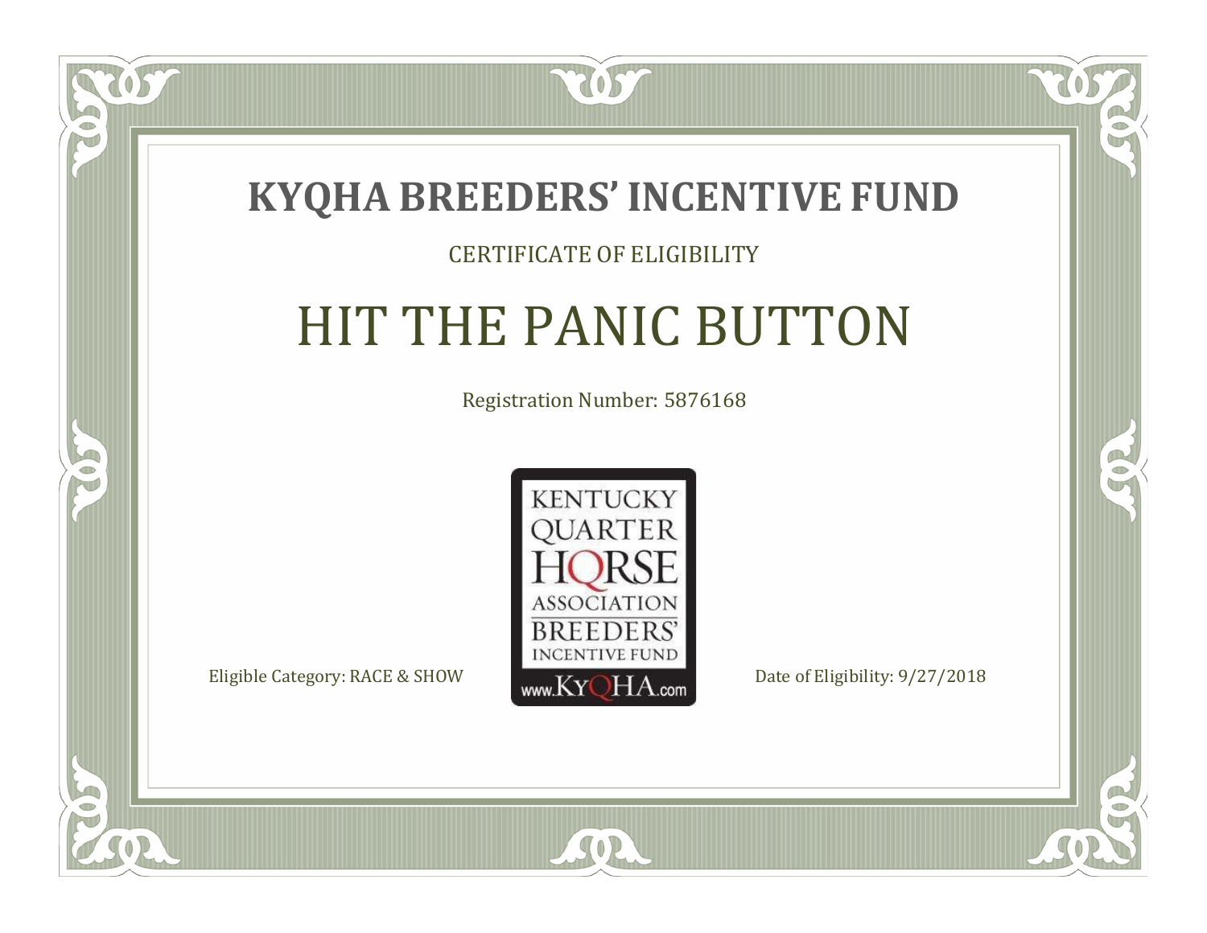# KYQHA BREEDERS' INCENTIVE FUND

CERTIFICATE OF ELIGIBILITY

## HIT THE PANIC BUTTON

Registration Number: 5876168

KENTUCKY QUARTER HORSE ASSOCIATION BREEDERS' INCENTIVE FUND www.KyQHA.com

Eligible Category: RACE & SHOW

Date of Eligibility: 9/27/2018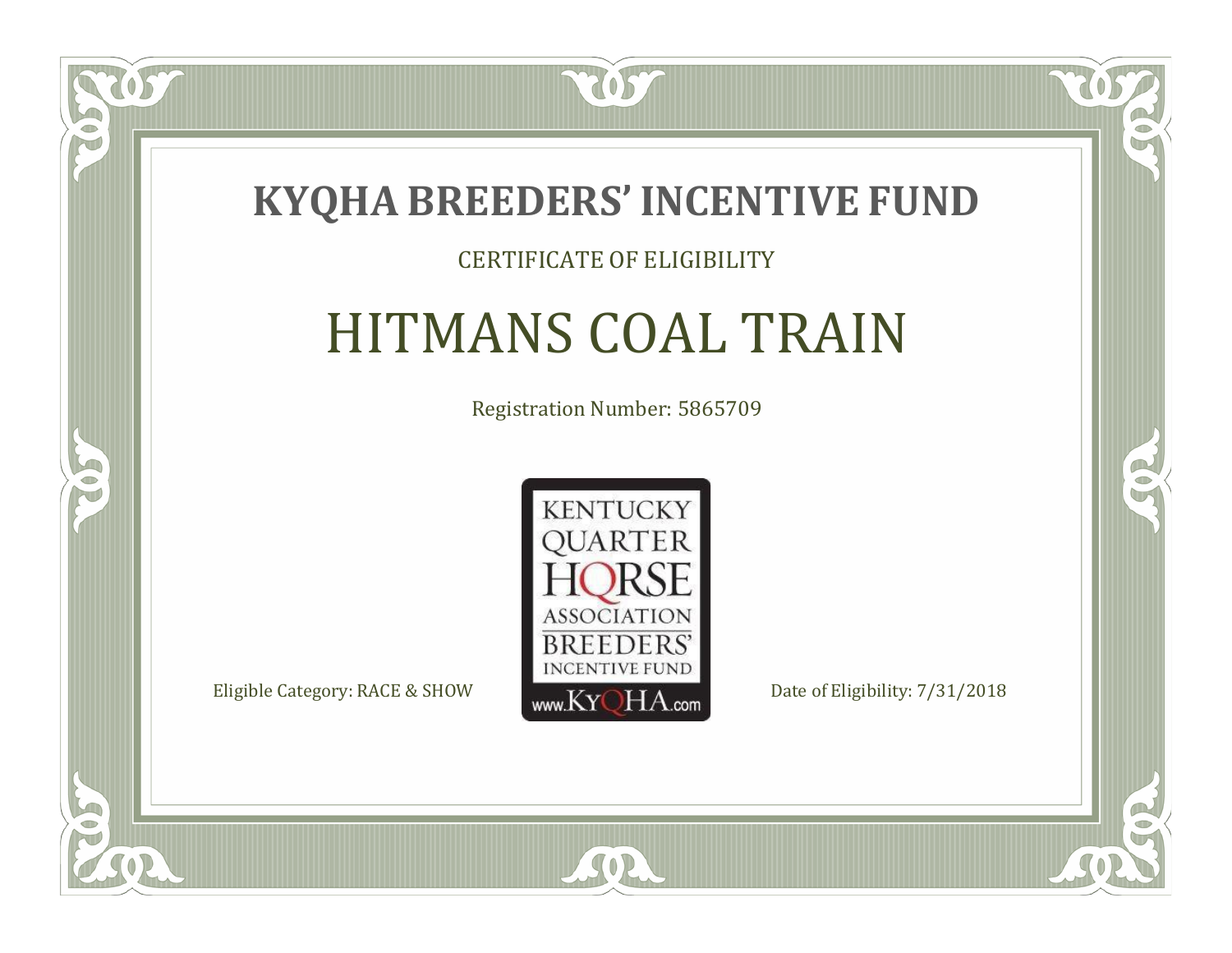# KYQHA BREEDERS' INCENTIVE FUND

CERTIFICATE OF ELIGIBILITY

## HITMANS COAL TRAIN

Registration Number: 5865709

KENTUCKY QUARTER HORSE ASSOCIATION BREEDERS' INCENTIVE FUND
www.KyQHA.com

Eligible Category: RACE & SHOW

Date of Eligibility: 7/31/2018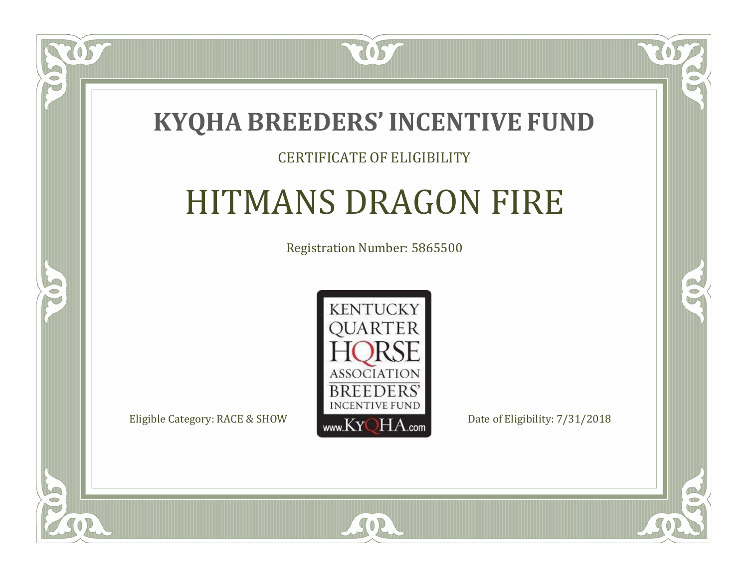# KYQHA BREEDERS' INCENTIVE FUND

CERTIFICATE OF ELIGIBILITY

## HITMANS DRAGON FIRE

Registration Number: 5865500

KENTUCKY QUARTER HORSE ASSOCIATION BREEDERS' INCENTIVE FUND www.KyQHA.com

Eligible Category: RACE & SHOW

Date of Eligibility: 7/31/2018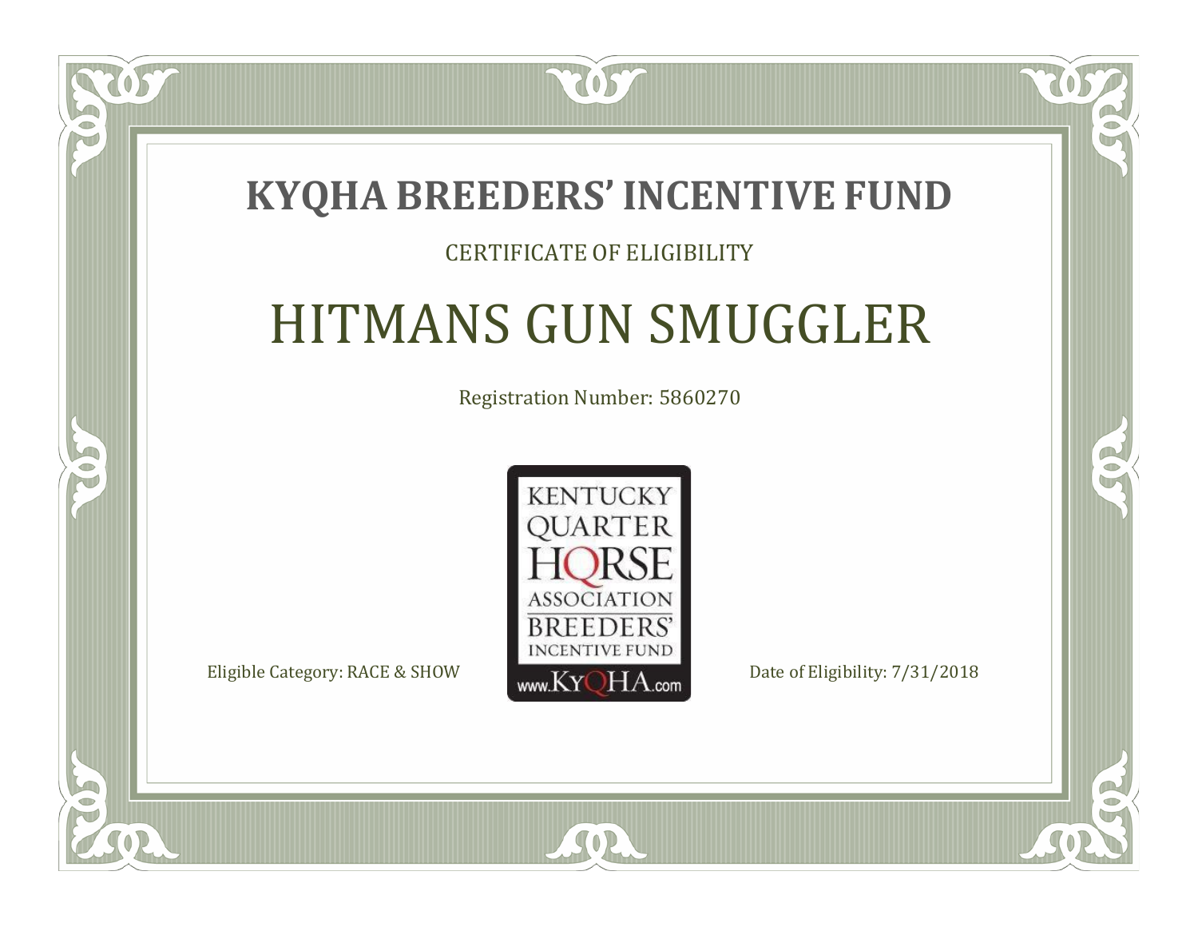# KYQHA BREEDERS' INCENTIVE FUND

CERTIFICATE OF ELIGIBILITY

## HITMANS GUN SMUGGLER

Registration Number: 5860270

KENTUCKY QUARTER HORSE ASSOCIATION BREEDERS' INCENTIVE FUND www.KyQHA.com

Eligible Category: RACE & SHOW

Date of Eligibility: 7/31/2018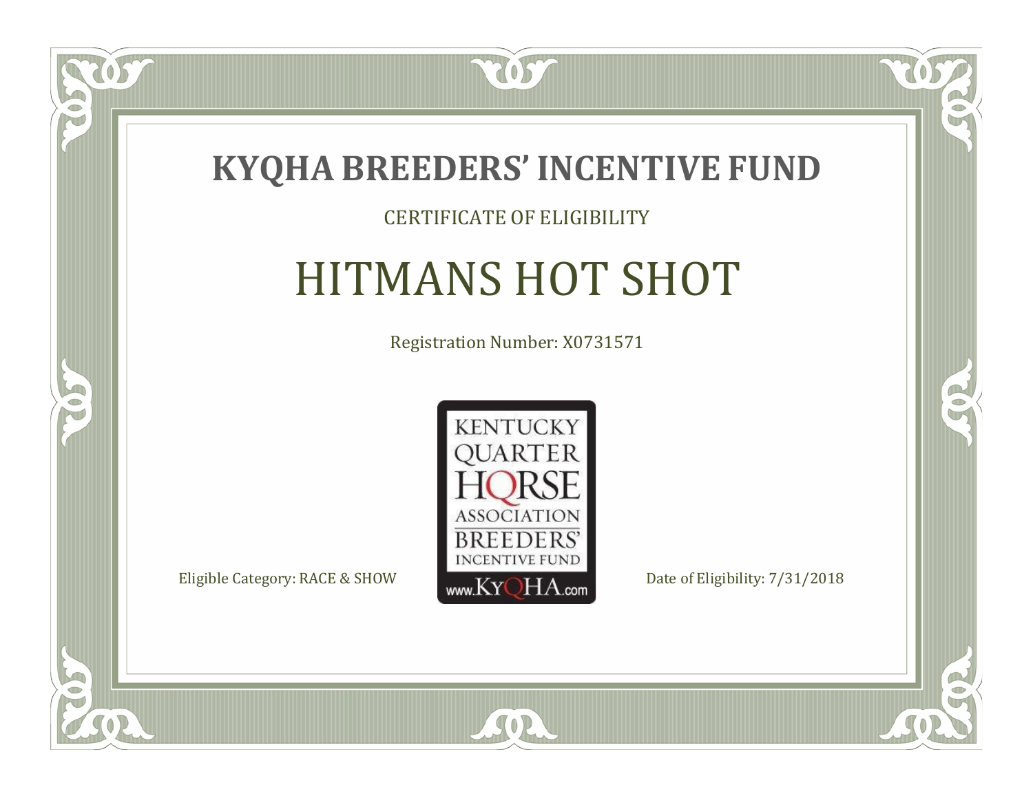# KYQHA BREEDERS' INCENTIVE FUND

CERTIFICATE OF ELIGIBILITY

## HITMANS HOT SHOT

Registration Number: X0731571

KENTUCKY QUARTER HORSE ASSOCIATION BREEDERS' INCENTIVE FUND www.KyQHA.com

Eligible Category: RACE & SHOW

Date of Eligibility: 7/31/2018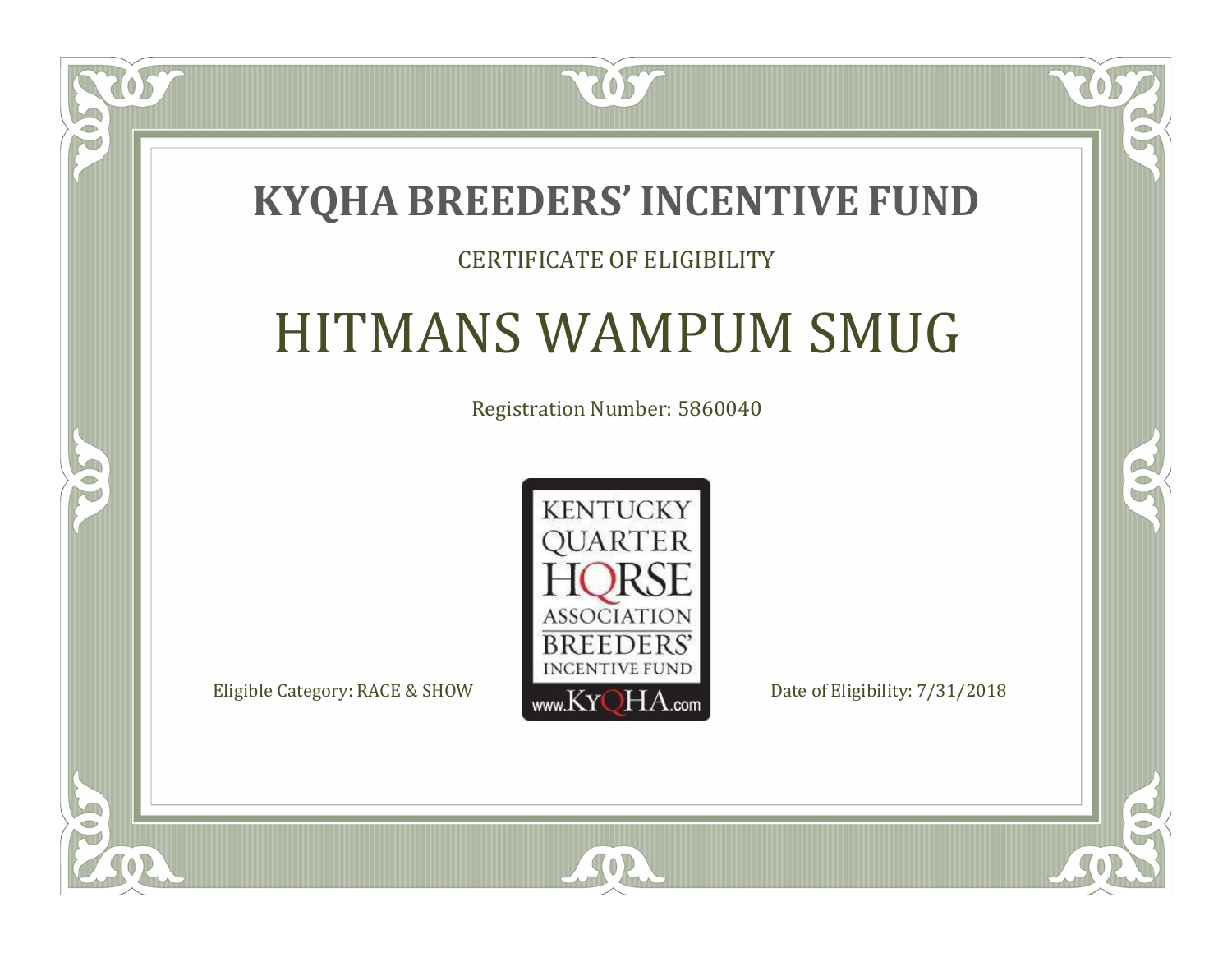# KYQHA BREEDERS' INCENTIVE FUND

CERTIFICATE OF ELIGIBILITY

## HITMANS WAMPUM SMUG

Registration Number: 5860040

KENTUCKY QUARTER HORSE ASSOCIATION BREEDERS' INCENTIVE FUND www.KyQHA.com

Eligible Category: RACE & SHOW

Date of Eligibility: 7/31/2018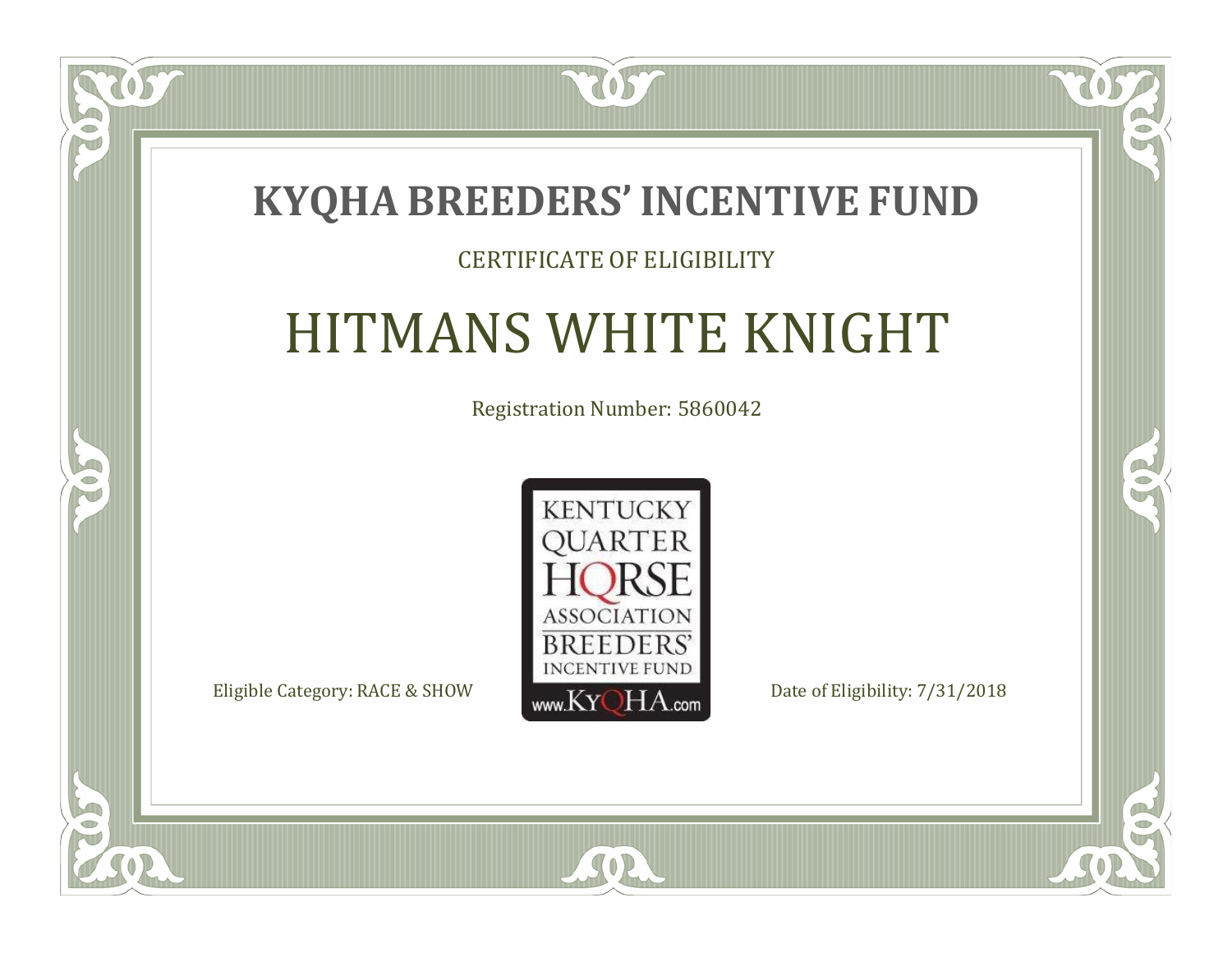# KYQHA BREEDERS' INCENTIVE FUND

CERTIFICATE OF ELIGIBILITY

## HITMANS WHITE KNIGHT

Registration Number: 5860042

KENTUCKY QUARTER HORSE ASSOCIATION BREEDERS' INCENTIVE FUND
www.KyQHA.com

Eligible Category: RACE & SHOW

Date of Eligibility: 7/31/2018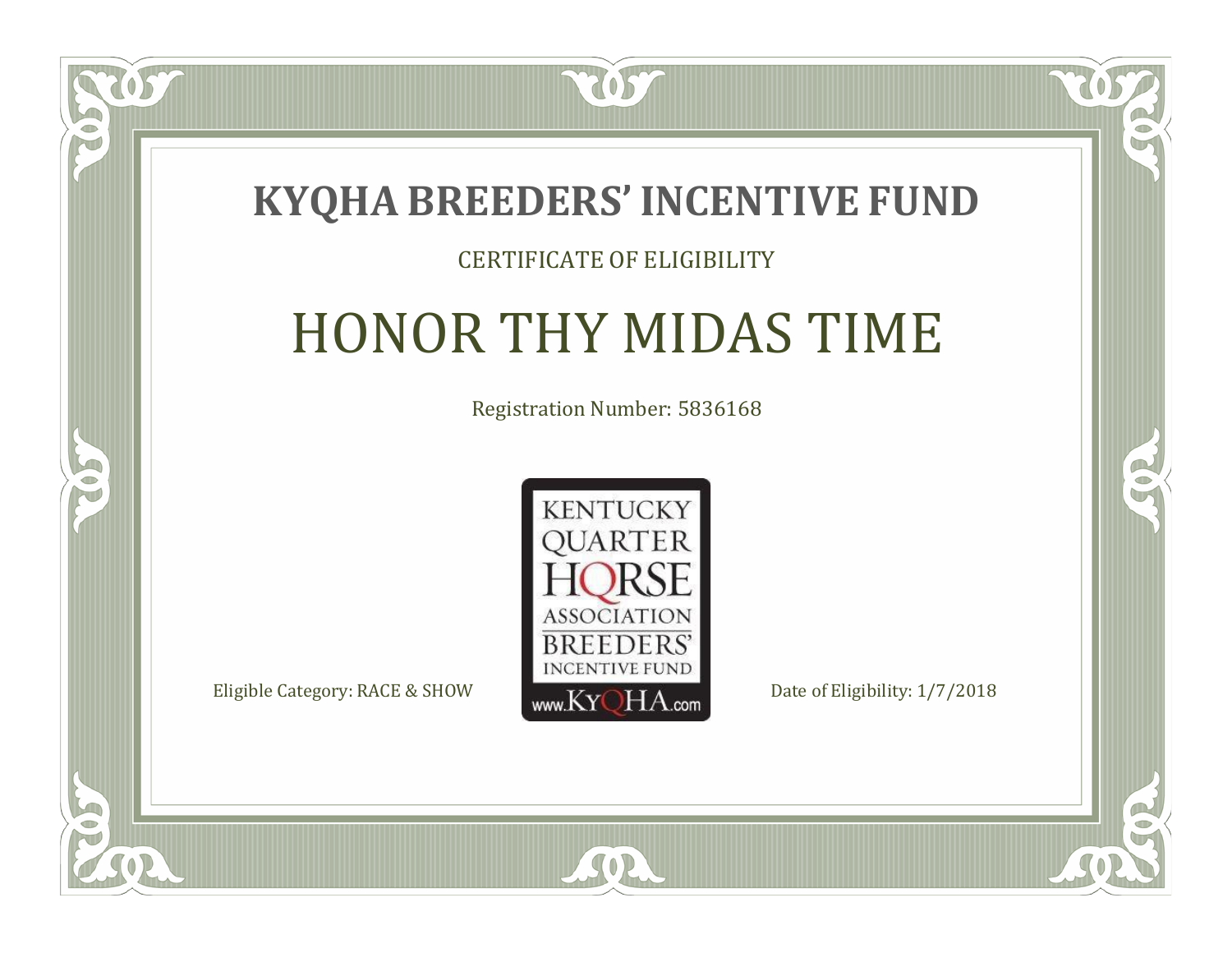# KYQHA BREEDERS' INCENTIVE FUND

CERTIFICATE OF ELIGIBILITY

## HONOR THY MIDAS TIME

Registration Number: 5836168

KENTUCKY QUARTER HORSE ASSOCIATION BREEDERS' INCENTIVE FUND www.KyQHA.com

Eligible Category: RACE & SHOW

Date of Eligibility: 1/7/2018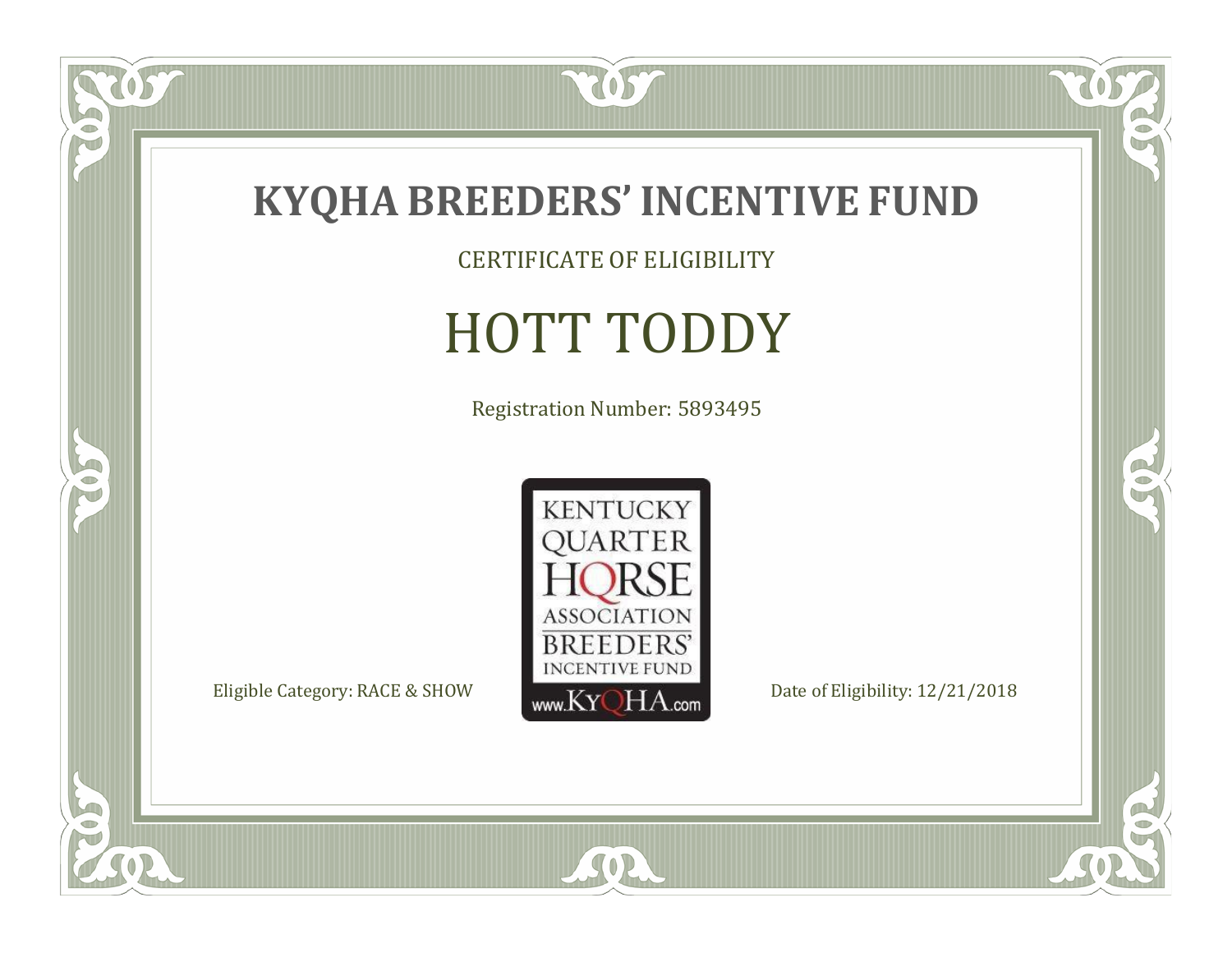# KYQHA BREEDERS' INCENTIVE FUND

CERTIFICATE OF ELIGIBILITY

## HOTT TODDY

Registration Number: 5893495

KENTUCKY QUARTER HORSE ASSOCIATION BREEDERS' INCENTIVE FUND www.KyQHA.com

Eligible Category: RACE & SHOW

Date of Eligibility: 12/21/2018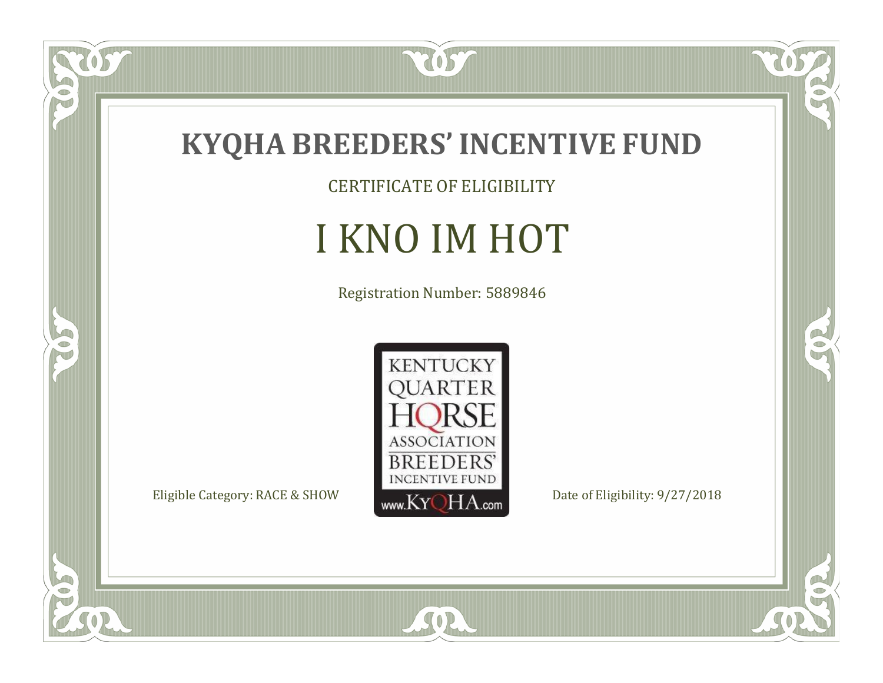# KYQHA BREEDERS' INCENTIVE FUND

CERTIFICATE OF ELIGIBILITY

## I KNO IM HOT

Registration Number: 5889846

KENTUCKY QUARTER HORSE ASSOCIATION BREEDERS' INCENTIVE FUND
www.KyQHA.com

Eligible Category: RACE & SHOW

Date of Eligibility: 9/27/2018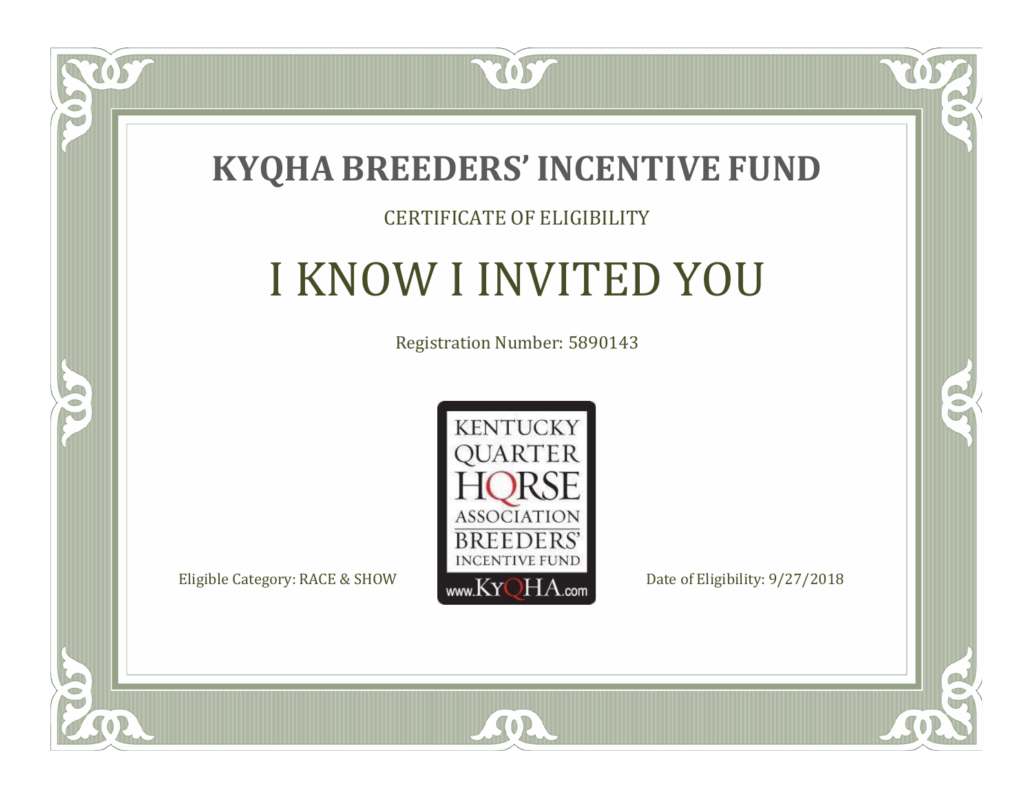# KYQHA BREEDERS' INCENTIVE FUND

CERTIFICATE OF ELIGIBILITY

## I KNOW I INVITED YOU

Registration Number: 5890143

KENTUCKY QUARTER HORSE ASSOCIATION BREEDERS' INCENTIVE FUND
www.KyQHA.com

Eligible Category: RACE & SHOW

Date of Eligibility: 9/27/2018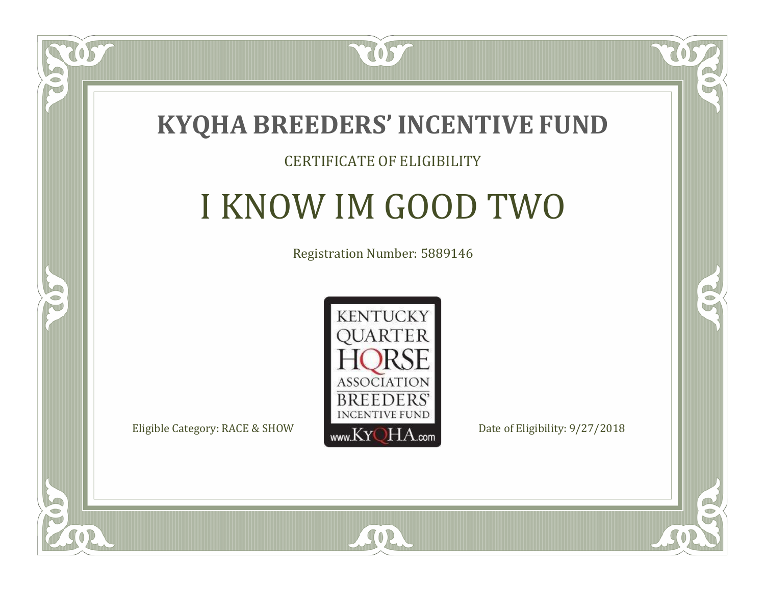# KYQHA BREEDERS' INCENTIVE FUND

CERTIFICATE OF ELIGIBILITY

## I KNOW IM GOOD TWO

Registration Number: 5889146

KENTUCKY QUARTER HORSE ASSOCIATION BREEDERS' INCENTIVE FUND www.KyQHA.com

Eligible Category: RACE & SHOW

Date of Eligibility: 9/27/2018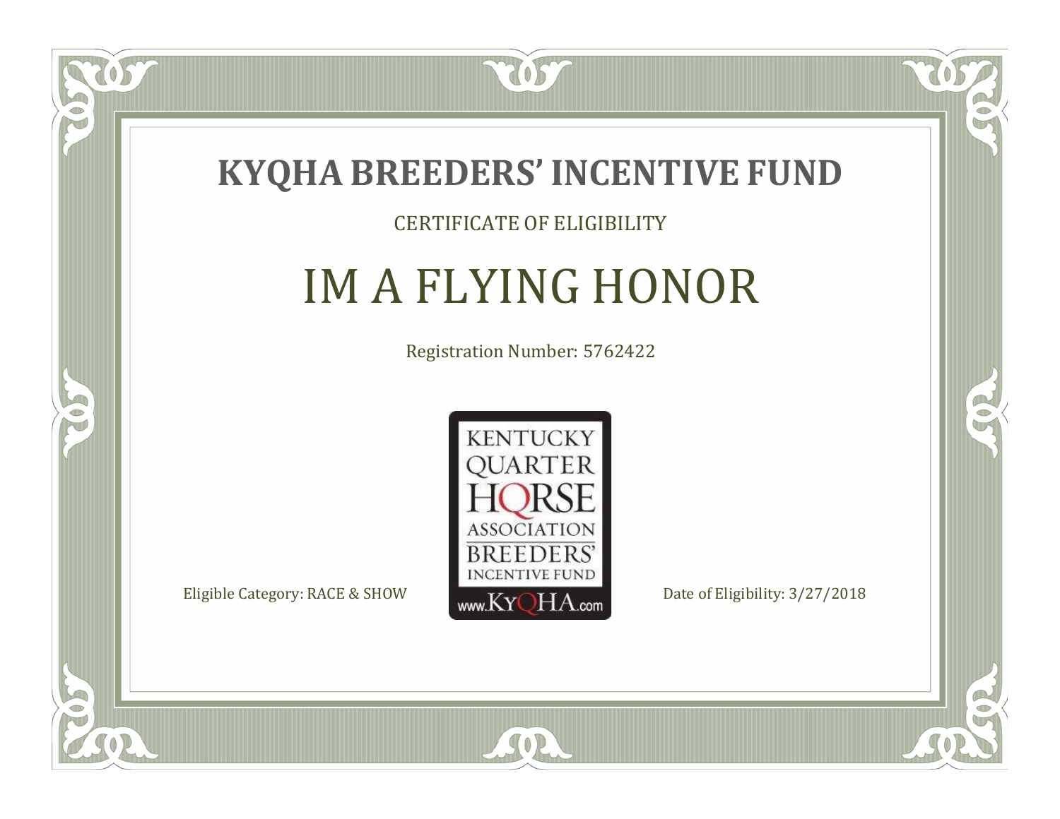# KYQHA BREEDERS' INCENTIVE FUND

CERTIFICATE OF ELIGIBILITY

## IM A FLYING HONOR

Registration Number: 5762422

KENTUCKY QUARTER HORSE ASSOCIATION BREEDERS' INCENTIVE FUND
www.KyQHA.com

Eligible Category: RACE & SHOW

Date of Eligibility: 3/27/2018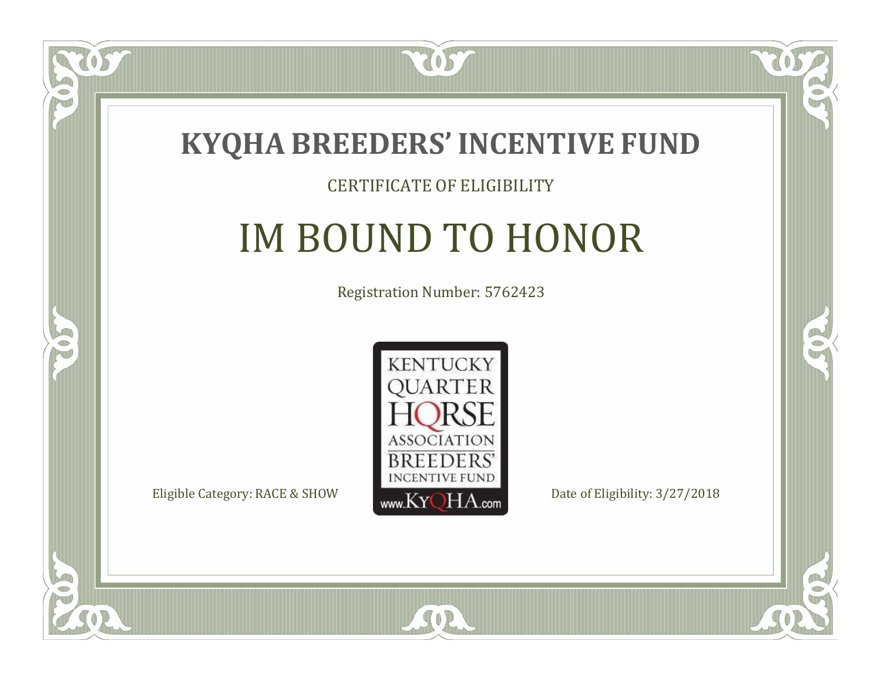# KYQHA BREEDERS' INCENTIVE FUND

CERTIFICATE OF ELIGIBILITY

## IM BOUND TO HONOR

Registration Number: 5762423

KENTUCKY QUARTER HORSE ASSOCIATION BREEDERS' INCENTIVE FUND www.KyQHA.com

Eligible Category: RACE & SHOW

Date of Eligibility: 3/27/2018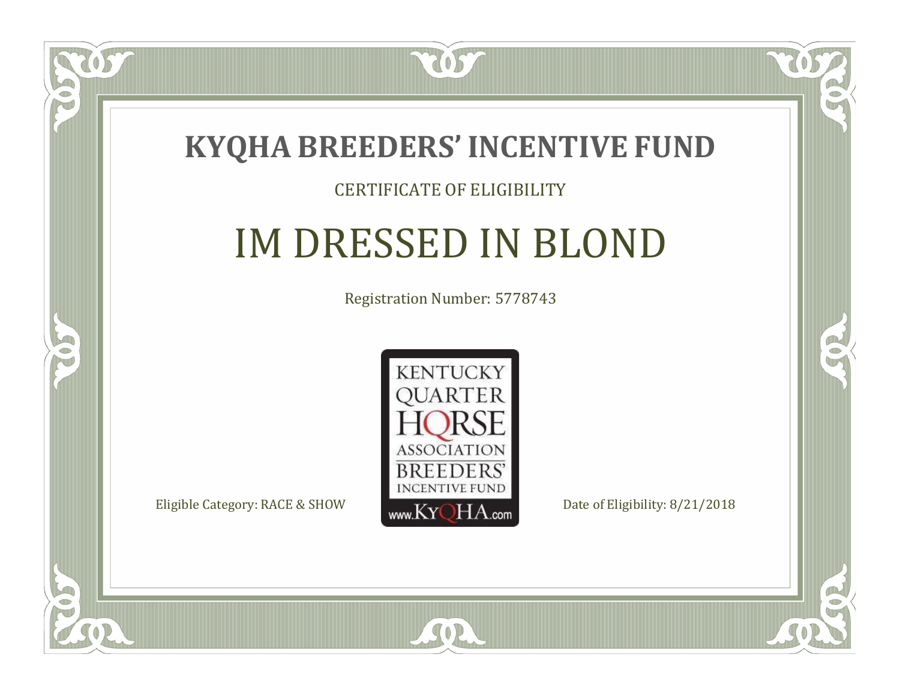# KYQHA BREEDERS' INCENTIVE FUND

CERTIFICATE OF ELIGIBILITY

## IM DRESSED IN BLOND

Registration Number: 5778743

KENTUCKY QUARTER HORSE ASSOCIATION BREEDERS' INCENTIVE FUND www.KyQHA.com

Eligible Category: RACE & SHOW

Date of Eligibility: 8/21/2018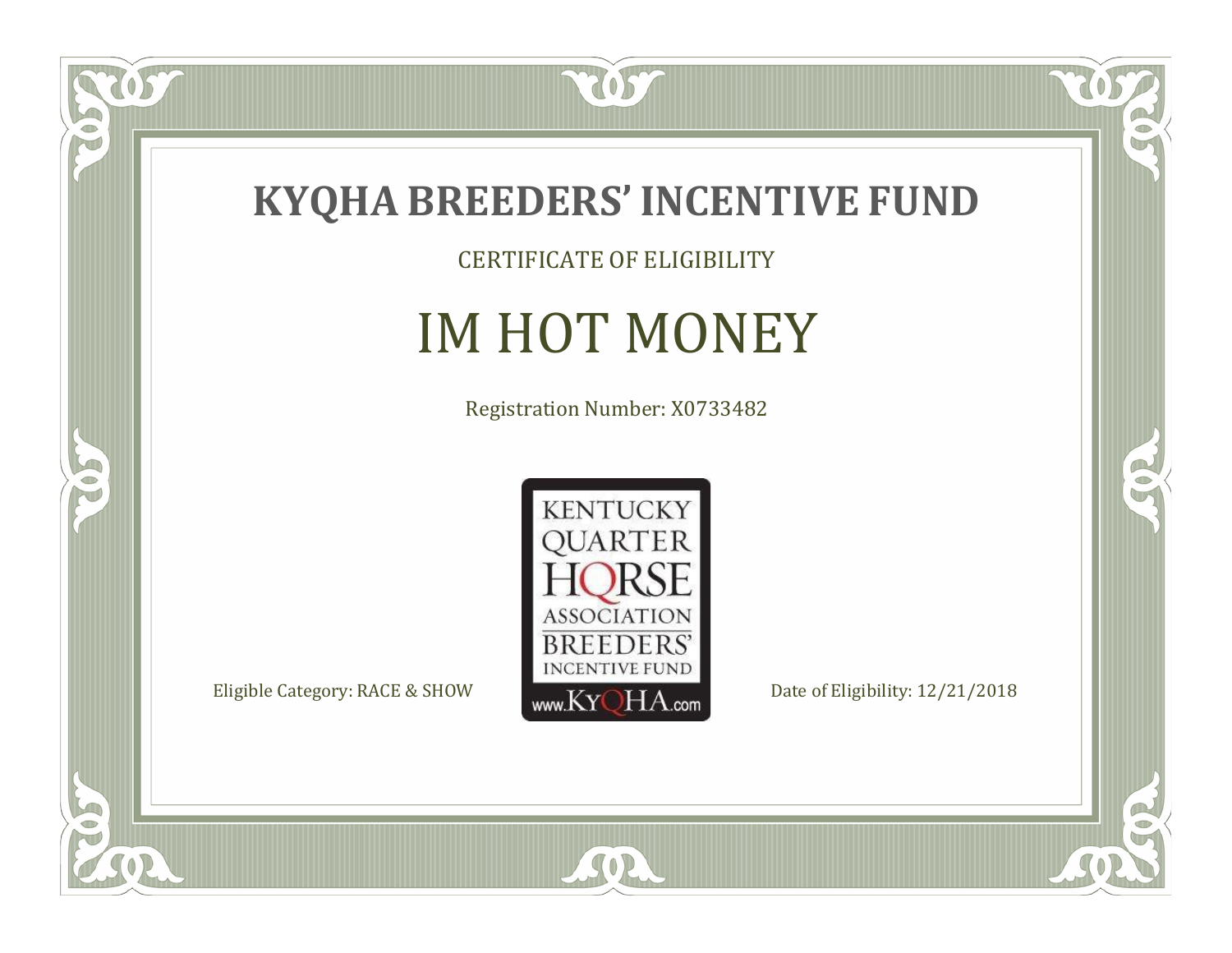# KYQHA BREEDERS' INCENTIVE FUND

CERTIFICATE OF ELIGIBILITY

## IM HOT MONEY

Registration Number: X0733482

KENTUCKY QUARTER HORSE ASSOCIATION BREEDERS' INCENTIVE FUND www.KyQHA.com

Eligible Category: RACE & SHOW

Date of Eligibility: 12/21/2018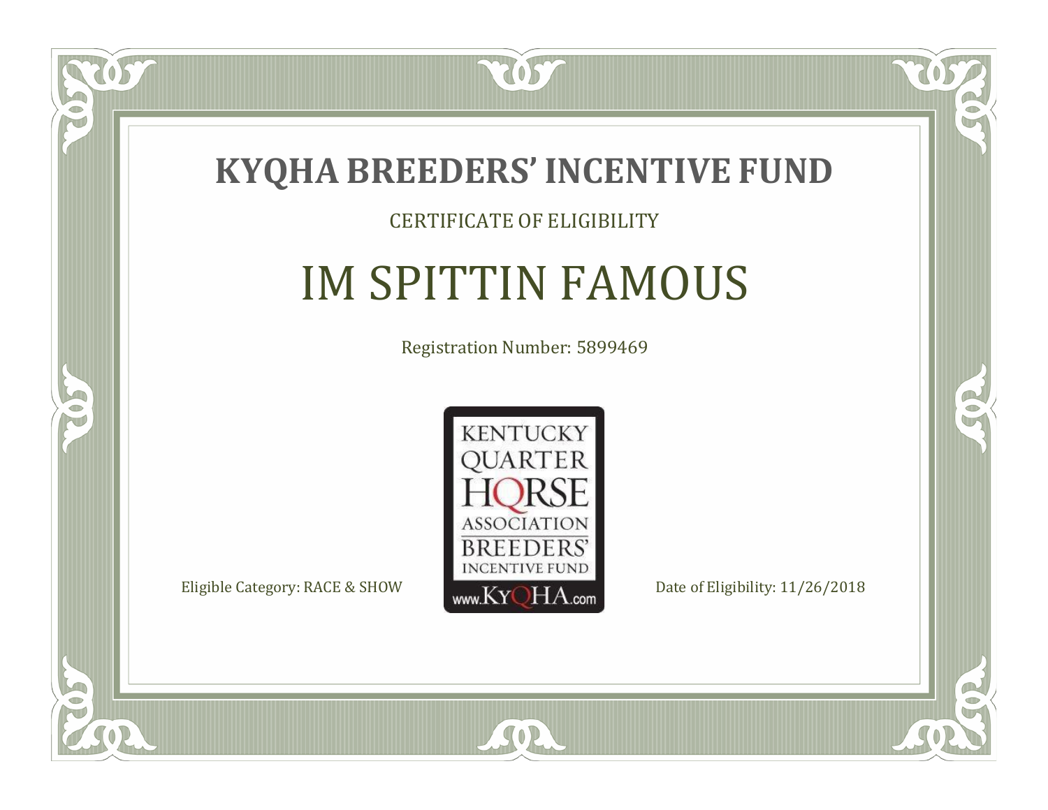# KYQHA BREEDERS' INCENTIVE FUND

CERTIFICATE OF ELIGIBILITY

## IM SPITTIN FAMOUS

Registration Number: 5899469

KENTUCKY QUARTER HORSE ASSOCIATION BREEDERS' INCENTIVE FUND www.KyQHA.com

Eligible Category: RACE & SHOW

Date of Eligibility: 11/26/2018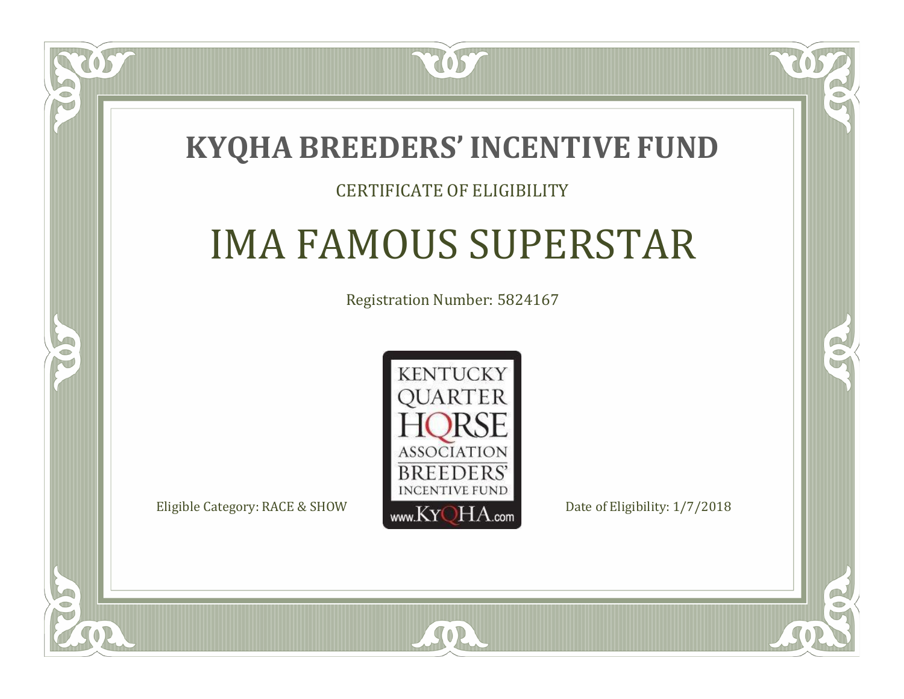# KYQHA BREEDERS' INCENTIVE FUND

CERTIFICATE OF ELIGIBILITY

## IMA FAMOUS SUPERSTAR

Registration Number: 5824167

KENTUCKY QUARTER HORSE ASSOCIATION BREEDERS' INCENTIVE FUND www.KyQHA.com

Eligible Category: RACE & SHOW

Date of Eligibility: 1/7/2018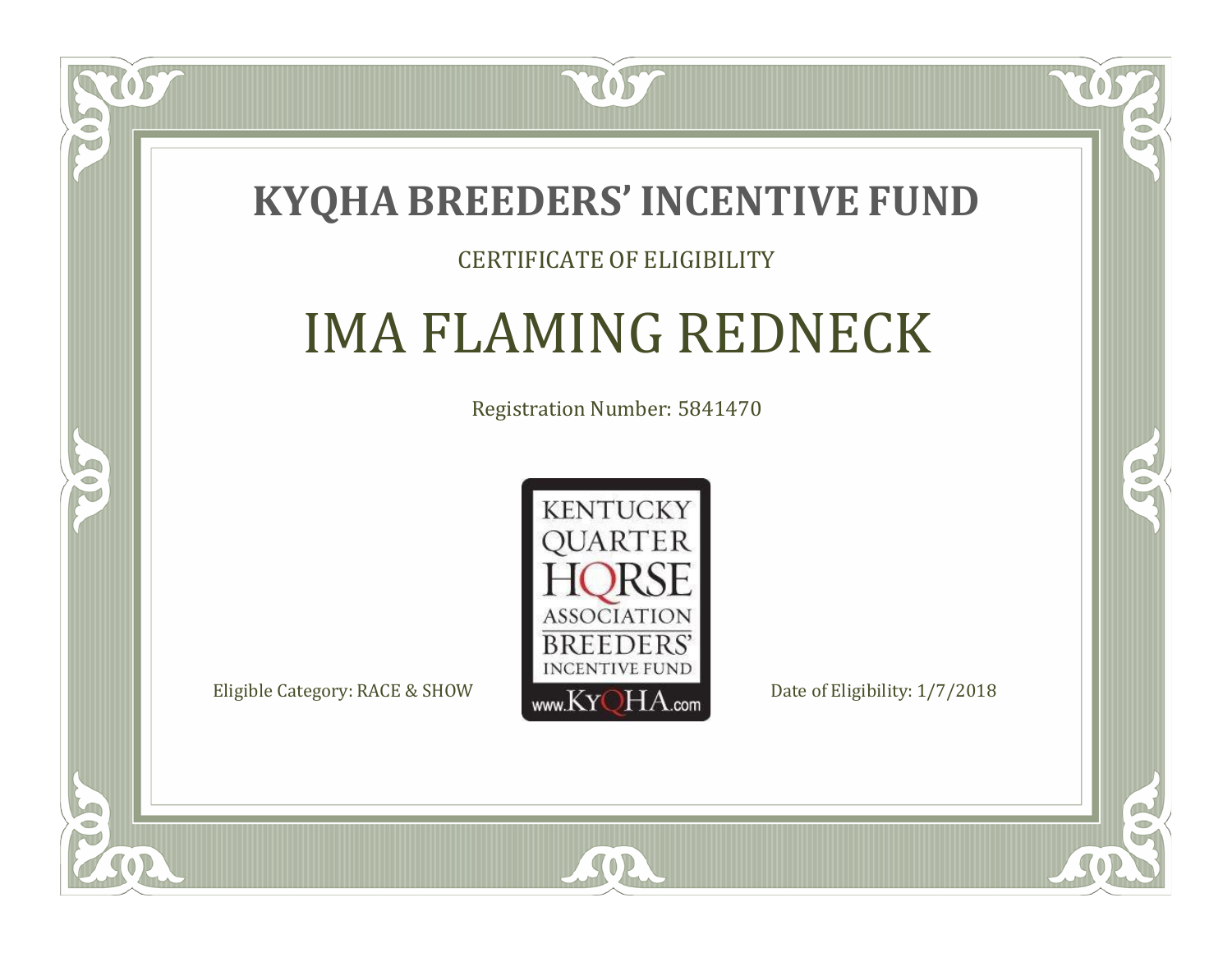# KYQHA BREEDERS' INCENTIVE FUND

CERTIFICATE OF ELIGIBILITY

## IMA FLAMING REDNECK

Registration Number: 5841470

KENTUCKY QUARTER HORSE ASSOCIATION BREEDERS' INCENTIVE FUND www.KyQHA.com

Eligible Category: RACE & SHOW

Date of Eligibility: 1/7/2018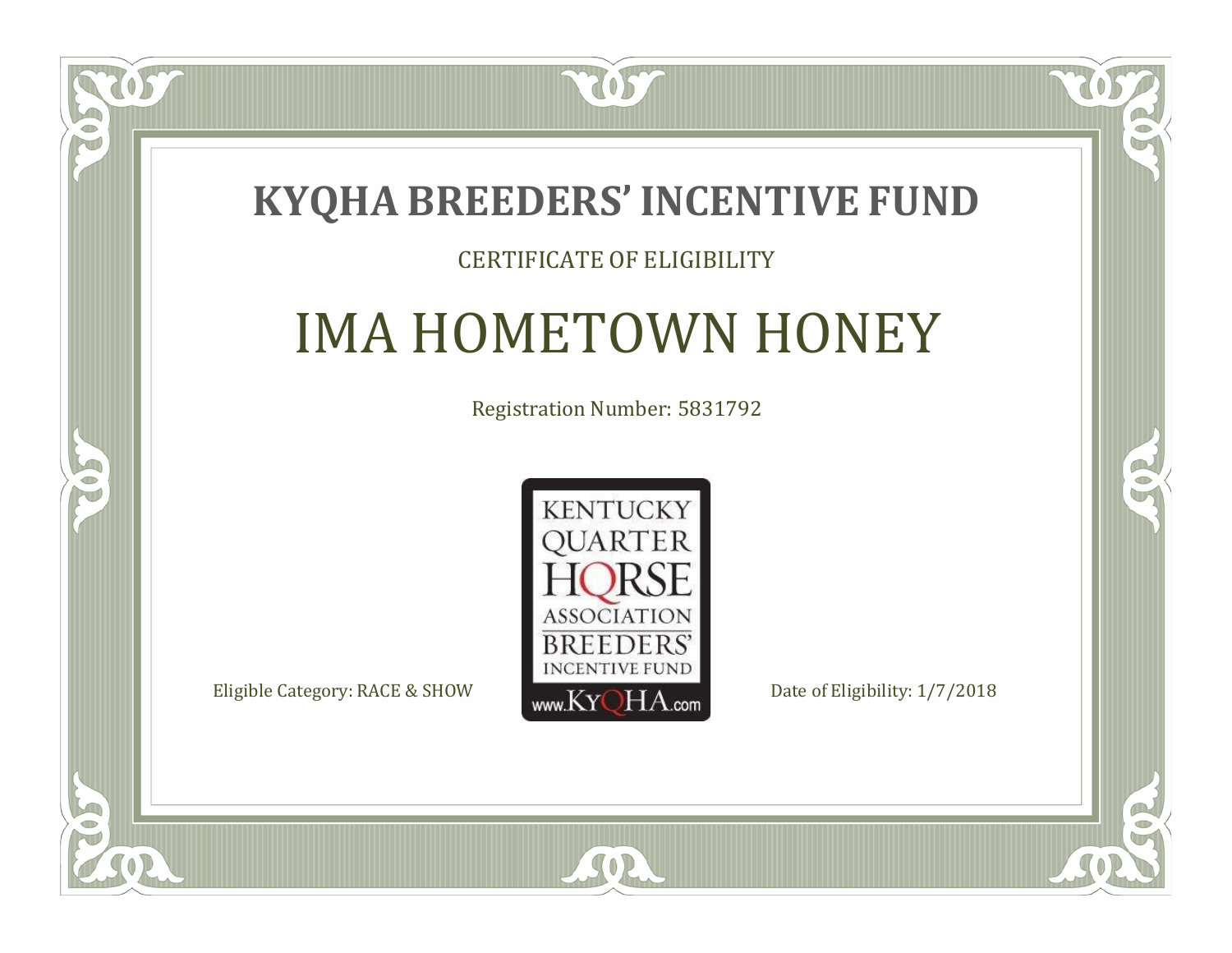# KYQHA BREEDERS' INCENTIVE FUND

CERTIFICATE OF ELIGIBILITY

## IMA HOMETOWN HONEY

Registration Number: 5831792

KENTUCKY QUARTER HORSE ASSOCIATION BREEDERS' INCENTIVE FUND www.KyQHA.com

Eligible Category: RACE & SHOW

Date of Eligibility: 1/7/2018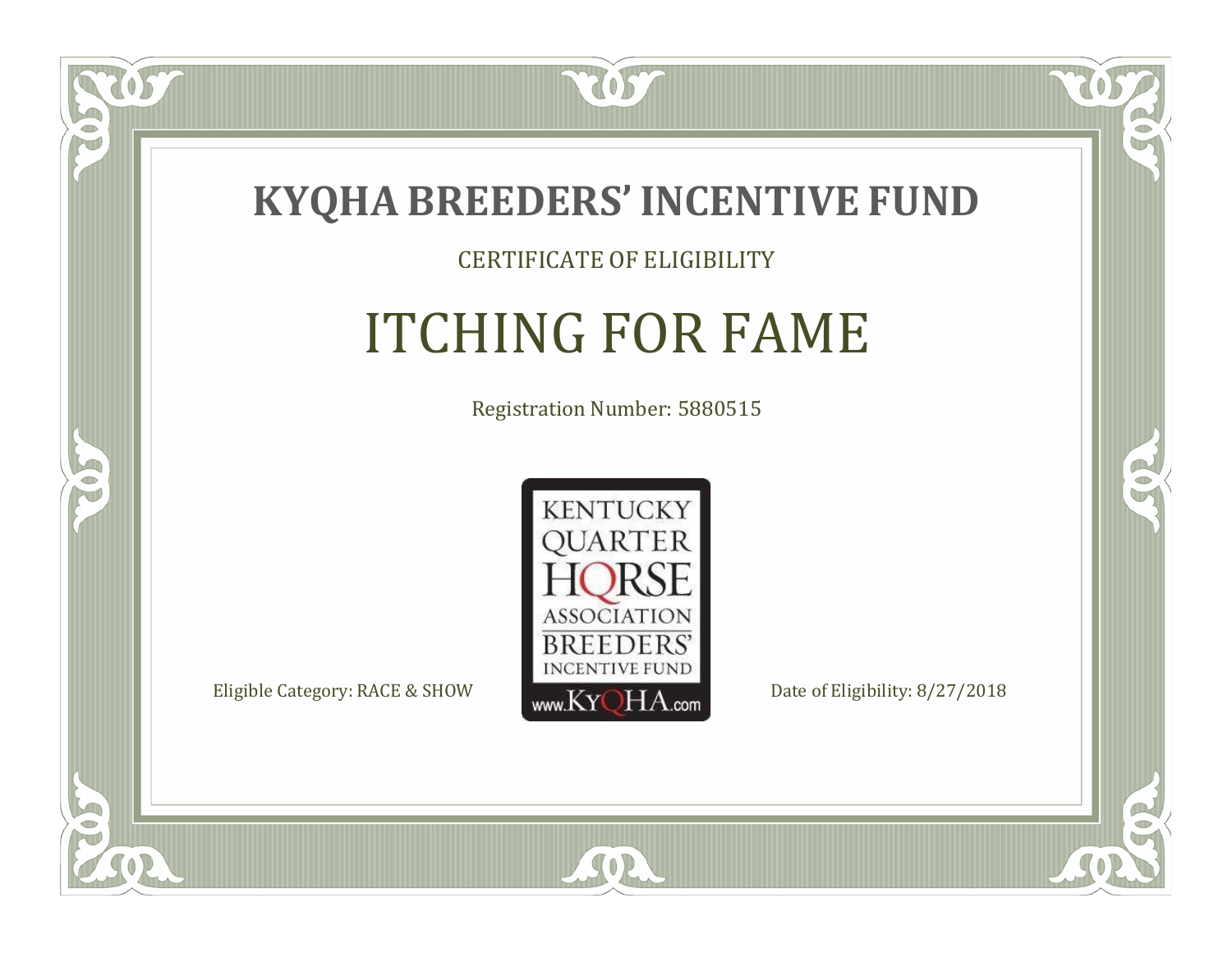# KYQHA BREEDERS' INCENTIVE FUND

CERTIFICATE OF ELIGIBILITY

## ITCHING FOR FAME

Registration Number: 5880515

KENTUCKY QUARTER HORSE ASSOCIATION BREEDERS' INCENTIVE FUND

www.KyQHA.com

Eligible Category: RACE & SHOW

Date of Eligibility: 8/27/2018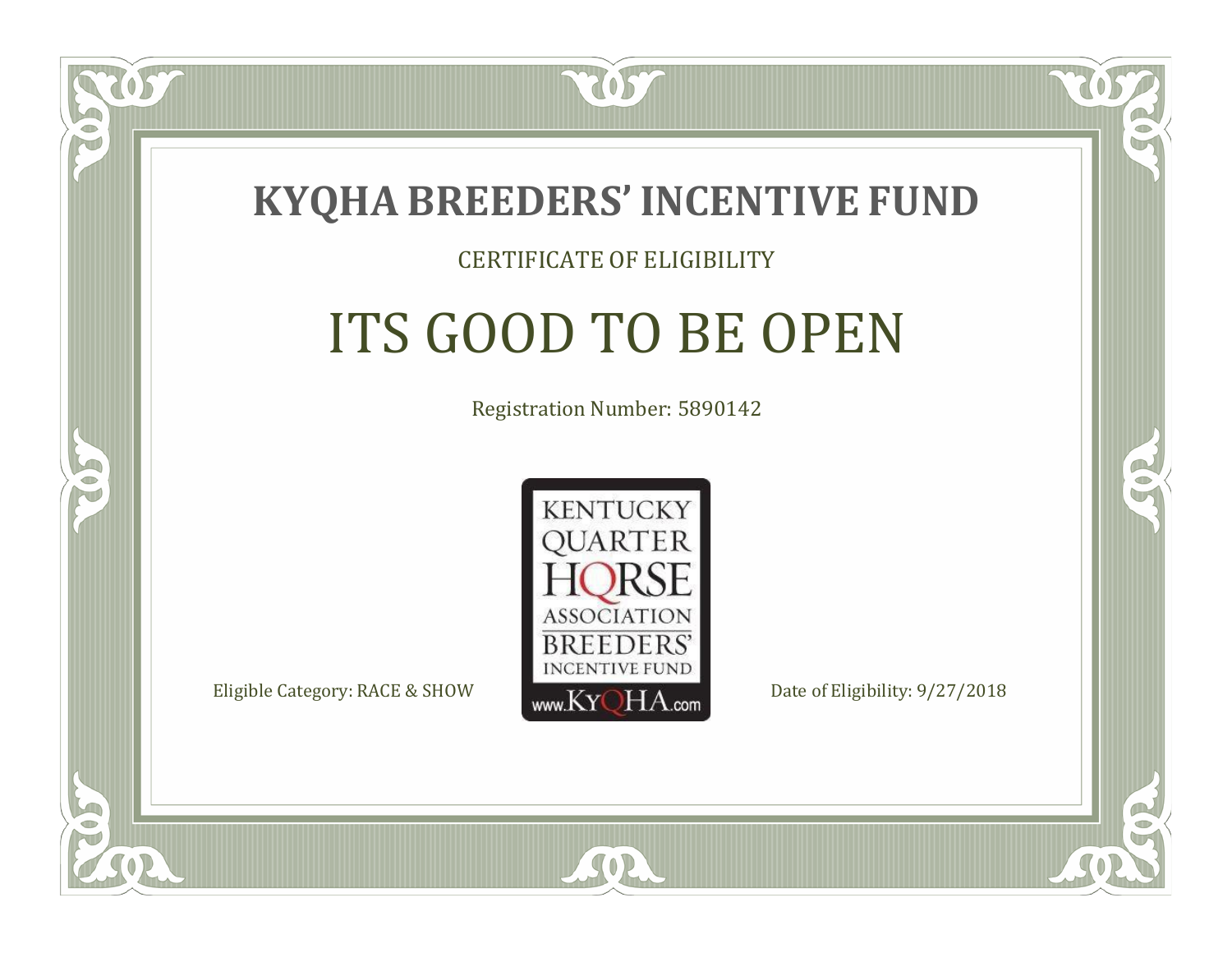# KYQHA BREEDERS' INCENTIVE FUND

CERTIFICATE OF ELIGIBILITY

## ITS GOOD TO BE OPEN

Registration Number: 5890142

KENTUCKY QUARTER HORSE ASSOCIATION BREEDERS' INCENTIVE FUND www.KyQHA.com

Eligible Category: RACE & SHOW

Date of Eligibility: 9/27/2018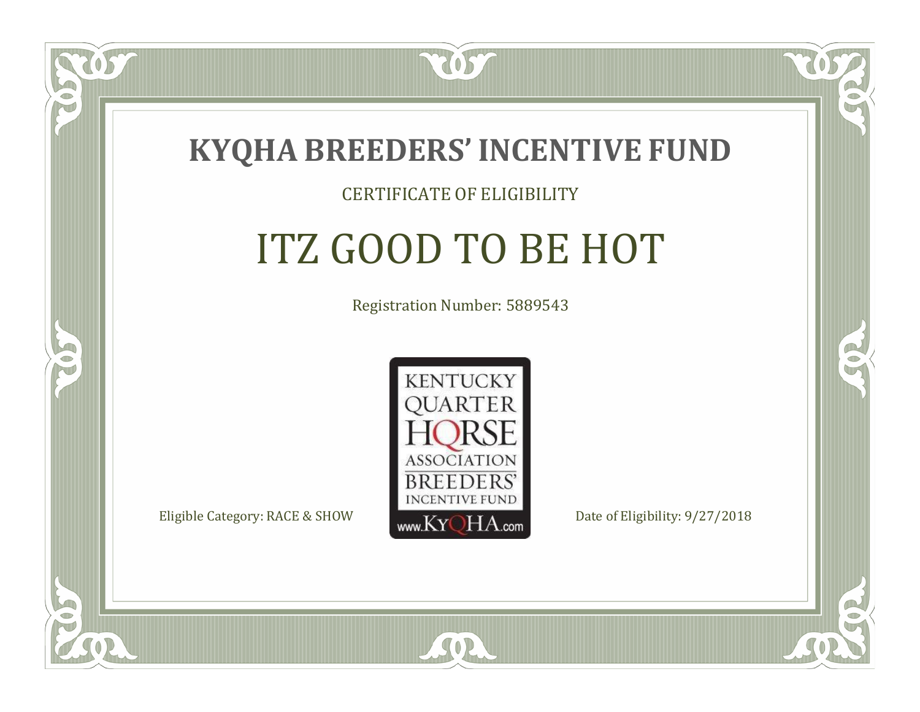# KYQHA BREEDERS' INCENTIVE FUND

CERTIFICATE OF ELIGIBILITY

## ITZ GOOD TO BE HOT

Registration Number: 5889543

KENTUCKY QUARTER HORSE ASSOCIATION BREEDERS' INCENTIVE FUND www.KyQHA.com

Eligible Category: RACE & SHOW

Date of Eligibility: 9/27/2018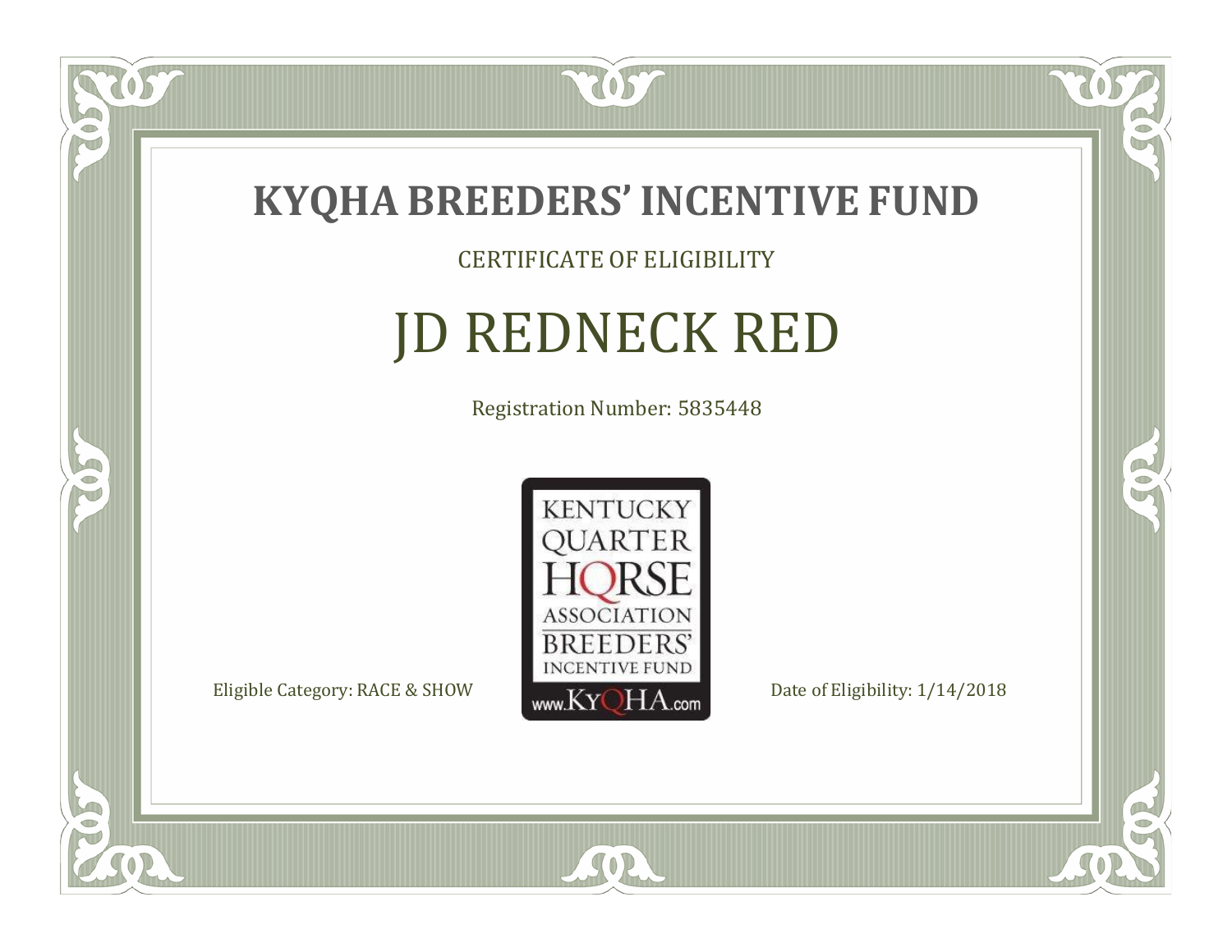# KYQHA BREEDERS' INCENTIVE FUND

CERTIFICATE OF ELIGIBILITY

## JD REDNECK RED

Registration Number: 5835448

KENTUCKY QUARTER HORSE ASSOCIATION BREEDERS' INCENTIVE FUND www.KyQHA.com

Eligible Category: RACE & SHOW

Date of Eligibility: 1/14/2018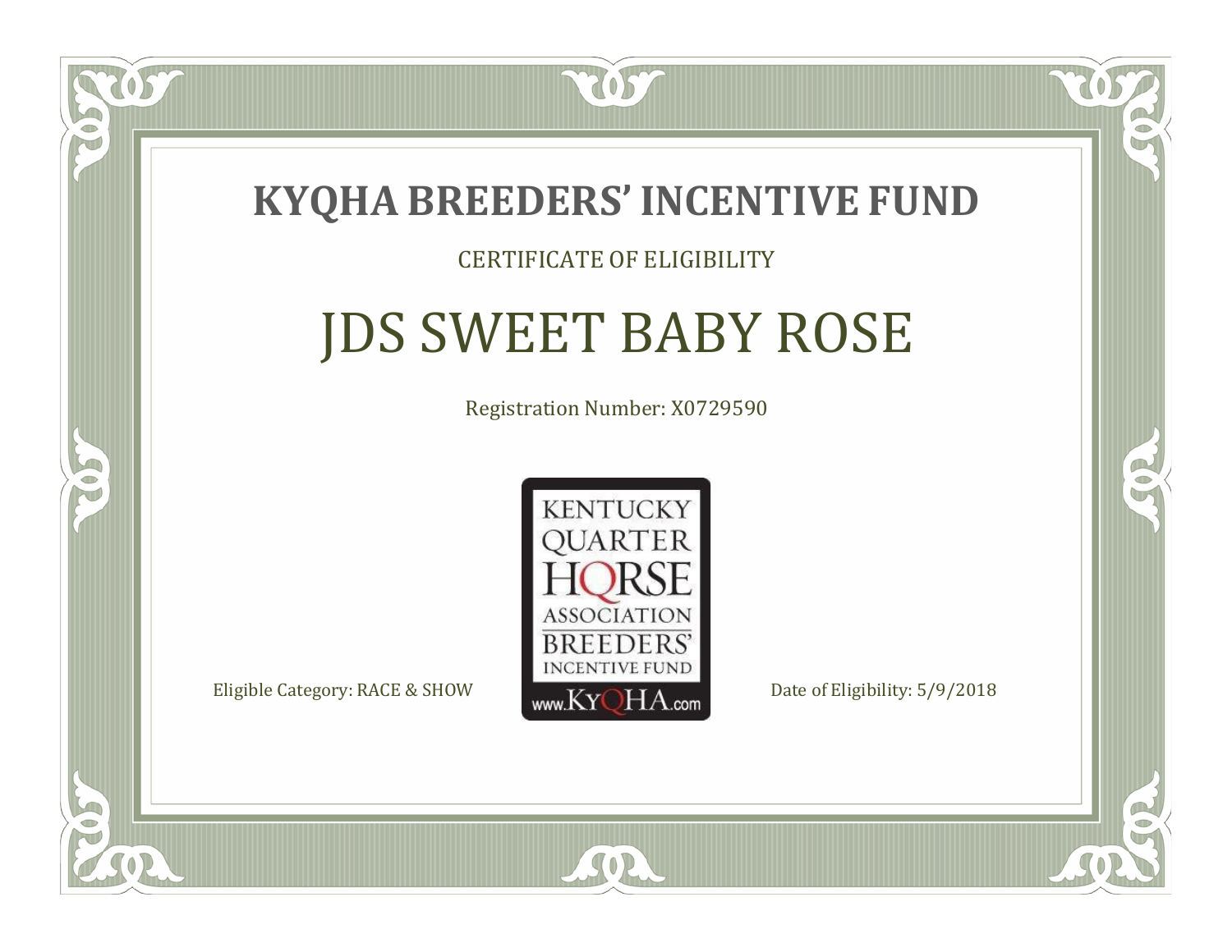# KYQHA BREEDERS' INCENTIVE FUND

CERTIFICATE OF ELIGIBILITY

## JDS SWEET BABY ROSE

Registration Number: X0729590

KENTUCKY QUARTER HORSE ASSOCIATION BREEDERS' INCENTIVE FUND www.KyQHA.com

Eligible Category: RACE & SHOW

Date of Eligibility: 5/9/2018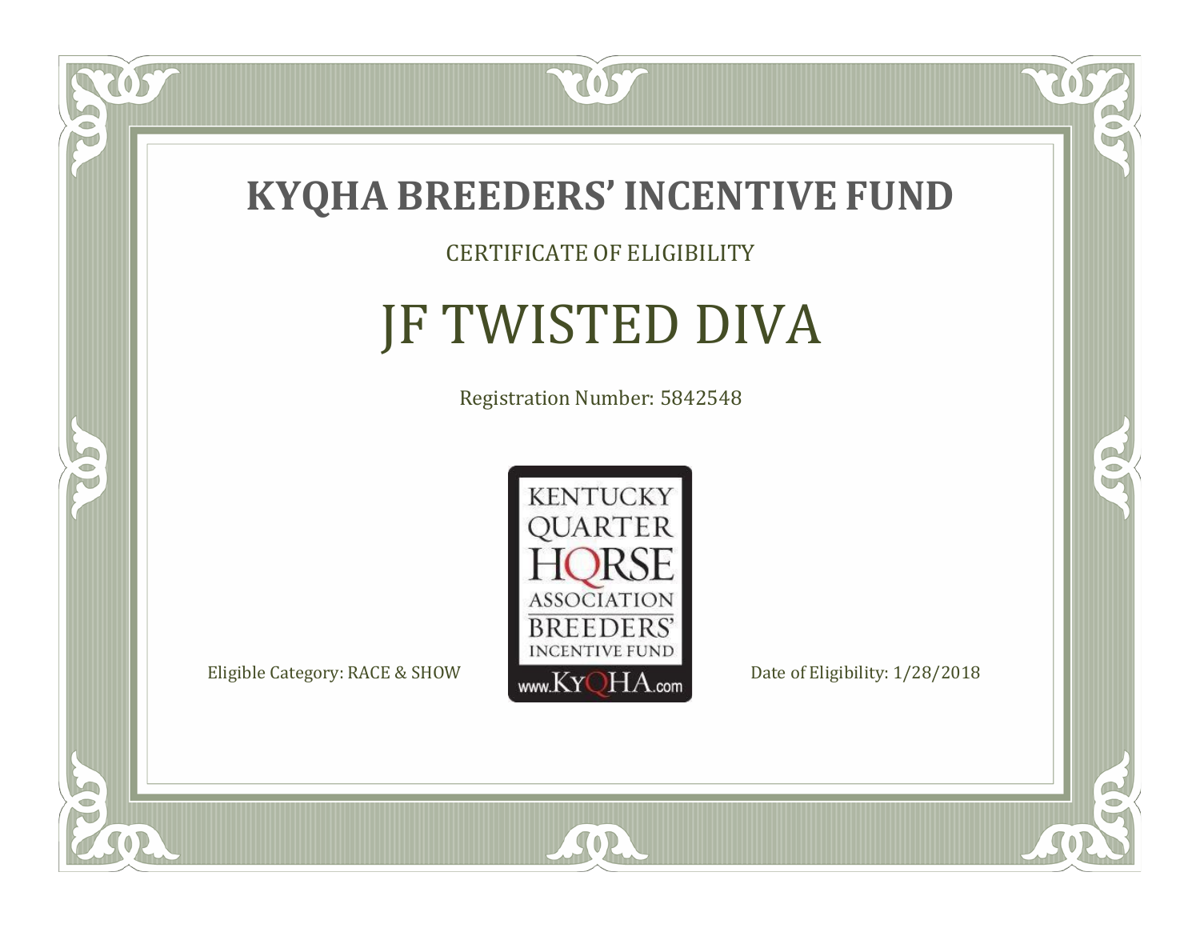# KYQHA BREEDERS' INCENTIVE FUND

CERTIFICATE OF ELIGIBILITY

## JF TWISTED DIVA

Registration Number: 5842548

KENTUCKY QUARTER HORSE ASSOCIATION BREEDERS' INCENTIVE FUND

www.KyQHA.com

Eligible Category: RACE & SHOW

Date of Eligibility: 1/28/2018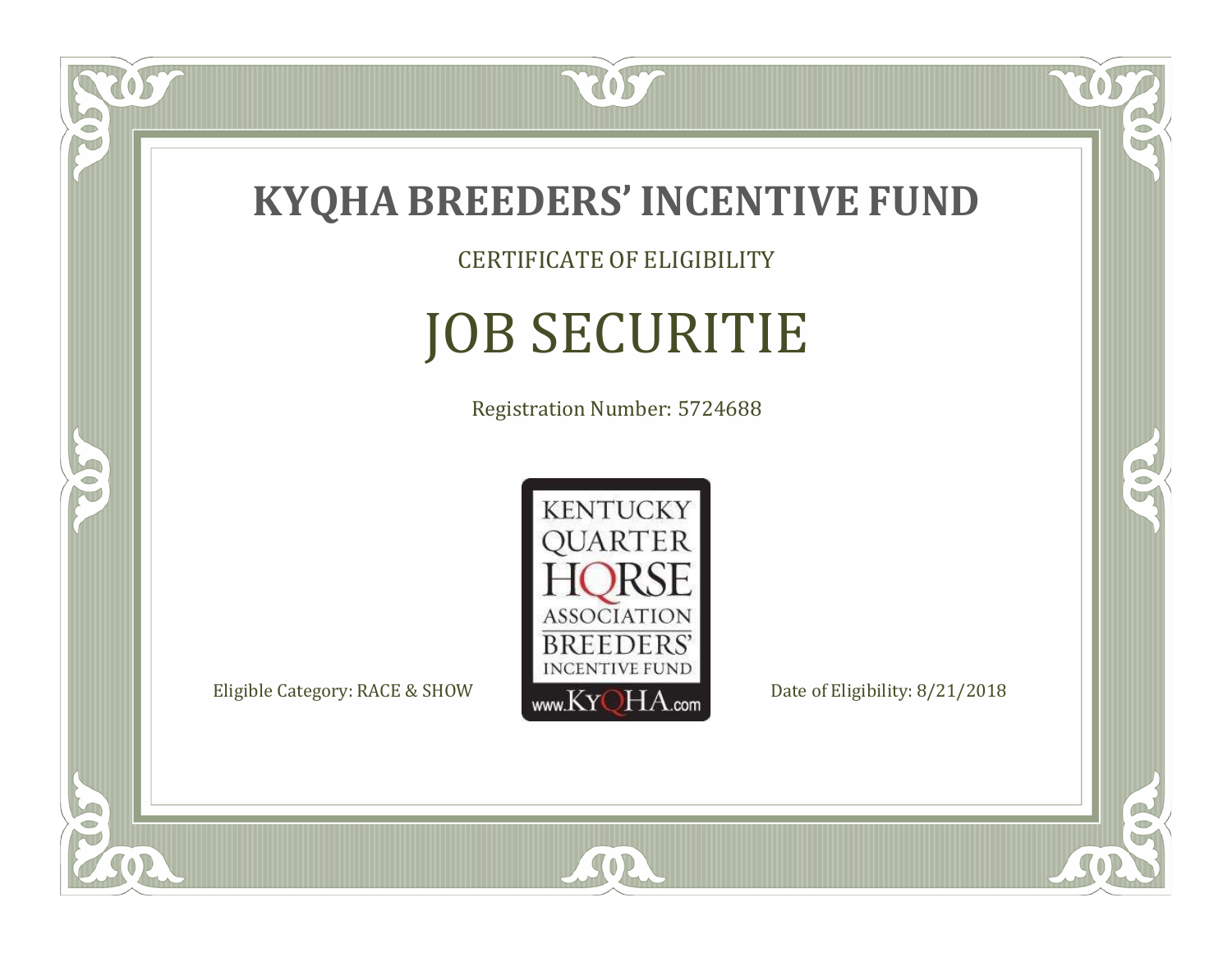# KYQHA BREEDERS' INCENTIVE FUND

CERTIFICATE OF ELIGIBILITY

## JOB SECURITIE

Registration Number: 5724688

KENTUCKY QUARTER HORSE ASSOCIATION BREEDERS' INCENTIVE FUND www.KyQHA.com

Eligible Category: RACE & SHOW

Date of Eligibility: 8/21/2018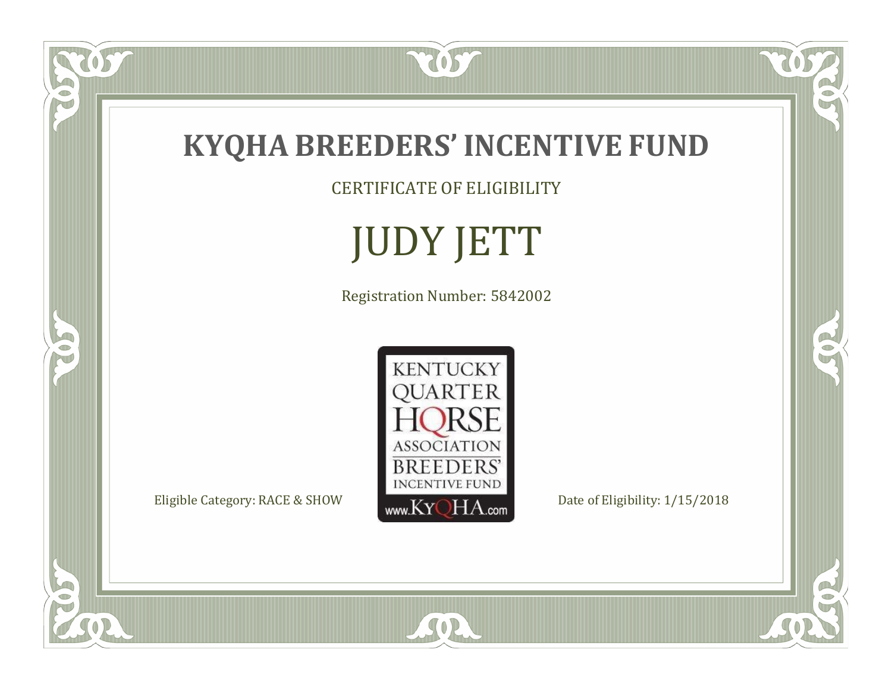# KYQHA BREEDERS' INCENTIVE FUND

CERTIFICATE OF ELIGIBILITY

## JUDY JETT

Registration Number: 5842002

KENTUCKY QUARTER HORSE ASSOCIATION BREEDERS' INCENTIVE FUND www.KyQHA.com

Eligible Category: RACE & SHOW

Date of Eligibility: 1/15/2018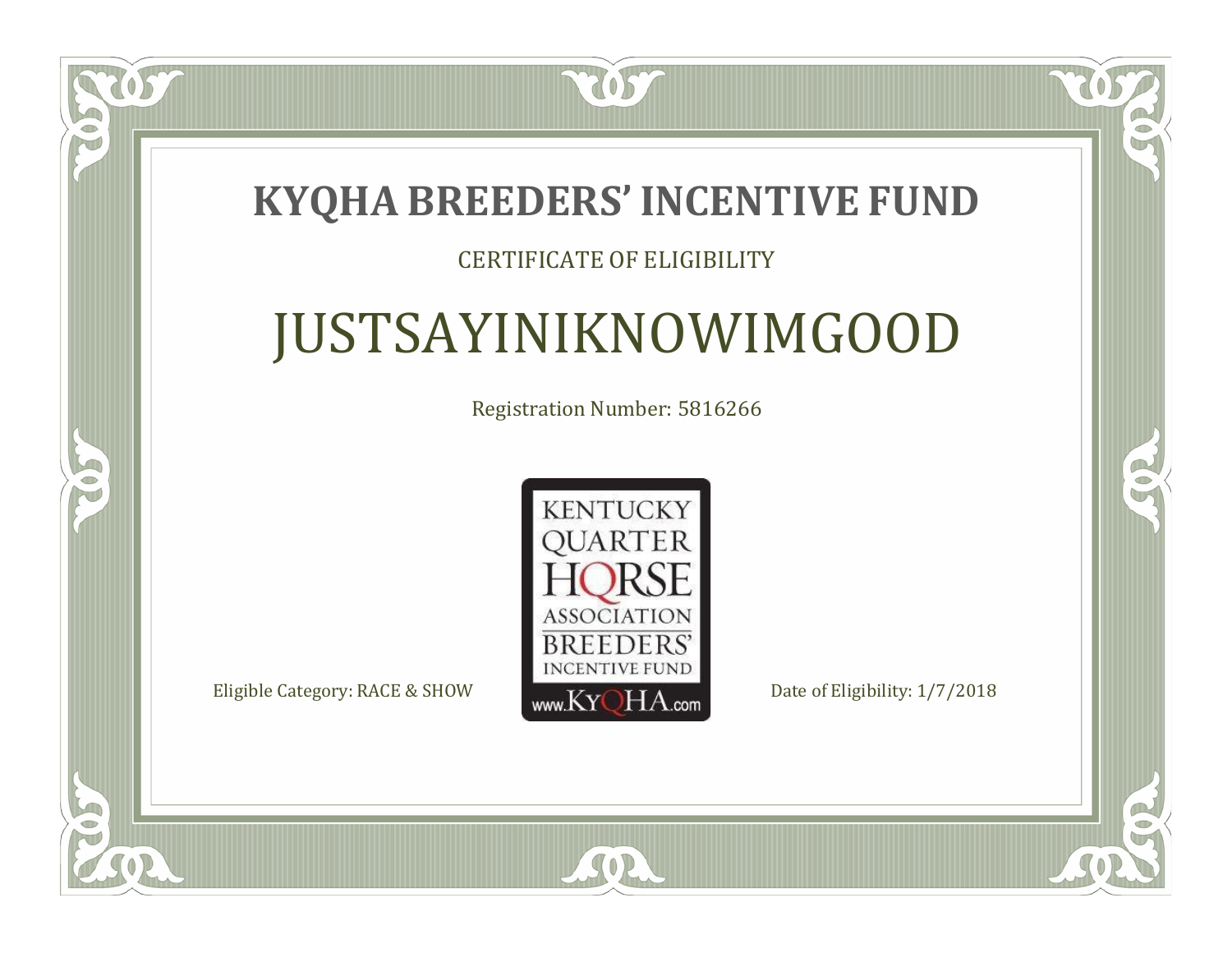# KYQHA BREEDERS' INCENTIVE FUND

CERTIFICATE OF ELIGIBILITY

## JUSTSAYINIKNOWIMGOOD

Registration Number: 5816266

KENTUCKY QUARTER HORSE ASSOCIATION BREEDERS' INCENTIVE FUND www.KyQHA.com

Eligible Category: RACE & SHOW

Date of Eligibility: 1/7/2018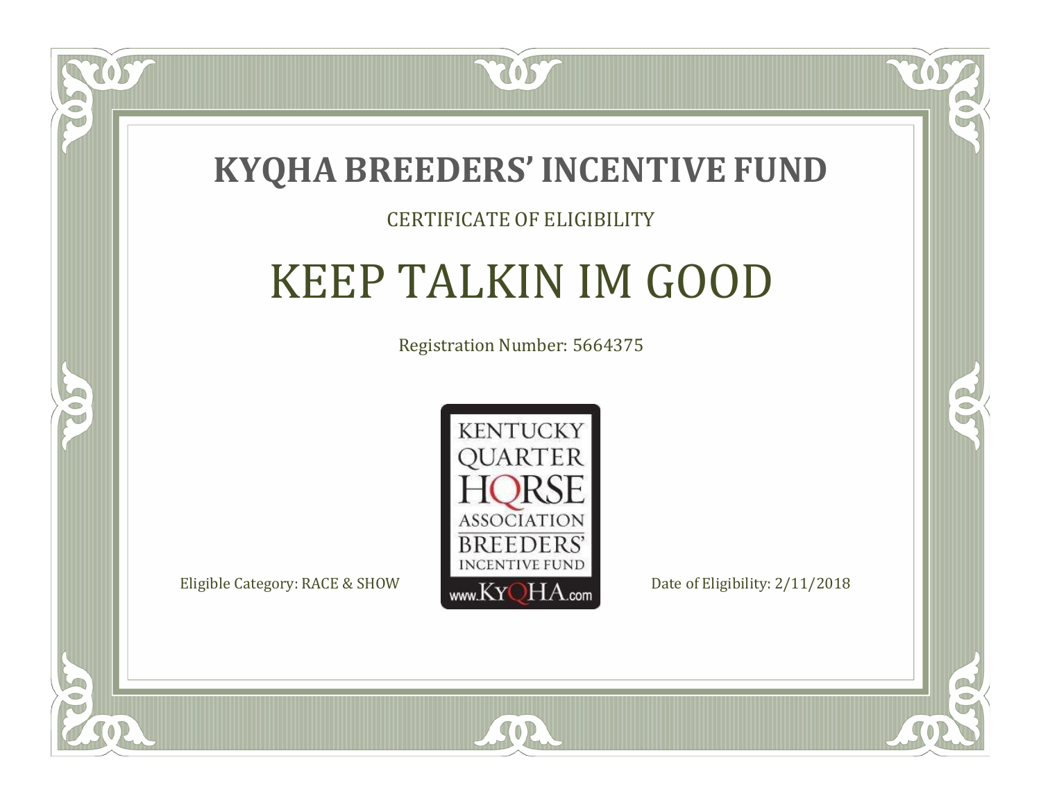# KYQHA BREEDERS' INCENTIVE FUND

CERTIFICATE OF ELIGIBILITY

## KEEP TALKIN IM GOOD

Registration Number: 5664375

KENTUCKY QUARTER HORSE ASSOCIATION BREEDERS' INCENTIVE FUND www.KyQHA.com

Eligible Category: RACE & SHOW

Date of Eligibility: 2/11/2018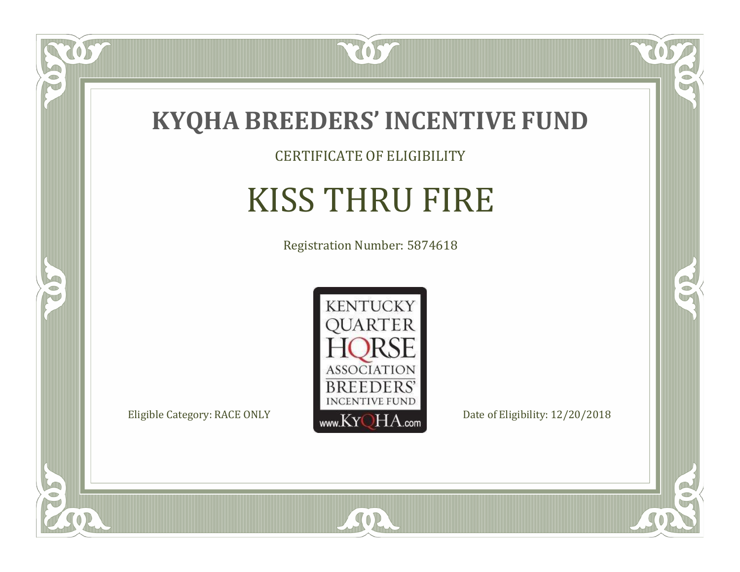# KYQHA BREEDERS' INCENTIVE FUND

CERTIFICATE OF ELIGIBILITY

## KISS THRU FIRE

Registration Number: 5874618

KENTUCKY QUARTER HORSE ASSOCIATION BREEDERS' INCENTIVE FUND www.KyQHA.com

Eligible Category: RACE ONLY

Date of Eligibility: 12/20/2018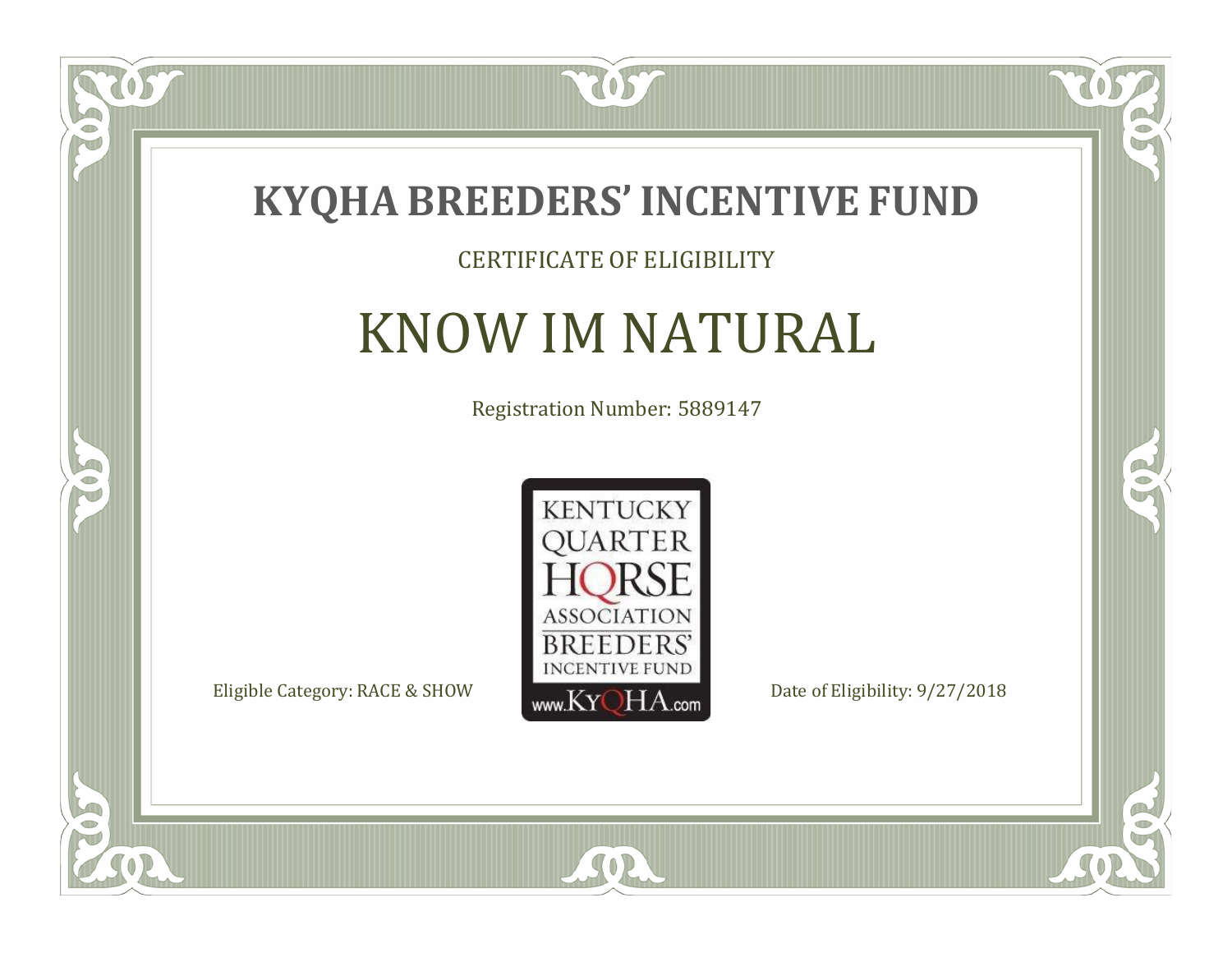# KYQHA BREEDERS' INCENTIVE FUND

CERTIFICATE OF ELIGIBILITY

## KNOW IM NATURAL

Registration Number: 5889147

KENTUCKY QUARTER HORSE ASSOCIATION BREEDERS' INCENTIVE FUND www.KyQHA.com

Eligible Category: RACE & SHOW

Date of Eligibility: 9/27/2018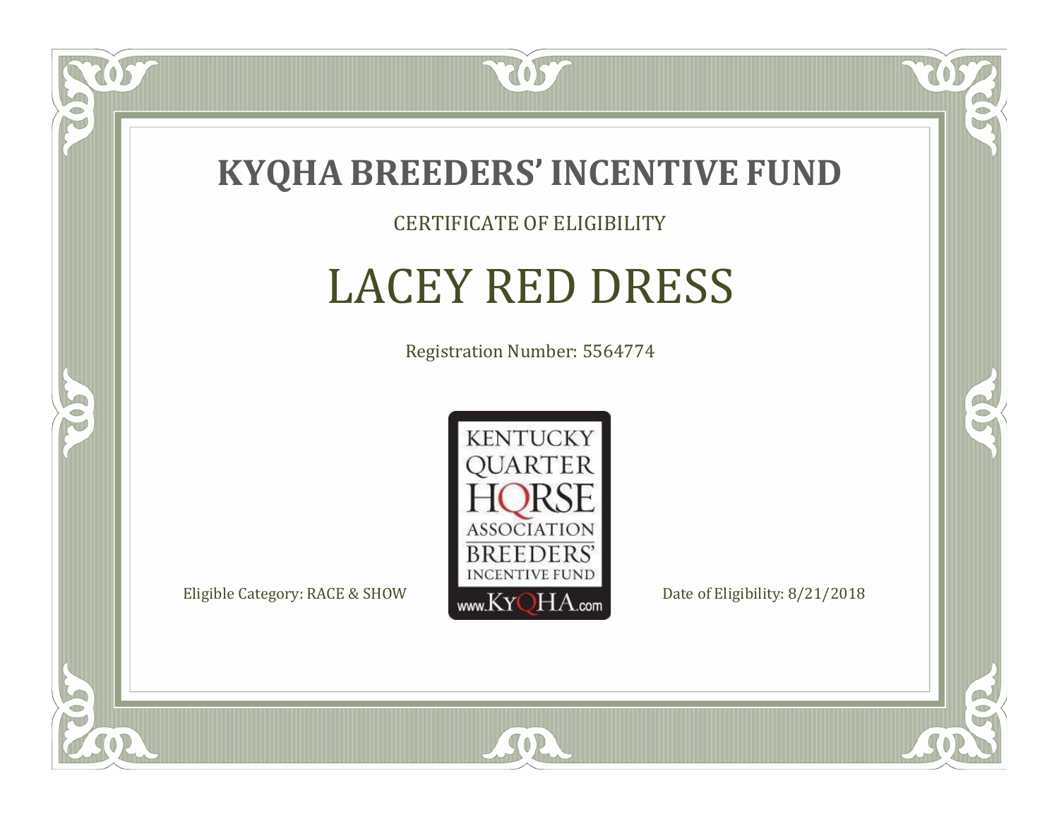# KYQHA BREEDERS' INCENTIVE FUND

CERTIFICATE OF ELIGIBILITY

## LACEY RED DRESS

Registration Number: 5564774

KENTUCKY QUARTER HORSE ASSOCIATION BREEDERS' INCENTIVE FUND www.KyQHA.com

Eligible Category: RACE & SHOW

Date of Eligibility: 8/21/2018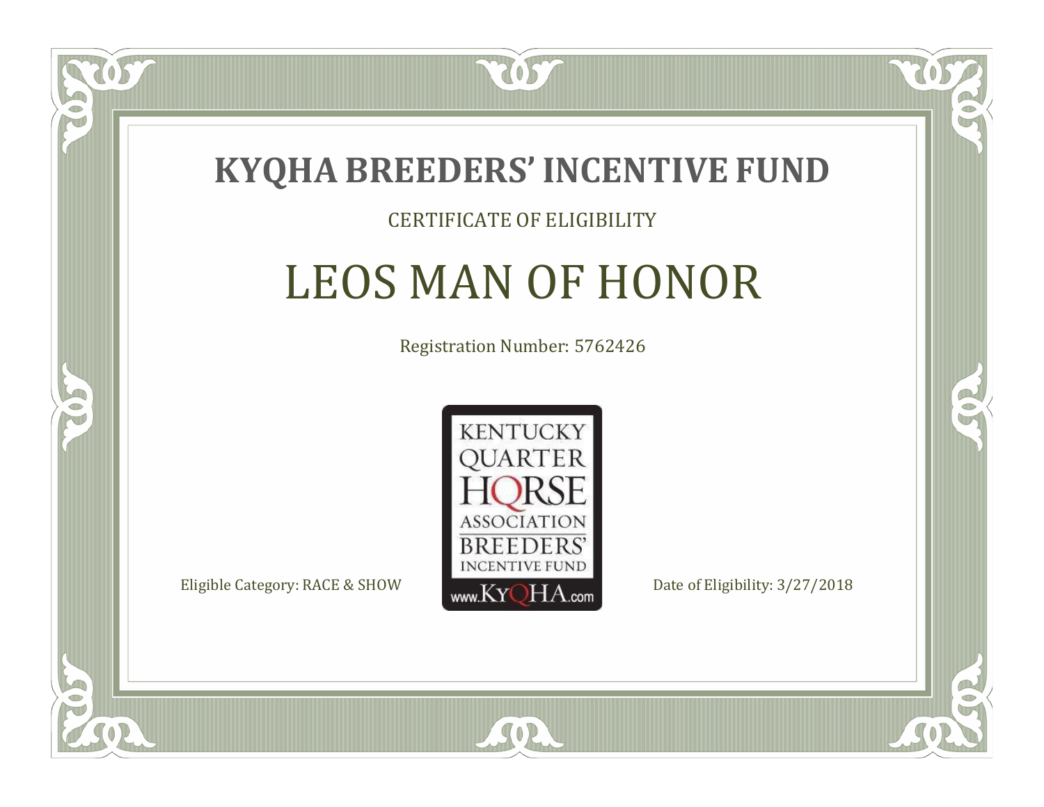# KYQHA BREEDERS' INCENTIVE FUND

CERTIFICATE OF ELIGIBILITY

## LEOS MAN OF HONOR

Registration Number: 5762426

KENTUCKY QUARTER HORSE ASSOCIATION BREEDERS' INCENTIVE FUND www.KyQHA.com

Eligible Category: RACE & SHOW

Date of Eligibility: 3/27/2018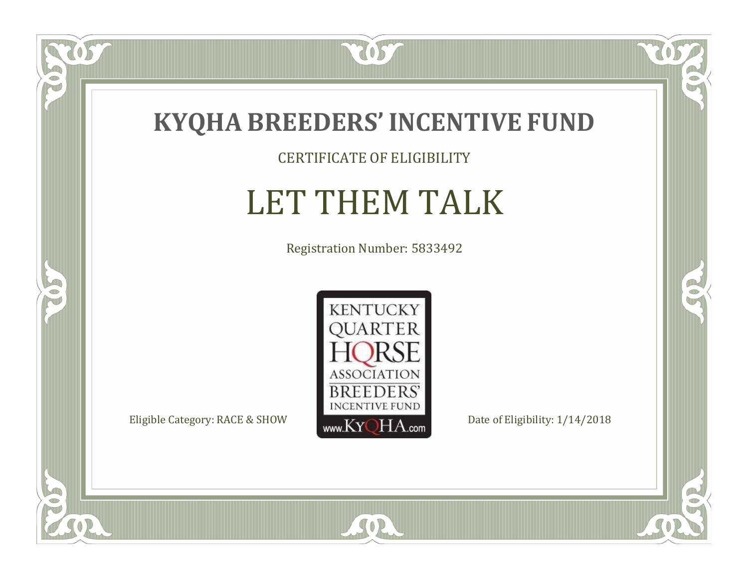# KYQHA BREEDERS' INCENTIVE FUND

CERTIFICATE OF ELIGIBILITY

## LET THEM TALK

Registration Number: 5833492

KENTUCKY QUARTER HORSE ASSOCIATION BREEDERS' INCENTIVE FUND www.KyQHA.com

Eligible Category: RACE & SHOW

Date of Eligibility: 1/14/2018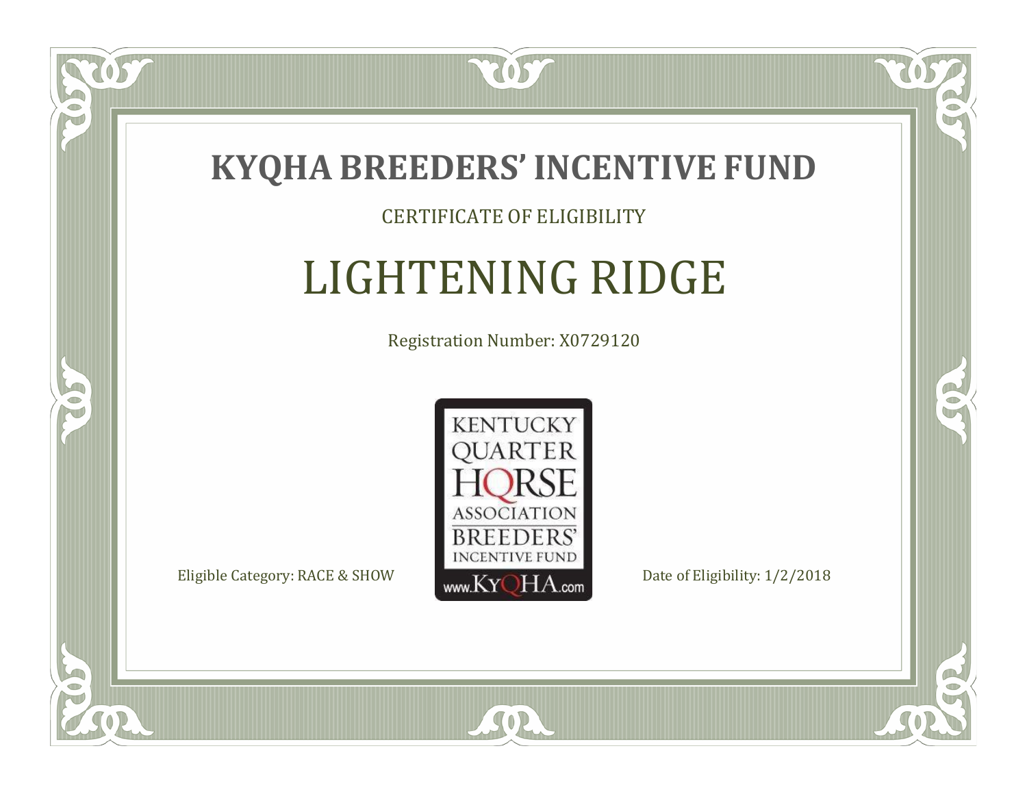# KYQHA BREEDERS' INCENTIVE FUND

CERTIFICATE OF ELIGIBILITY

## LIGHTENING RIDGE

Registration Number: X0729120

KENTUCKY QUARTER HORSE ASSOCIATION BREEDERS' INCENTIVE FUND www.KyQHA.com

Eligible Category: RACE & SHOW

Date of Eligibility: 1/2/2018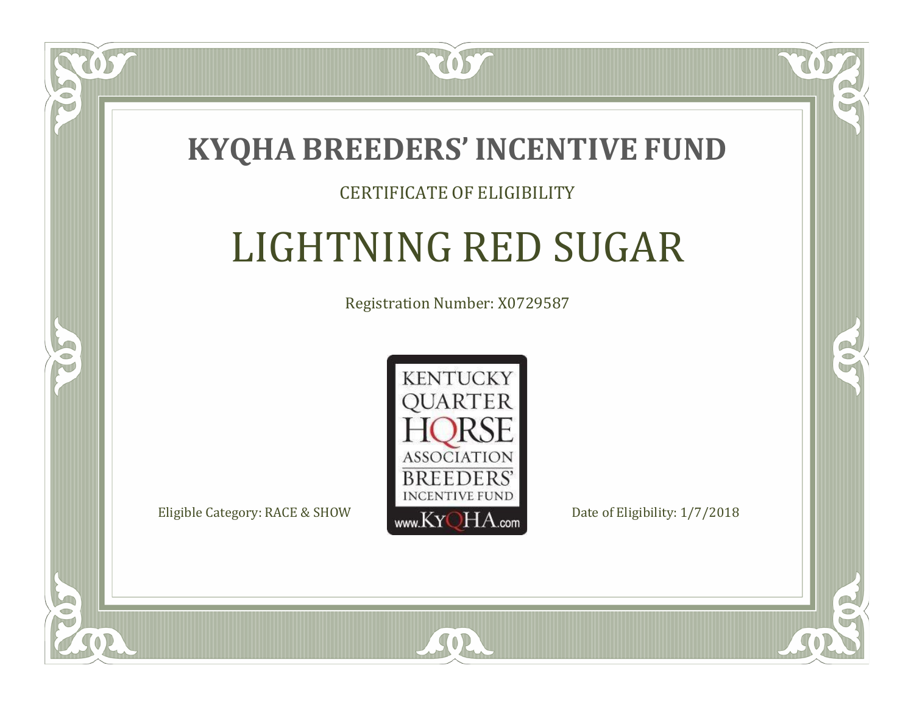# KYQHA BREEDERS’ INCENTIVE FUND

CERTIFICATE OF ELIGIBILITY

## LIGHTNING RED SUGAR

Registration Number: X0729587

KENTUCKY QUARTER HORSE ASSOCIATION BREEDERS’ INCENTIVE FUND www.KyQHA.com

Eligible Category: RACE & SHOW

Date of Eligibility: 1/7/2018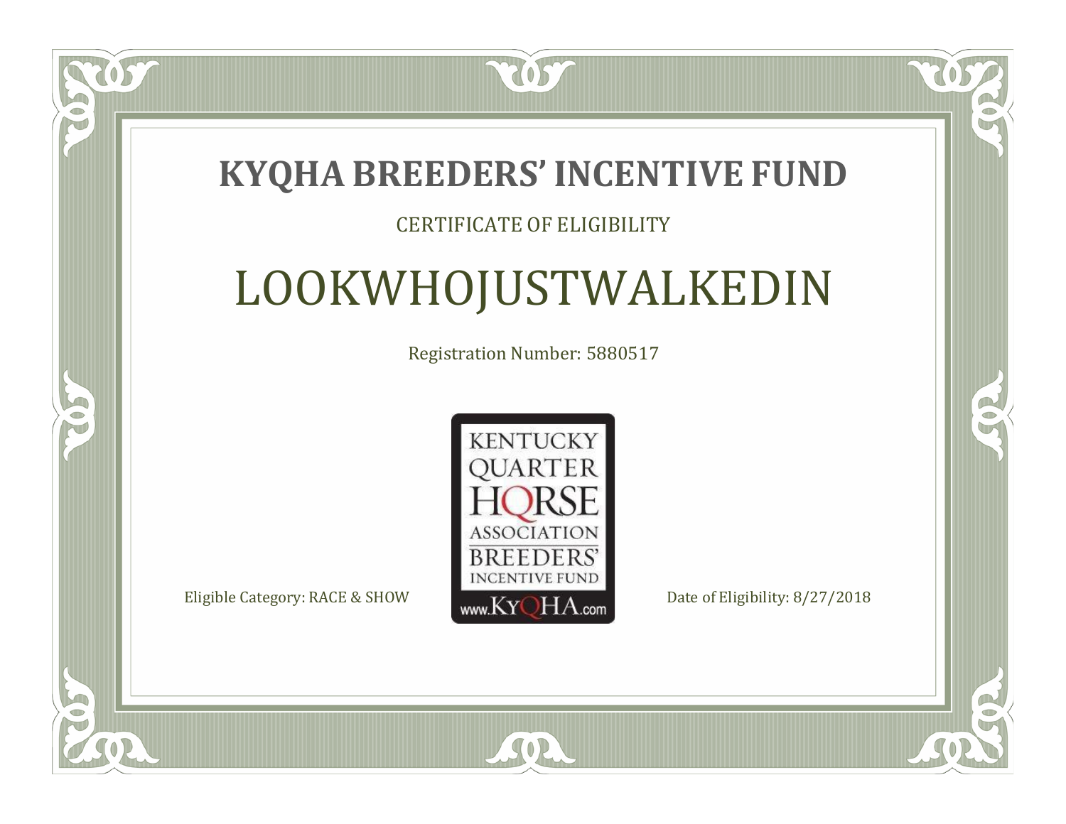# KYQHA BREEDERS' INCENTIVE FUND

CERTIFICATE OF ELIGIBILITY

## LOOKWHOJUSTWALKEDIN

Registration Number: 5880517

KENTUCKY QUARTER HORSE ASSOCIATION BREEDERS' INCENTIVE FUND
www.KyQHA.com

Eligible Category: RACE & SHOW

Date of Eligibility: 8/27/2018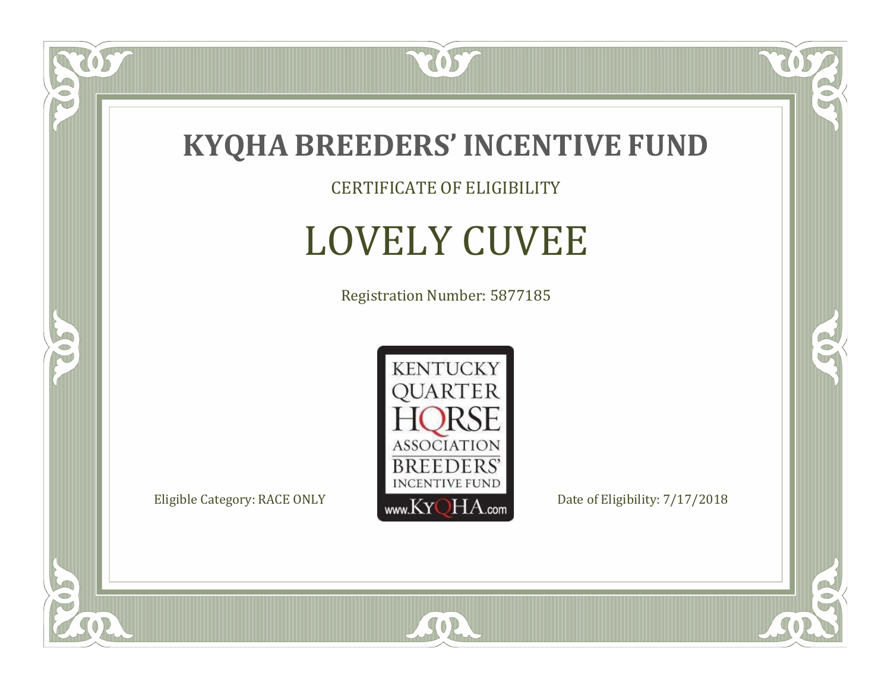# KYQHA BREEDERS' INCENTIVE FUND

CERTIFICATE OF ELIGIBILITY

## LOVELY CUVEE

Registration Number: 5877185

KENTUCKY QUARTER HORSE ASSOCIATION BREEDERS' INCENTIVE FUND www.KyQHA.com

Eligible Category: RACE ONLY

Date of Eligibility: 7/17/2018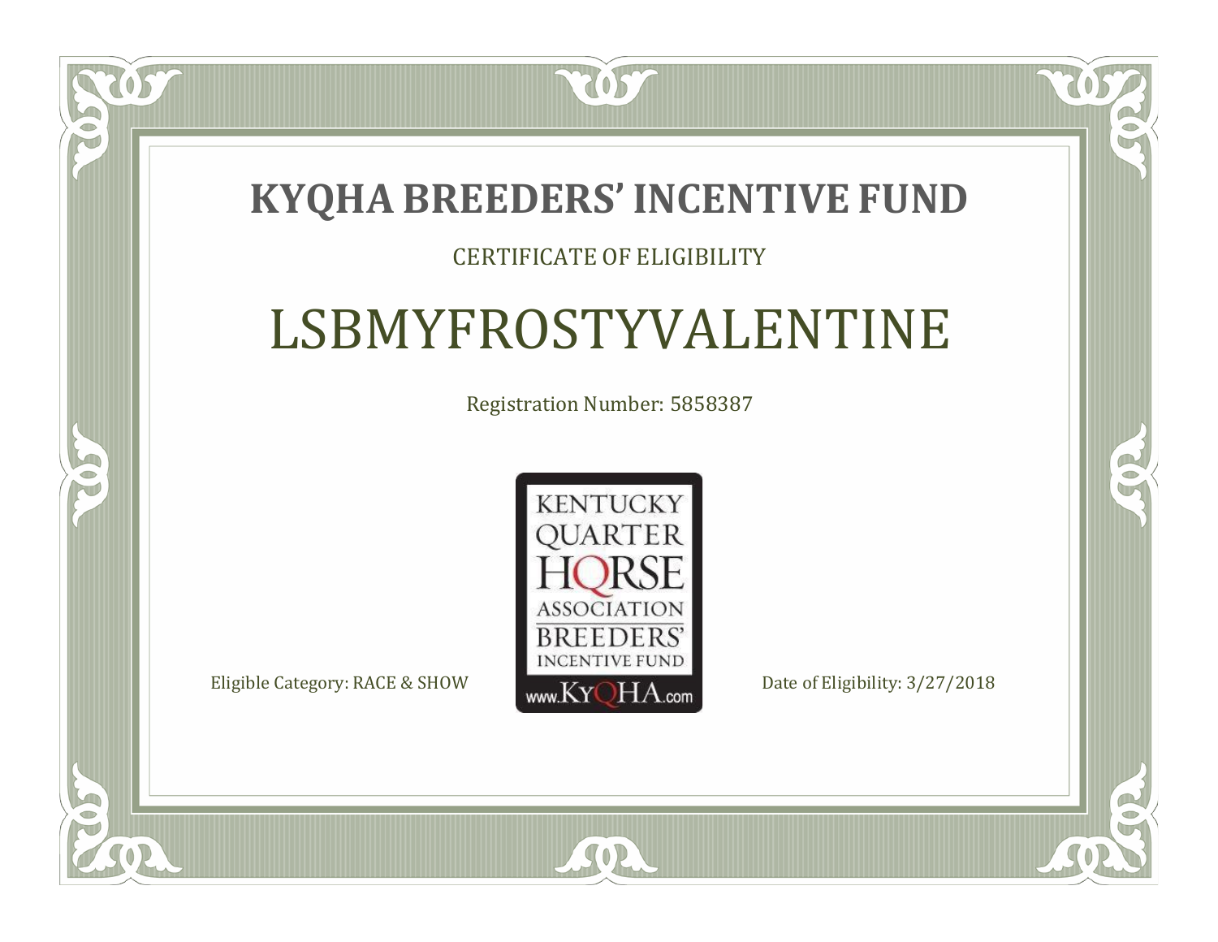# KYQHA BREEDERS' INCENTIVE FUND

CERTIFICATE OF ELIGIBILITY

## LSBMYFROSTYVALENTINE

Registration Number: 5858387

KENTUCKY QUARTER HORSE ASSOCIATION BREEDERS' INCENTIVE FUND
www.KyQHA.com

Eligible Category: RACE & SHOW

Date of Eligibility: 3/27/2018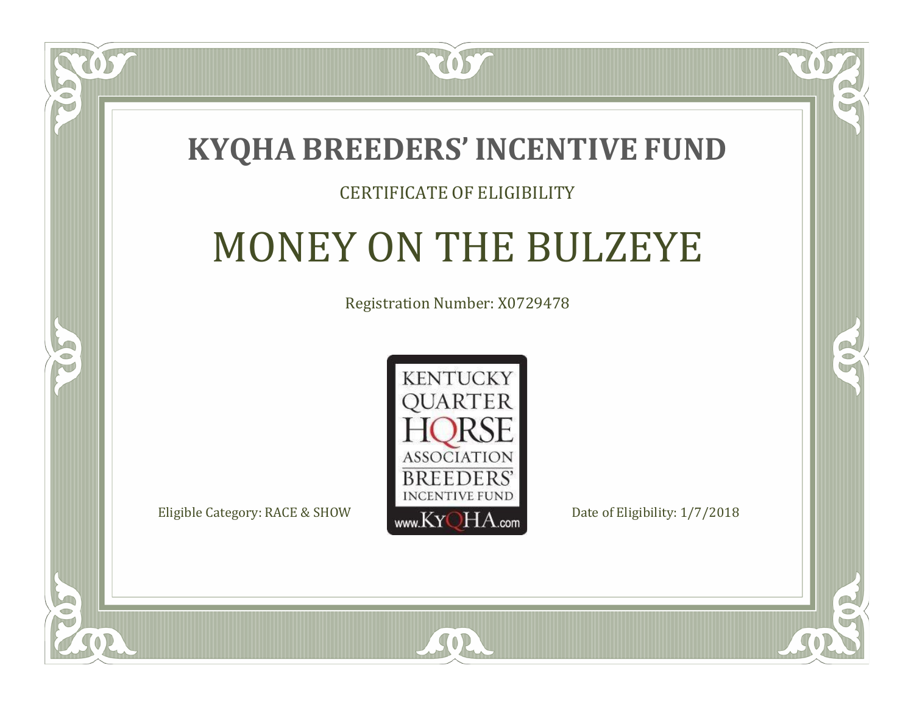# KYQHA BREEDERS' INCENTIVE FUND

CERTIFICATE OF ELIGIBILITY

## MONEY ON THE BULZEYE

Registration Number: X0729478

KENTUCKY QUARTER HORSE ASSOCIATION BREEDERS' INCENTIVE FUND www.KyQHA.com

Eligible Category: RACE & SHOW

Date of Eligibility: 1/7/2018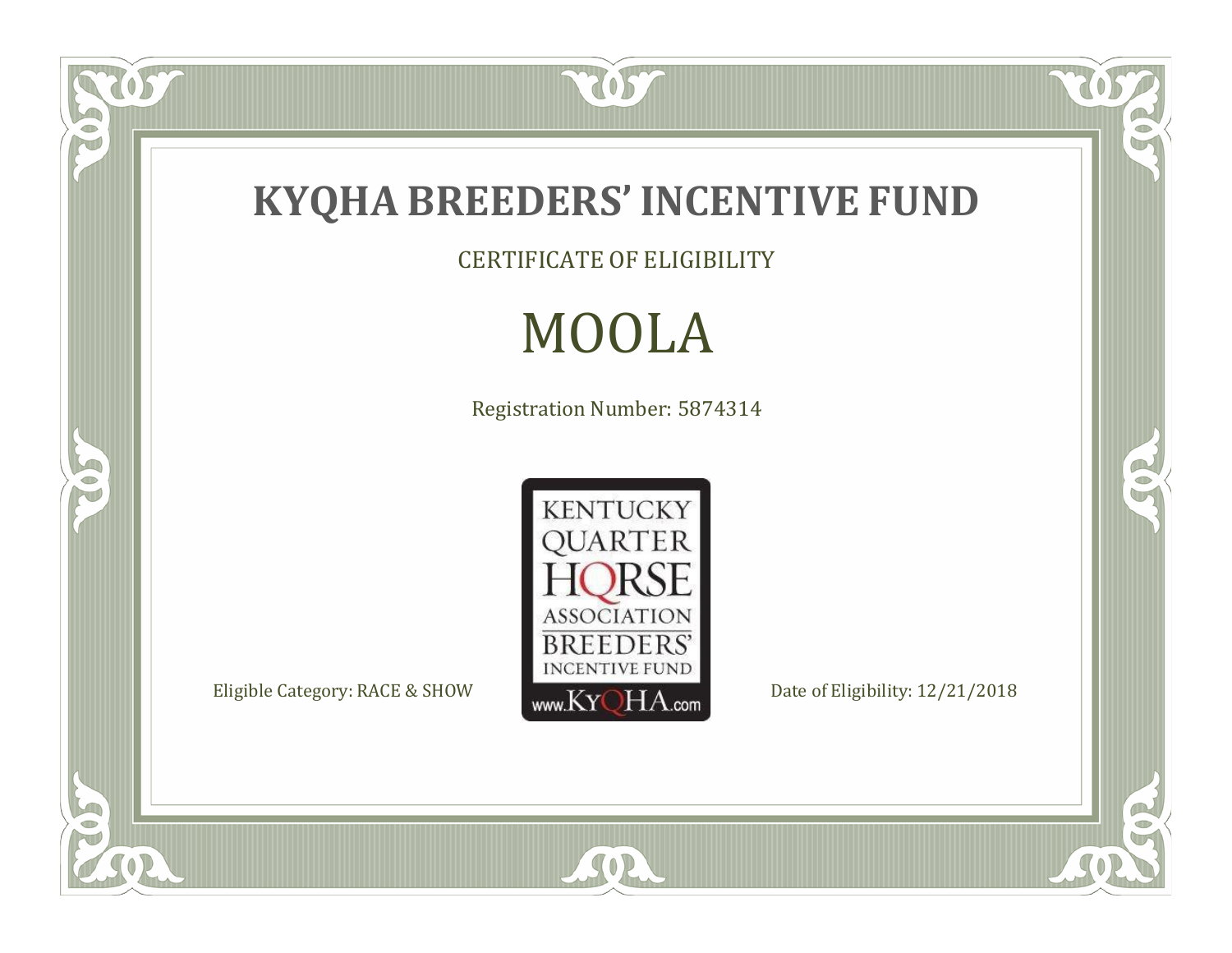# KYQHA BREEDERS' INCENTIVE FUND

CERTIFICATE OF ELIGIBILITY

## MOOLA

Registration Number: 5874314

KENTUCKY QUARTER HORSE ASSOCIATION BREEDERS' INCENTIVE FUND www.KyQHA.com

Eligible Category: RACE & SHOW

Date of Eligibility: 12/21/2018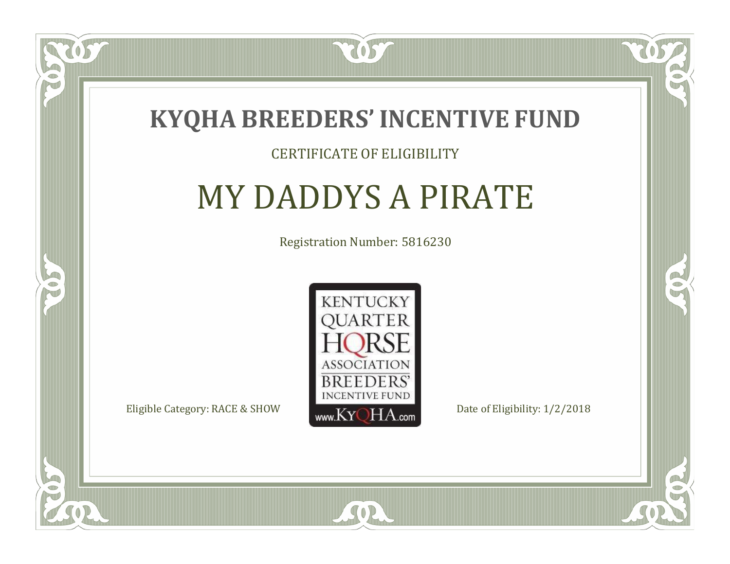# KYQHA BREEDERS' INCENTIVE FUND

CERTIFICATE OF ELIGIBILITY

## MY DADDYS A PIRATE

Registration Number: 5816230

KENTUCKY QUARTER HORSE ASSOCIATION BREEDERS' INCENTIVE FUND www.KyQHA.com

Eligible Category: RACE & SHOW

Date of Eligibility: 1/2/2018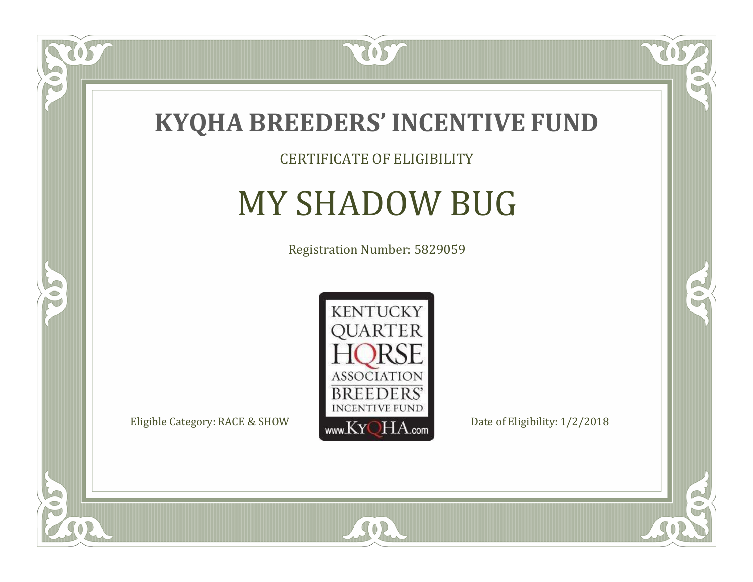# KYQHA BREEDERS' INCENTIVE FUND

CERTIFICATE OF ELIGIBILITY

## MY SHADOW BUG

Registration Number: 5829059

KENTUCKY QUARTER HORSE ASSOCIATION BREEDERS' INCENTIVE FUND www.KyQHA.com

Eligible Category: RACE & SHOW

Date of Eligibility: 1/2/2018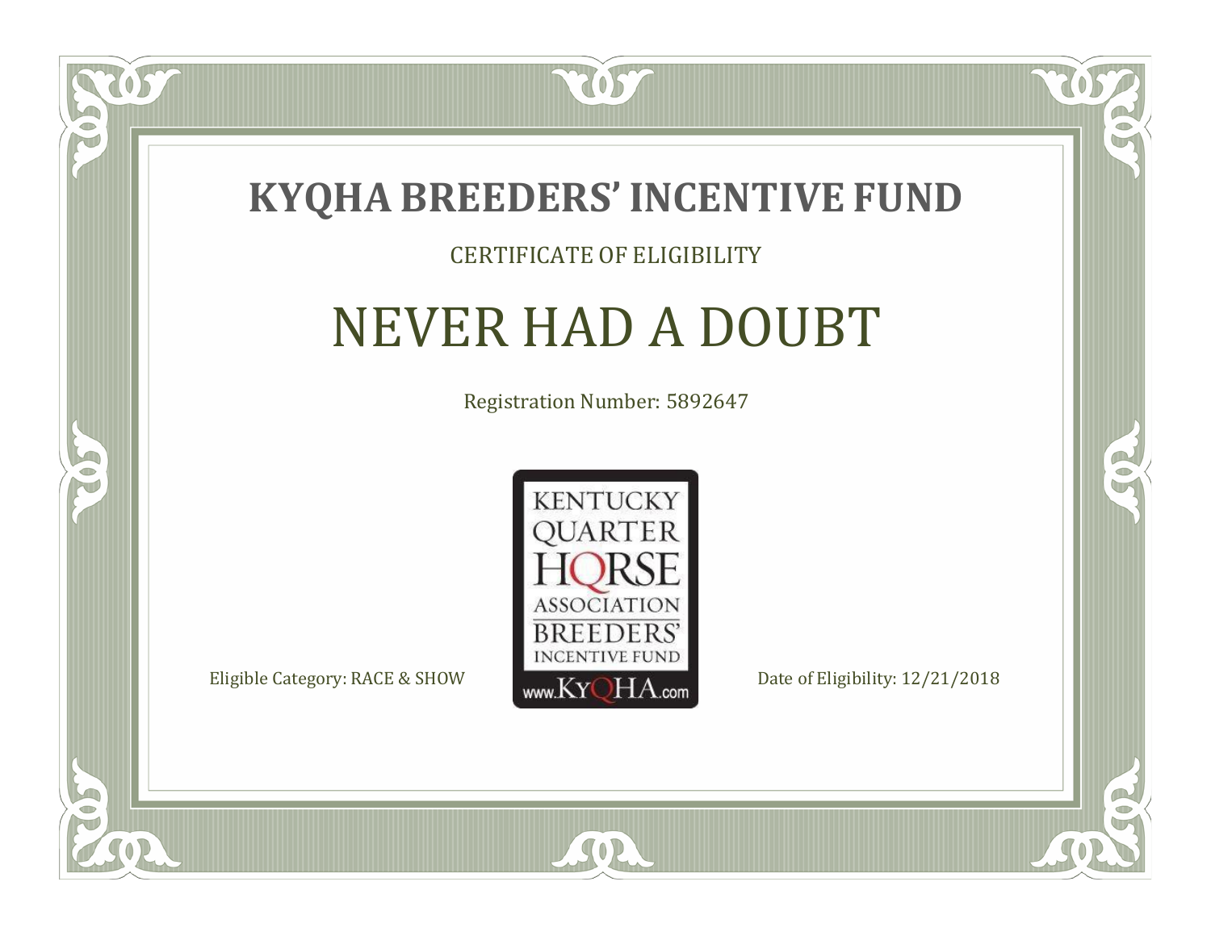# KYQHA BREEDERS' INCENTIVE FUND

CERTIFICATE OF ELIGIBILITY

## NEVER HAD A DOUBT

Registration Number: 5892647

KENTUCKY QUARTER HORSE ASSOCIATION BREEDERS' INCENTIVE FUND www.KyQHA.com

Eligible Category: RACE & SHOW

Date of Eligibility: 12/21/2018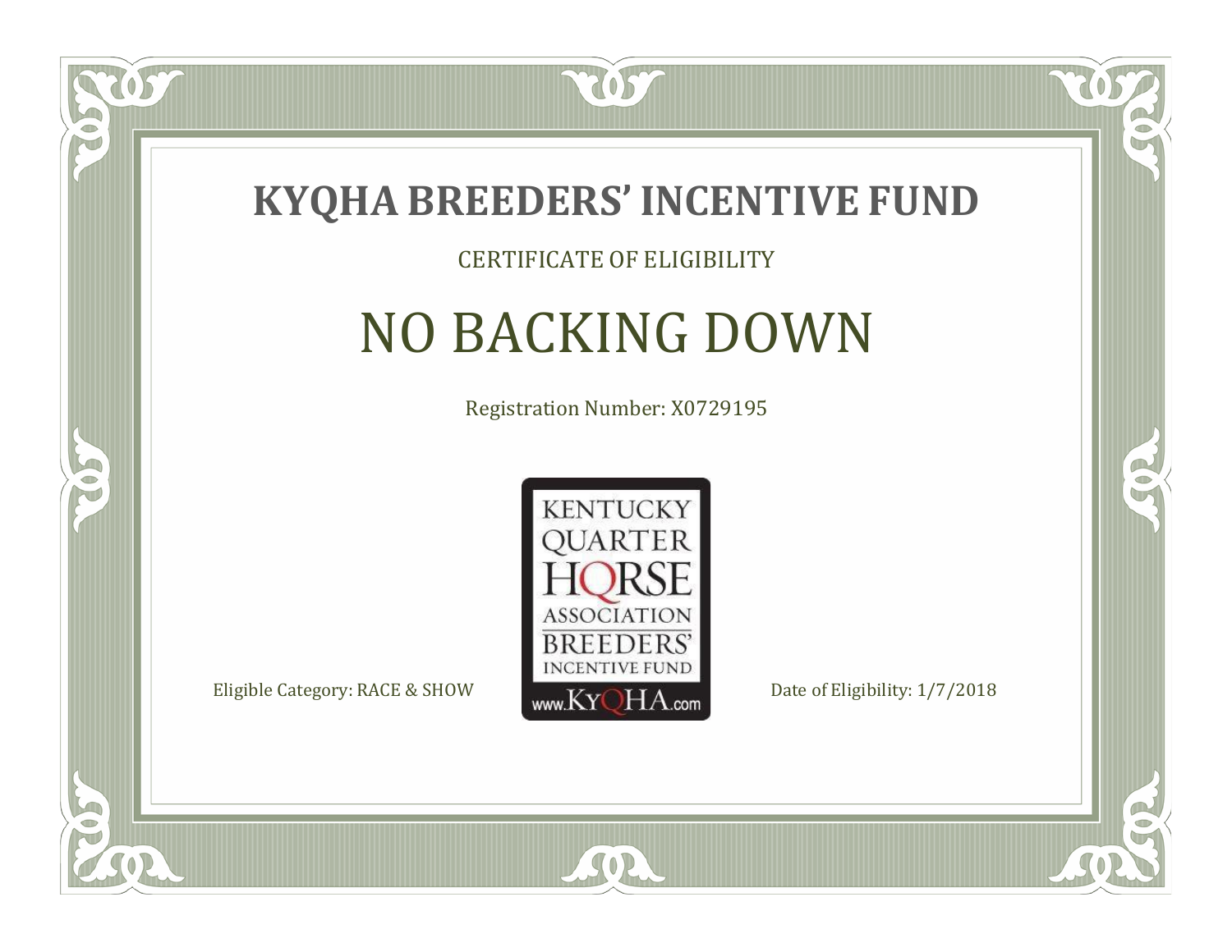# KYQHA BREEDERS' INCENTIVE FUND

CERTIFICATE OF ELIGIBILITY

## NO BACKING DOWN

Registration Number: X0729195

KENTUCKY QUARTER HORSE ASSOCIATION BREEDERS' INCENTIVE FUND www.KyQHA.com

Eligible Category: RACE & SHOW

Date of Eligibility: 1/7/2018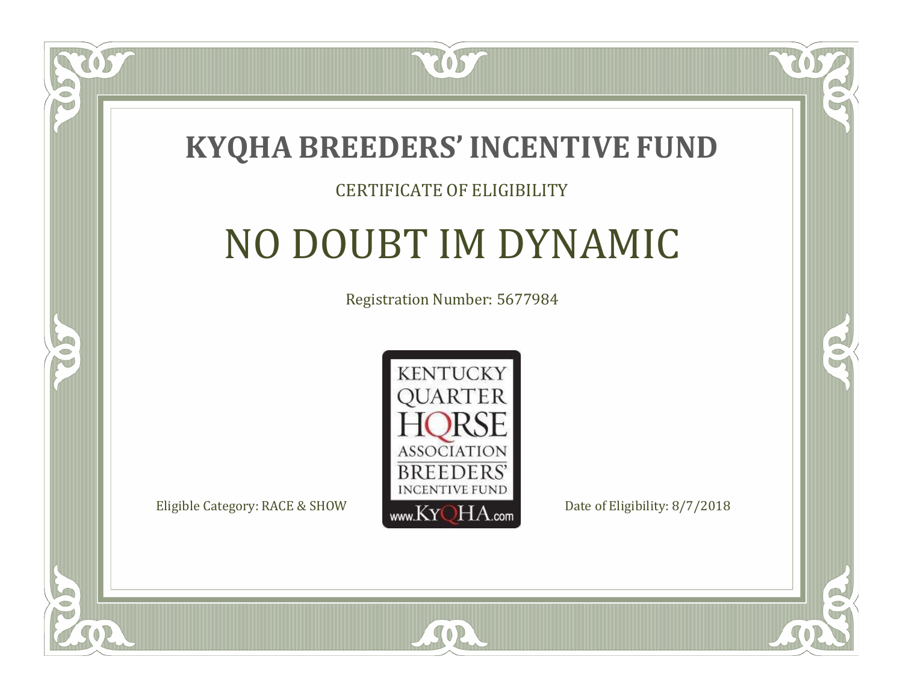# KYQHA BREEDERS' INCENTIVE FUND

CERTIFICATE OF ELIGIBILITY

## NO DOUBT IM DYNAMIC

Registration Number: 5677984

KENTUCKY QUARTER HORSE ASSOCIATION BREEDERS' INCENTIVE FUND www.KyQHA.com

Eligible Category: RACE & SHOW

Date of Eligibility: 8/7/2018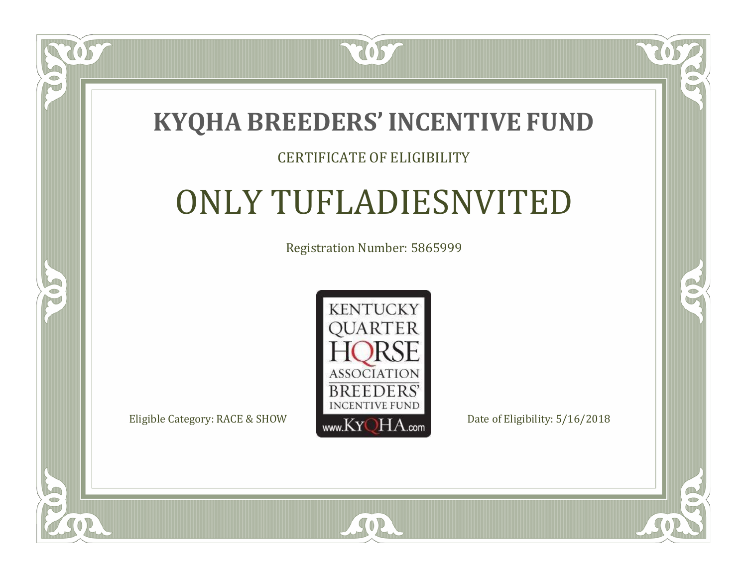# KYQHA BREEDERS' INCENTIVE FUND

CERTIFICATE OF ELIGIBILITY

## ONLY TUFLADIESNVITED

Registration Number: 5865999

KENTUCKY QUARTER HORSE ASSOCIATION BREEDERS' INCENTIVE FUND
www.KyQHA.com

Eligible Category: RACE & SHOW

Date of Eligibility: 5/16/2018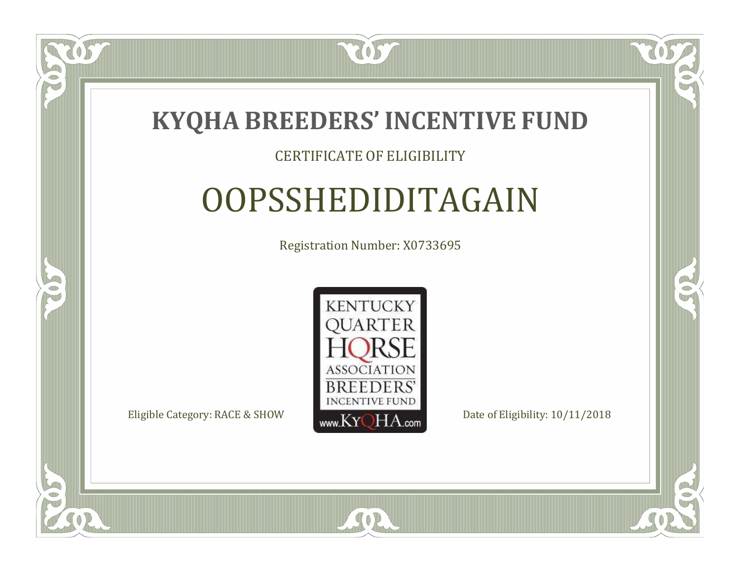# KYQHA BREEDERS' INCENTIVE FUND

CERTIFICATE OF ELIGIBILITY

## OOPSSHEDIDITAGAIN

Registration Number: X0733695

KENTUCKY QUARTER HORSE ASSOCIATION BREEDERS' INCENTIVE FUND www.KyQHA.com

Eligible Category: RACE & SHOW

Date of Eligibility: 10/11/2018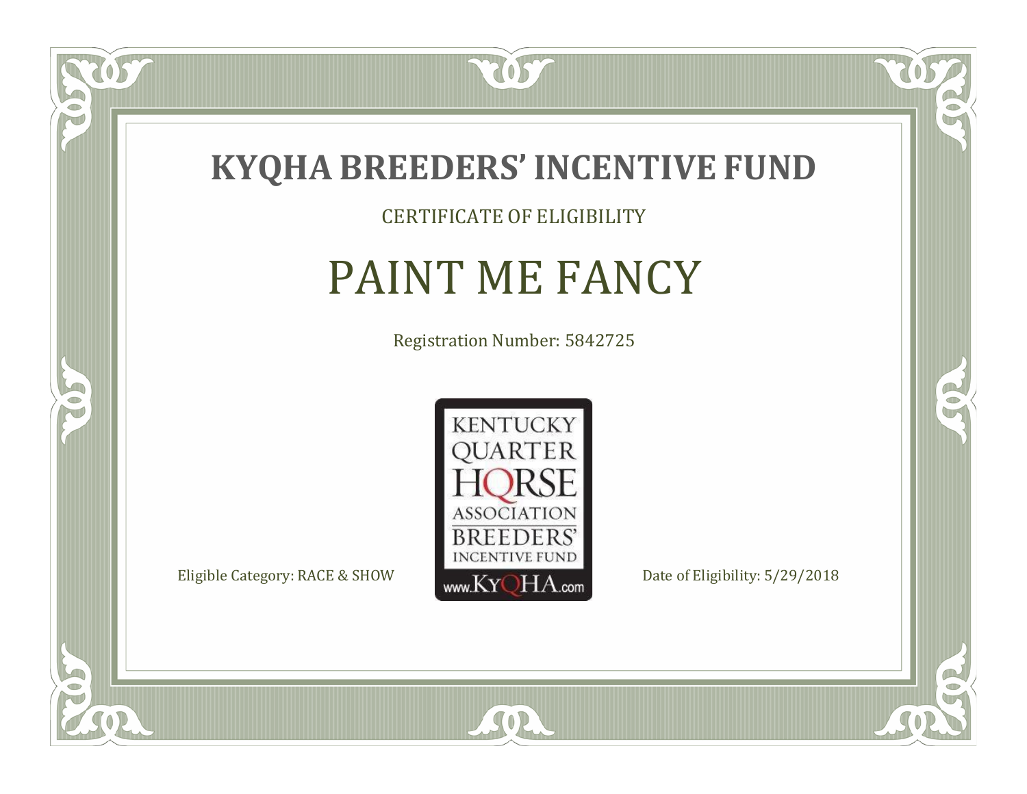# KYQHA BREEDERS' INCENTIVE FUND

CERTIFICATE OF ELIGIBILITY

## PAINT ME FANCY

Registration Number: 5842725

KENTUCKY QUARTER HORSE ASSOCIATION BREEDERS' INCENTIVE FUND www.KyQHA.com

Eligible Category: RACE & SHOW

Date of Eligibility: 5/29/2018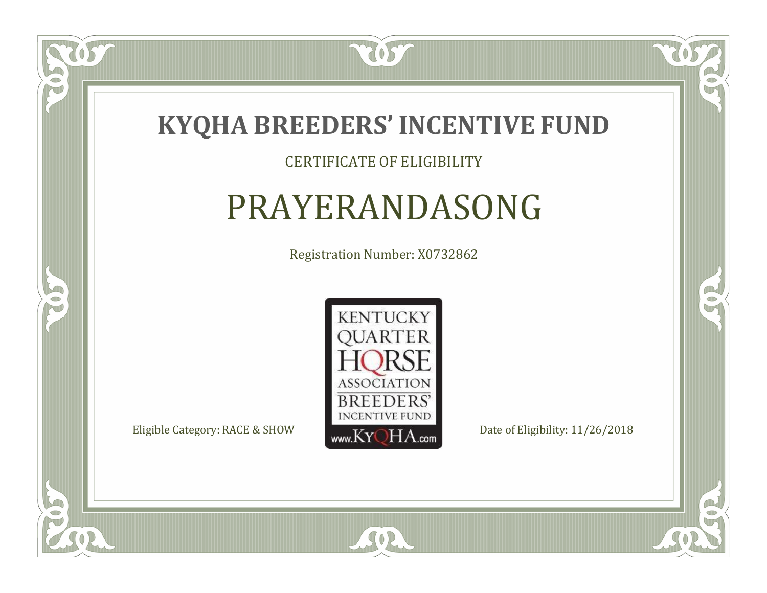# KYQHA BREEDERS' INCENTIVE FUND

CERTIFICATE OF ELIGIBILITY

## PRAYERANDASONG

Registration Number: X0732862

KENTUCKY QUARTER HORSE ASSOCIATION BREEDERS' INCENTIVE FUND www.KyQHA.com

Eligible Category: RACE & SHOW

Date of Eligibility: 11/26/2018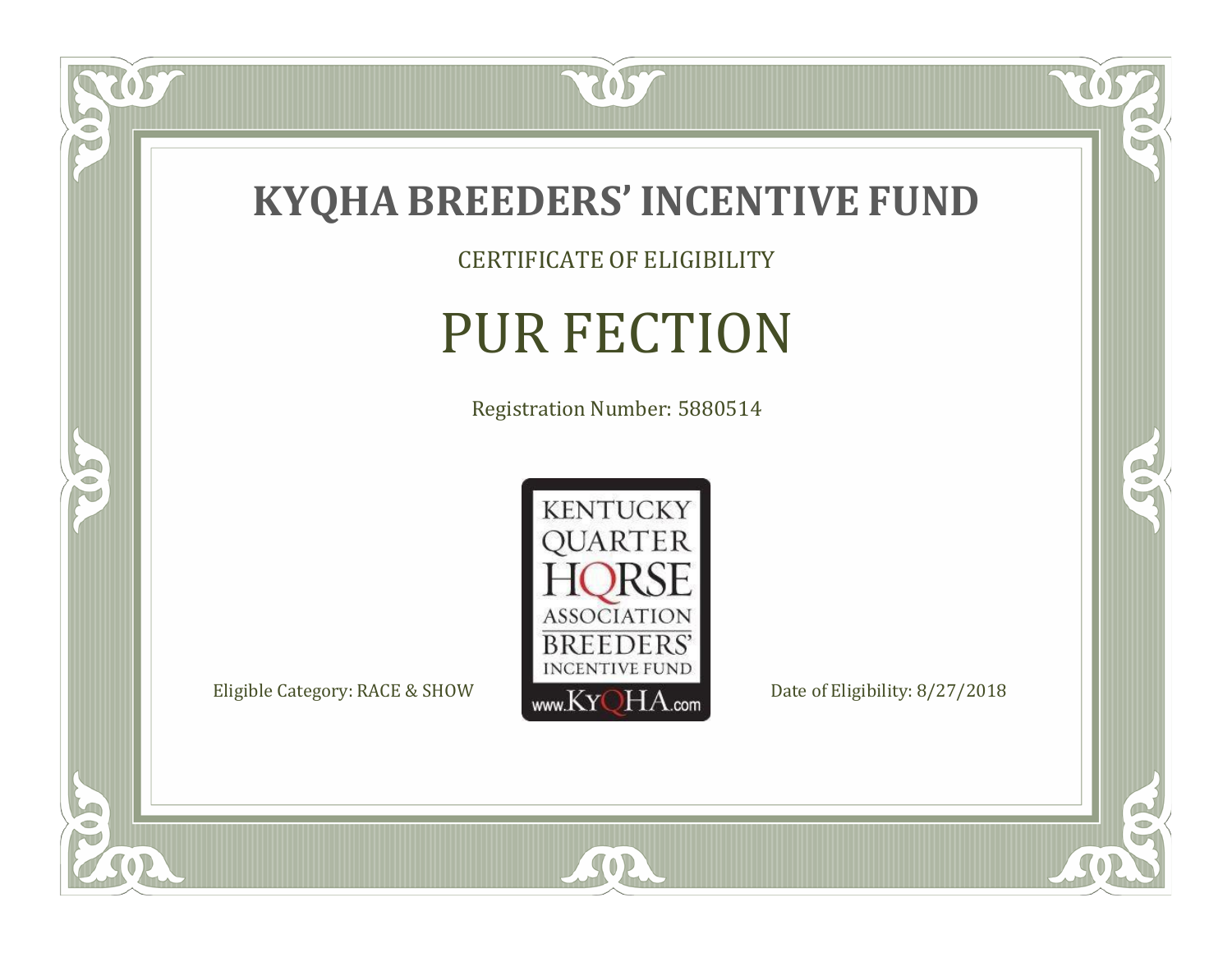# KYQHA BREEDERS' INCENTIVE FUND

CERTIFICATE OF ELIGIBILITY

## PUR FECTION

Registration Number: 5880514

KENTUCKY QUARTER HORSE ASSOCIATION BREEDERS' INCENTIVE FUND www.KyQHA.com

Eligible Category: RACE & SHOW

Date of Eligibility: 8/27/2018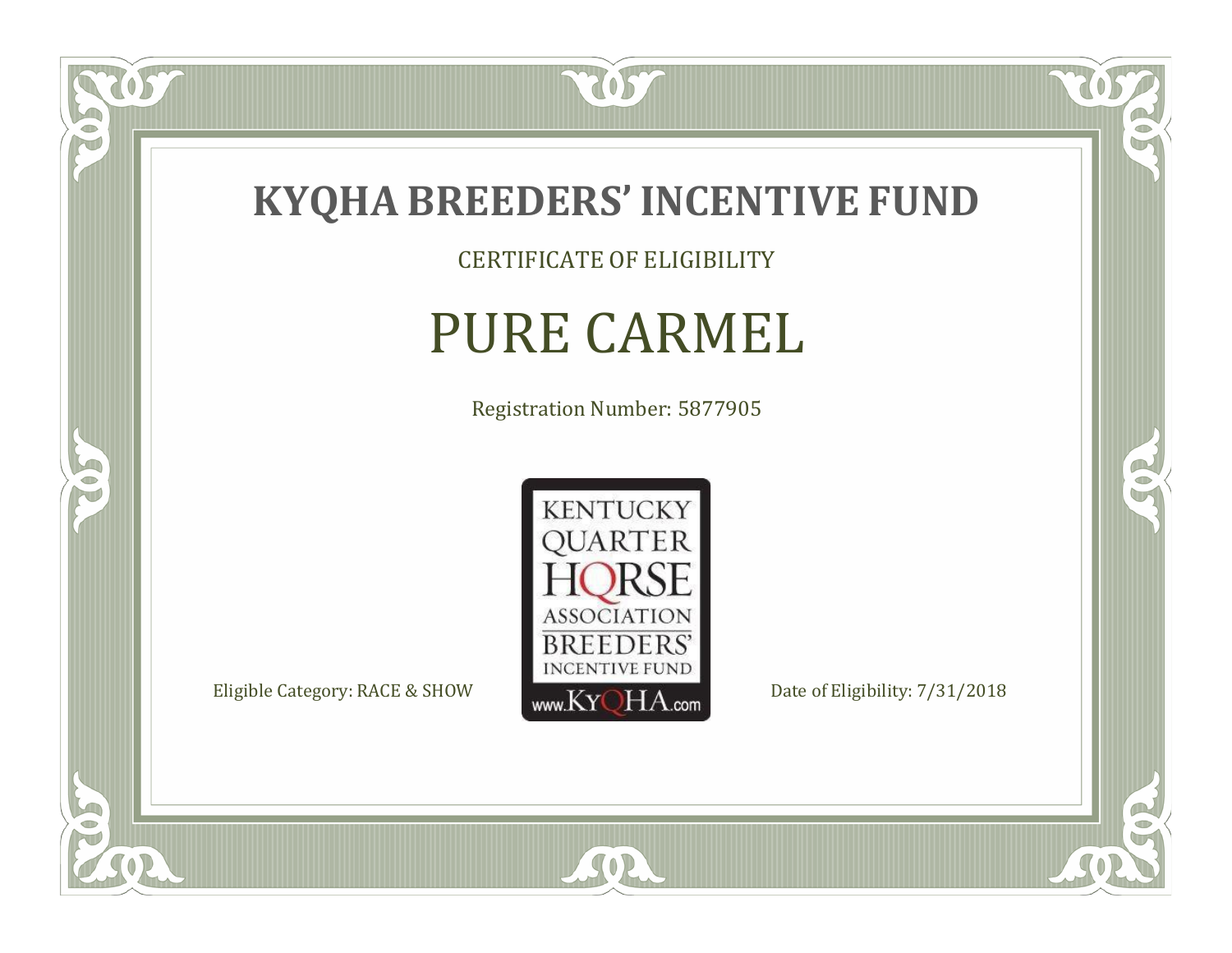# KYQHA BREEDERS' INCENTIVE FUND

CERTIFICATE OF ELIGIBILITY

## PURE CARMEL

Registration Number: 5877905

KENTUCKY QUARTER HORSE ASSOCIATION BREEDERS' INCENTIVE FUND www.KyQHA.com

Eligible Category: RACE & SHOW

Date of Eligibility: 7/31/2018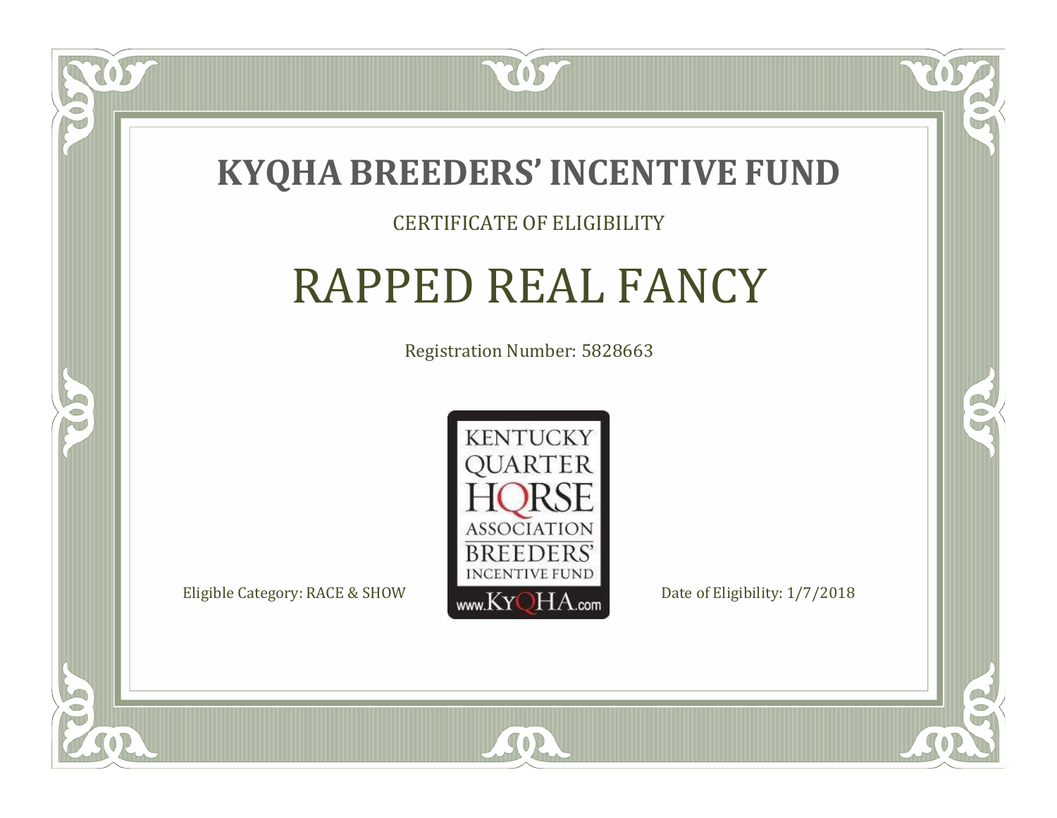# KYQHA BREEDERS' INCENTIVE FUND

CERTIFICATE OF ELIGIBILITY

## RAPPED REAL FANCY

Registration Number: 5828663

KENTUCKY QUARTER HORSE ASSOCIATION BREEDERS' INCENTIVE FUND www.KyQHA.com

Eligible Category: RACE & SHOW

Date of Eligibility: 1/7/2018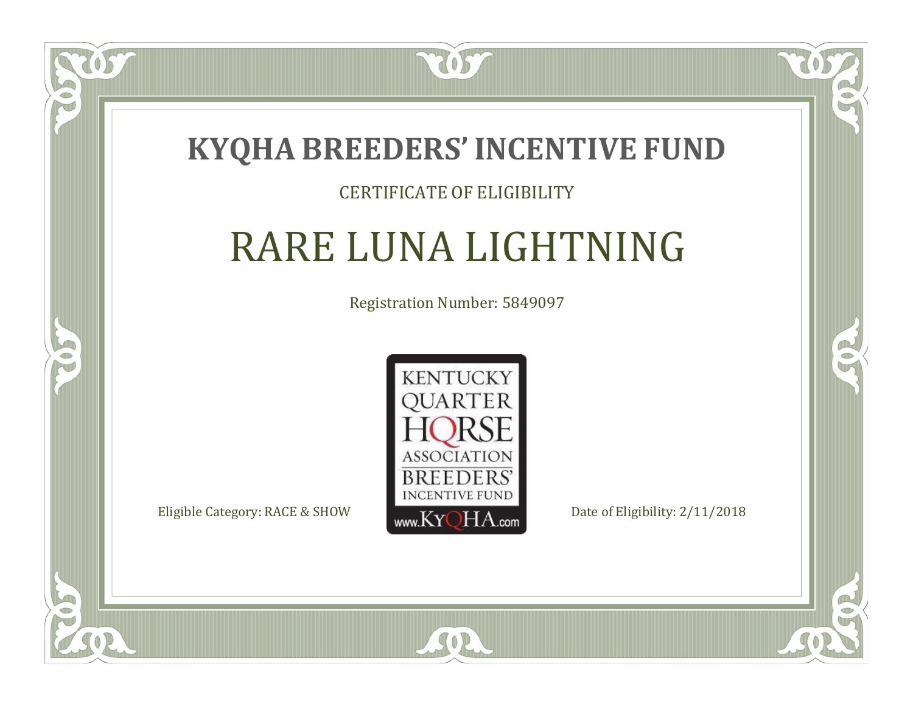# KYQHA BREEDERS' INCENTIVE FUND

CERTIFICATE OF ELIGIBILITY

## RARE LUNA LIGHTNING

Registration Number: 5849097

KENTUCKY QUARTER HORSE ASSOCIATION BREEDERS' INCENTIVE FUND www.KyQHA.com

Eligible Category: RACE & SHOW

Date of Eligibility: 2/11/2018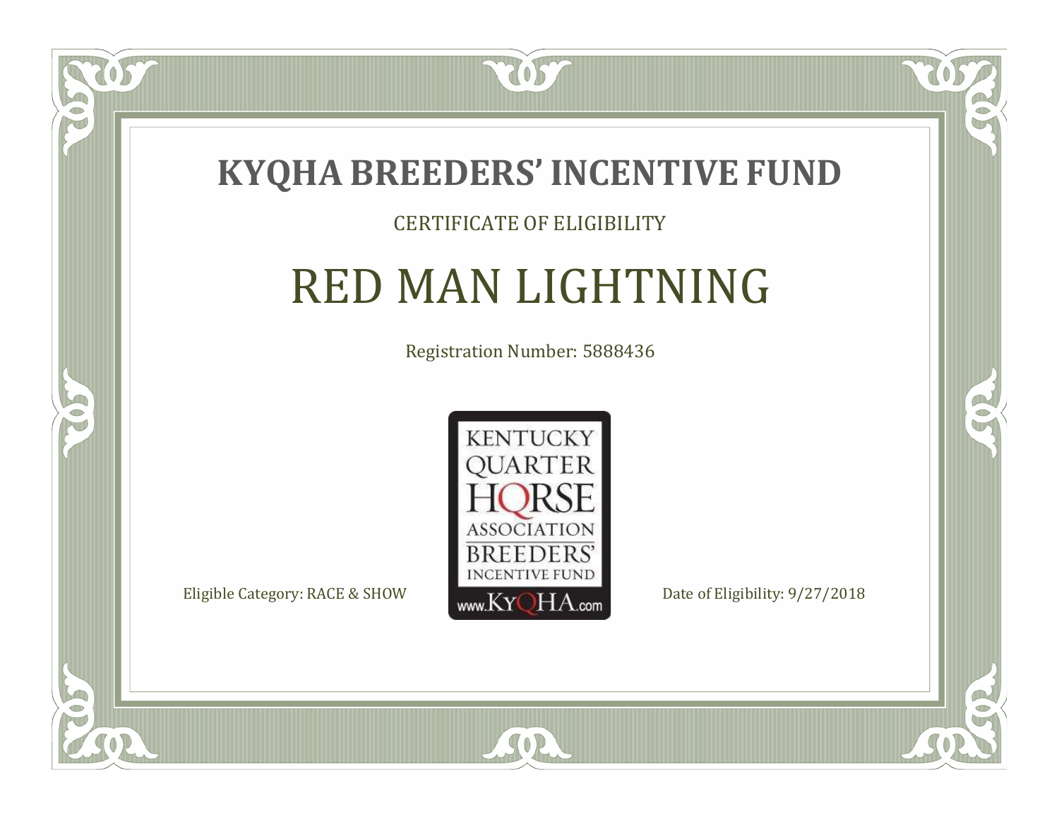# KYQHA BREEDERS' INCENTIVE FUND

CERTIFICATE OF ELIGIBILITY

## RED MAN LIGHTNING

Registration Number: 5888436

KENTUCKY QUARTER HORSE ASSOCIATION BREEDERS' INCENTIVE FUND www.KyQHA.com

Eligible Category: RACE & SHOW

Date of Eligibility: 9/27/2018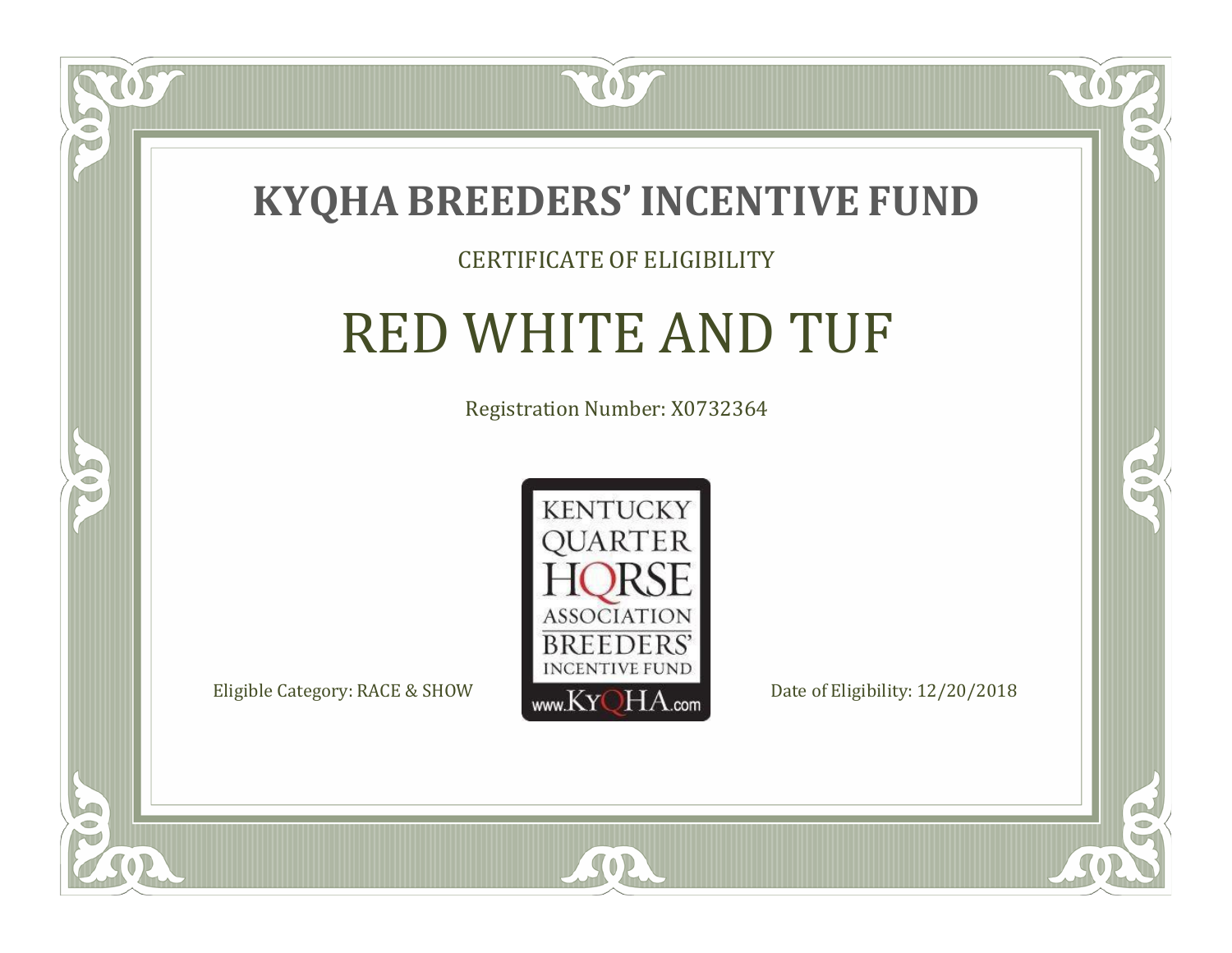# KYQHA BREEDERS' INCENTIVE FUND

CERTIFICATE OF ELIGIBILITY

## RED WHITE AND TUF

Registration Number: X0732364

KENTUCKY QUARTER HORSE ASSOCIATION BREEDERS' INCENTIVE FUND www.KyQHA.com

Eligible Category: RACE & SHOW

Date of Eligibility: 12/20/2018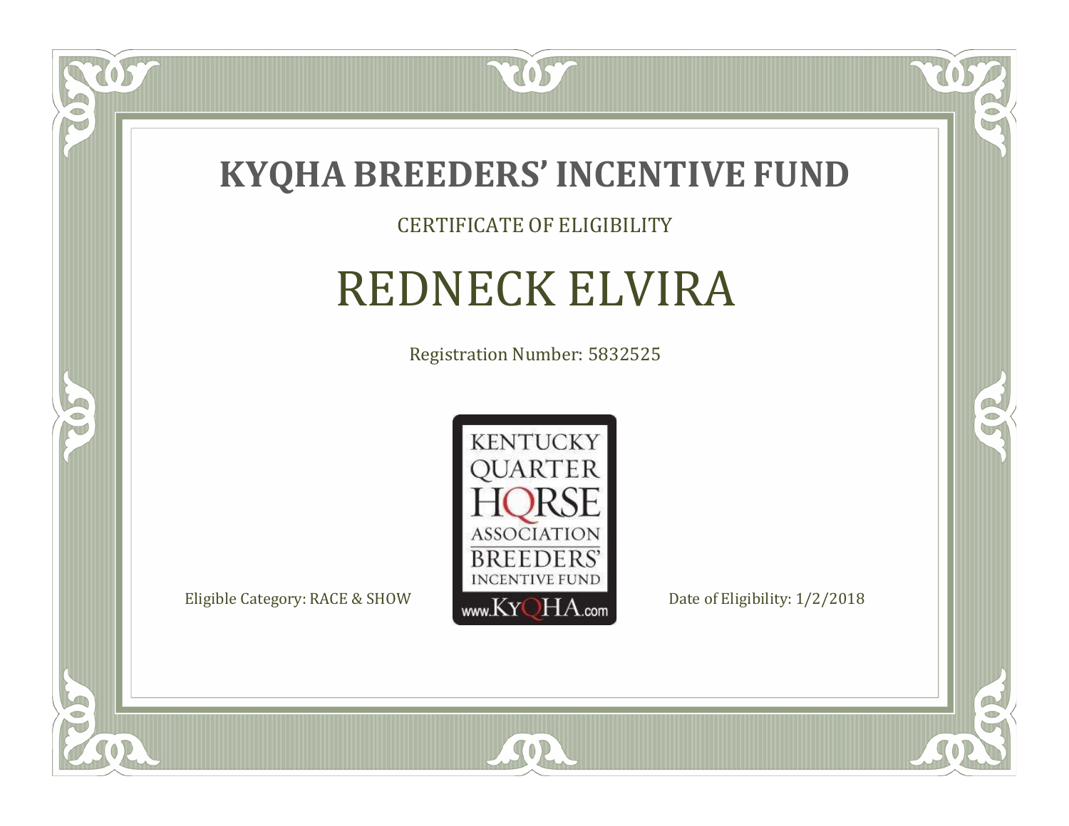# KYQHA BREEDERS' INCENTIVE FUND

CERTIFICATE OF ELIGIBILITY

## REDNECK ELVIRA

Registration Number: 5832525

KENTUCKY QUARTER HORSE ASSOCIATION BREEDERS' INCENTIVE FUND www.KyQHA.com

Eligible Category: RACE & SHOW

Date of Eligibility: 1/2/2018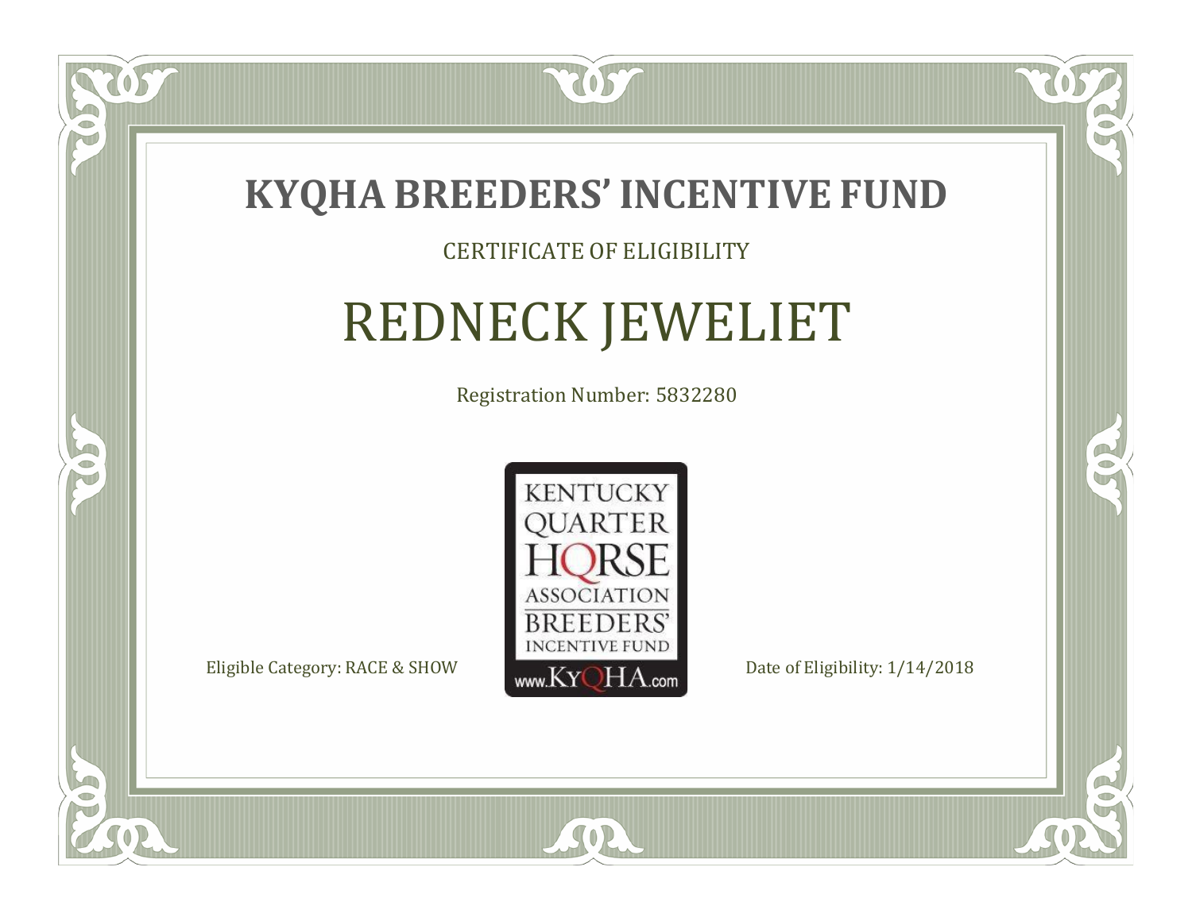# KYQHA BREEDERS' INCENTIVE FUND

CERTIFICATE OF ELIGIBILITY

## REDNECK JEWELIET

Registration Number: 5832280

KENTUCKY QUARTER HORSE ASSOCIATION BREEDERS' INCENTIVE FUND www.KyQHA.com

Eligible Category: RACE & SHOW

Date of Eligibility: 1/14/2018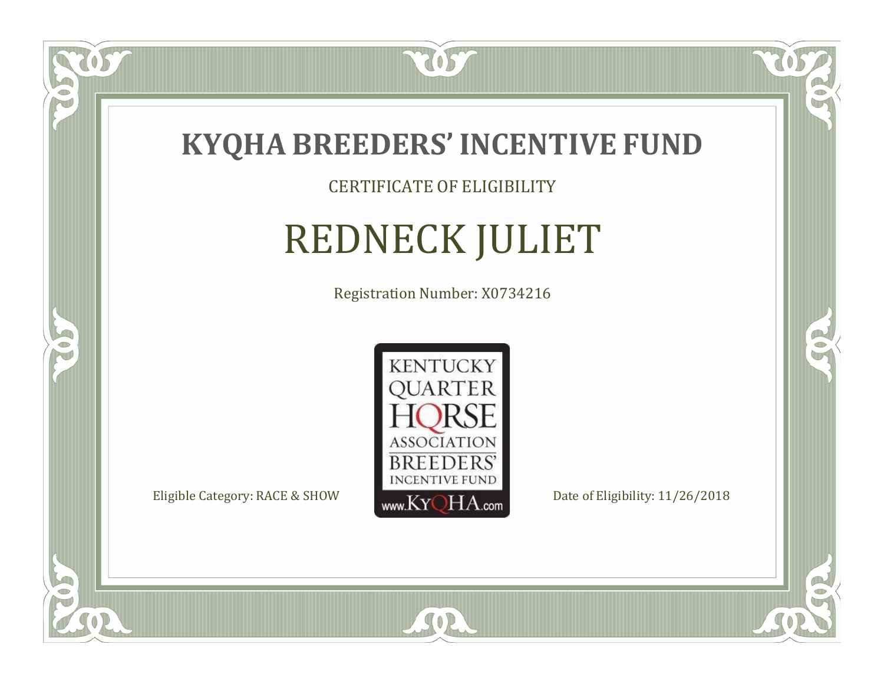# KYQHA BREEDERS' INCENTIVE FUND

CERTIFICATE OF ELIGIBILITY

## REDNECK JULIET

Registration Number: X0734216

KENTUCKY QUARTER HORSE ASSOCIATION BREEDERS' INCENTIVE FUND www.KyQHA.com

Eligible Category: RACE & SHOW

Date of Eligibility: 11/26/2018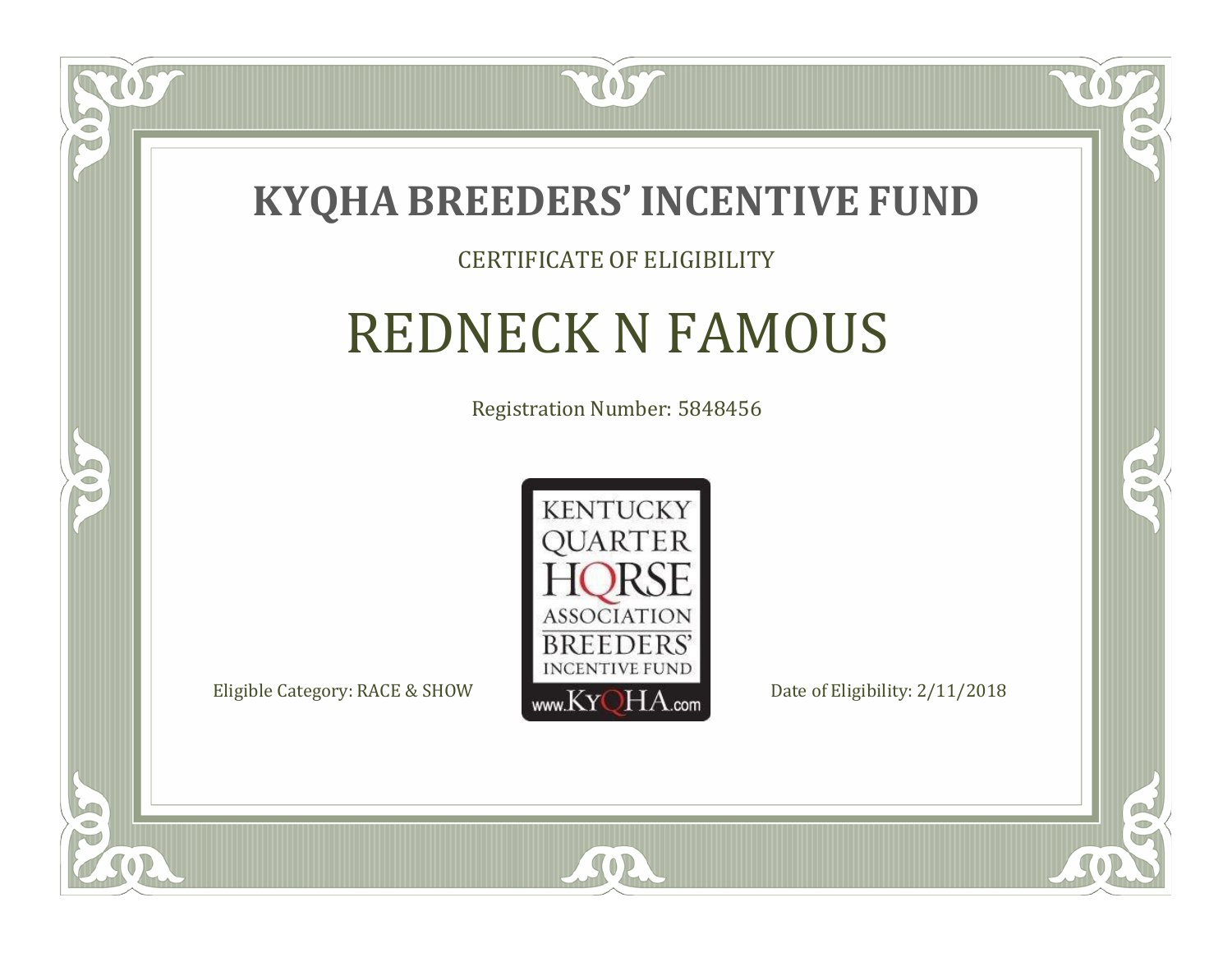# KYQHA BREEDERS' INCENTIVE FUND

CERTIFICATE OF ELIGIBILITY

## REDNECK N FAMOUS

Registration Number: 5848456

KENTUCKY QUARTER HORSE ASSOCIATION BREEDERS' INCENTIVE FUND

www.KyQHA.com

Eligible Category: RACE & SHOW

Date of Eligibility: 2/11/2018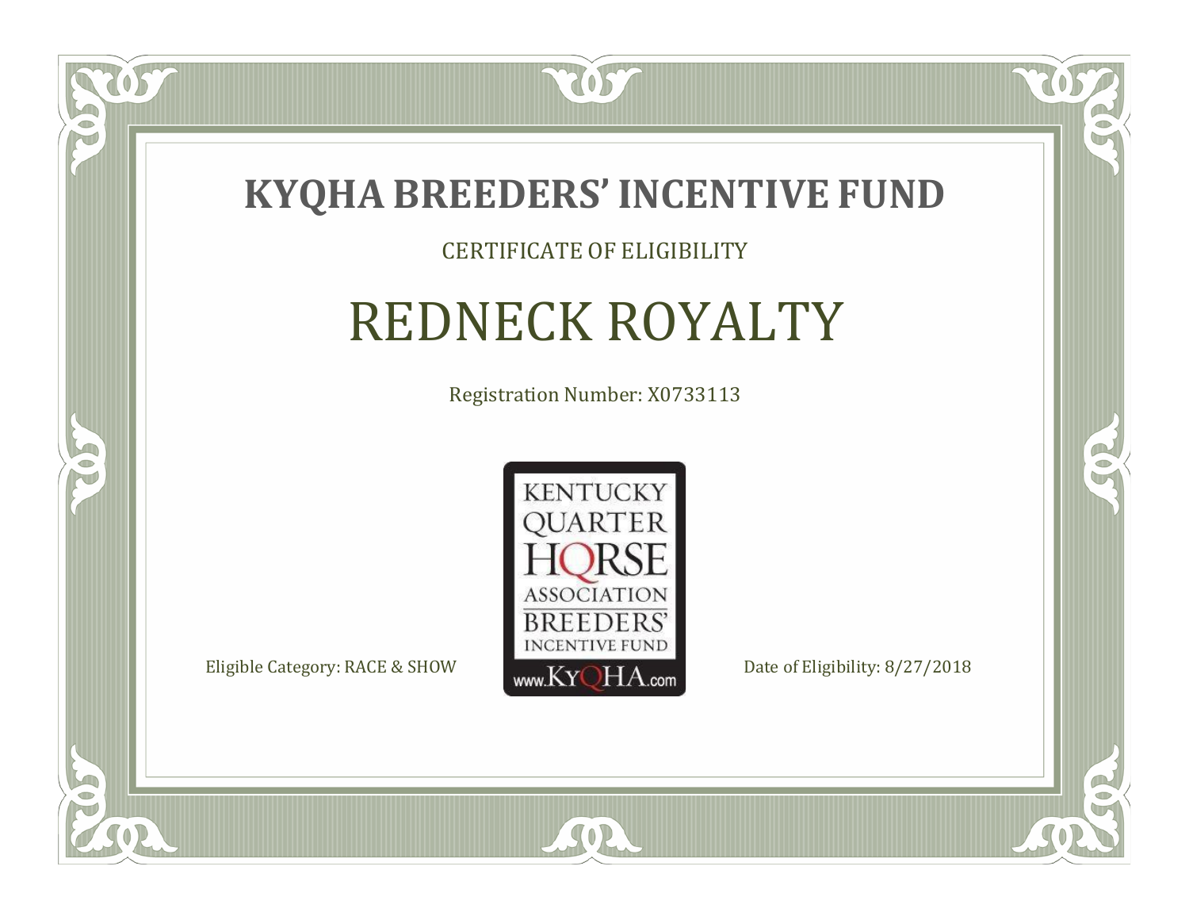# KYQHA BREEDERS' INCENTIVE FUND

CERTIFICATE OF ELIGIBILITY

## REDNECK ROYALTY

Registration Number: X0733113

KENTUCKY QUARTER HORSE ASSOCIATION BREEDERS' INCENTIVE FUND www.KyQHA.com

Eligible Category: RACE & SHOW

Date of Eligibility: 8/27/2018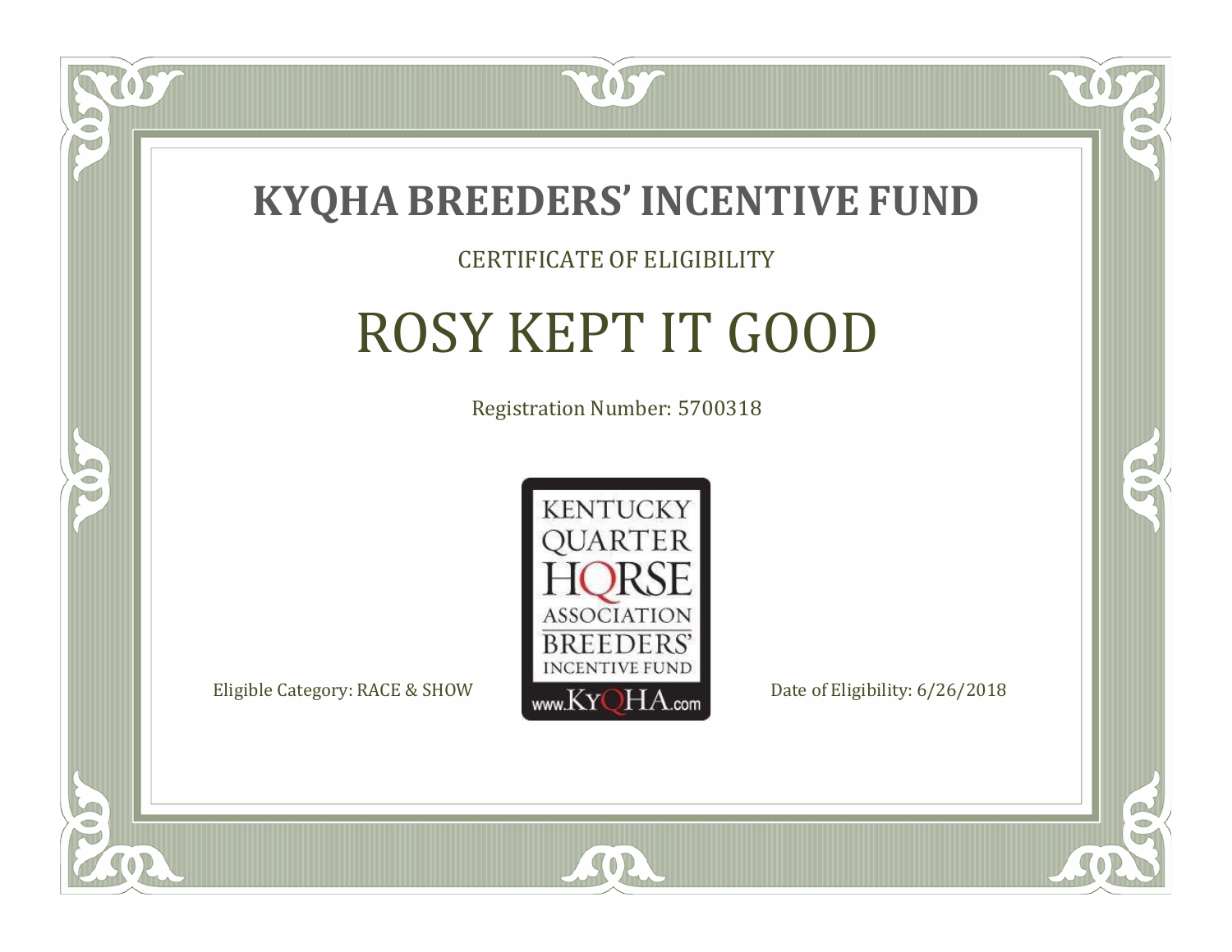# KYQHA BREEDERS' INCENTIVE FUND

CERTIFICATE OF ELIGIBILITY

## ROSY KEPT IT GOOD

Registration Number: 5700318

KENTUCKY QUARTER HORSE ASSOCIATION BREEDERS' INCENTIVE FUND www.KyQHA.com

Eligible Category: RACE & SHOW

Date of Eligibility: 6/26/2018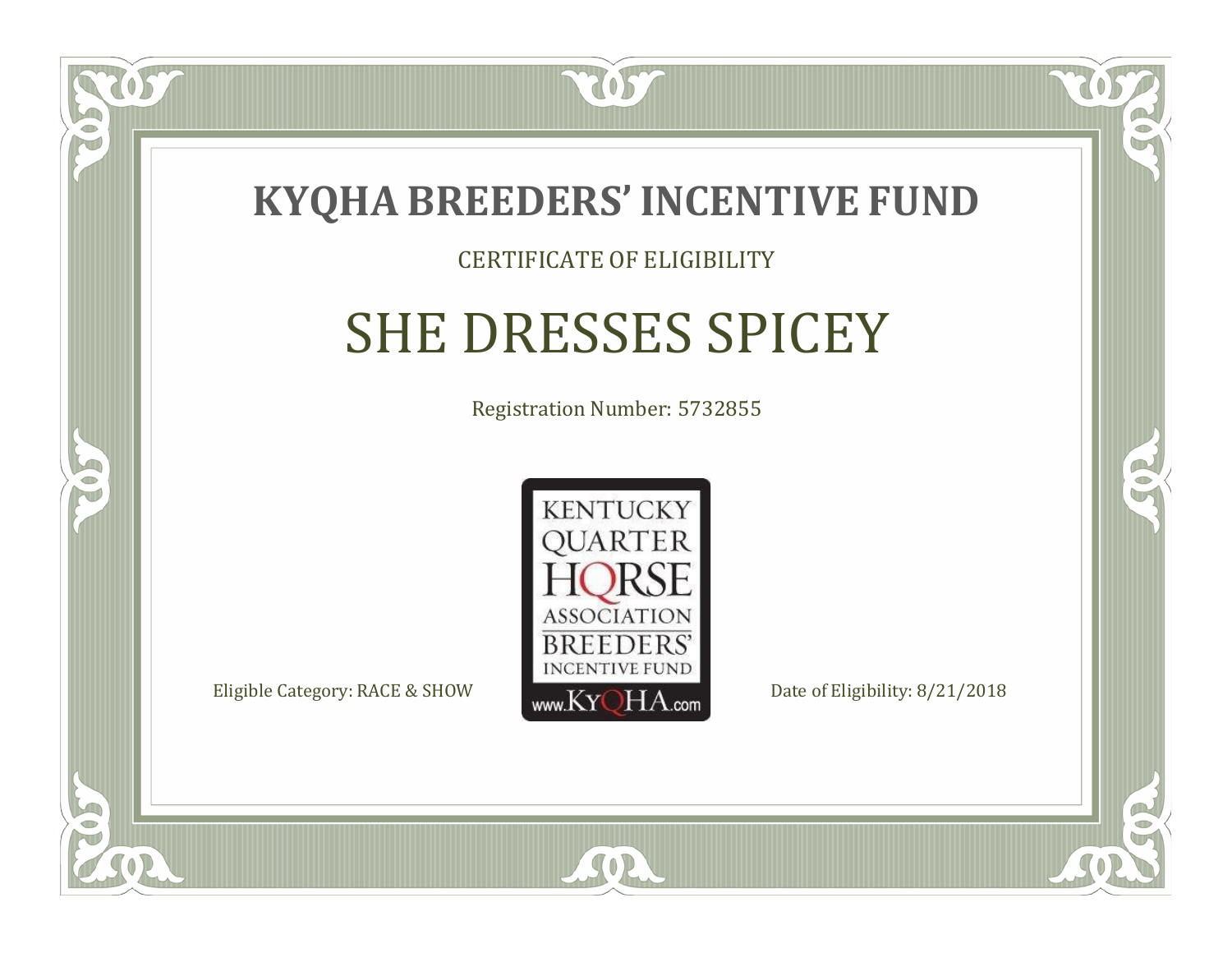# KYQHA BREEDERS' INCENTIVE FUND

CERTIFICATE OF ELIGIBILITY

## SHE DRESSES SPICEY

Registration Number: 5732855

KENTUCKY QUARTER HORSE ASSOCIATION BREEDERS' INCENTIVE FUND www.KyQHA.com

Eligible Category: RACE & SHOW

Date of Eligibility: 8/21/2018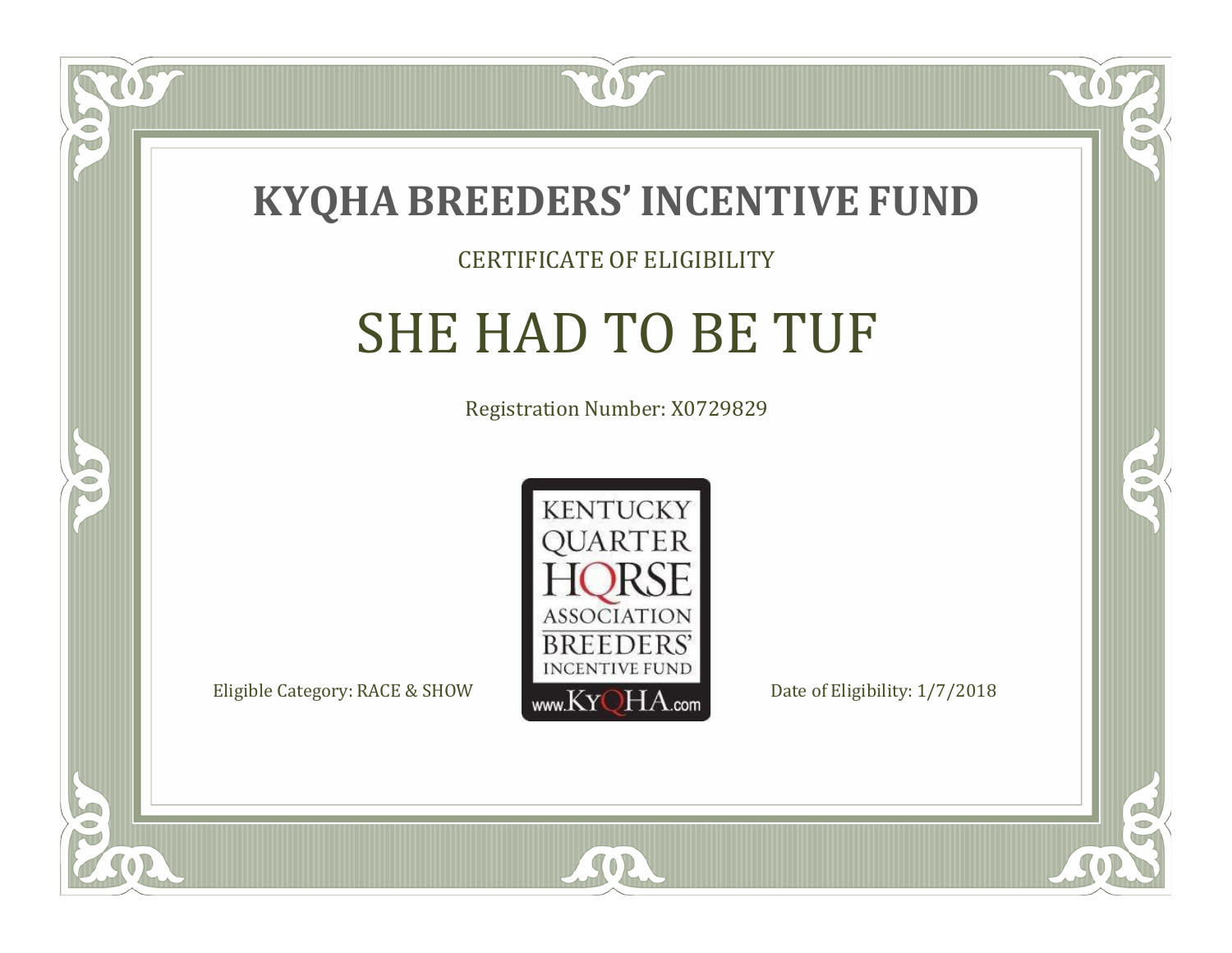# KYQHA BREEDERS' INCENTIVE FUND

CERTIFICATE OF ELIGIBILITY

## SHE HAD TO BE TUF

Registration Number: X0729829

KENTUCKY QUARTER HORSE ASSOCIATION BREEDERS' INCENTIVE FUND

www.KyQHA.com

Eligible Category: RACE & SHOW

Date of Eligibility: 1/7/2018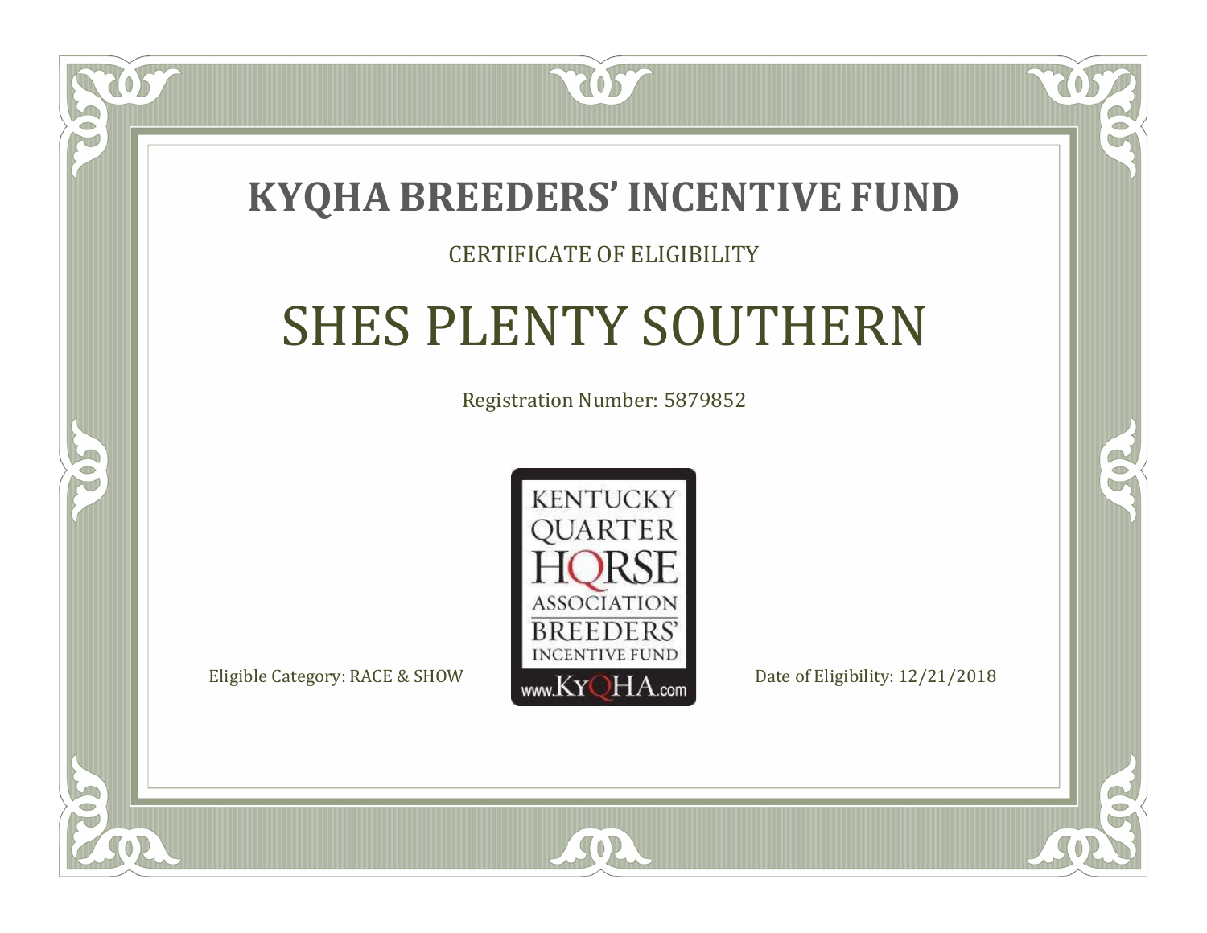# KYQHA BREEDERS' INCENTIVE FUND

CERTIFICATE OF ELIGIBILITY

## SHES PLENTY SOUTHERN

Registration Number: 5879852

KENTUCKY QUARTER HORSE ASSOCIATION BREEDERS' INCENTIVE FUND www.KyQHA.com

Eligible Category: RACE & SHOW

Date of Eligibility: 12/21/2018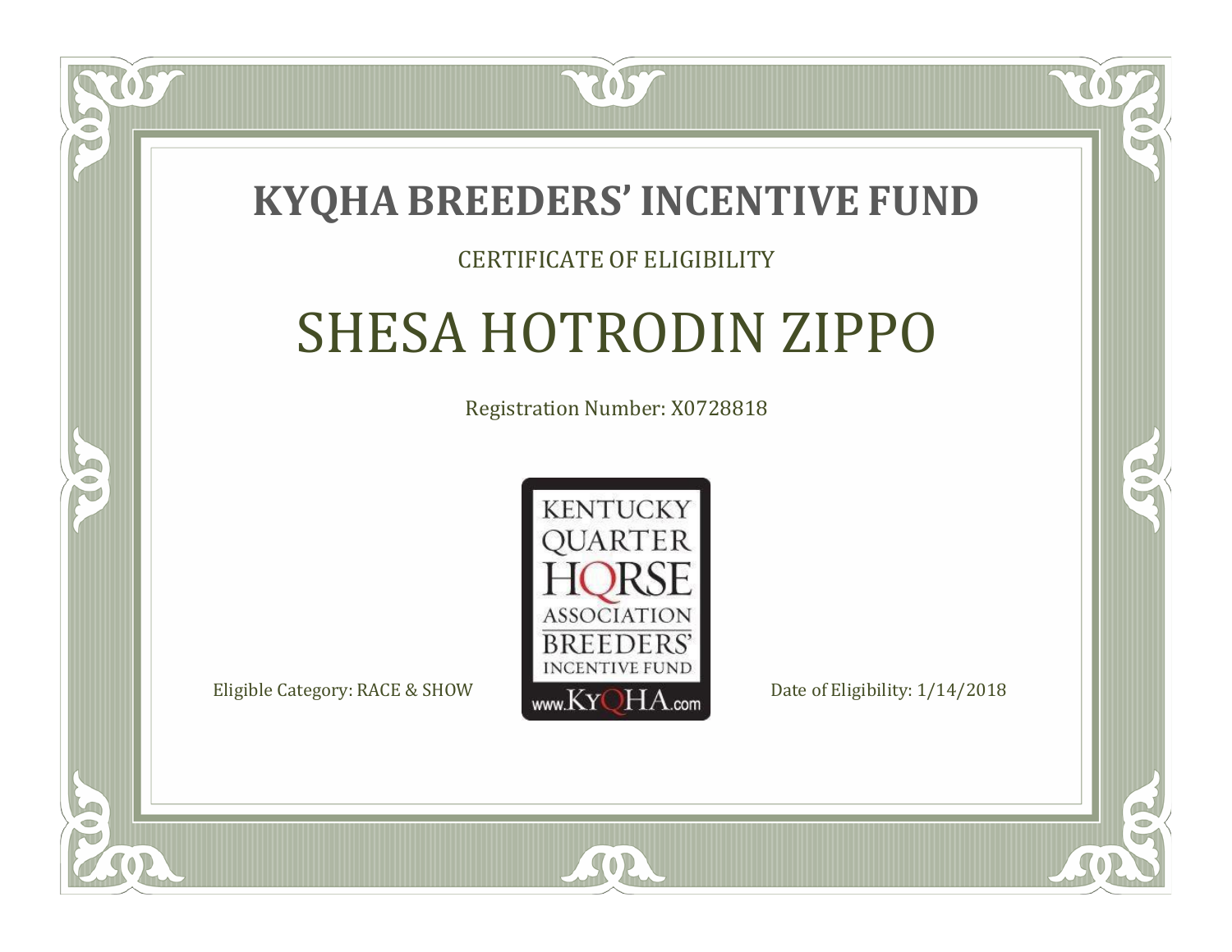# KYQHA BREEDERS' INCENTIVE FUND

CERTIFICATE OF ELIGIBILITY

## SHESA HOTRODIN ZIPPO

Registration Number: X0728818

KENTUCKY QUARTER HORSE ASSOCIATION BREEDERS' INCENTIVE FUND

www.KyQHA.com

Eligible Category: RACE & SHOW

Date of Eligibility: 1/14/2018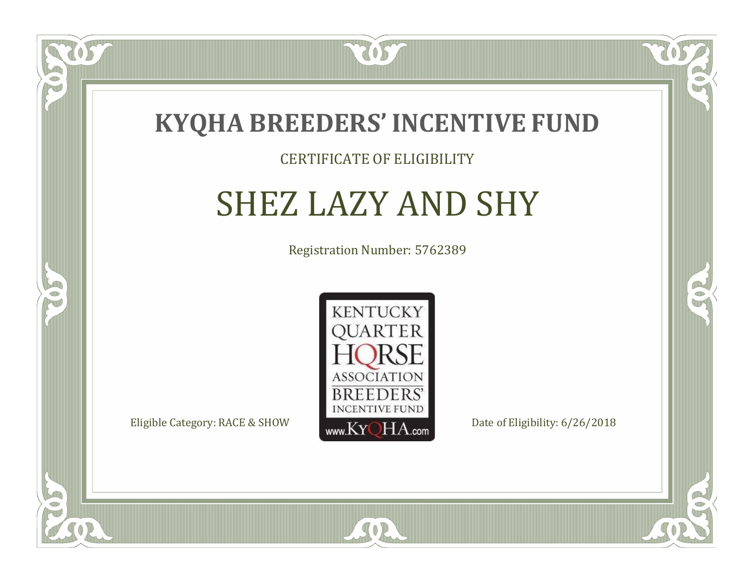# KYQHA BREEDERS' INCENTIVE FUND

CERTIFICATE OF ELIGIBILITY

## SHEZ LAZY AND SHY

Registration Number: 5762389

KENTUCKY QUARTER HORSE ASSOCIATION BREEDERS' INCENTIVE FUND www.KyQHA.com

Eligible Category: RACE & SHOW

Date of Eligibility: 6/26/2018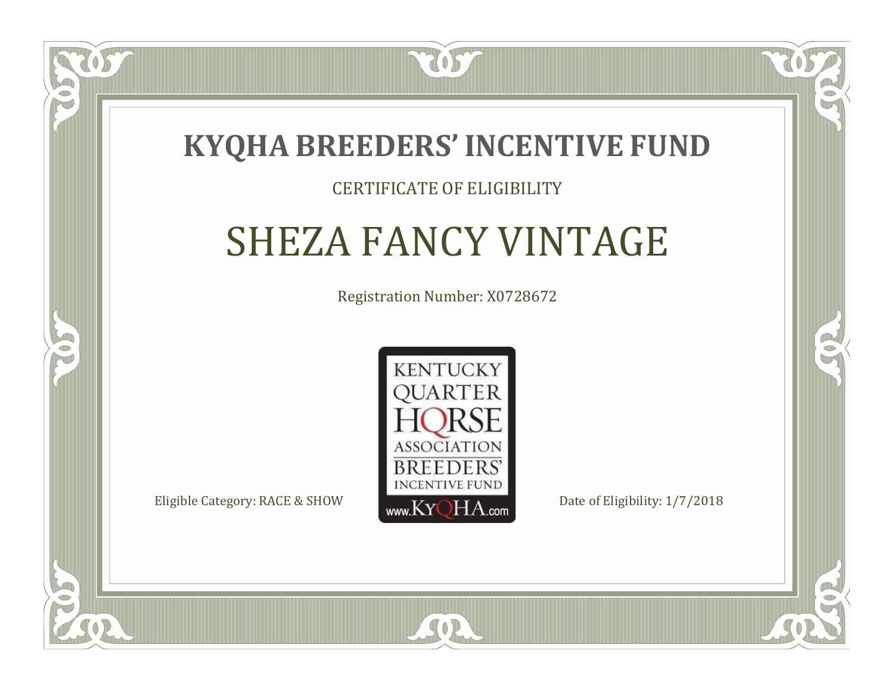# KYQHA BREEDERS' INCENTIVE FUND

CERTIFICATE OF ELIGIBILITY

## SHEZA FANCY VINTAGE

Registration Number: X0728672

KENTUCKY QUARTER HORSE ASSOCIATION BREEDERS' INCENTIVE FUND www.KyQHA.com

Eligible Category: RACE & SHOW

Date of Eligibility: 1/7/2018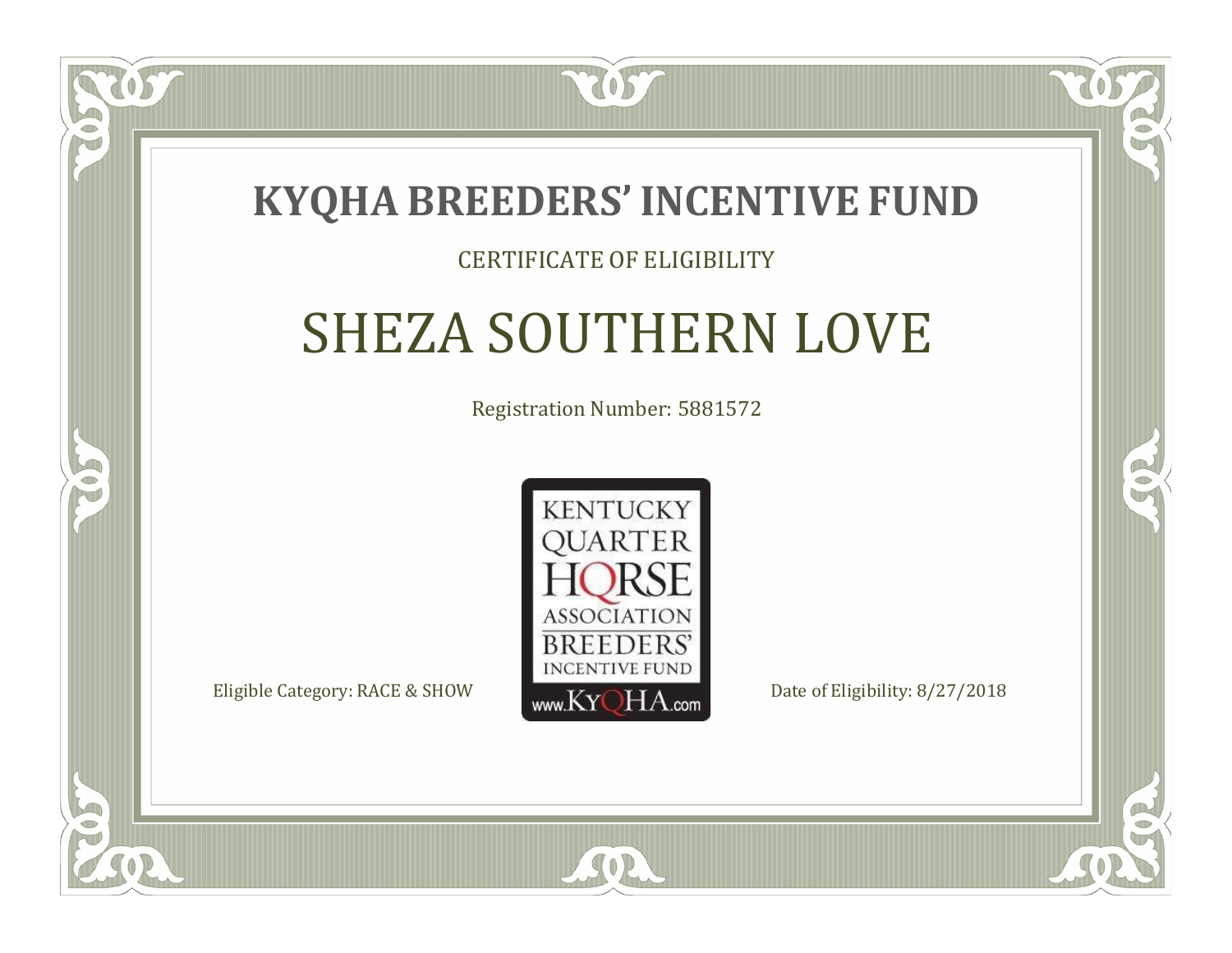# KYQHA BREEDERS' INCENTIVE FUND

CERTIFICATE OF ELIGIBILITY

## SHEZA SOUTHERN LOVE

Registration Number: 5881572

KENTUCKY QUARTER HORSE ASSOCIATION BREEDERS' INCENTIVE FUND www.KyQHA.com

Eligible Category: RACE & SHOW

Date of Eligibility: 8/27/2018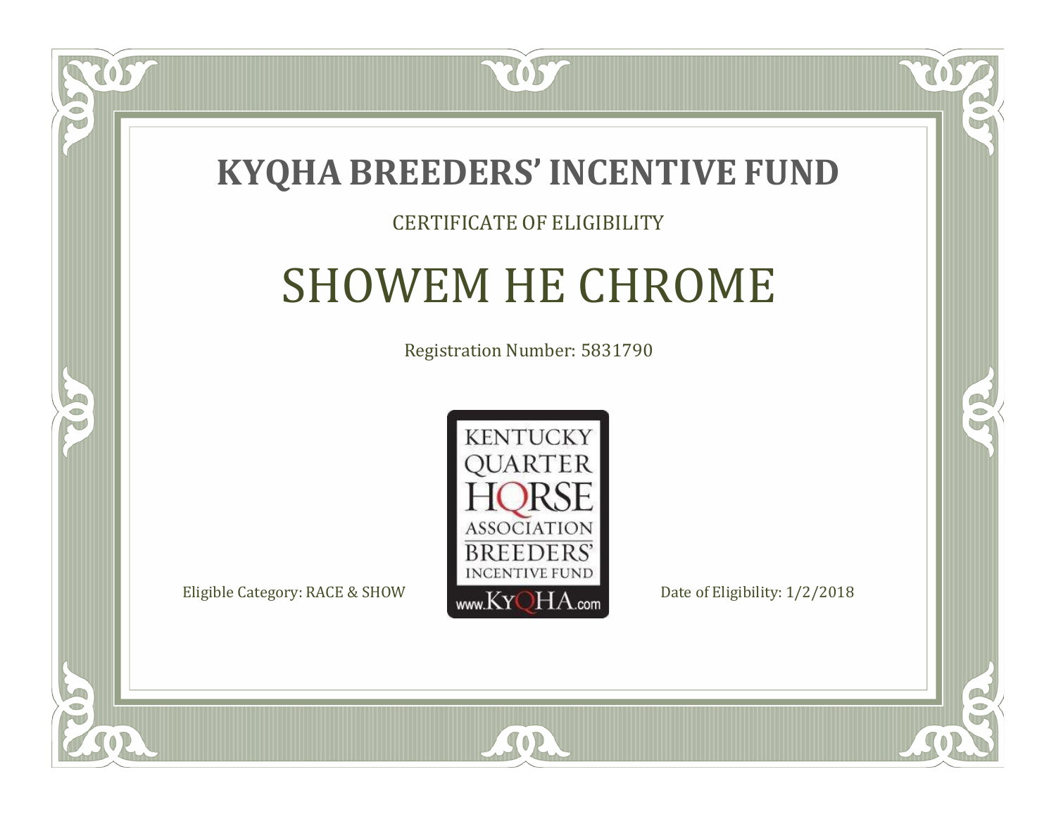# KYQHA BREEDERS' INCENTIVE FUND

CERTIFICATE OF ELIGIBILITY

## SHOWEM HE CHROME

Registration Number: 5831790

KENTUCKY QUARTER HORSE ASSOCIATION BREEDERS' INCENTIVE FUND www.KyQHA.com

Eligible Category: RACE & SHOW

Date of Eligibility: 1/2/2018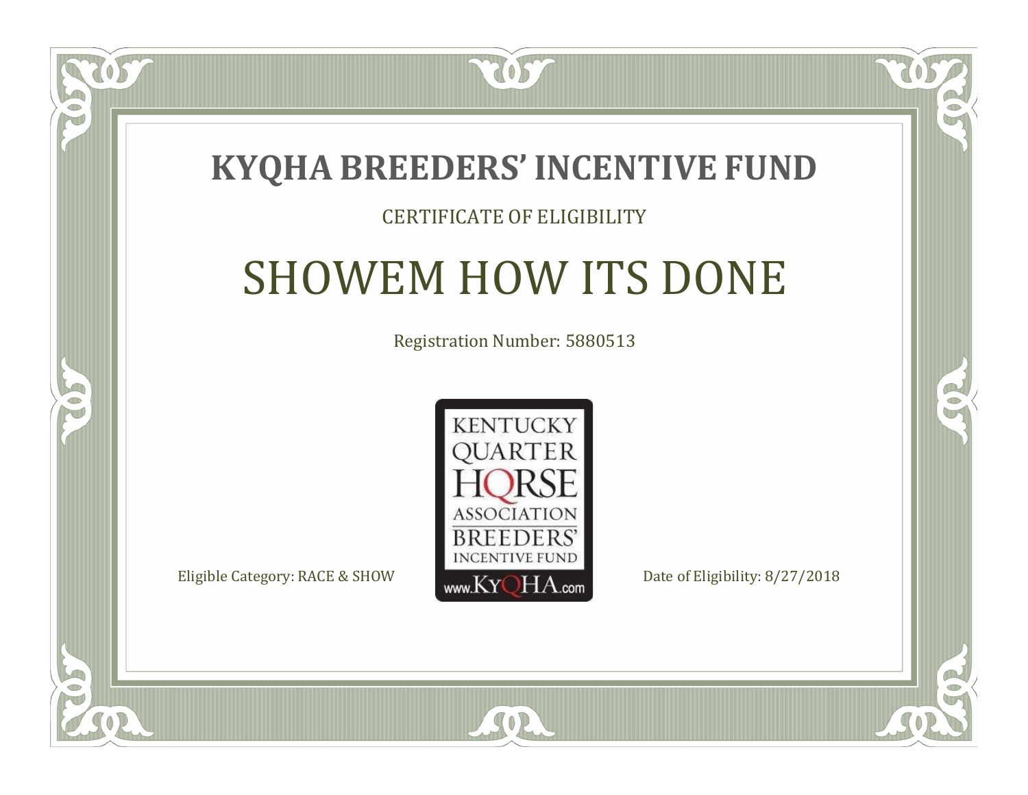# KYQHA BREEDERS' INCENTIVE FUND

CERTIFICATE OF ELIGIBILITY

## SHOWEM HOW ITS DONE

Registration Number: 5880513

KENTUCKY QUARTER HORSE ASSOCIATION BREEDERS' INCENTIVE FUND www.KyQHA.com

Eligible Category: RACE & SHOW

Date of Eligibility: 8/27/2018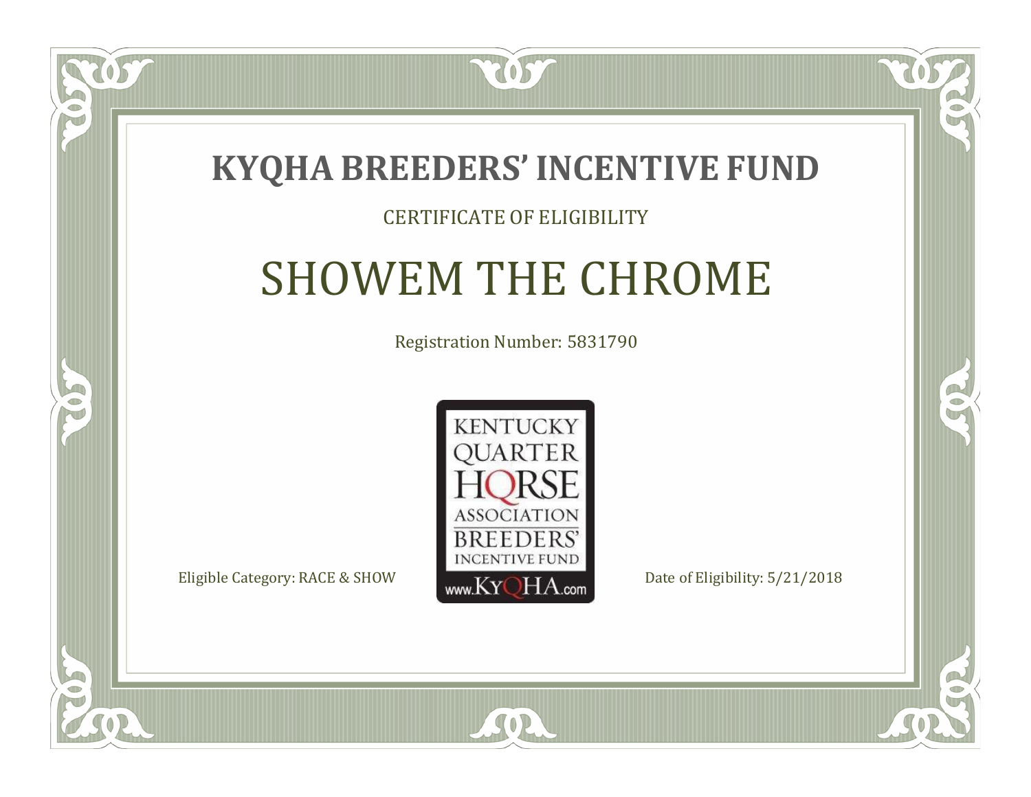# KYQHA BREEDERS' INCENTIVE FUND

CERTIFICATE OF ELIGIBILITY

## SHOWEM THE CHROME

Registration Number: 5831790

KENTUCKY QUARTER HORSE ASSOCIATION BREEDERS' INCENTIVE FUND www.KyQHA.com

Eligible Category: RACE & SHOW

Date of Eligibility: 5/21/2018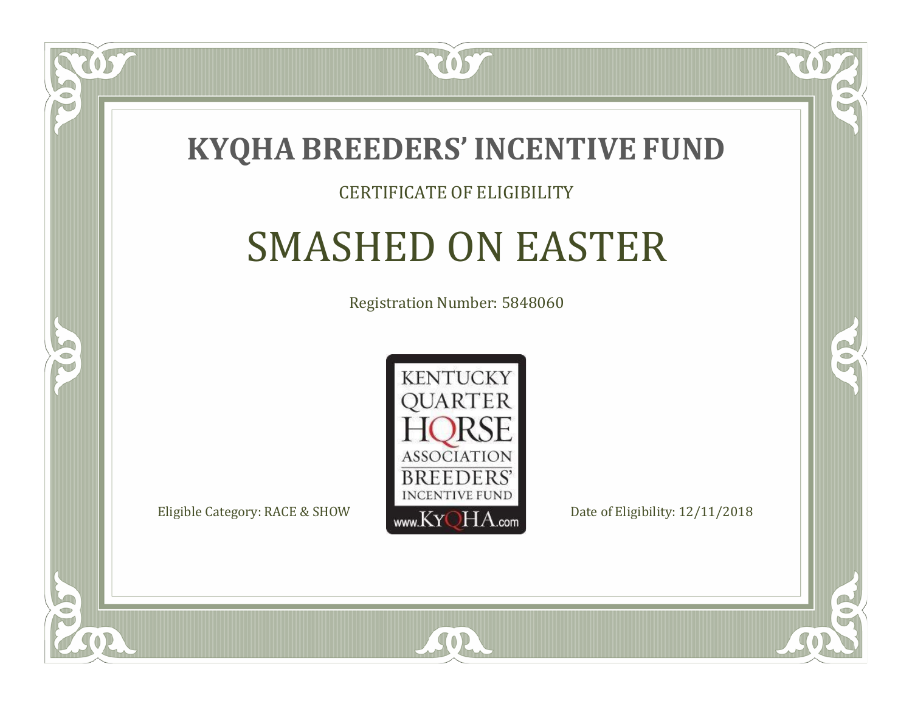# KYQHA BREEDERS' INCENTIVE FUND

CERTIFICATE OF ELIGIBILITY

## SMASHED ON EASTER

Registration Number: 5848060

KENTUCKY QUARTER HORSE ASSOCIATION BREEDERS' INCENTIVE FUND www.KyQHA.com

Eligible Category: RACE & SHOW

Date of Eligibility: 12/11/2018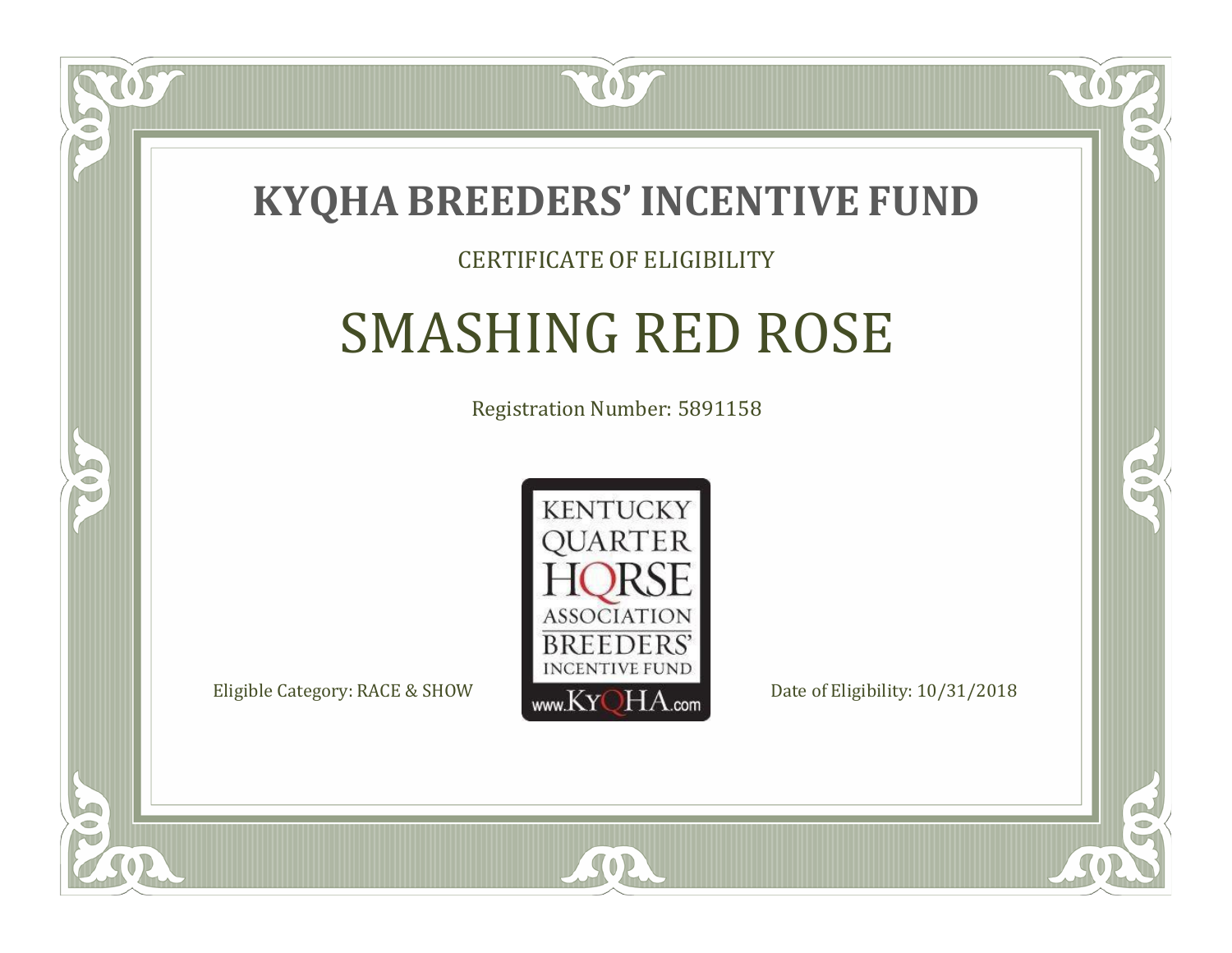# KYQHA BREEDERS' INCENTIVE FUND

CERTIFICATE OF ELIGIBILITY

## SMASHING RED ROSE

Registration Number: 5891158

KENTUCKY QUARTER HORSE ASSOCIATION BREEDERS' INCENTIVE FUND www.KyQHA.com

Eligible Category: RACE & SHOW

Date of Eligibility: 10/31/2018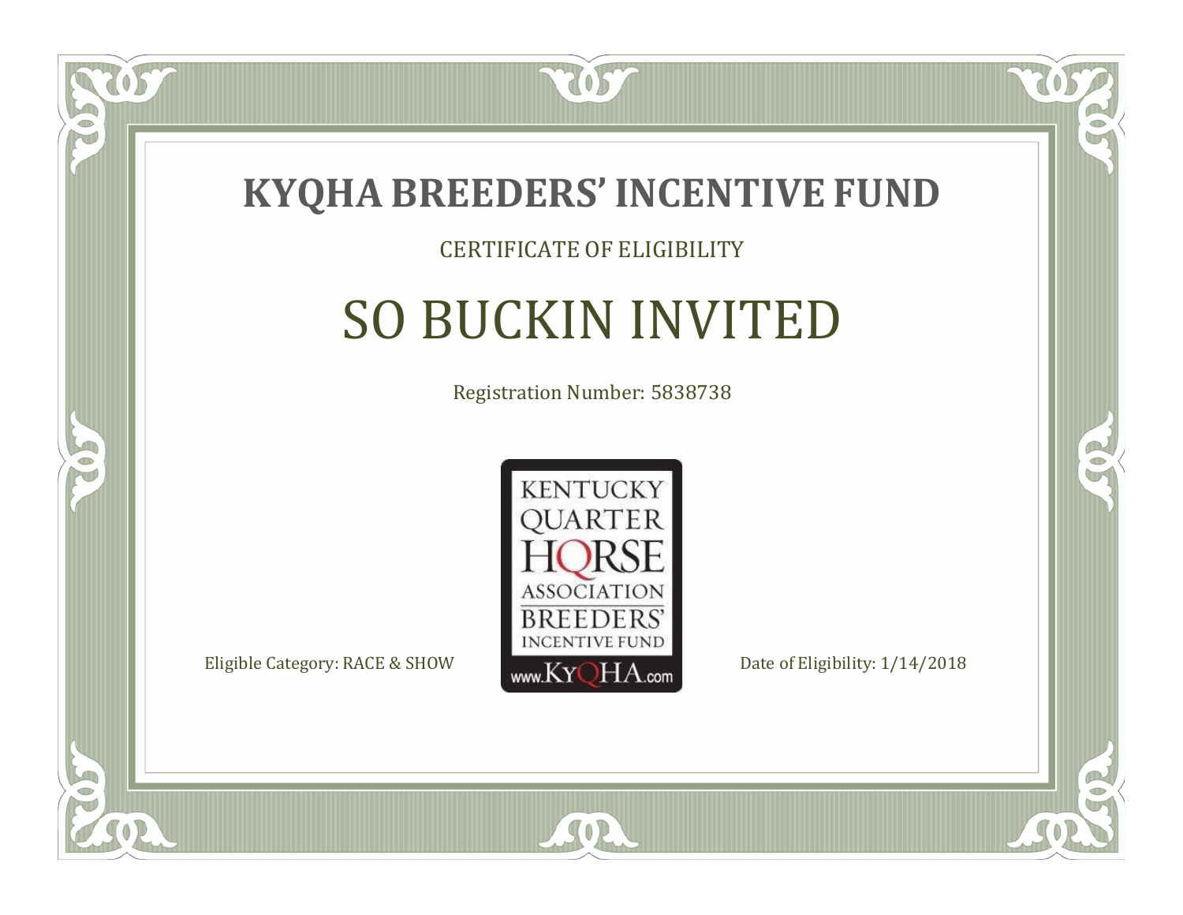# KYQHA BREEDERS' INCENTIVE FUND

CERTIFICATE OF ELIGIBILITY

## SO BUCKIN INVITED

Registration Number: 5838738

KENTUCKY QUARTER HORSE ASSOCIATION BREEDERS' INCENTIVE FUND www.KyQHA.com

Eligible Category: RACE & SHOW

Date of Eligibility: 1/14/2018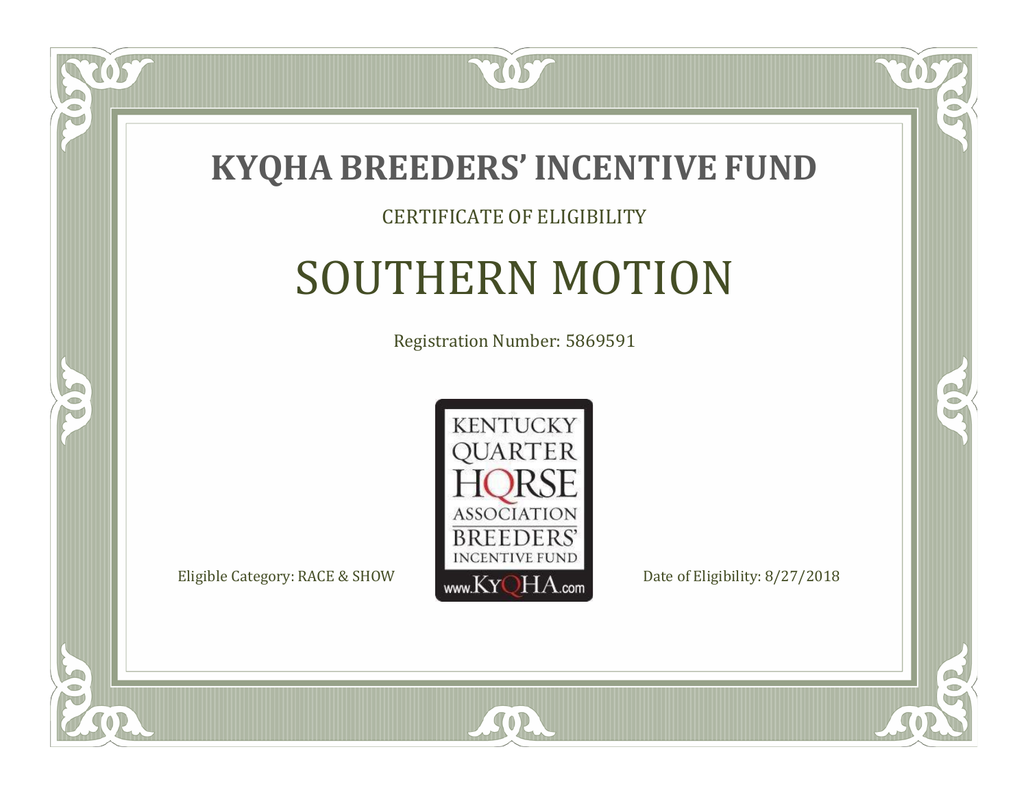# KYQHA BREEDERS' INCENTIVE FUND

CERTIFICATE OF ELIGIBILITY

## SOUTHERN MOTION

Registration Number: 5869591

KENTUCKY QUARTER HORSE ASSOCIATION BREEDERS' INCENTIVE FUND www.KyQHA.com

Eligible Category: RACE & SHOW

Date of Eligibility: 8/27/2018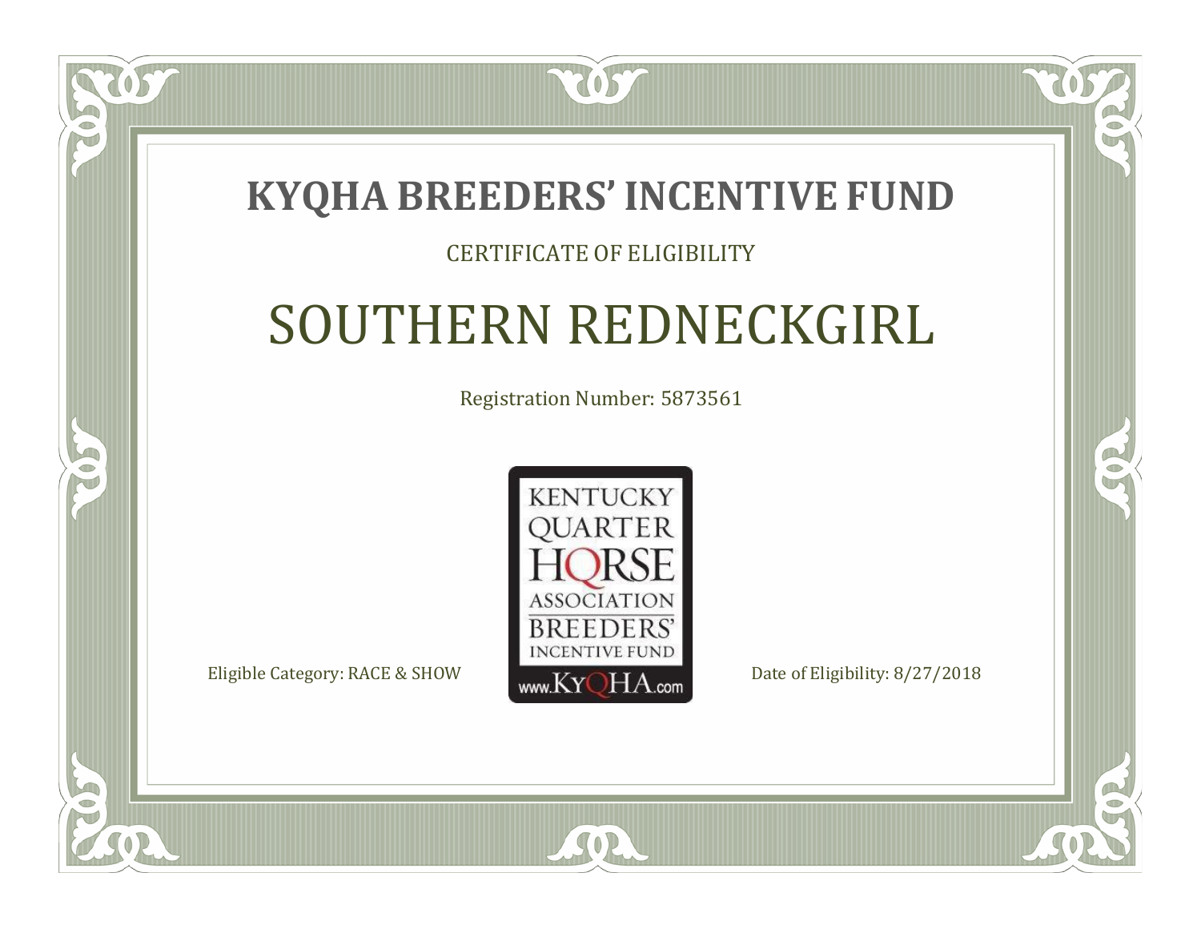# KYQHA BREEDERS' INCENTIVE FUND

CERTIFICATE OF ELIGIBILITY

## SOUTHERN REDNECKGIRL

Registration Number: 5873561

KENTUCKY QUARTER HORSE ASSOCIATION BREEDERS' INCENTIVE FUND www.KyQHA.com

Eligible Category: RACE & SHOW

Date of Eligibility: 8/27/2018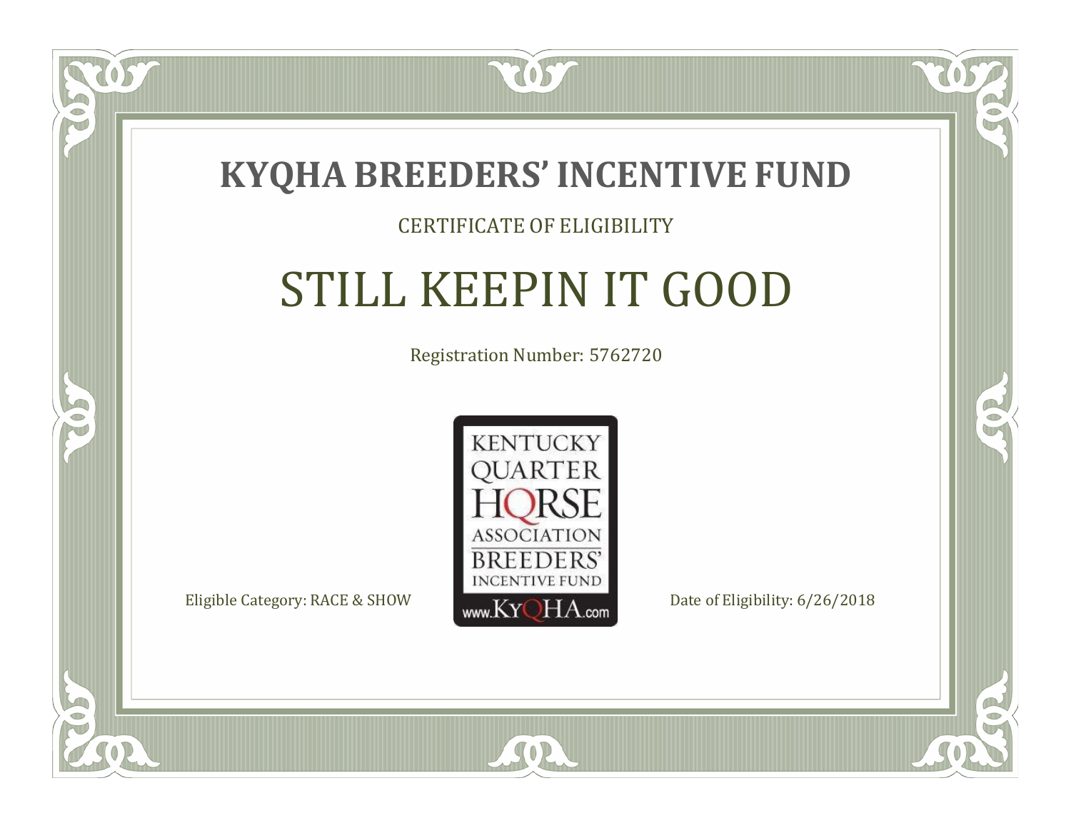# KYQHA BREEDERS' INCENTIVE FUND

CERTIFICATE OF ELIGIBILITY

## STILL KEEPIN IT GOOD

Registration Number: 5762720

KENTUCKY QUARTER HORSE ASSOCIATION BREEDERS' INCENTIVE FUND www.KyQHA.com

Eligible Category: RACE & SHOW

Date of Eligibility: 6/26/2018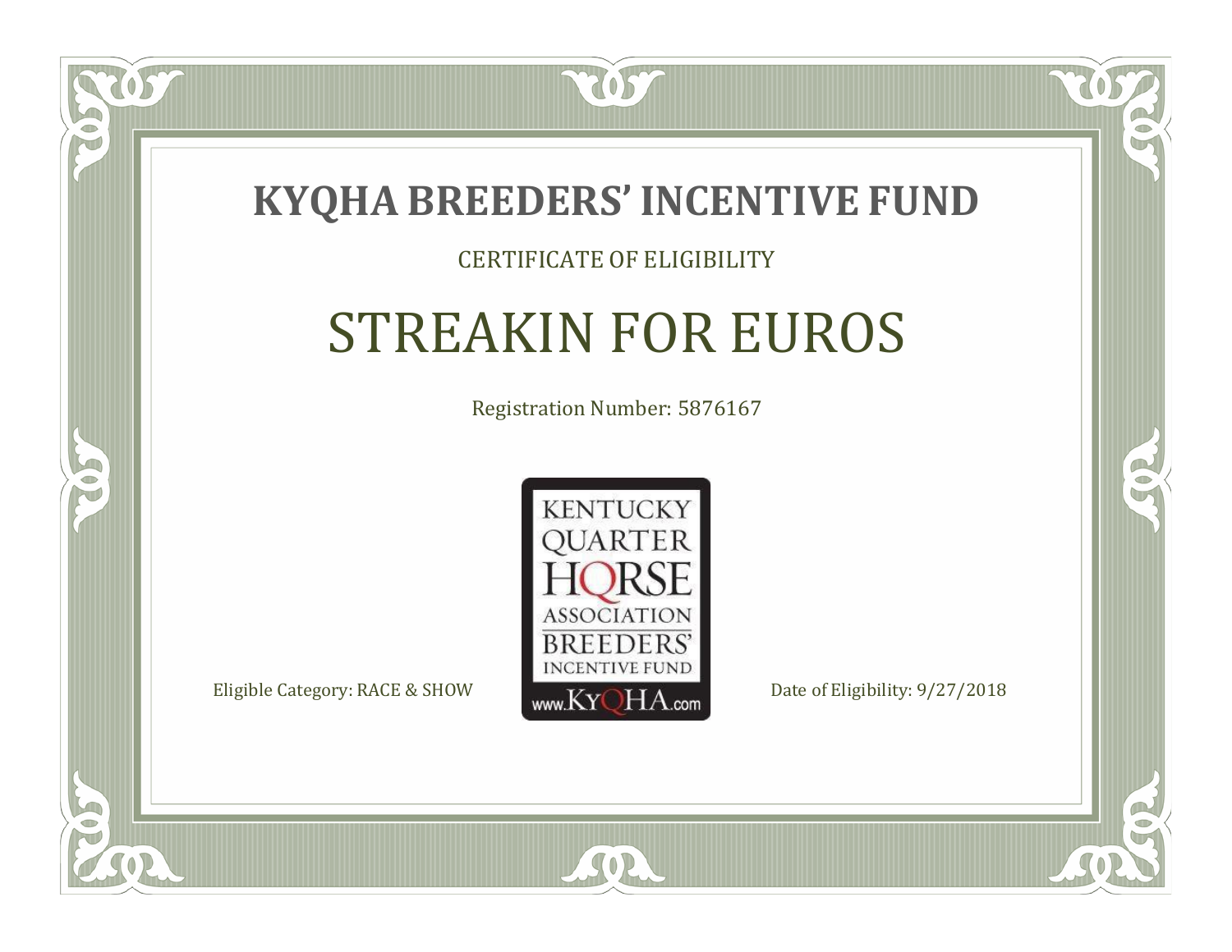# KYQHA BREEDERS' INCENTIVE FUND

CERTIFICATE OF ELIGIBILITY

## STREAKIN FOR EUROS

Registration Number: 5876167

KENTUCKY QUARTER HORSE ASSOCIATION BREEDERS' INCENTIVE FUND www.KyQHA.com

Eligible Category: RACE & SHOW

Date of Eligibility: 9/27/2018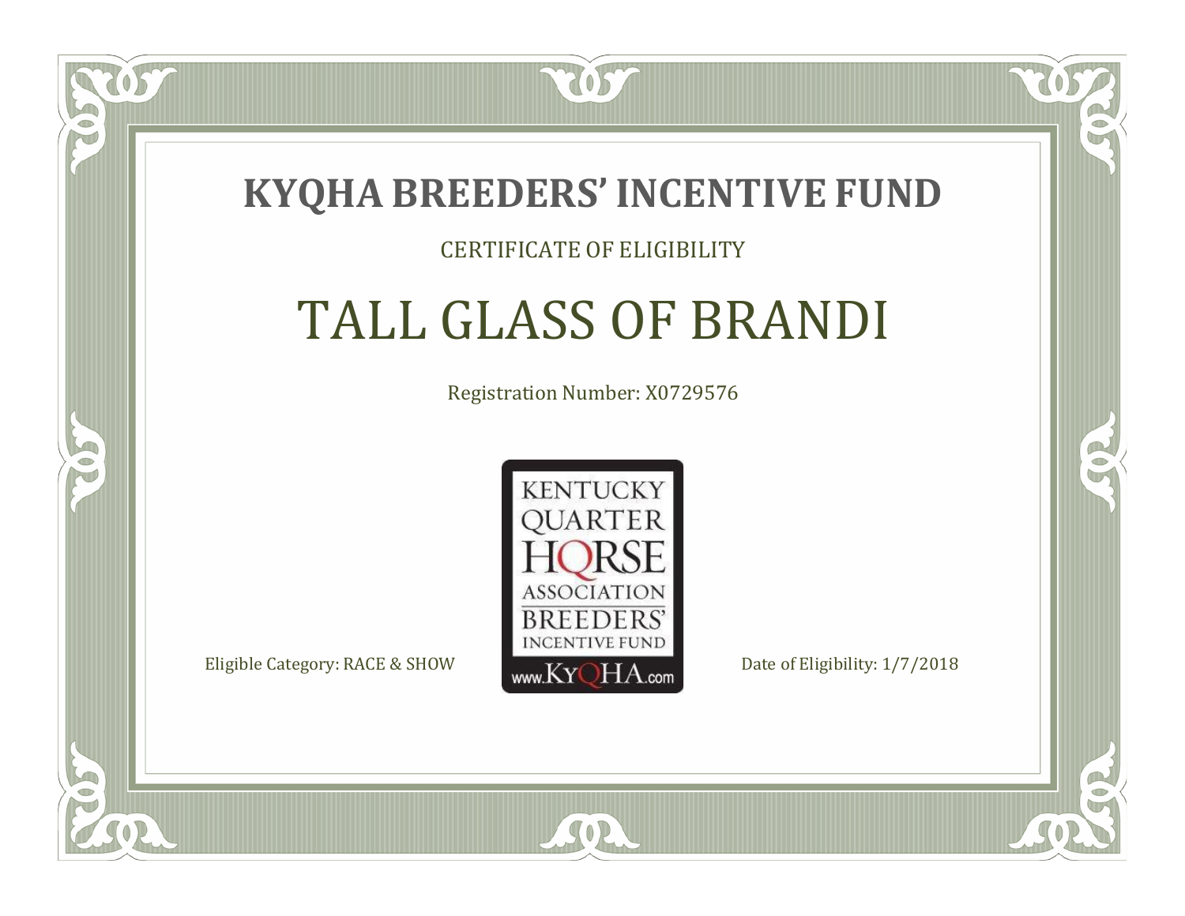# KYQHA BREEDERS' INCENTIVE FUND

CERTIFICATE OF ELIGIBILITY

## TALL GLASS OF BRANDI

Registration Number: X0729576

KENTUCKY QUARTER HORSE ASSOCIATION BREEDERS' INCENTIVE FUND www.KyQHA.com

Eligible Category: RACE & SHOW

Date of Eligibility: 1/7/2018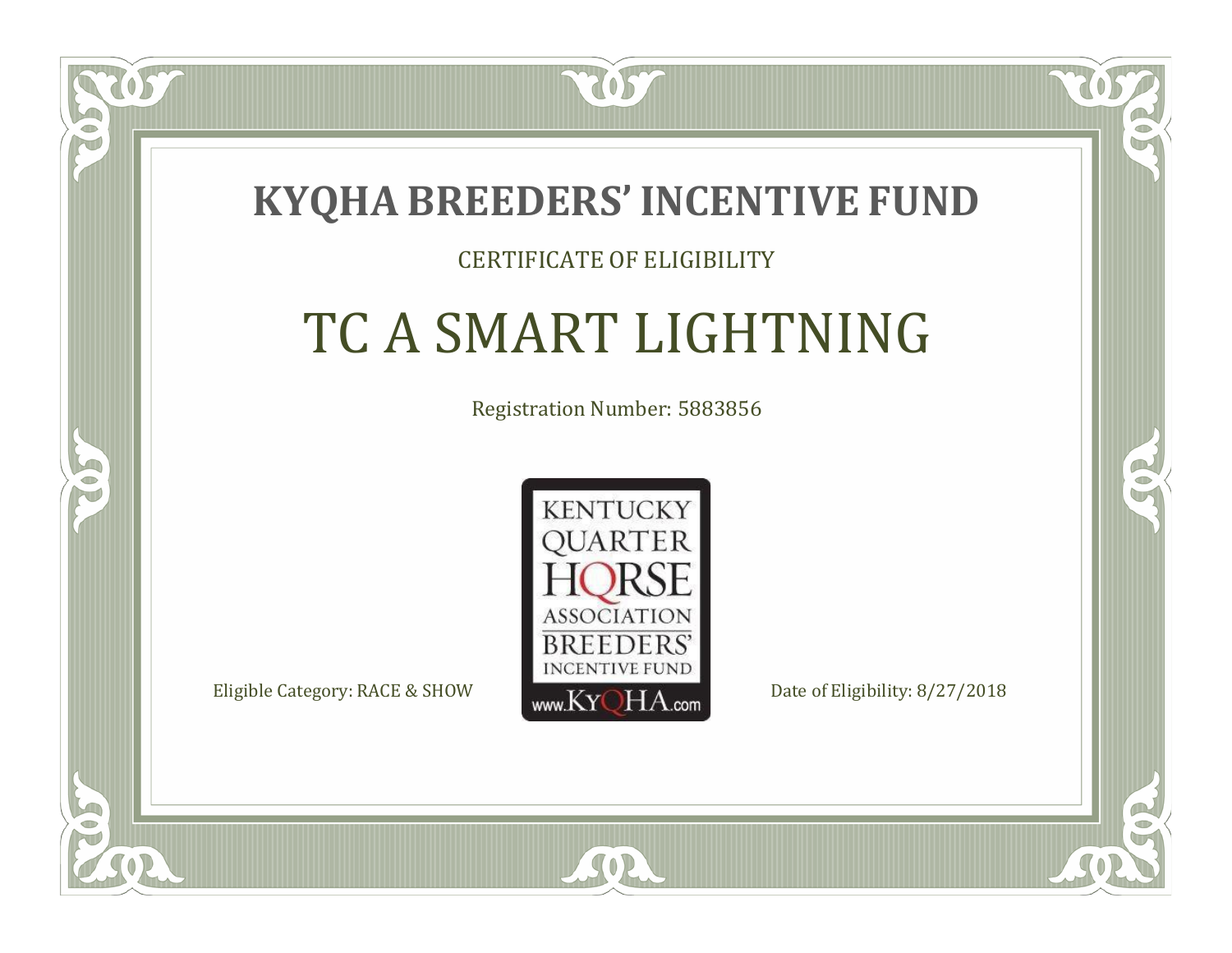# KYQHA BREEDERS' INCENTIVE FUND

CERTIFICATE OF ELIGIBILITY

## TC A SMART LIGHTNING

Registration Number: 5883856

KENTUCKY QUARTER HORSE ASSOCIATION BREEDERS' INCENTIVE FUND www.KyQHA.com

Eligible Category: RACE & SHOW

Date of Eligibility: 8/27/2018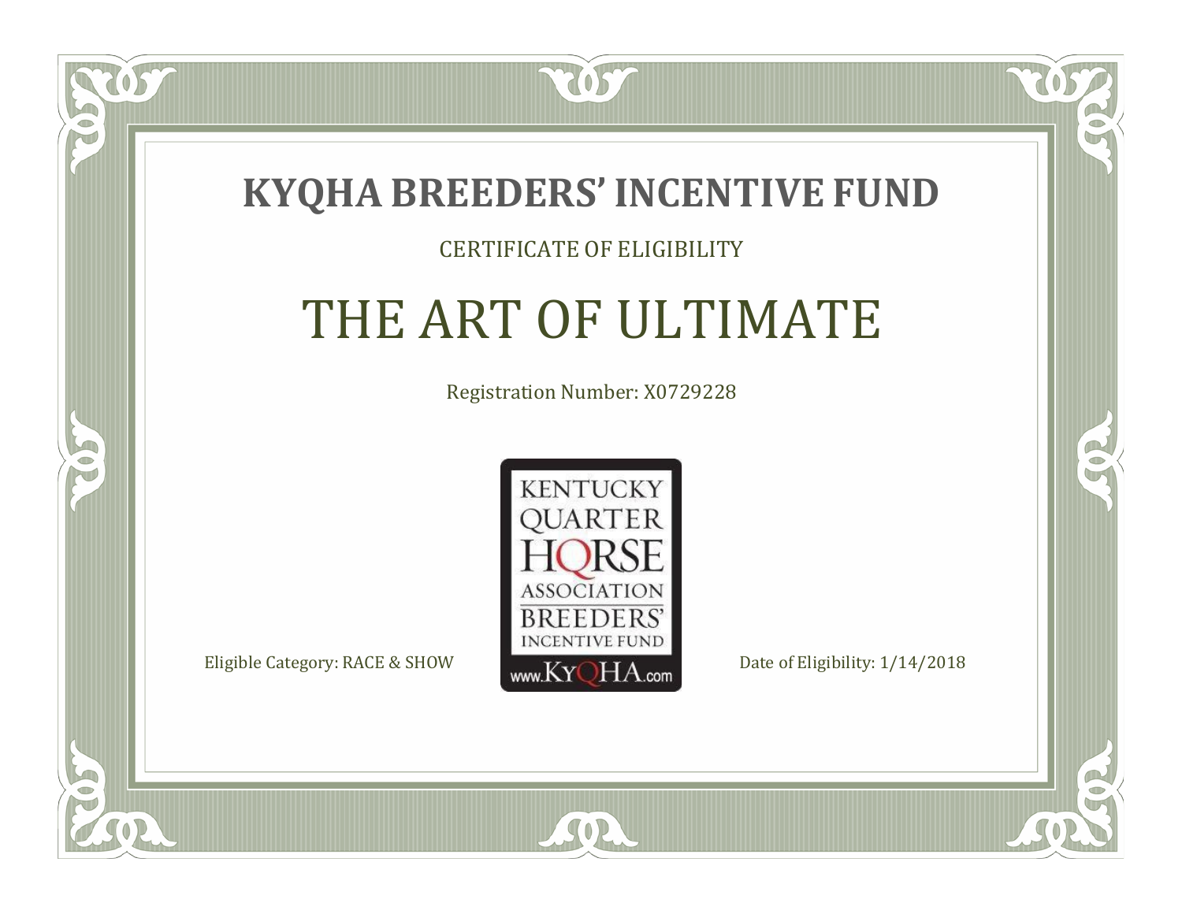# KYQHA BREEDERS' INCENTIVE FUND

CERTIFICATE OF ELIGIBILITY

## THE ART OF ULTIMATE

Registration Number: X0729228

KENTUCKY QUARTER HORSE ASSOCIATION BREEDERS' INCENTIVE FUND www.KyQHA.com

Eligible Category: RACE & SHOW

Date of Eligibility: 1/14/2018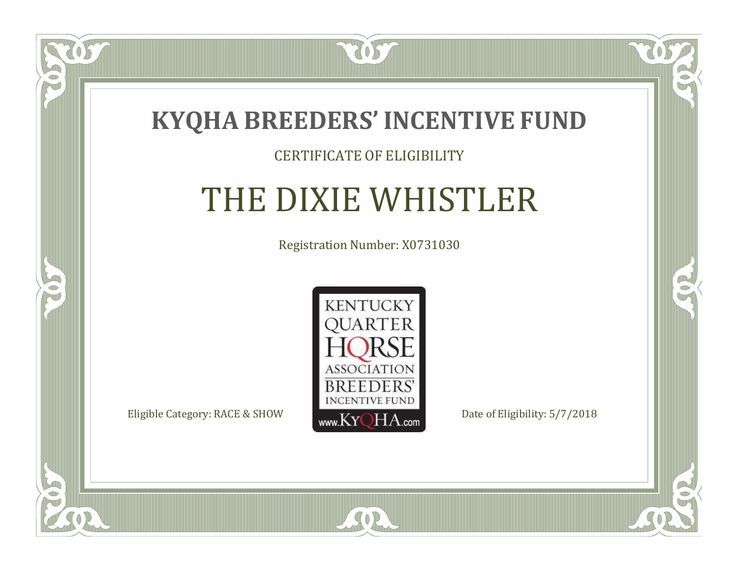# KYQHA BREEDERS' INCENTIVE FUND

CERTIFICATE OF ELIGIBILITY

## THE DIXIE WHISTLER

Registration Number: X0731030

KENTUCKY QUARTER HORSE ASSOCIATION BREEDERS' INCENTIVE FUND www.KyQHA.com

Eligible Category: RACE & SHOW

Date of Eligibility: 5/7/2018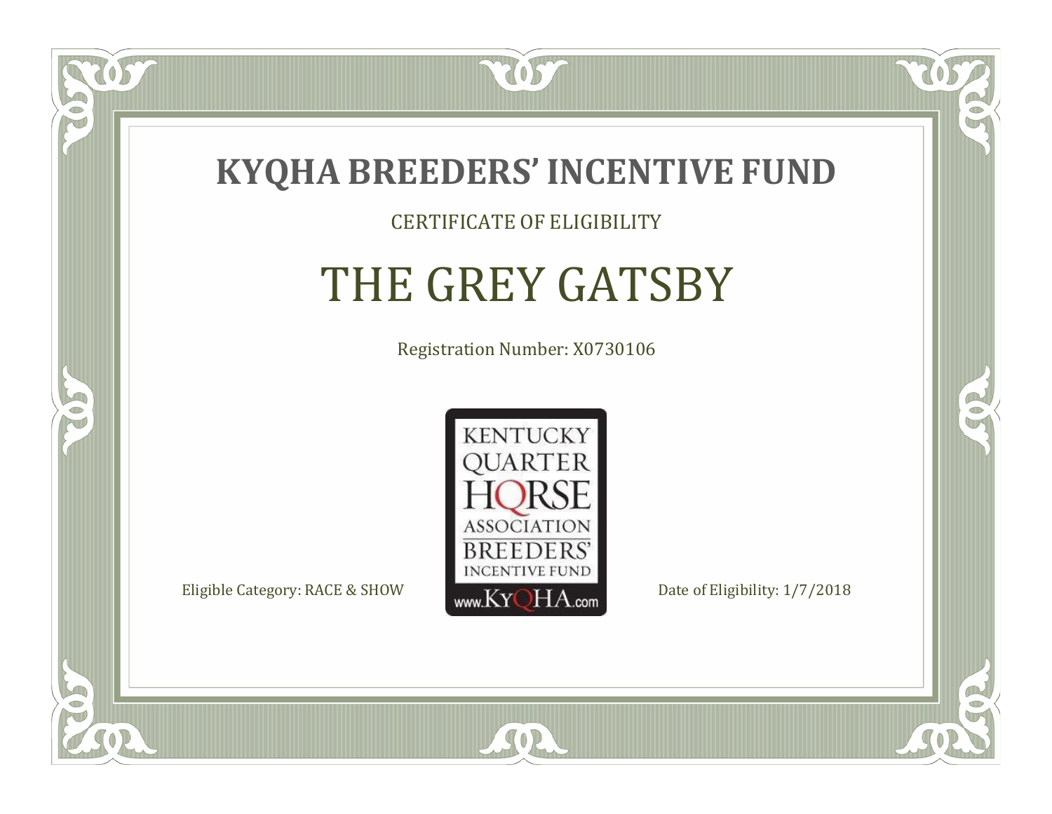# KYQHA BREEDERS' INCENTIVE FUND

CERTIFICATE OF ELIGIBILITY

## THE GREY GATSBY

Registration Number: X0730106

KENTUCKY QUARTER HORSE ASSOCIATION BREEDERS' INCENTIVE FUND www.KyQHA.com

Eligible Category: RACE & SHOW

Date of Eligibility: 1/7/2018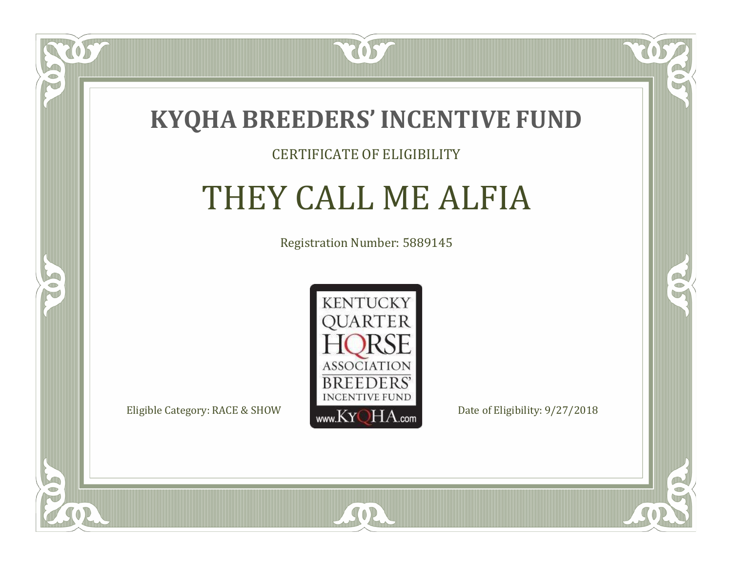# KYQHA BREEDERS' INCENTIVE FUND

CERTIFICATE OF ELIGIBILITY

## THEY CALL ME ALFIA

Registration Number: 5889145

KENTUCKY QUARTER HORSE ASSOCIATION BREEDERS' INCENTIVE FUND www.KyQHA.com

Eligible Category: RACE & SHOW

Date of Eligibility: 9/27/2018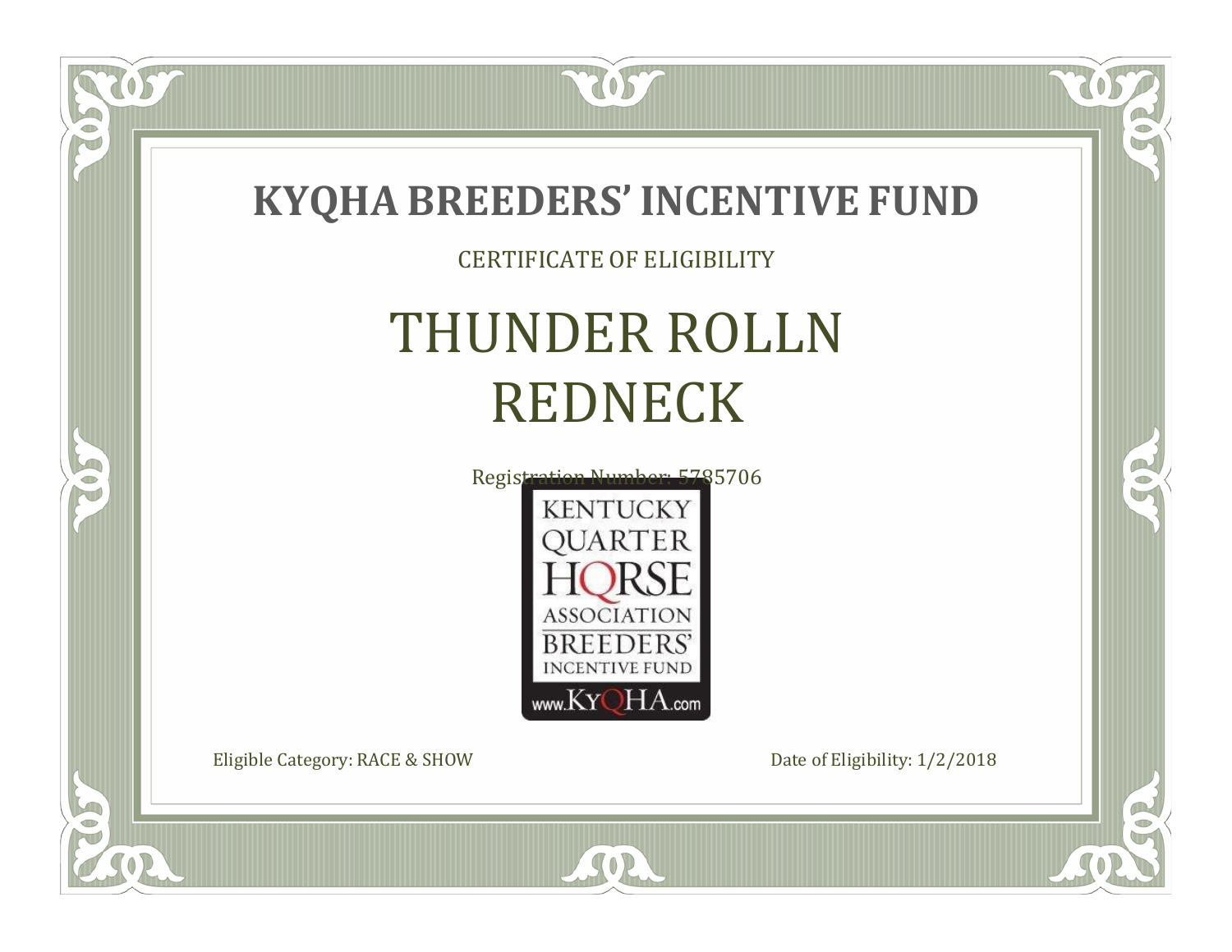# KYQHA BREEDERS' INCENTIVE FUND

CERTIFICATE OF ELIGIBILITY

## THUNDER ROLLN REDNECK

Registration Number: 5785706

KENTUCKY QUARTER HORSE ASSOCIATION BREEDERS' INCENTIVE FUND

www.KyQHA.com

Eligible Category: RACE & SHOW

Date of Eligibility: 1/2/2018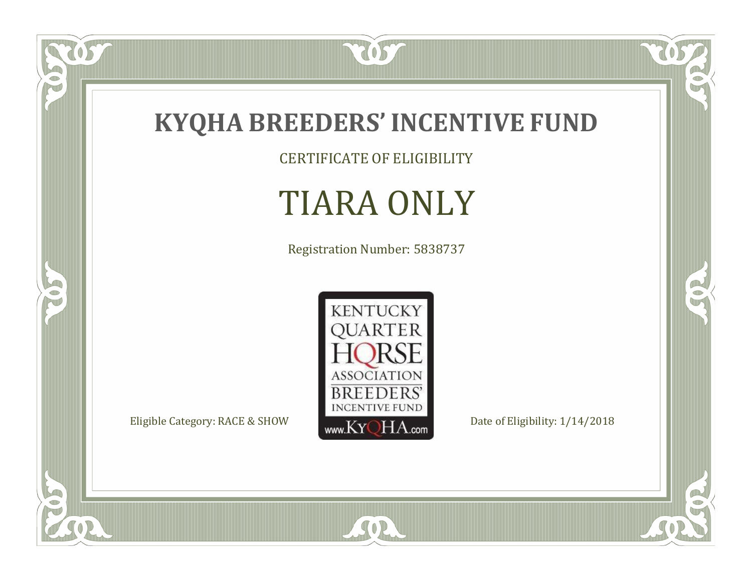# KYQHA BREEDERS' INCENTIVE FUND

CERTIFICATE OF ELIGIBILITY

## TIARA ONLY

Registration Number: 5838737

KENTUCKY QUARTER HORSE ASSOCIATION BREEDERS' INCENTIVE FUND www.KyQHA.com

Eligible Category: RACE & SHOW

Date of Eligibility: 1/14/2018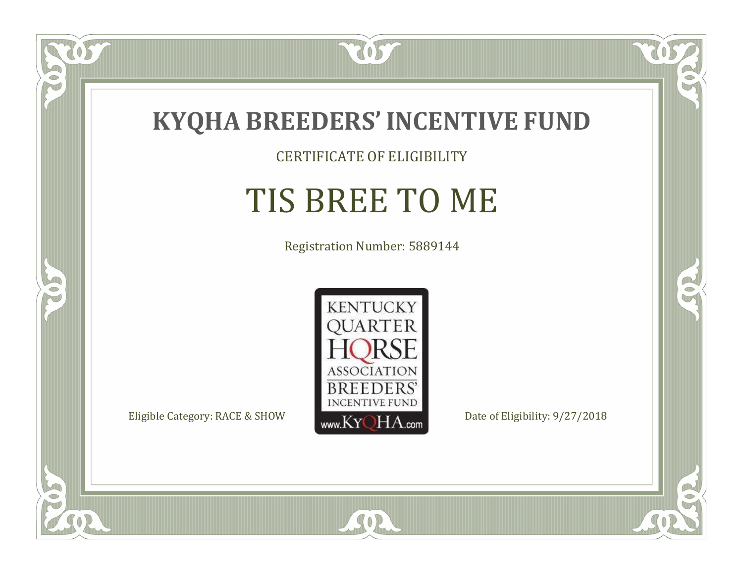# KYQHA BREEDERS' INCENTIVE FUND

CERTIFICATE OF ELIGIBILITY

## TIS BREE TO ME

Registration Number: 5889144

KENTUCKY QUARTER HORSE ASSOCIATION BREEDERS' INCENTIVE FUND www.KyQHA.com

Eligible Category: RACE & SHOW

Date of Eligibility: 9/27/2018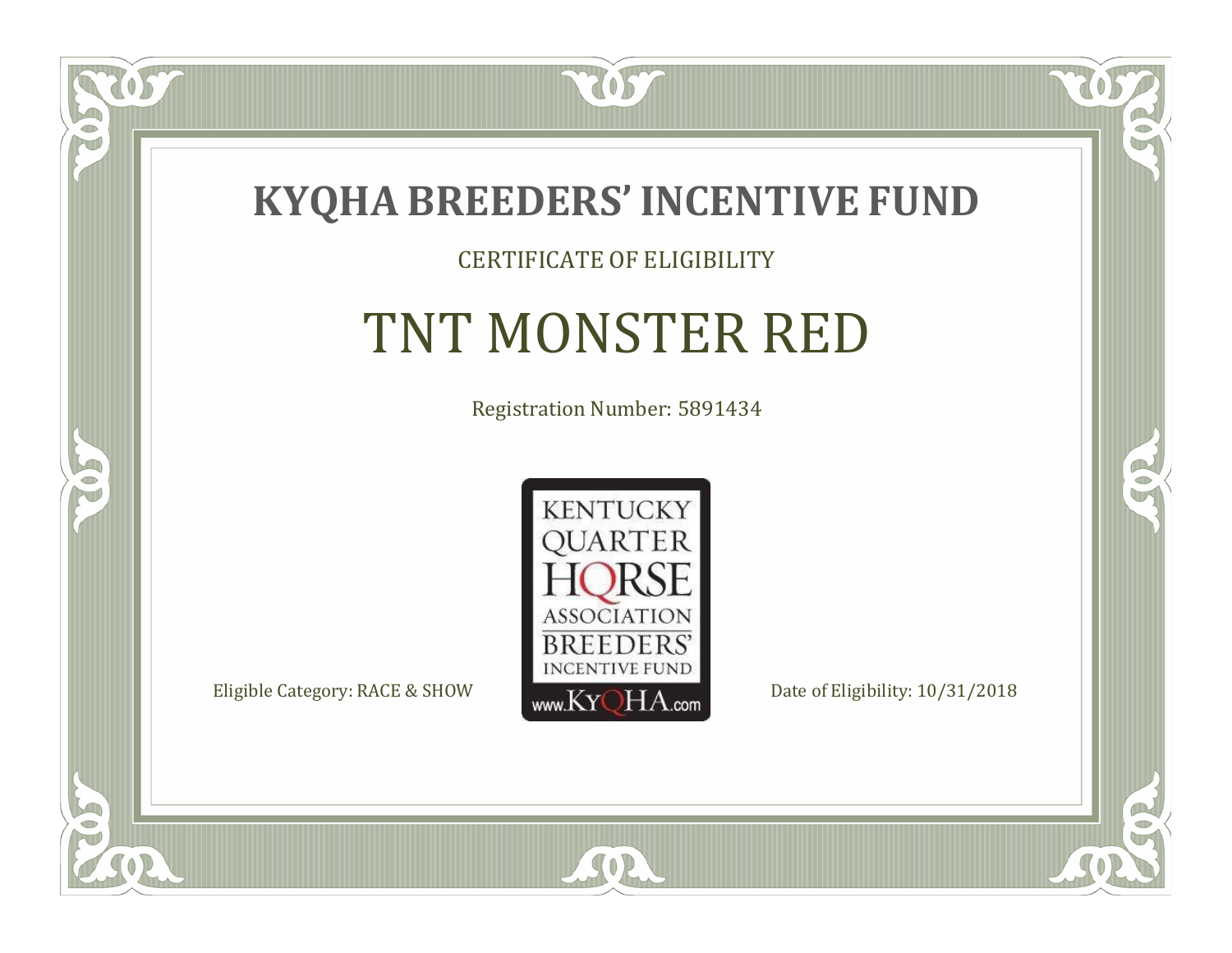# KYQHA BREEDERS' INCENTIVE FUND

CERTIFICATE OF ELIGIBILITY

## TNT MONSTER RED

Registration Number: 5891434

KENTUCKY QUARTER HORSE ASSOCIATION BREEDERS' INCENTIVE FUND www.KyQHA.com

Eligible Category: RACE & SHOW

Date of Eligibility: 10/31/2018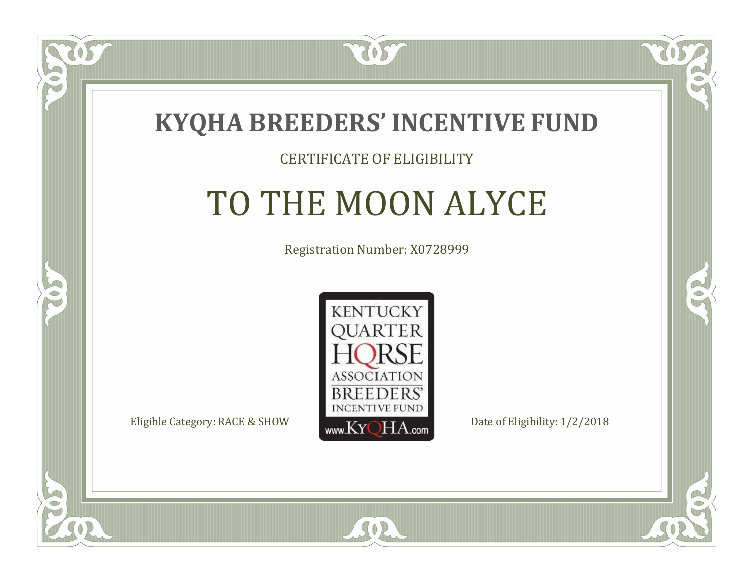# KYQHA BREEDERS' INCENTIVE FUND

CERTIFICATE OF ELIGIBILITY

## TO THE MOON ALYCE

Registration Number: X0728999

KENTUCKY QUARTER HORSE ASSOCIATION BREEDERS' INCENTIVE FUND www.KyQHA.com

Eligible Category: RACE & SHOW

Date of Eligibility: 1/2/2018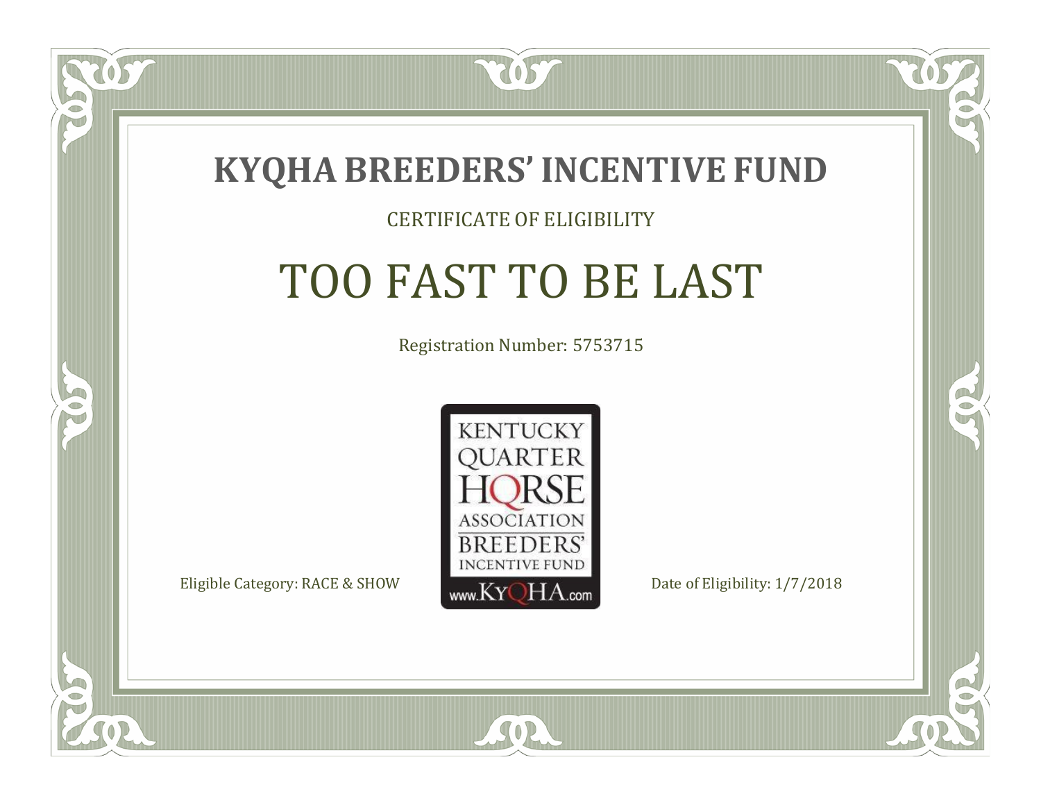# KYQHA BREEDERS' INCENTIVE FUND

CERTIFICATE OF ELIGIBILITY

## TOO FAST TO BE LAST

Registration Number: 5753715

KENTUCKY QUARTER HORSE ASSOCIATION BREEDERS' INCENTIVE FUND www.KyQHA.com

Eligible Category: RACE & SHOW

Date of Eligibility: 1/7/2018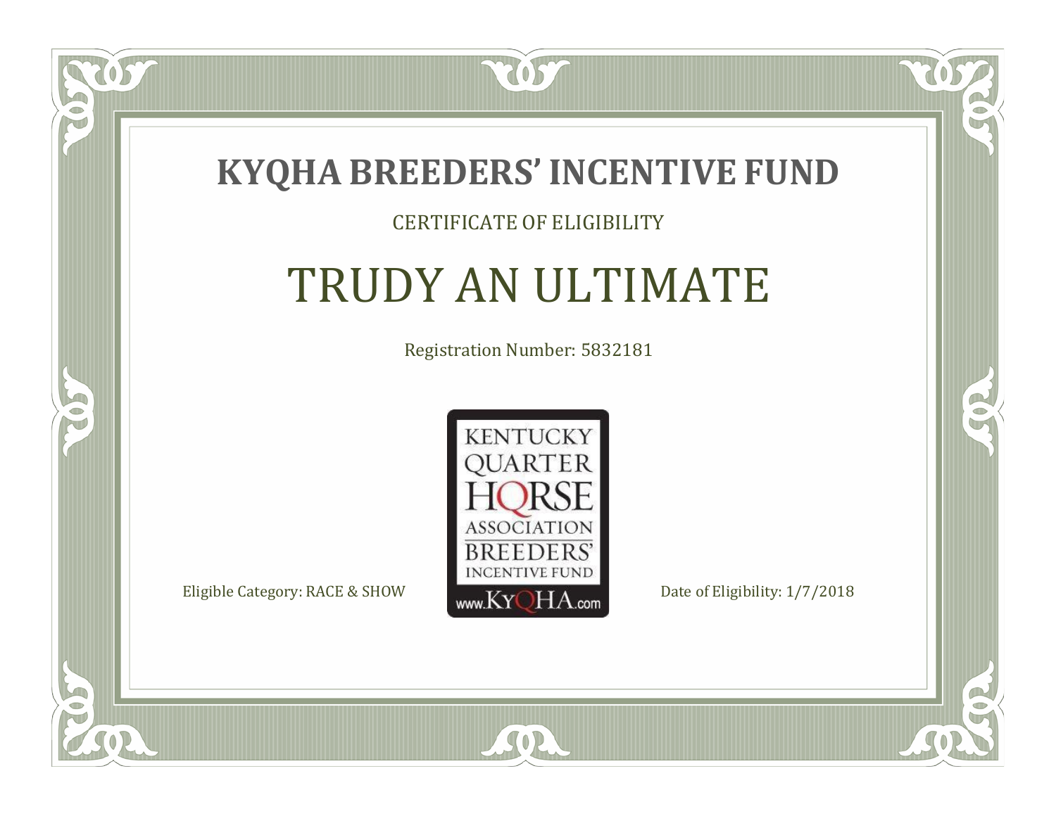# KYQHA BREEDERS' INCENTIVE FUND

CERTIFICATE OF ELIGIBILITY

## TRUDY AN ULTIMATE

Registration Number: 5832181

KENTUCKY QUARTER HORSE ASSOCIATION BREEDERS' INCENTIVE FUND www.KyQHA.com

Eligible Category: RACE & SHOW

Date of Eligibility: 1/7/2018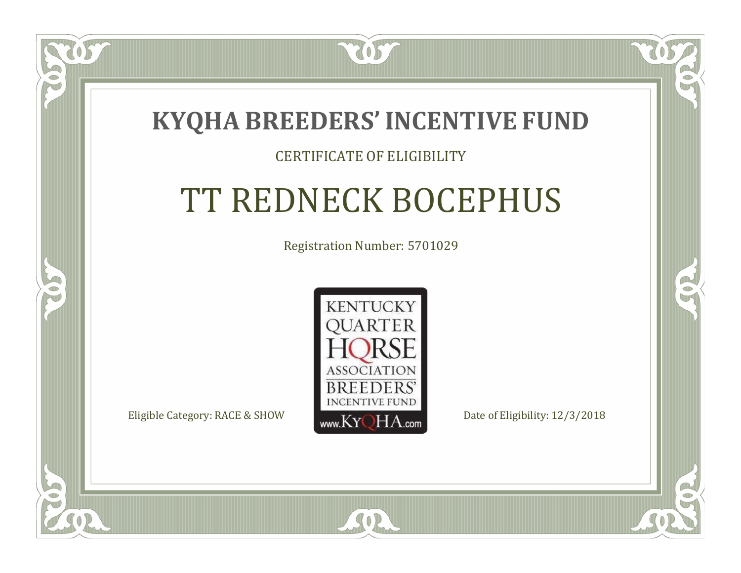# KYQHA BREEDERS' INCENTIVE FUND

CERTIFICATE OF ELIGIBILITY

## TT REDNECK BOCEPHUS

Registration Number: 5701029

KENTUCKY QUARTER HORSE ASSOCIATION BREEDERS' INCENTIVE FUND www.KyQHA.com

Eligible Category: RACE & SHOW

Date of Eligibility: 12/3/2018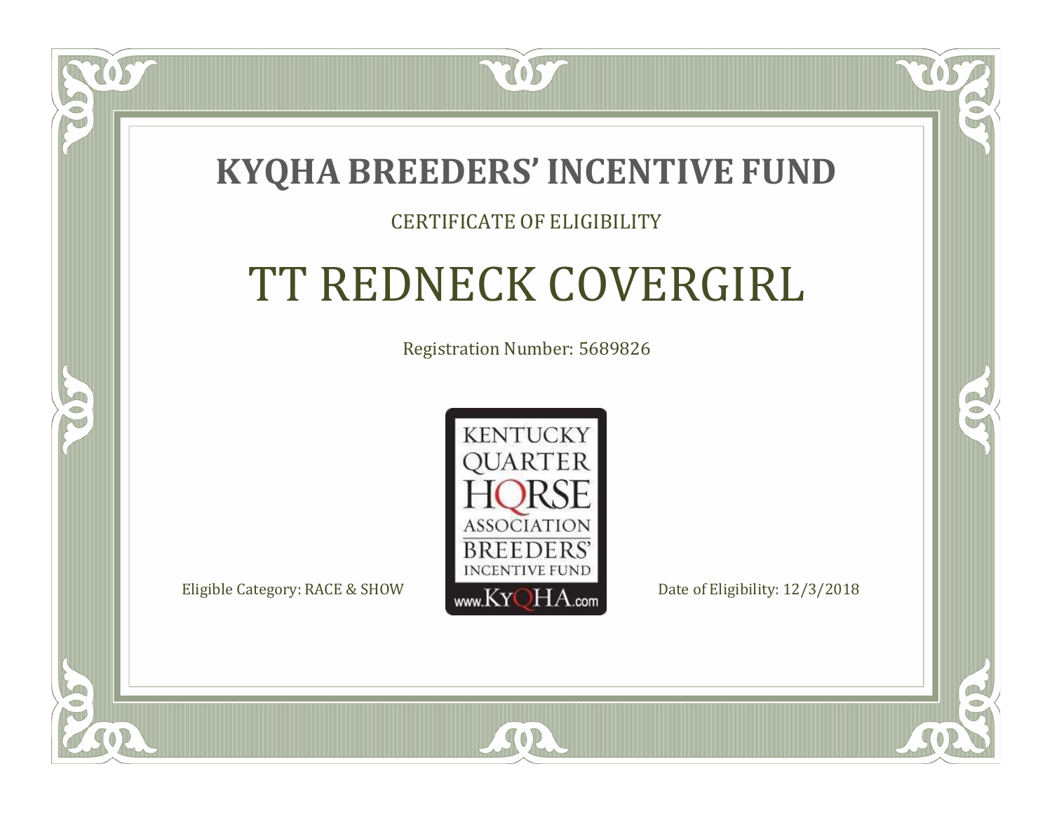# KYQHA BREEDERS' INCENTIVE FUND

CERTIFICATE OF ELIGIBILITY

## TT REDNECK COVERGIRL

Registration Number: 5689826

KENTUCKY QUARTER HORSE ASSOCIATION BREEDERS' INCENTIVE FUND www.KyQHA.com

Eligible Category: RACE & SHOW

Date of Eligibility: 12/3/2018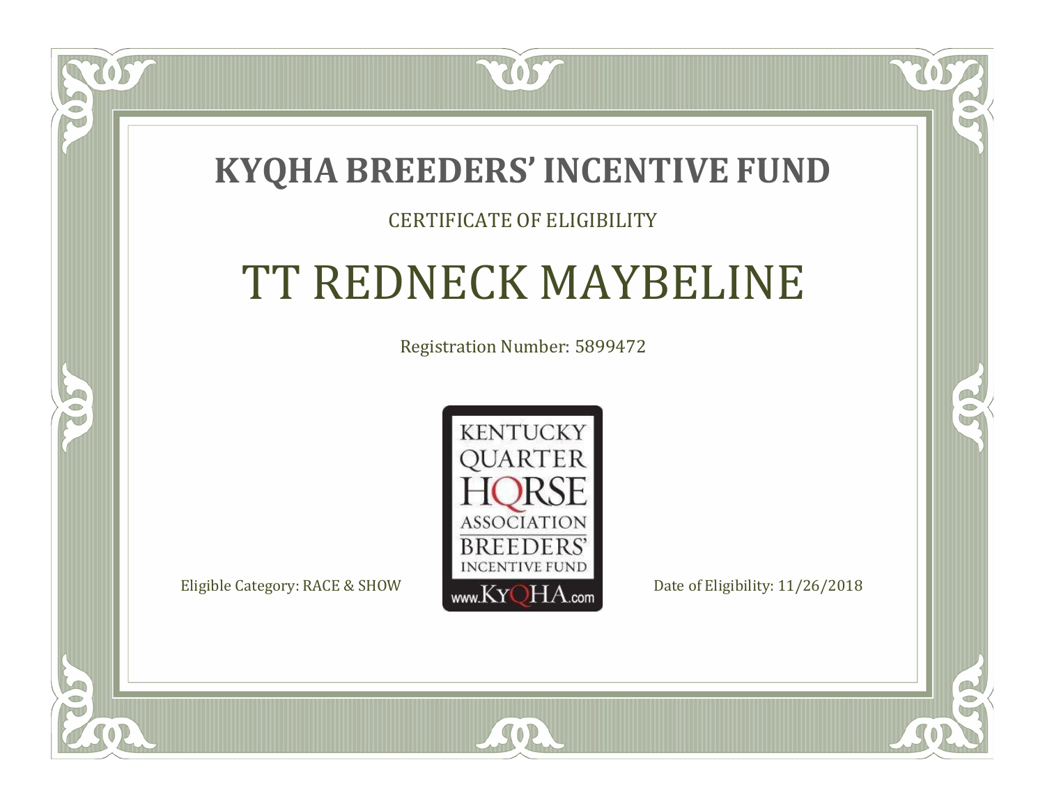# KYQHA BREEDERS' INCENTIVE FUND

CERTIFICATE OF ELIGIBILITY

## TT REDNECK MAYBELINE

Registration Number: 5899472

KENTUCKY QUARTER HORSE ASSOCIATION BREEDERS' INCENTIVE FUND www.KyQHA.com

Eligible Category: RACE & SHOW

Date of Eligibility: 11/26/2018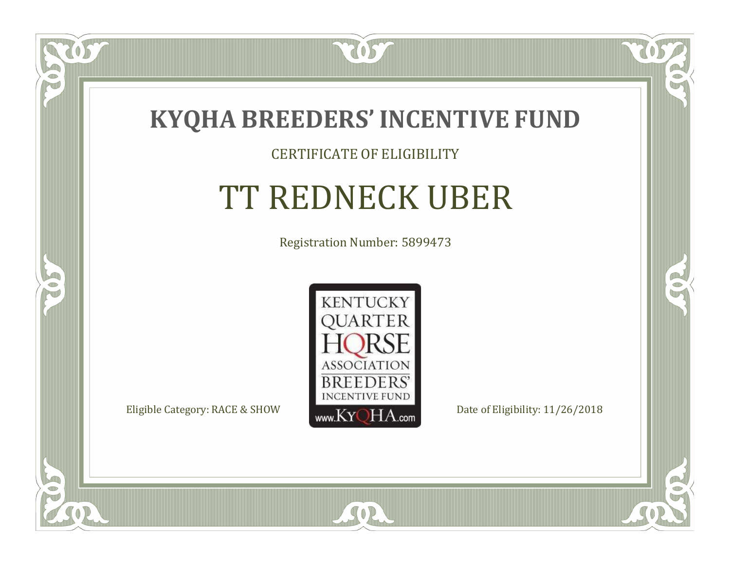# KYQHA BREEDERS' INCENTIVE FUND

CERTIFICATE OF ELIGIBILITY

## TT REDNECK UBER

Registration Number: 5899473

KENTUCKY QUARTER HORSE ASSOCIATION BREEDERS' INCENTIVE FUND www.KyQHA.com

Eligible Category: RACE & SHOW

Date of Eligibility: 11/26/2018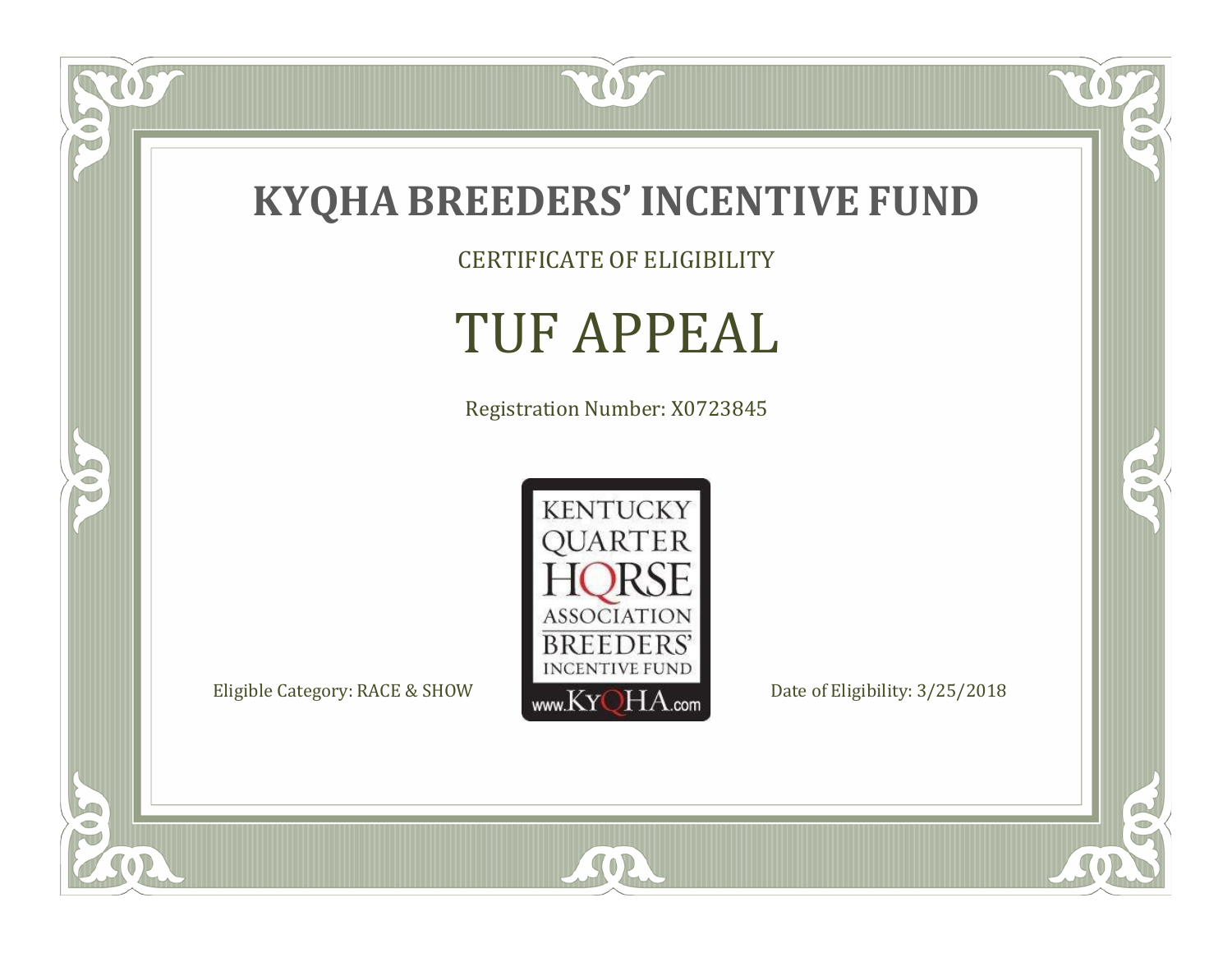# KYQHA BREEDERS' INCENTIVE FUND

CERTIFICATE OF ELIGIBILITY

## TUF APPEAL

Registration Number: X0723845

KENTUCKY QUARTER HORSE ASSOCIATION BREEDERS' INCENTIVE FUND www.KyQHA.com

Eligible Category: RACE & SHOW

Date of Eligibility: 3/25/2018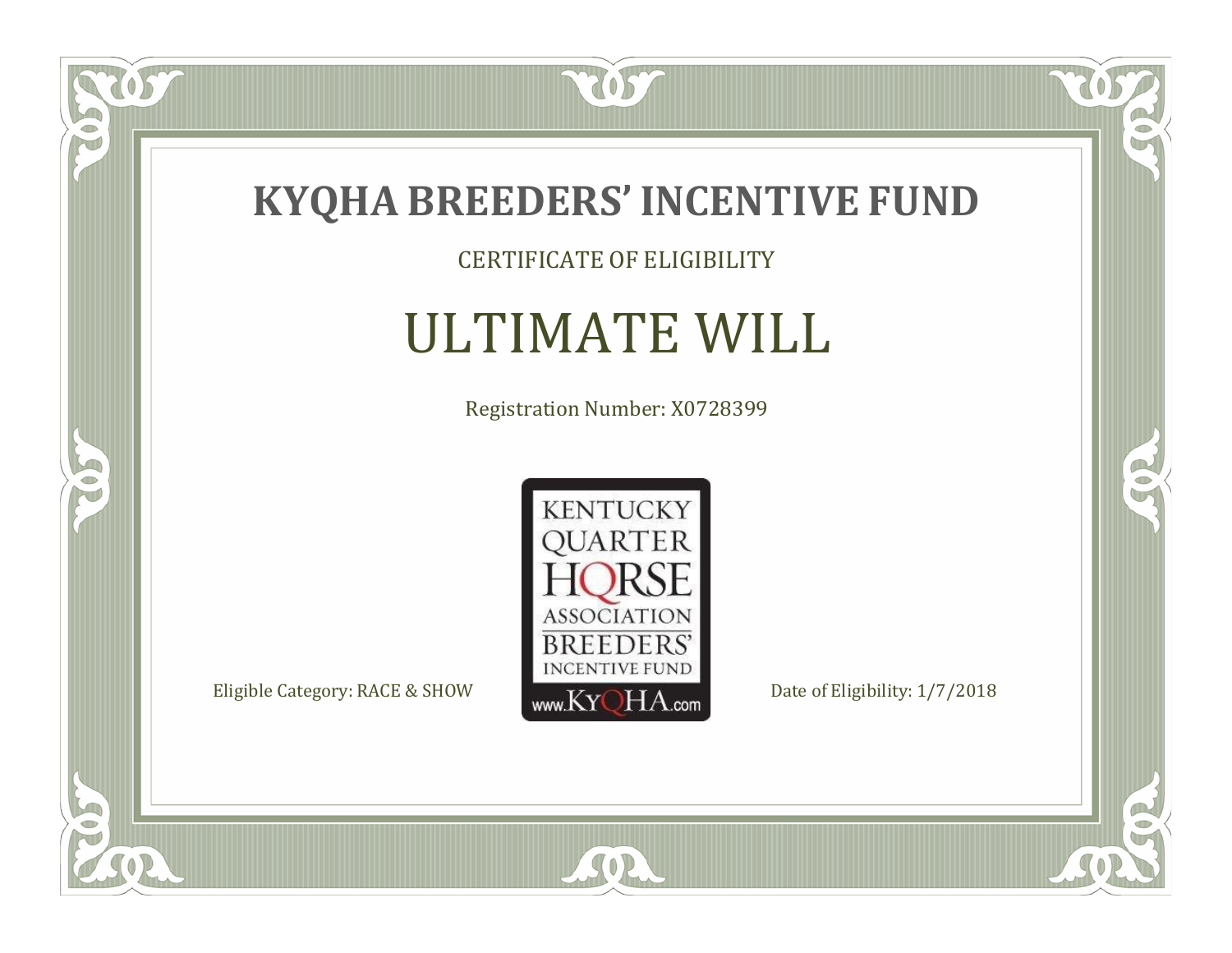# KYQHA BREEDERS' INCENTIVE FUND

CERTIFICATE OF ELIGIBILITY

## ULTIMATE WILL

Registration Number: X0728399

KENTUCKY QUARTER HORSE ASSOCIATION BREEDERS' INCENTIVE FUND
www.KyQHA.com

Eligible Category: RACE & SHOW

Date of Eligibility: 1/7/2018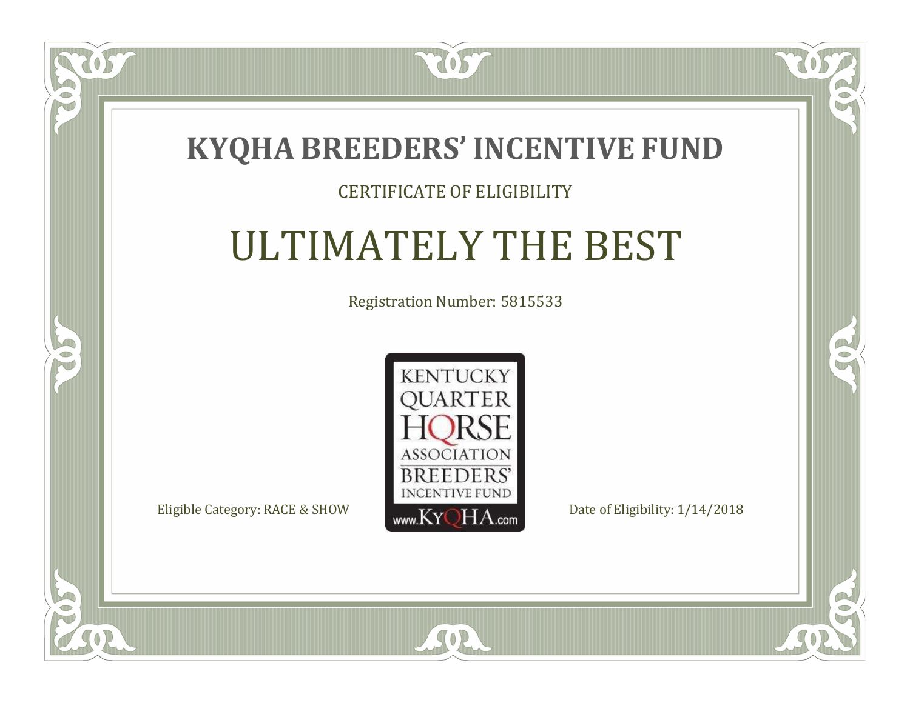# KYQHA BREEDERS' INCENTIVE FUND

CERTIFICATE OF ELIGIBILITY

## ULTIMATELY THE BEST

Registration Number: 5815533

KENTUCKY QUARTER HORSE ASSOCIATION BREEDERS' INCENTIVE FUND www.KyQHA.com

Eligible Category: RACE & SHOW

Date of Eligibility: 1/14/2018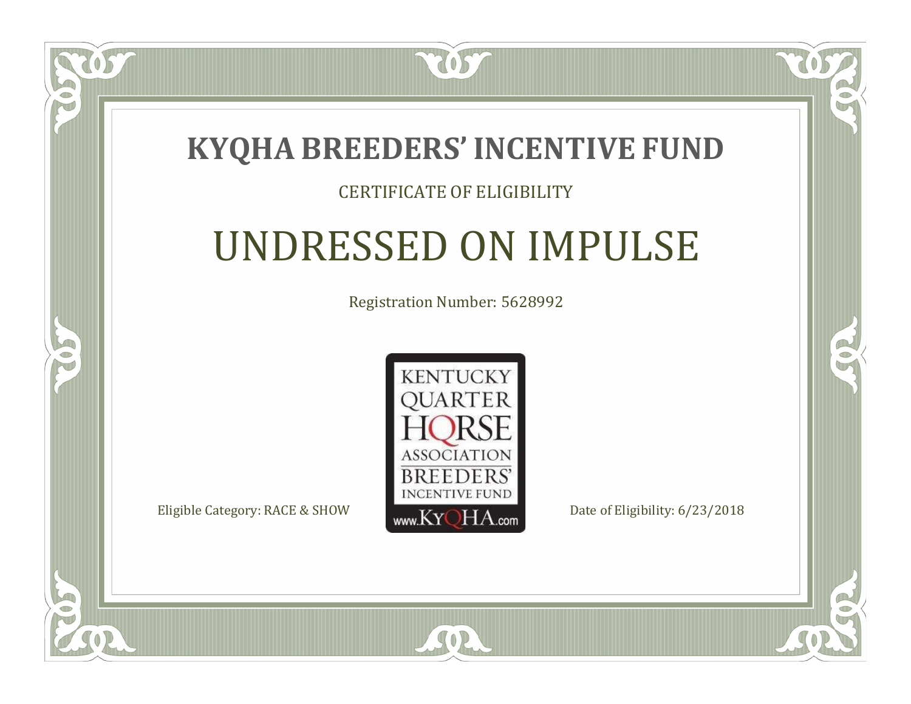# KYQHA BREEDERS' INCENTIVE FUND

CERTIFICATE OF ELIGIBILITY

## UNDRESSED ON IMPULSE

Registration Number: 5628992

KENTUCKY QUARTER HORSE ASSOCIATION BREEDERS' INCENTIVE FUND www.KyQHA.com

Eligible Category: RACE & SHOW

Date of Eligibility: 6/23/2018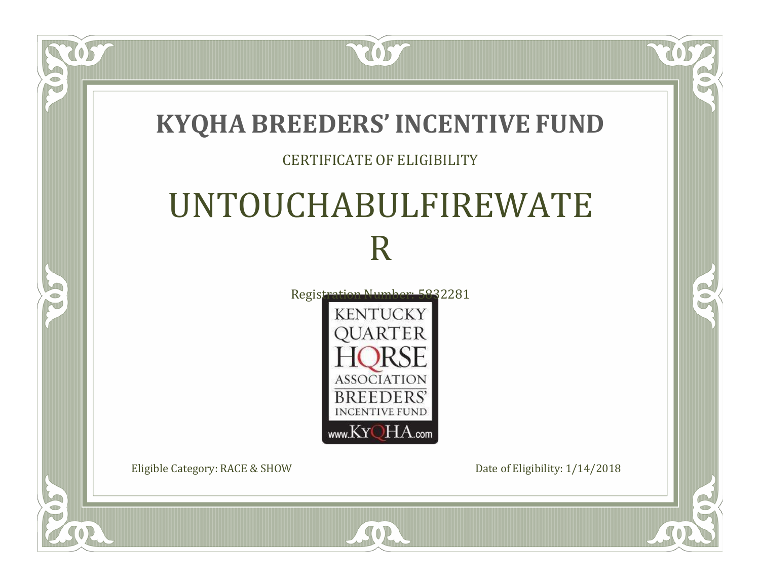# KYQHA BREEDERS' INCENTIVE FUND

CERTIFICATE OF ELIGIBILITY

## UNTOUCHABULFIREWATER

Registration Number: 5832281

KENTUCKY QUARTER HORSE ASSOCIATION BREEDERS' INCENTIVE FUND www.KyQHA.com

Eligible Category: RACE & SHOW

Date of Eligibility: 1/14/2018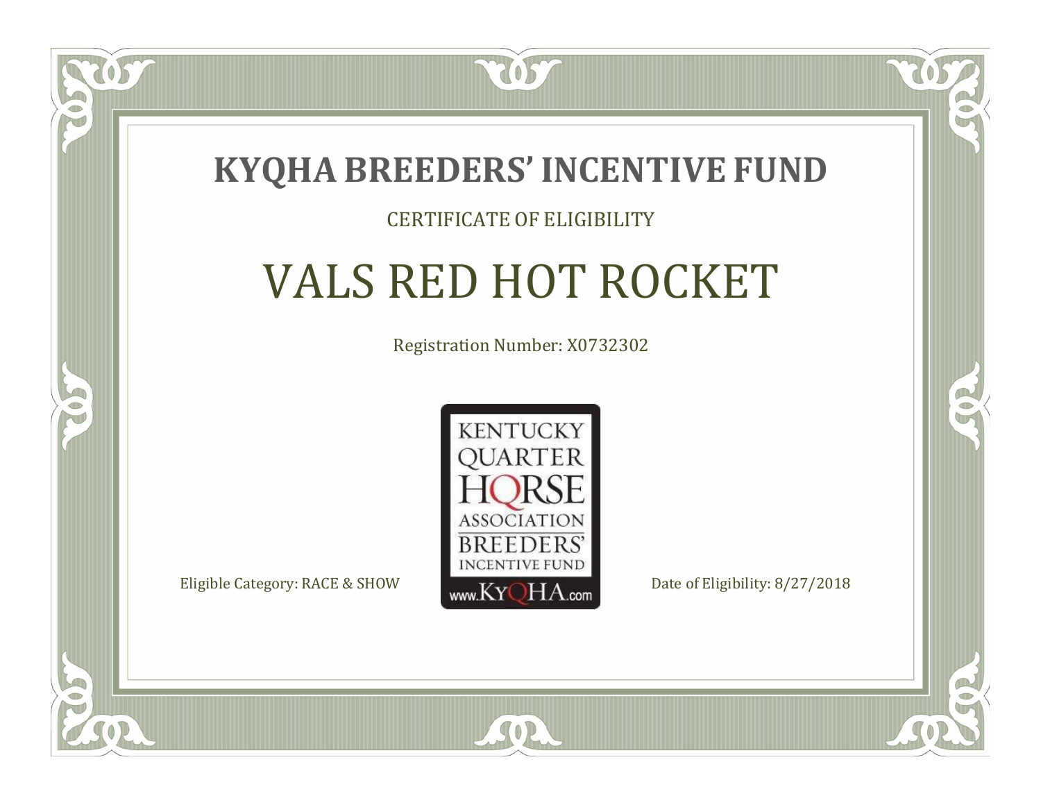# KYQHA BREEDERS' INCENTIVE FUND

CERTIFICATE OF ELIGIBILITY

## VALS RED HOT ROCKET

Registration Number: X0732302

KENTUCKY QUARTER HORSE ASSOCIATION BREEDERS' INCENTIVE FUND www.KyQHA.com

Eligible Category: RACE & SHOW

Date of Eligibility: 8/27/2018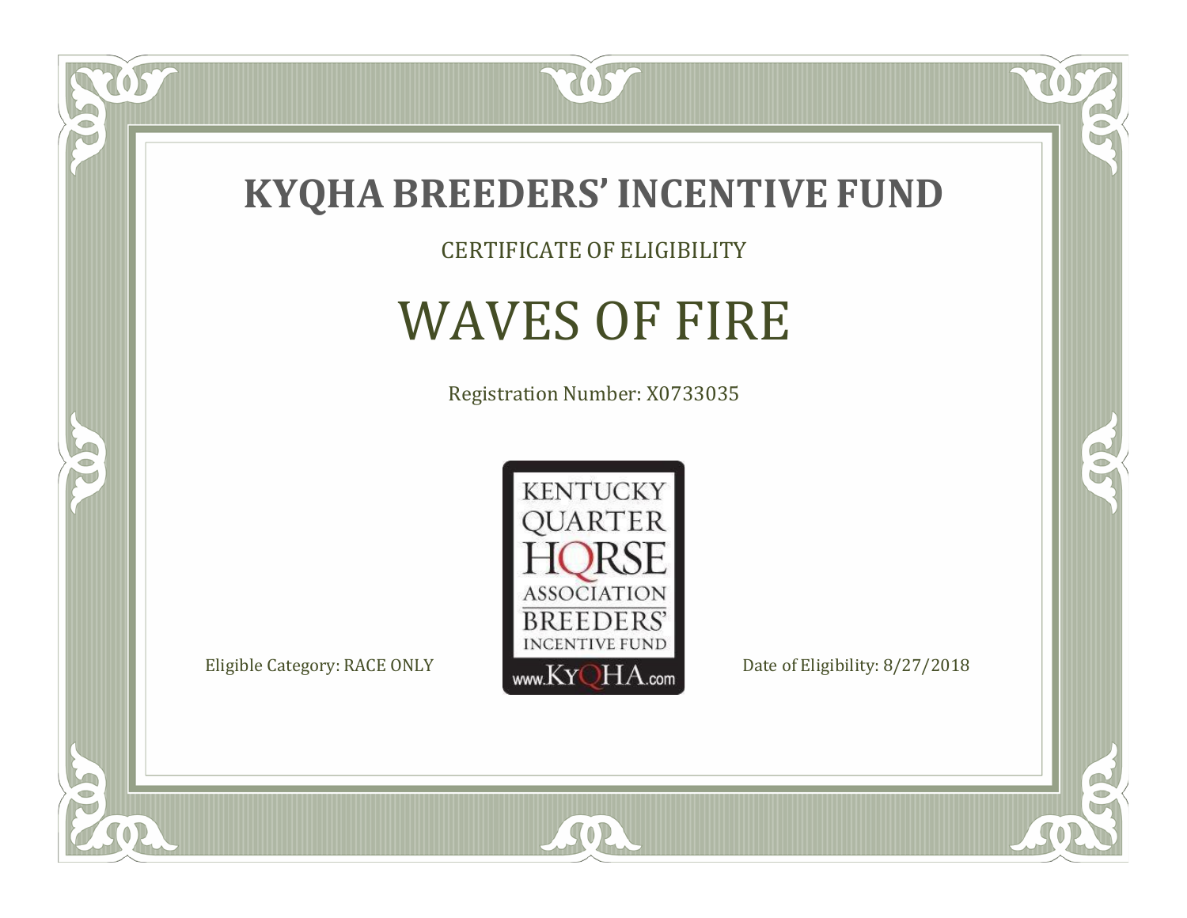# KYQHA BREEDERS' INCENTIVE FUND

CERTIFICATE OF ELIGIBILITY

## WAVES OF FIRE

Registration Number: X0733035

KENTUCKY QUARTER HORSE ASSOCIATION BREEDERS' INCENTIVE FUND www.KyQHA.com

Eligible Category: RACE ONLY

Date of Eligibility: 8/27/2018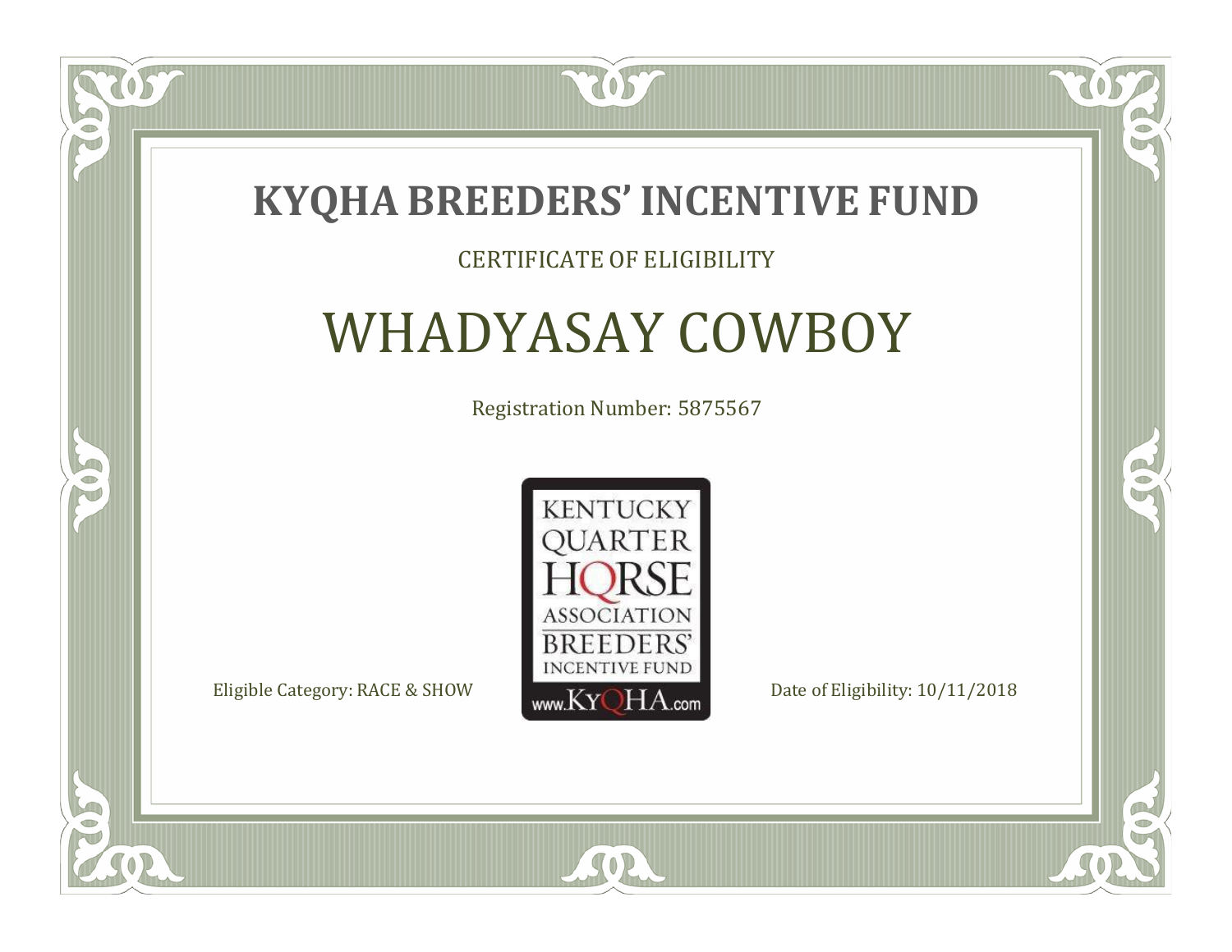# KYQHA BREEDERS' INCENTIVE FUND

CERTIFICATE OF ELIGIBILITY

## WHADYASAY COWBOY

Registration Number: 5875567

KENTUCKY QUARTER HORSE ASSOCIATION BREEDERS' INCENTIVE FUND www.KyQHA.com

Eligible Category: RACE & SHOW

Date of Eligibility: 10/11/2018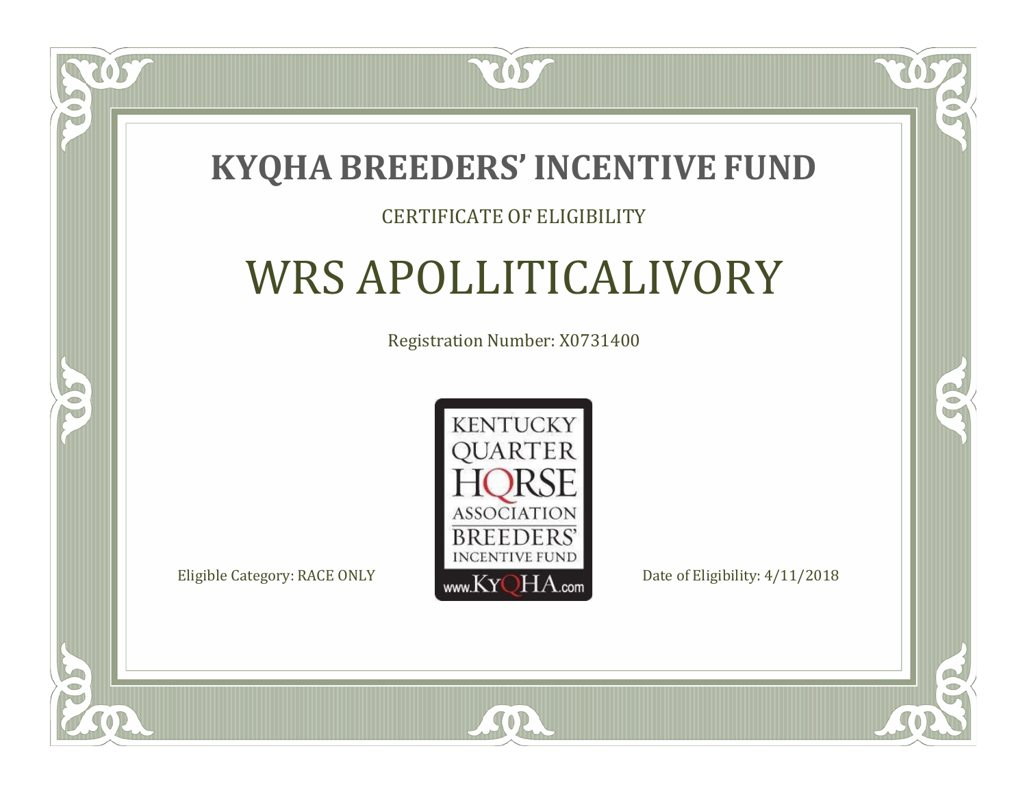# KYQHA BREEDERS' INCENTIVE FUND

CERTIFICATE OF ELIGIBILITY

## WRS APOLLITICALIVORY

Registration Number: X0731400

KENTUCKY QUARTER HORSE ASSOCIATION BREEDERS' INCENTIVE FUND www.KyQHA.com

Eligible Category: RACE ONLY

Date of Eligibility: 4/11/2018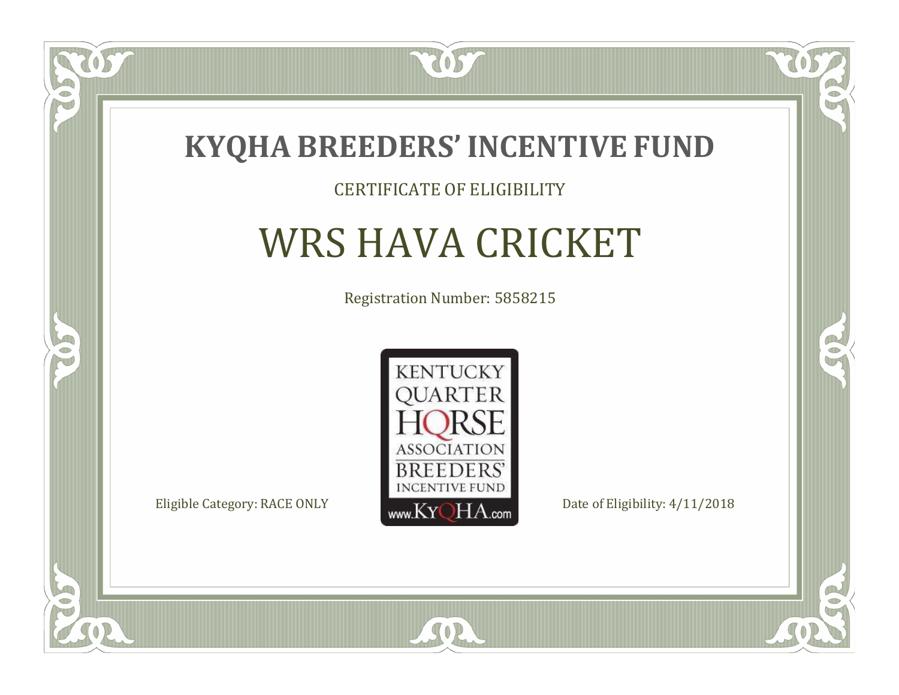# KYQHA BREEDERS' INCENTIVE FUND

CERTIFICATE OF ELIGIBILITY

## WRS HAVA CRICKET

Registration Number: 5858215

KENTUCKY QUARTER HORSE ASSOCIATION BREEDERS' INCENTIVE FUND www.KyQHA.com

Eligible Category: RACE ONLY

Date of Eligibility: 4/11/2018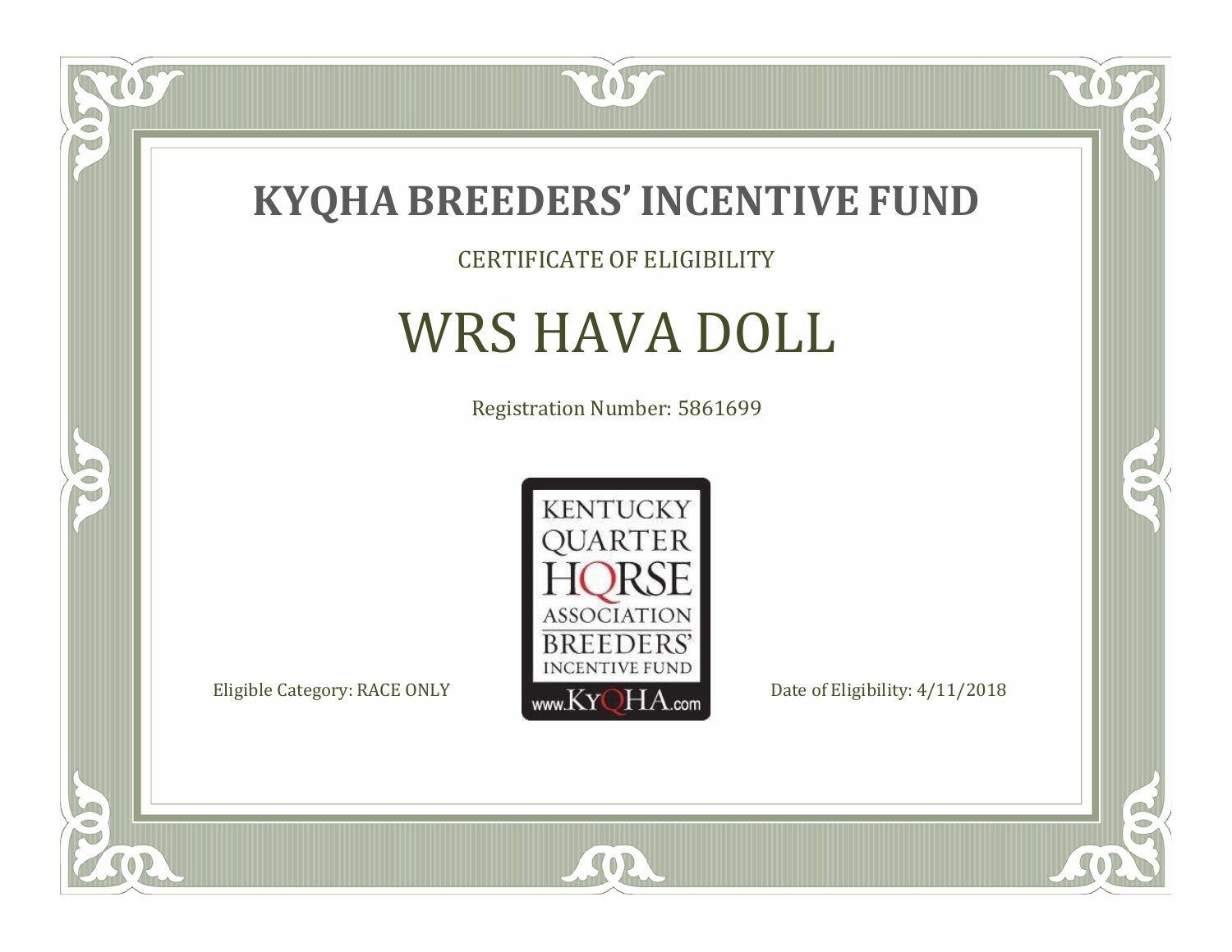# KYQHA BREEDERS' INCENTIVE FUND

CERTIFICATE OF ELIGIBILITY

## WRS HAVA DOLL

Registration Number: 5861699

KENTUCKY QUARTER HORSE ASSOCIATION BREEDERS' INCENTIVE FUND www.KyQHA.com

Eligible Category: RACE ONLY

Date of Eligibility: 4/11/2018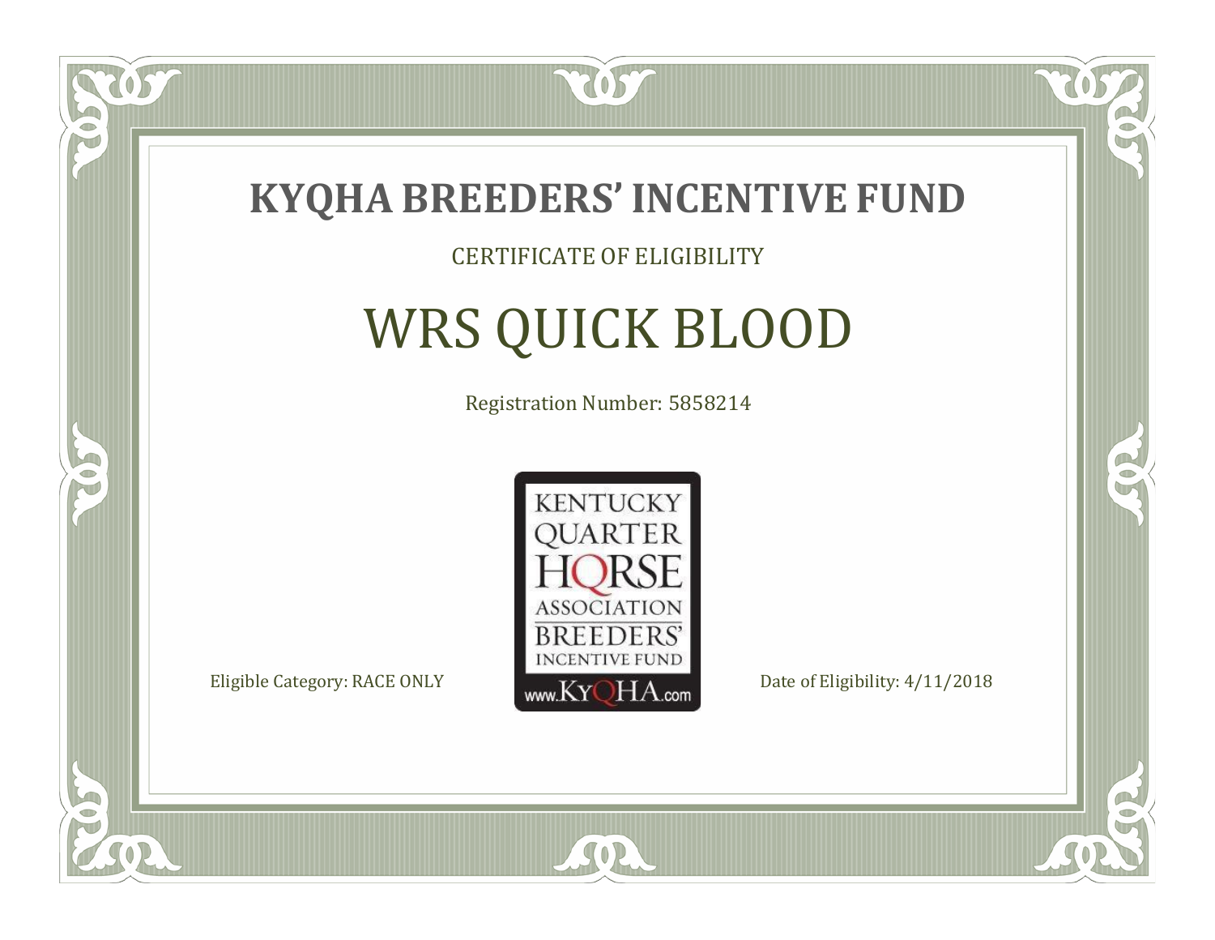# KYQHA BREEDERS' INCENTIVE FUND

CERTIFICATE OF ELIGIBILITY

## WRS QUICK BLOOD

Registration Number: 5858214

KENTUCKY QUARTER HORSE ASSOCIATION BREEDERS' INCENTIVE FUND www.KyQHA.com

Eligible Category: RACE ONLY

Date of Eligibility: 4/11/2018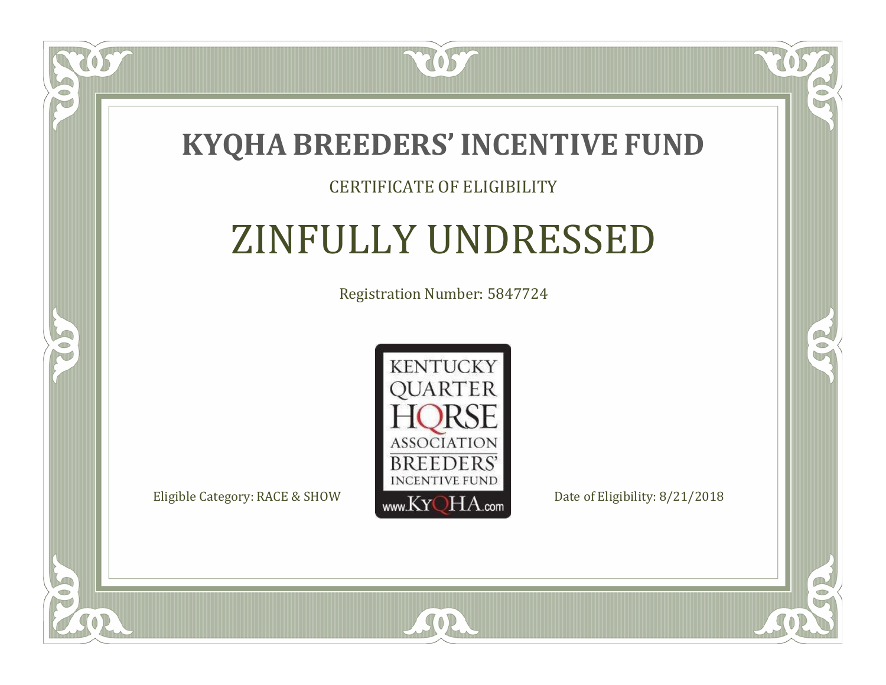# KYQHA BREEDERS' INCENTIVE FUND

CERTIFICATE OF ELIGIBILITY

## ZINFULLY UNDRESSED

Registration Number: 5847724

KENTUCKY
QUARTER
HORSE
ASSOCIATION
BREEDERS'
INCENTIVE FUND
www.KyQHA.com

Eligible Category: RACE & SHOW

Date of Eligibility: 8/21/2018